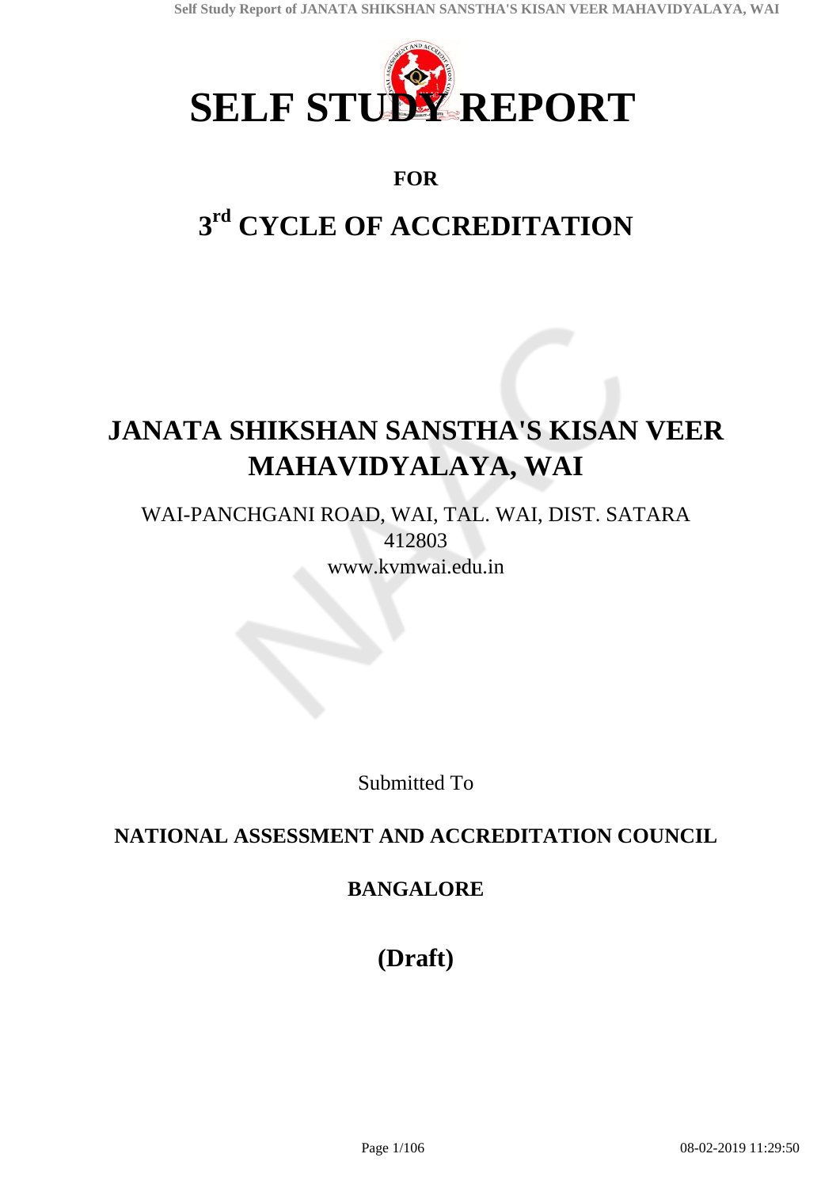# SELF STUDY REPORT

**FOR**

## 3rd CYCLE OF ACCREDITATION

# JANATA SHIKSHAN SANSTHA'S KISAN VEER MAHAVIDYALAYA, WAI

WAI-PANCHGANI ROAD, WAI, TAL. WAI, DIST. SATARA
412803
www.kvmwai.edu.in

Submitted To

**NATIONAL ASSESSMENT AND ACCREDITATION COUNCIL**

**BANGALORE**

**(Draft)**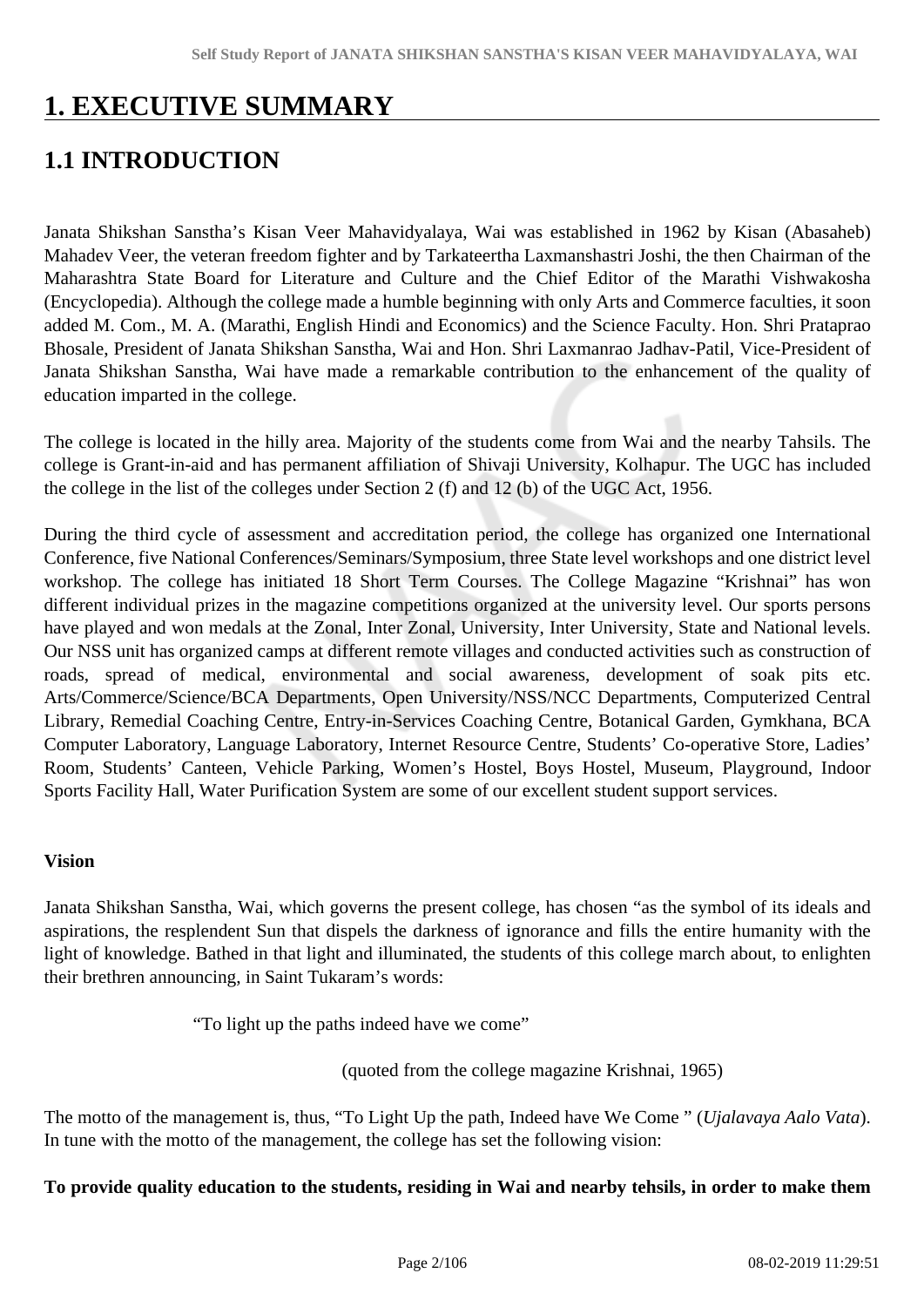# 1. EXECUTIVE SUMMARY

## 1.1 INTRODUCTION

Janata Shikshan Sanstha's Kisan Veer Mahavidyalaya, Wai was established in 1962 by Kisan (Abasaheb) Mahadev Veer, the veteran freedom fighter and by Tarkateertha Laxmanshastri Joshi, the then Chairman of the Maharashtra State Board for Literature and Culture and the Chief Editor of the Marathi Vishwakosha (Encyclopedia). Although the college made a humble beginning with only Arts and Commerce faculties, it soon added M. Com., M. A. (Marathi, English Hindi and Economics) and the Science Faculty. Hon. Shri Prataprao Bhosale, President of Janata Shikshan Sanstha, Wai and Hon. Shri Laxmanrao Jadhav-Patil, Vice-President of Janata Shikshan Sanstha, Wai have made a remarkable contribution to the enhancement of the quality of education imparted in the college.

The college is located in the hilly area. Majority of the students come from Wai and the nearby Tahsils. The college is Grant-in-aid and has permanent affiliation of Shivaji University, Kolhapur. The UGC has included the college in the list of the colleges under Section 2 (f) and 12 (b) of the UGC Act, 1956.

During the third cycle of assessment and accreditation period, the college has organized one International Conference, five National Conferences/Seminars/Symposium, three State level workshops and one district level workshop. The college has initiated 18 Short Term Courses. The College Magazine "Krishnai" has won different individual prizes in the magazine competitions organized at the university level. Our sports persons have played and won medals at the Zonal, Inter Zonal, University, Inter University, State and National levels. Our NSS unit has organized camps at different remote villages and conducted activities such as construction of roads, spread of medical, environmental and social awareness, development of soak pits etc. Arts/Commerce/Science/BCA Departments, Open University/NSS/NCC Departments, Computerized Central Library, Remedial Coaching Centre, Entry-in-Services Coaching Centre, Botanical Garden, Gymkhana, BCA Computer Laboratory, Language Laboratory, Internet Resource Centre, Students' Co-operative Store, Ladies' Room, Students' Canteen, Vehicle Parking, Women's Hostel, Boys Hostel, Museum, Playground, Indoor Sports Facility Hall, Water Purification System are some of our excellent student support services.

**Vision**

Janata Shikshan Sanstha, Wai, which governs the present college, has chosen "as the symbol of its ideals and aspirations, the resplendent Sun that dispels the darkness of ignorance and fills the entire humanity with the light of knowledge. Bathed in that light and illuminated, the students of this college march about, to enlighten their brethren announcing, in Saint Tukaram's words:

"To light up the paths indeed have we come"

(quoted from the college magazine Krishnai, 1965)

The motto of the management is, thus, "To Light Up the path, Indeed have We Come " (*Ujalavaya Aalo Vata*). In tune with the motto of the management, the college has set the following vision:

**To provide quality education to the students, residing in Wai and nearby tehsils, in order to make them**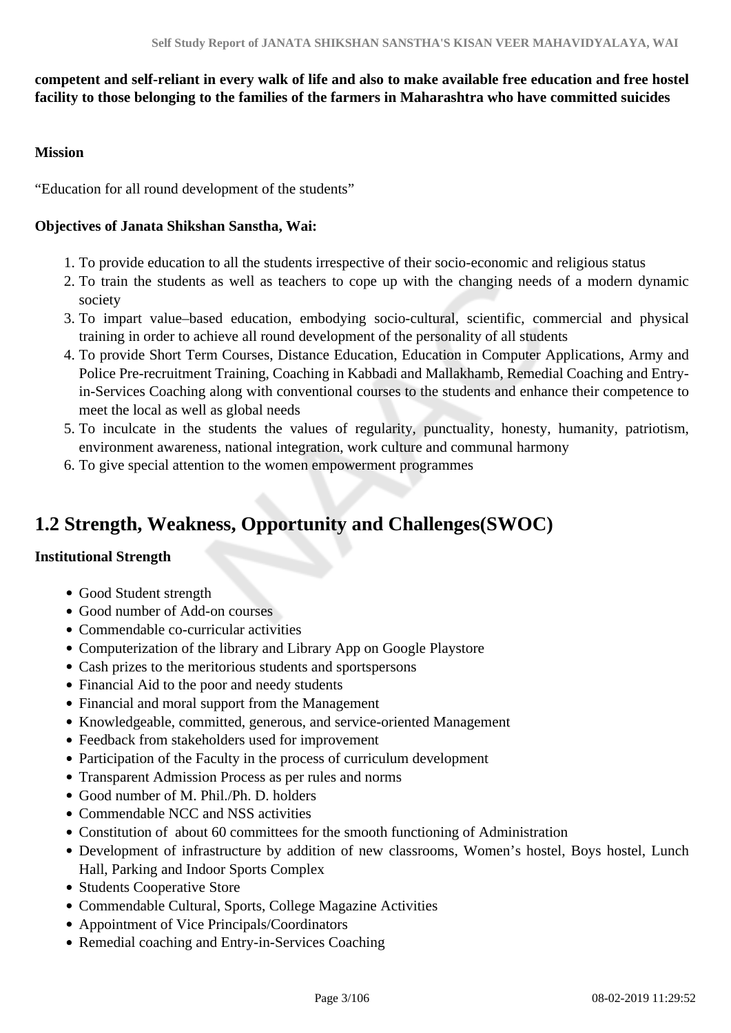**competent and self-reliant in every walk of life and also to make available free education and free hostel facility to those belonging to the families of the farmers in Maharashtra who have committed suicides**

**Mission**

"Education for all round development of the students"

**Objectives of Janata Shikshan Sanstha, Wai:**

1. To provide education to all the students irrespective of their socio-economic and religious status
2. To train the students as well as teachers to cope up with the changing needs of a modern dynamic society
3. To impart value–based education, embodying socio-cultural, scientific, commercial and physical training in order to achieve all round development of the personality of all students
4. To provide Short Term Courses, Distance Education, Education in Computer Applications, Army and Police Pre-recruitment Training, Coaching in Kabbadi and Mallakhamb, Remedial Coaching and Entry-in-Services Coaching along with conventional courses to the students and enhance their competence to meet the local as well as global needs
5. To inculcate in the students the values of regularity, punctuality, honesty, humanity, patriotism, environment awareness, national integration, work culture and communal harmony
6. To give special attention to the women empowerment programmes

## 1.2 Strength, Weakness, Opportunity and Challenges(SWOC)

**Institutional Strength**

- Good Student strength
- Good number of Add-on courses
- Commendable co-curricular activities
- Computerization of the library and Library App on Google Playstore
- Cash prizes to the meritorious students and sportspersons
- Financial Aid to the poor and needy students
- Financial and moral support from the Management
- Knowledgeable, committed, generous, and service-oriented Management
- Feedback from stakeholders used for improvement
- Participation of the Faculty in the process of curriculum development
- Transparent Admission Process as per rules and norms
- Good number of M. Phil./Ph. D. holders
- Commendable NCC and NSS activities
- Constitution of about 60 committees for the smooth functioning of Administration
- Development of infrastructure by addition of new classrooms, Women's hostel, Boys hostel, Lunch Hall, Parking and Indoor Sports Complex
- Students Cooperative Store
- Commendable Cultural, Sports, College Magazine Activities
- Appointment of Vice Principals/Coordinators
- Remedial coaching and Entry-in-Services Coaching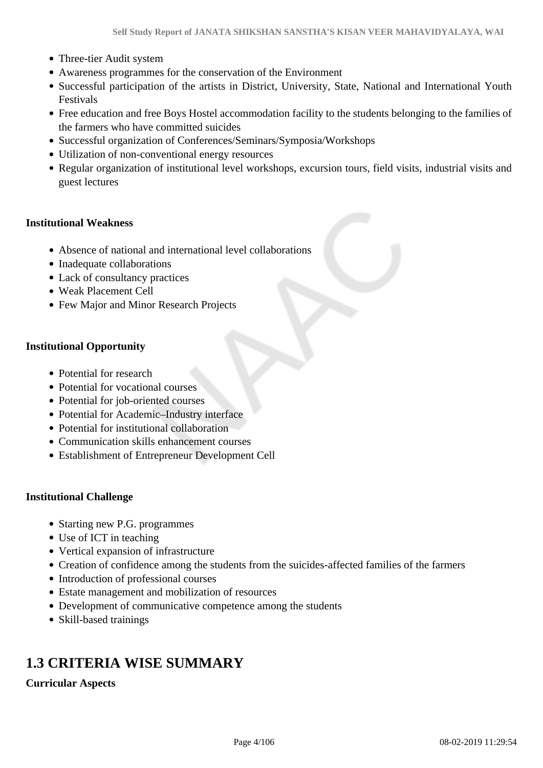- Three-tier Audit system
- Awareness programmes for the conservation of the Environment
- Successful participation of the artists in District, University, State, National and International Youth Festivals
- Free education and free Boys Hostel accommodation facility to the students belonging to the families of the farmers who have committed suicides
- Successful organization of Conferences/Seminars/Symposia/Workshops
- Utilization of non-conventional energy resources
- Regular organization of institutional level workshops, excursion tours, field visits, industrial visits and guest lectures

**Institutional Weakness**

- Absence of national and international level collaborations
- Inadequate collaborations
- Lack of consultancy practices
- Weak Placement Cell
- Few Major and Minor Research Projects

**Institutional Opportunity**

- Potential for research
- Potential for vocational courses
- Potential for job-oriented courses
- Potential for Academic–Industry interface
- Potential for institutional collaboration
- Communication skills enhancement courses
- Establishment of Entrepreneur Development Cell

**Institutional Challenge**

- Starting new P.G. programmes
- Use of ICT in teaching
- Vertical expansion of infrastructure
- Creation of confidence among the students from the suicides-affected families of the farmers
- Introduction of professional courses
- Estate management and mobilization of resources
- Development of communicative competence among the students
- Skill-based trainings

## 1.3 CRITERIA WISE SUMMARY

**Curricular Aspects**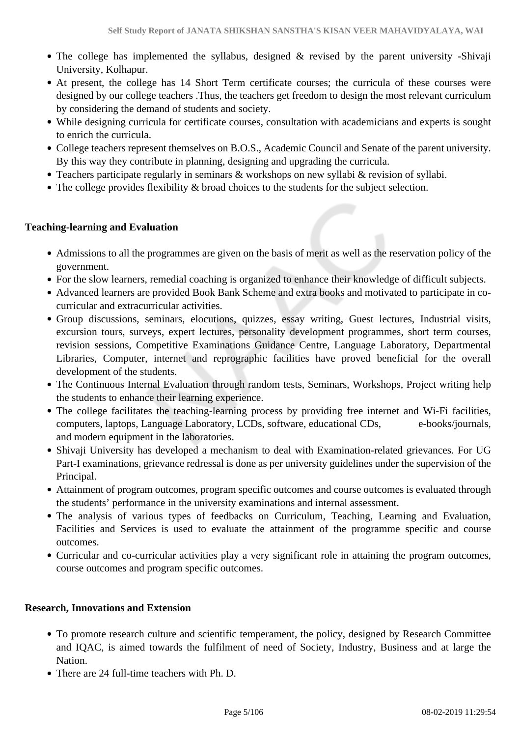- The college has implemented the syllabus, designed & revised by the parent university -Shivaji University, Kolhapur.
- At present, the college has 14 Short Term certificate courses; the curricula of these courses were designed by our college teachers .Thus, the teachers get freedom to design the most relevant curriculum by considering the demand of students and society.
- While designing curricula for certificate courses, consultation with academicians and experts is sought to enrich the curricula.
- College teachers represent themselves on B.O.S., Academic Council and Senate of the parent university. By this way they contribute in planning, designing and upgrading the curricula.
- Teachers participate regularly in seminars & workshops on new syllabi & revision of syllabi.
- The college provides flexibility & broad choices to the students for the subject selection.

**Teaching-learning and Evaluation**

- Admissions to all the programmes are given on the basis of merit as well as the reservation policy of the government.
- For the slow learners, remedial coaching is organized to enhance their knowledge of difficult subjects.
- Advanced learners are provided Book Bank Scheme and extra books and motivated to participate in co-curricular and extracurricular activities.
- Group discussions, seminars, elocutions, quizzes, essay writing, Guest lectures, Industrial visits, excursion tours, surveys, expert lectures, personality development programmes, short term courses, revision sessions, Competitive Examinations Guidance Centre, Language Laboratory, Departmental Libraries, Computer, internet and reprographic facilities have proved beneficial for the overall development of the students.
- The Continuous Internal Evaluation through random tests, Seminars, Workshops, Project writing help the students to enhance their learning experience.
- The college facilitates the teaching-learning process by providing free internet and Wi-Fi facilities, computers, laptops, Language Laboratory, LCDs, software, educational CDs, e-books/journals, and modern equipment in the laboratories.
- Shivaji University has developed a mechanism to deal with Examination-related grievances. For UG Part-I examinations, grievance redressal is done as per university guidelines under the supervision of the Principal.
- Attainment of program outcomes, program specific outcomes and course outcomes is evaluated through the students' performance in the university examinations and internal assessment.
- The analysis of various types of feedbacks on Curriculum, Teaching, Learning and Evaluation, Facilities and Services is used to evaluate the attainment of the programme specific and course outcomes.
- Curricular and co-curricular activities play a very significant role in attaining the program outcomes, course outcomes and program specific outcomes.

**Research, Innovations and Extension**

- To promote research culture and scientific temperament, the policy, designed by Research Committee and IQAC, is aimed towards the fulfilment of need of Society, Industry, Business and at large the Nation.
- There are 24 full-time teachers with Ph. D.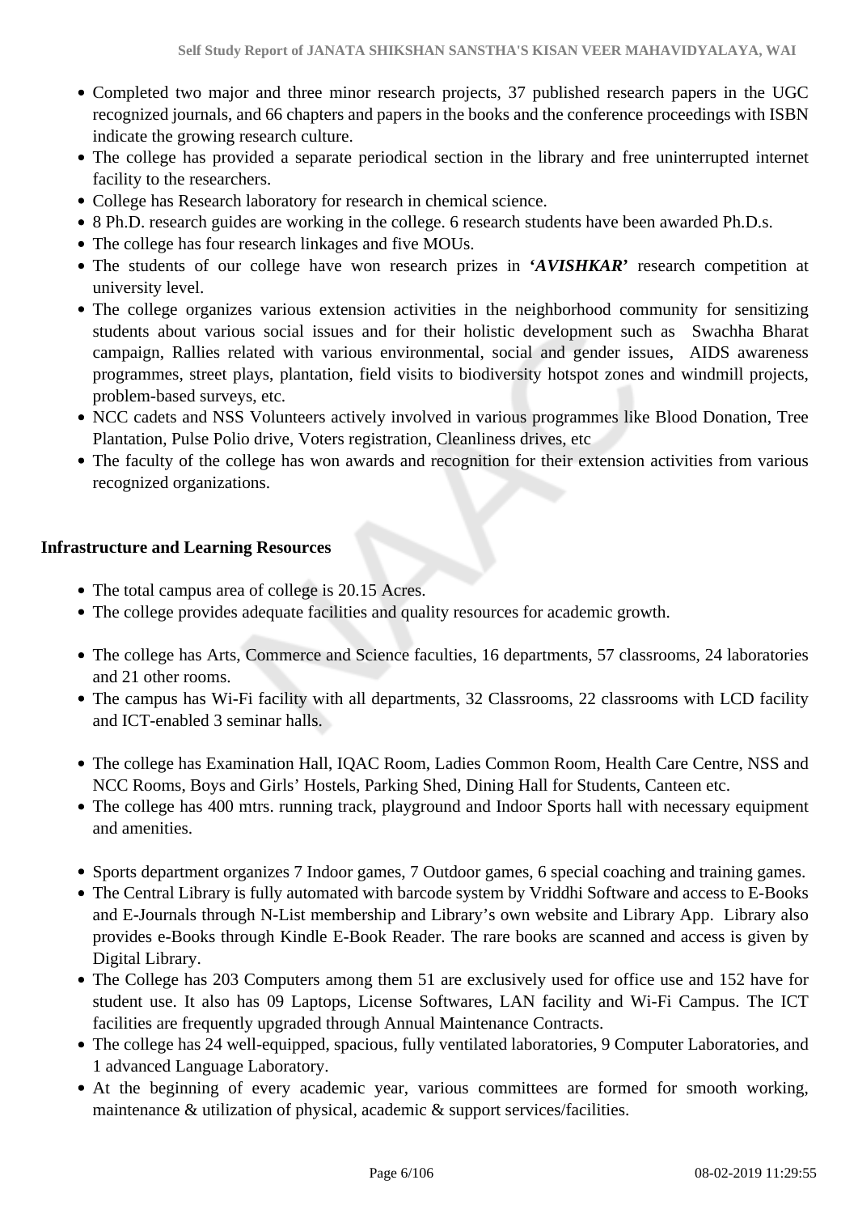- Completed two major and three minor research projects, 37 published research papers in the UGC recognized journals, and 66 chapters and papers in the books and the conference proceedings with ISBN indicate the growing research culture.
- The college has provided a separate periodical section in the library and free uninterrupted internet facility to the researchers.
- College has Research laboratory for research in chemical science.
- 8 Ph.D. research guides are working in the college. 6 research students have been awarded Ph.D.s.
- The college has four research linkages and five MOUs.
- The students of our college have won research prizes in ***'AVISHKAR'*** research competition at university level.
- The college organizes various extension activities in the neighborhood community for sensitizing students about various social issues and for their holistic development such as Swachha Bharat campaign, Rallies related with various environmental, social and gender issues, AIDS awareness programmes, street plays, plantation, field visits to biodiversity hotspot zones and windmill projects, problem-based surveys, etc.
- NCC cadets and NSS Volunteers actively involved in various programmes like Blood Donation, Tree Plantation, Pulse Polio drive, Voters registration, Cleanliness drives, etc
- The faculty of the college has won awards and recognition for their extension activities from various recognized organizations.

**Infrastructure and Learning Resources**

- The total campus area of college is 20.15 Acres.
- The college provides adequate facilities and quality resources for academic growth.
- The college has Arts, Commerce and Science faculties, 16 departments, 57 classrooms, 24 laboratories and 21 other rooms.
- The campus has Wi-Fi facility with all departments, 32 Classrooms, 22 classrooms with LCD facility and ICT-enabled 3 seminar halls.
- The college has Examination Hall, IQAC Room, Ladies Common Room, Health Care Centre, NSS and NCC Rooms, Boys and Girls' Hostels, Parking Shed, Dining Hall for Students, Canteen etc.
- The college has 400 mtrs. running track, playground and Indoor Sports hall with necessary equipment and amenities.
- Sports department organizes 7 Indoor games, 7 Outdoor games, 6 special coaching and training games.
- The Central Library is fully automated with barcode system by Vriddhi Software and access to E-Books and E-Journals through N-List membership and Library's own website and Library App. Library also provides e-Books through Kindle E-Book Reader. The rare books are scanned and access is given by Digital Library.
- The College has 203 Computers among them 51 are exclusively used for office use and 152 have for student use. It also has 09 Laptops, License Softwares, LAN facility and Wi-Fi Campus. The ICT facilities are frequently upgraded through Annual Maintenance Contracts.
- The college has 24 well-equipped, spacious, fully ventilated laboratories, 9 Computer Laboratories, and 1 advanced Language Laboratory.
- At the beginning of every academic year, various committees are formed for smooth working, maintenance & utilization of physical, academic & support services/facilities.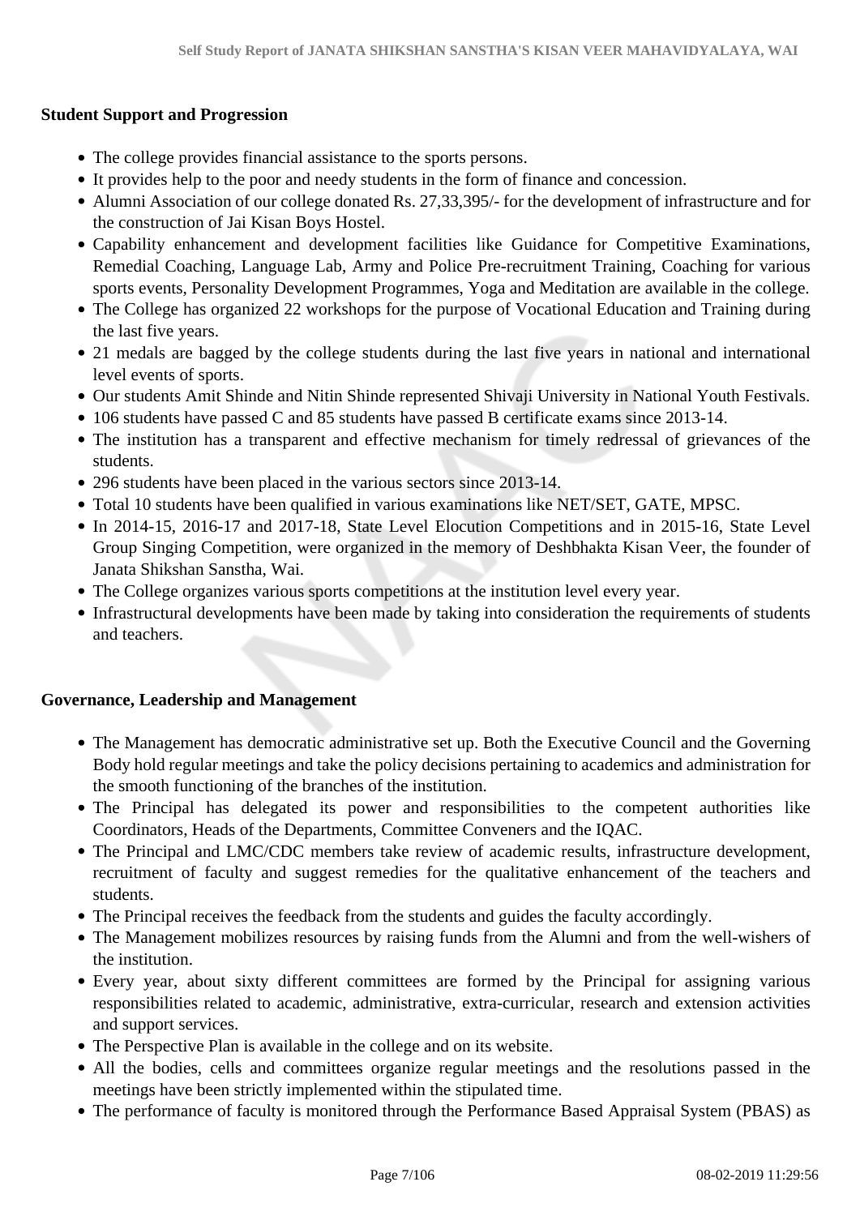**Student Support and Progression**

- The college provides financial assistance to the sports persons.
- It provides help to the poor and needy students in the form of finance and concession.
- Alumni Association of our college donated Rs. 27,33,395/- for the development of infrastructure and for the construction of Jai Kisan Boys Hostel.
- Capability enhancement and development facilities like Guidance for Competitive Examinations, Remedial Coaching, Language Lab, Army and Police Pre-recruitment Training, Coaching for various sports events, Personality Development Programmes, Yoga and Meditation are available in the college.
- The College has organized 22 workshops for the purpose of Vocational Education and Training during the last five years.
- 21 medals are bagged by the college students during the last five years in national and international level events of sports.
- Our students Amit Shinde and Nitin Shinde represented Shivaji University in National Youth Festivals.
- 106 students have passed C and 85 students have passed B certificate exams since 2013-14.
- The institution has a transparent and effective mechanism for timely redressal of grievances of the students.
- 296 students have been placed in the various sectors since 2013-14.
- Total 10 students have been qualified in various examinations like NET/SET, GATE, MPSC.
- In 2014-15, 2016-17 and 2017-18, State Level Elocution Competitions and in 2015-16, State Level Group Singing Competition, were organized in the memory of Deshbhakta Kisan Veer, the founder of Janata Shikshan Sanstha, Wai.
- The College organizes various sports competitions at the institution level every year.
- Infrastructural developments have been made by taking into consideration the requirements of students and teachers.

**Governance, Leadership and Management**

- The Management has democratic administrative set up. Both the Executive Council and the Governing Body hold regular meetings and take the policy decisions pertaining to academics and administration for the smooth functioning of the branches of the institution.
- The Principal has delegated its power and responsibilities to the competent authorities like Coordinators, Heads of the Departments, Committee Conveners and the IQAC.
- The Principal and LMC/CDC members take review of academic results, infrastructure development, recruitment of faculty and suggest remedies for the qualitative enhancement of the teachers and students.
- The Principal receives the feedback from the students and guides the faculty accordingly.
- The Management mobilizes resources by raising funds from the Alumni and from the well-wishers of the institution.
- Every year, about sixty different committees are formed by the Principal for assigning various responsibilities related to academic, administrative, extra-curricular, research and extension activities and support services.
- The Perspective Plan is available in the college and on its website.
- All the bodies, cells and committees organize regular meetings and the resolutions passed in the meetings have been strictly implemented within the stipulated time.
- The performance of faculty is monitored through the Performance Based Appraisal System (PBAS) as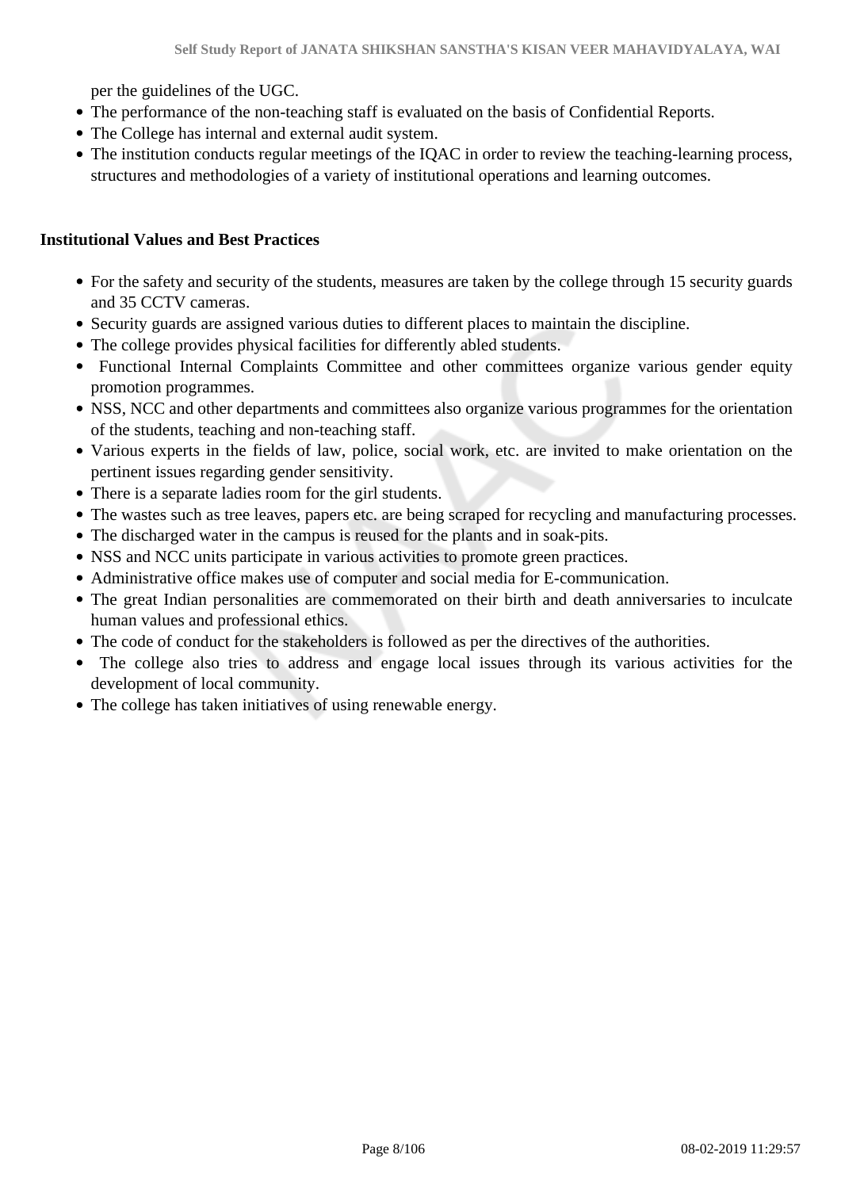per the guidelines of the UGC.

- The performance of the non-teaching staff is evaluated on the basis of Confidential Reports.
- The College has internal and external audit system.
- The institution conducts regular meetings of the IQAC in order to review the teaching-learning process, structures and methodologies of a variety of institutional operations and learning outcomes.

**Institutional Values and Best Practices**

- For the safety and security of the students, measures are taken by the college through 15 security guards and 35 CCTV cameras.
- Security guards are assigned various duties to different places to maintain the discipline.
- The college provides physical facilities for differently abled students.
- Functional Internal Complaints Committee and other committees organize various gender equity promotion programmes.
- NSS, NCC and other departments and committees also organize various programmes for the orientation of the students, teaching and non-teaching staff.
- Various experts in the fields of law, police, social work, etc. are invited to make orientation on the pertinent issues regarding gender sensitivity.
- There is a separate ladies room for the girl students.
- The wastes such as tree leaves, papers etc. are being scraped for recycling and manufacturing processes.
- The discharged water in the campus is reused for the plants and in soak-pits.
- NSS and NCC units participate in various activities to promote green practices.
- Administrative office makes use of computer and social media for E-communication.
- The great Indian personalities are commemorated on their birth and death anniversaries to inculcate human values and professional ethics.
- The code of conduct for the stakeholders is followed as per the directives of the authorities.
- The college also tries to address and engage local issues through its various activities for the development of local community.
- The college has taken initiatives of using renewable energy.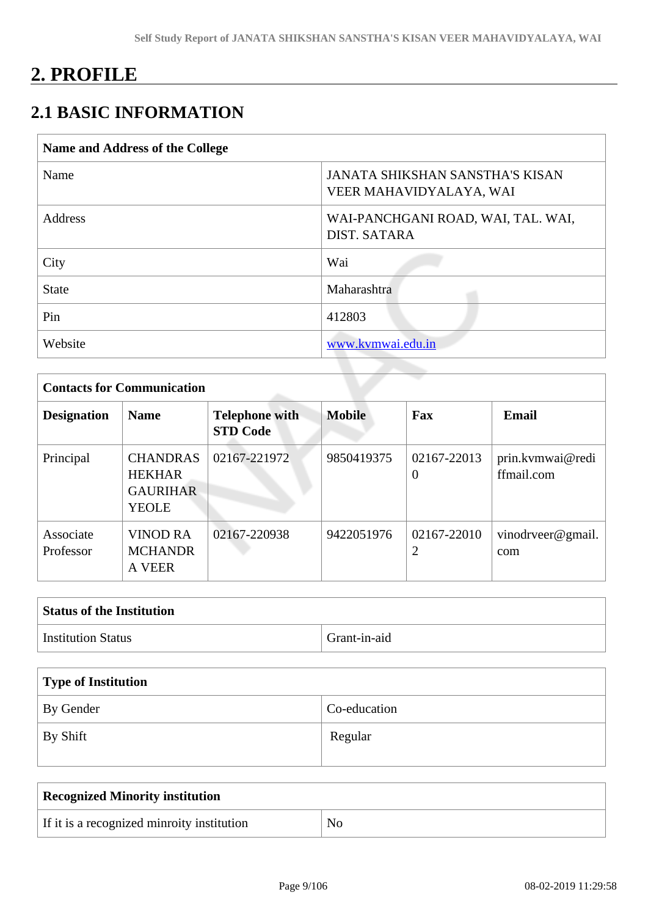# 2. PROFILE

## 2.1 BASIC INFORMATION

| Name and Address of the College | |
|---|---|
| Name | JANATA SHIKSHAN SANSTHA'S KISAN VEER MAHAVIDYALAYA, WAI |
| Address | WAI-PANCHGANI ROAD, WAI, TAL. WAI, DIST. SATARA |
| City | Wai |
| State | Maharashtra |
| Pin | 412803 |
| Website | www.kvmwai.edu.in |

| Contacts for Communication | | | | | |
|---|---|---|---|---|---|
| **Designation** | **Name** | **Telephone with STD Code** | **Mobile** | **Fax** | **Email** |
| Principal | CHANDRASHEKHAR GAURIHAR YEOLE | 02167-221972 | 9850419375 | 02167-220130 | prin.kvmwai@rediffmail.com |
| Associate Professor | VINOD RAMCHANDRA VEER | 02167-220938 | 9422051976 | 02167-220102 | vinodrveer@gmail.com |

| Status of the Institution | |
|---|---|
| Institution Status | Grant-in-aid |

| Type of Institution | |
|---|---|
| By Gender | Co-education |
| By Shift | Regular |

| Recognized Minority institution | |
|---|---|
| If it is a recognized minroity institution | No |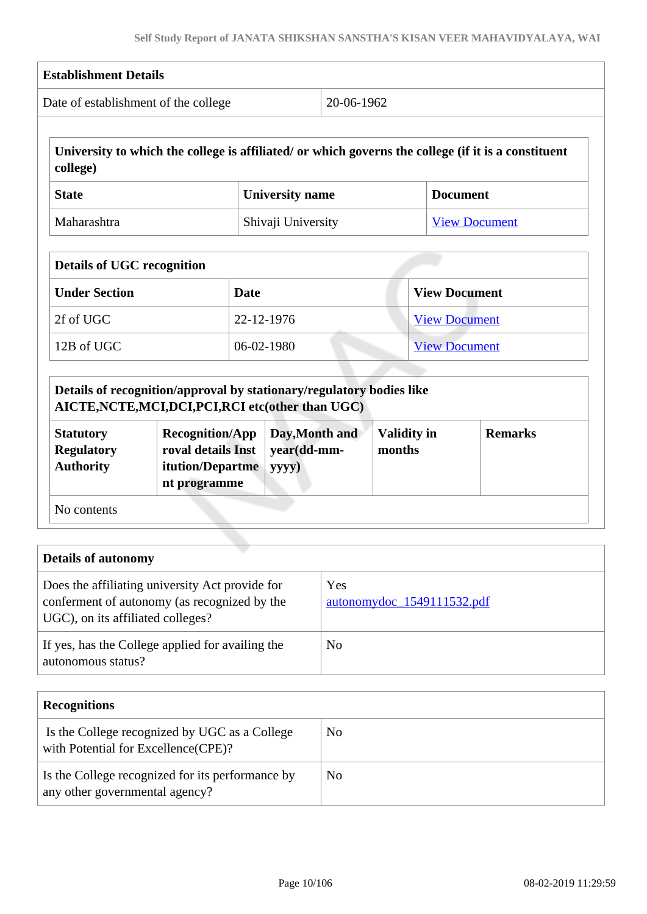| Establishment Details | |
|---|---|
| Date of establishment of the college | 20-06-1962 |

| University to which the college is affiliated/ or which governs the college (if it is a constituent college) | | |
|---|---|---|
| **State** | **University name** | **Document** |
| Maharashtra | Shivaji University | View Document |

| Details of UGC recognition | | |
|---|---|---|
| **Under Section** | **Date** | **View Document** |
| 2f of UGC | 22-12-1976 | View Document |
| 12B of UGC | 06-02-1980 | View Document |

| Details of recognition/approval by stationary/regulatory bodies like AICTE,NCTE,MCI,DCI,PCI,RCI etc(other than UGC) | | | | |
|---|---|---|---|---|
| **Statutory Regulatory Authority** | **Recognition/Approval details Institution/Department programme** | **Day,Month and year(dd-mm-yyyy)** | **Validity in months** | **Remarks** |
| No contents | | | | |

| Details of autonomy | |
|---|---|
| Does the affiliating university Act provide for conferment of autonomy (as recognized by the UGC), on its affiliated colleges? | Yes autonomydoc_1549111532.pdf |
| If yes, has the College applied for availing the autonomous status? | No |

| Recognitions | |
|---|---|
| Is the College recognized by UGC as a College with Potential for Excellence(CPE)? | No |
| Is the College recognized for its performance by any other governmental agency? | No |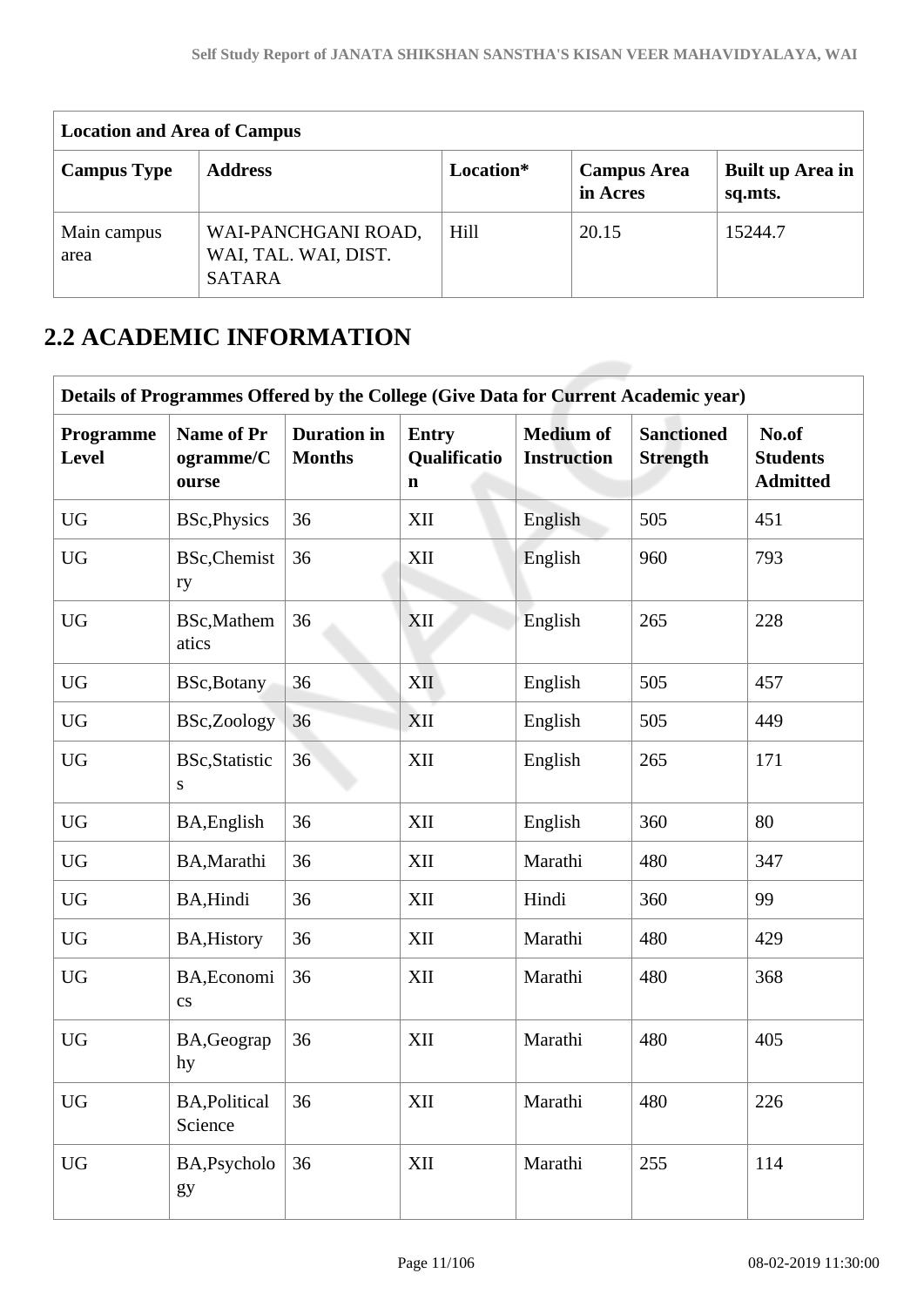| Location and Area of Campus | | | | |
|---|---|---|---|---|
| **Campus Type** | **Address** | **Location*** | **Campus Area in Acres** | **Built up Area in sq.mts.** |
| Main campus area | WAI-PANCHGANI ROAD, WAI, TAL. WAI, DIST. SATARA | Hill | 20.15 | 15244.7 |

## 2.2 ACADEMIC INFORMATION

| Details of Programmes Offered by the College (Give Data for Current Academic year) | | | | | | |
|---|---|---|---|---|---|---|
| **Programme Level** | **Name of Programme/Course** | **Duration in Months** | **Entry Qualification** | **Medium of Instruction** | **Sanctioned Strength** | **No.of Students Admitted** |
| UG | BSc,Physics | 36 | XII | English | 505 | 451 |
| UG | BSc,Chemistry | 36 | XII | English | 960 | 793 |
| UG | BSc,Mathematics | 36 | XII | English | 265 | 228 |
| UG | BSc,Botany | 36 | XII | English | 505 | 457 |
| UG | BSc,Zoology | 36 | XII | English | 505 | 449 |
| UG | BSc,Statistics | 36 | XII | English | 265 | 171 |
| UG | BA,English | 36 | XII | English | 360 | 80 |
| UG | BA,Marathi | 36 | XII | Marathi | 480 | 347 |
| UG | BA,Hindi | 36 | XII | Hindi | 360 | 99 |
| UG | BA,History | 36 | XII | Marathi | 480 | 429 |
| UG | BA,Economics | 36 | XII | Marathi | 480 | 368 |
| UG | BA,Geography | 36 | XII | Marathi | 480 | 405 |
| UG | BA,Political Science | 36 | XII | Marathi | 480 | 226 |
| UG | BA,Psychology | 36 | XII | Marathi | 255 | 114 |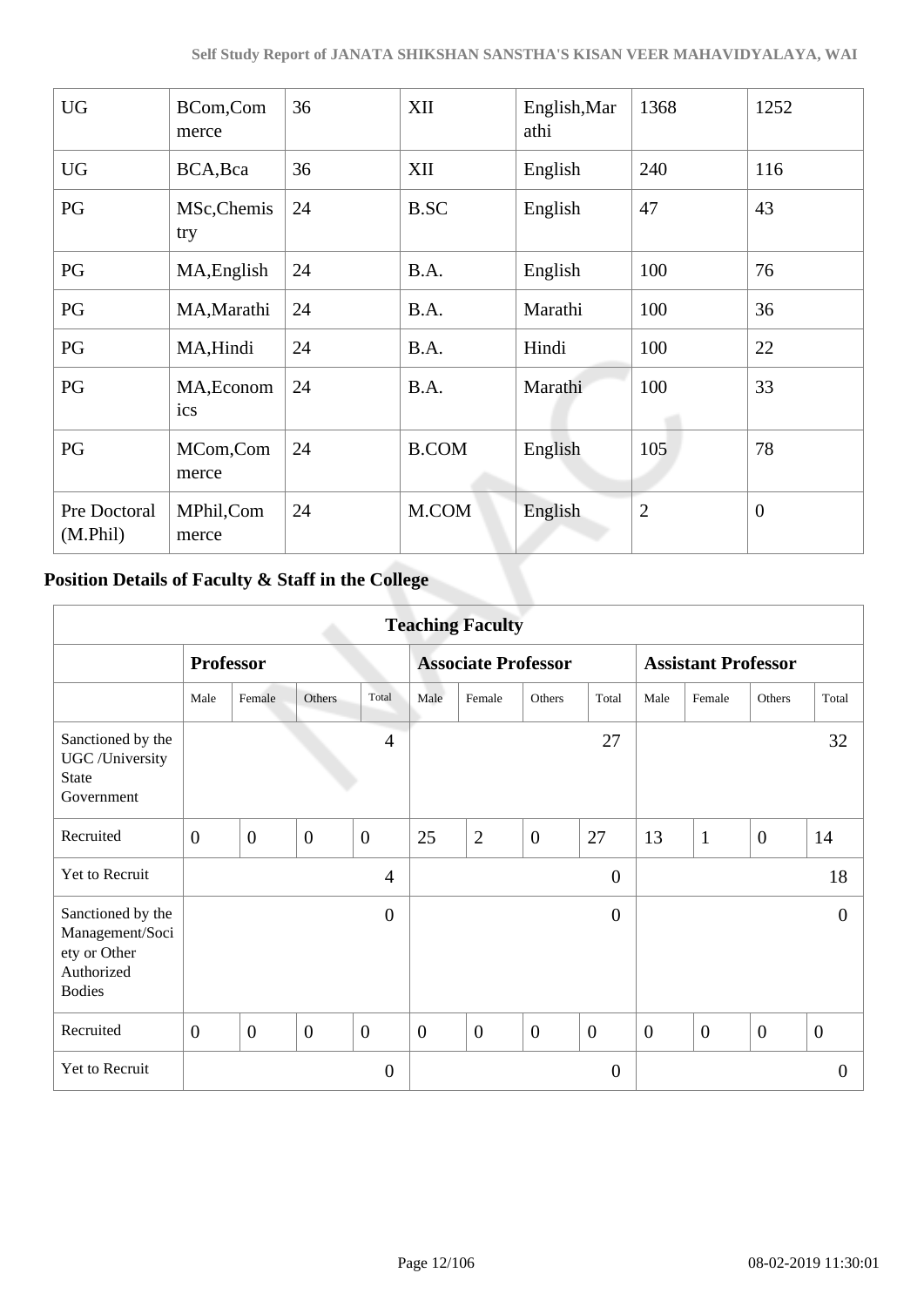| UG | BCom,Commerce | 36 | XII | English,Marathi | 1368 | 1252 |
|---|---|---|---|---|---|---|
| UG | BCA,Bca | 36 | XII | English | 240 | 116 |
| PG | MSc,Chemistry | 24 | B.SC | English | 47 | 43 |
| PG | MA,English | 24 | B.A. | English | 100 | 76 |
| PG | MA,Marathi | 24 | B.A. | Marathi | 100 | 36 |
| PG | MA,Hindi | 24 | B.A. | Hindi | 100 | 22 |
| PG | MA,Economics | 24 | B.A. | Marathi | 100 | 33 |
| PG | MCom,Commerce | 24 | B.COM | English | 105 | 78 |
| Pre Doctoral (M.Phil) | MPhil,Commerce | 24 | M.COM | English | 2 | 0 |

## Position Details of Faculty & Staff in the College

| Teaching Faculty | | | | | | | | | | | | |
|---|---|---|---|---|---|---|---|---|---|---|---|---|
| | **Professor** | | | | **Associate Professor** | | | | **Assistant Professor** | | | |
| | Male | Female | Others | Total | Male | Female | Others | Total | Male | Female | Others | Total |
| Sanctioned by the UGC /University State Government | | | | 4 | | | | 27 | | | | 32 |
| Recruited | 0 | 0 | 0 | 0 | 25 | 2 | 0 | 27 | 13 | 1 | 0 | 14 |
| Yet to Recruit | | | | 4 | | | | 0 | | | | 18 |
| Sanctioned by the Management/Society or Other Authorized Bodies | | | | 0 | | | | 0 | | | | 0 |
| Recruited | 0 | 0 | 0 | 0 | 0 | 0 | 0 | 0 | 0 | 0 | 0 | 0 |
| Yet to Recruit | | | | 0 | | | | 0 | | | | 0 |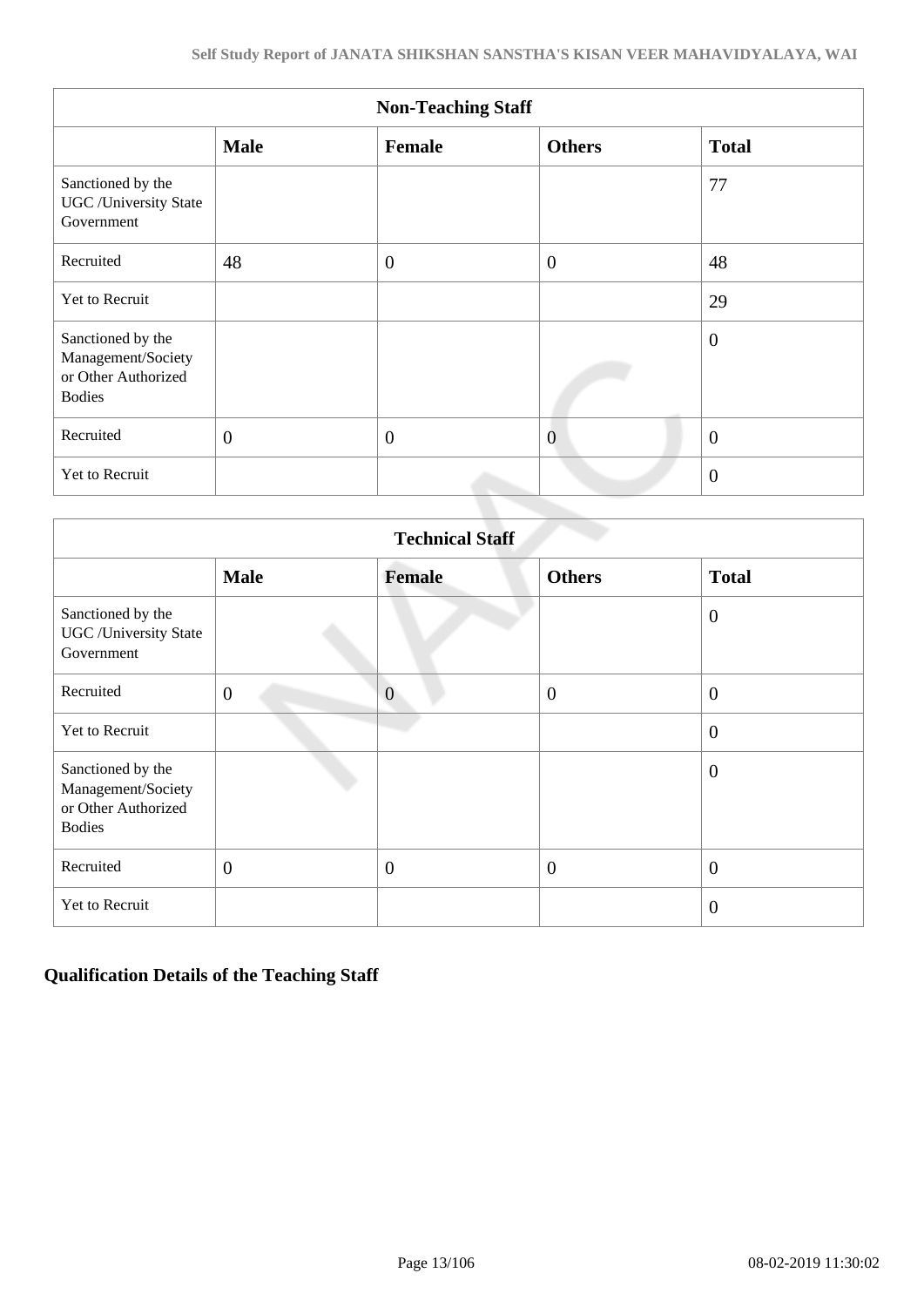| Non-Teaching Staff | | | | |
|---|---|---|---|---|
| | **Male** | **Female** | **Others** | **Total** |
| Sanctioned by the UGC /University State Government | | | | 77 |
| Recruited | 48 | 0 | 0 | 48 |
| Yet to Recruit | | | | 29 |
| Sanctioned by the Management/Society or Other Authorized Bodies | | | | 0 |
| Recruited | 0 | 0 | 0 | 0 |
| Yet to Recruit | | | | 0 |

| Technical Staff | | | | |
|---|---|---|---|---|
| | **Male** | **Female** | **Others** | **Total** |
| Sanctioned by the UGC /University State Government | | | | 0 |
| Recruited | 0 | 0 | 0 | 0 |
| Yet to Recruit | | | | 0 |
| Sanctioned by the Management/Society or Other Authorized Bodies | | | | 0 |
| Recruited | 0 | 0 | 0 | 0 |
| Yet to Recruit | | | | 0 |

## Qualification Details of the Teaching Staff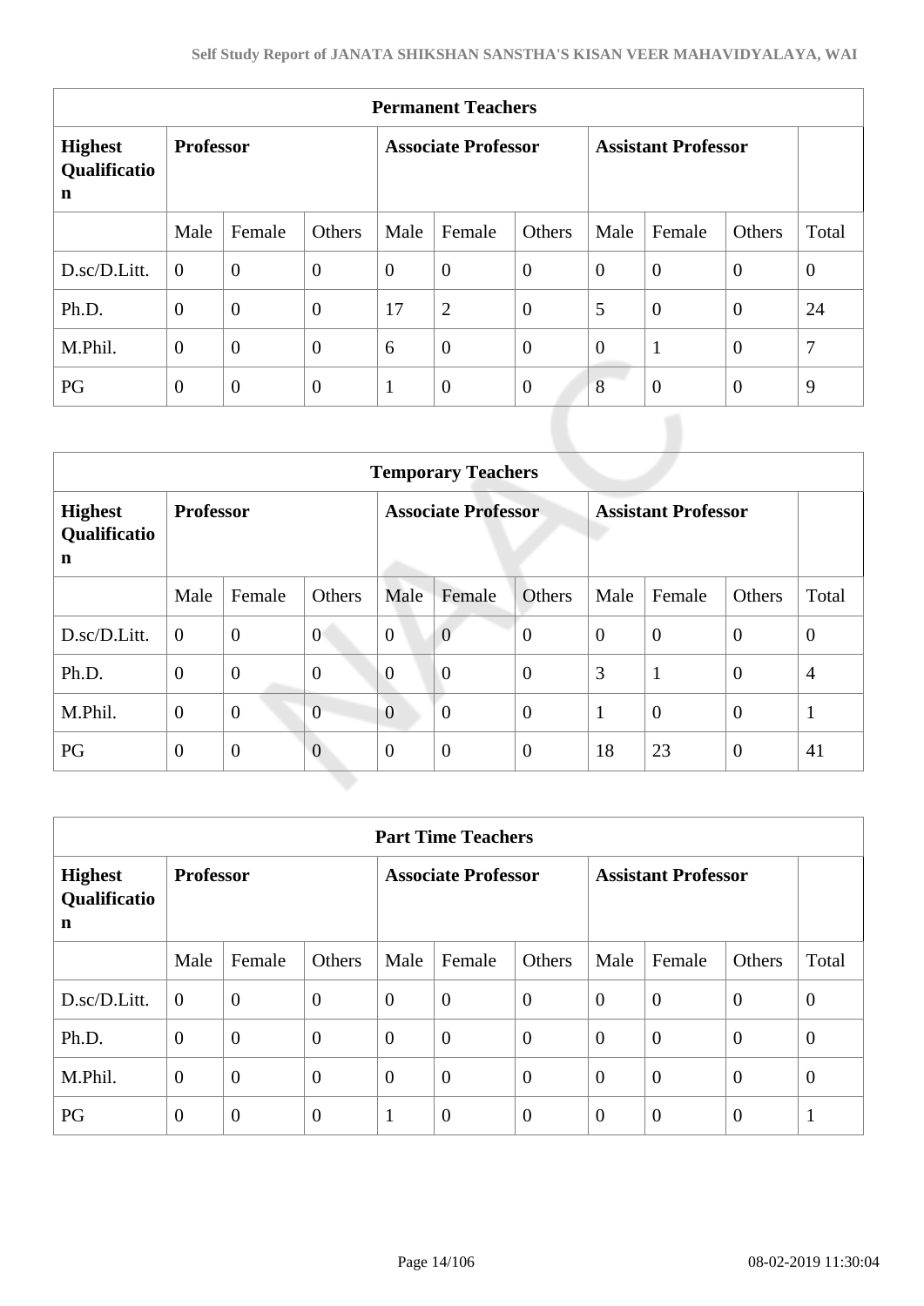| Permanent Teachers | | | | | | | | | | |
|---|---|---|---|---|---|---|---|---|---|---|
| **Highest Qualification** | **Professor** | | | **Associate Professor** | | | **Assistant Professor** | | | |
| | Male | Female | Others | Male | Female | Others | Male | Female | Others | Total |
| D.sc/D.Litt. | 0 | 0 | 0 | 0 | 0 | 0 | 0 | 0 | 0 | 0 |
| Ph.D. | 0 | 0 | 0 | 17 | 2 | 0 | 5 | 0 | 0 | 24 |
| M.Phil. | 0 | 0 | 0 | 6 | 0 | 0 | 0 | 1 | 0 | 7 |
| PG | 0 | 0 | 0 | 1 | 0 | 0 | 8 | 0 | 0 | 9 |

| Temporary Teachers | | | | | | | | | | |
|---|---|---|---|---|---|---|---|---|---|---|
| **Highest Qualification** | **Professor** | | | **Associate Professor** | | | **Assistant Professor** | | | |
| | Male | Female | Others | Male | Female | Others | Male | Female | Others | Total |
| D.sc/D.Litt. | 0 | 0 | 0 | 0 | 0 | 0 | 0 | 0 | 0 | 0 |
| Ph.D. | 0 | 0 | 0 | 0 | 0 | 0 | 3 | 1 | 0 | 4 |
| M.Phil. | 0 | 0 | 0 | 0 | 0 | 0 | 1 | 0 | 0 | 1 |
| PG | 0 | 0 | 0 | 0 | 0 | 0 | 18 | 23 | 0 | 41 |

| Part Time Teachers | | | | | | | | | | |
|---|---|---|---|---|---|---|---|---|---|---|
| **Highest Qualification** | **Professor** | | | **Associate Professor** | | | **Assistant Professor** | | | |
| | Male | Female | Others | Male | Female | Others | Male | Female | Others | Total |
| D.sc/D.Litt. | 0 | 0 | 0 | 0 | 0 | 0 | 0 | 0 | 0 | 0 |
| Ph.D. | 0 | 0 | 0 | 0 | 0 | 0 | 0 | 0 | 0 | 0 |
| M.Phil. | 0 | 0 | 0 | 0 | 0 | 0 | 0 | 0 | 0 | 0 |
| PG | 0 | 0 | 0 | 1 | 0 | 0 | 0 | 0 | 0 | 1 |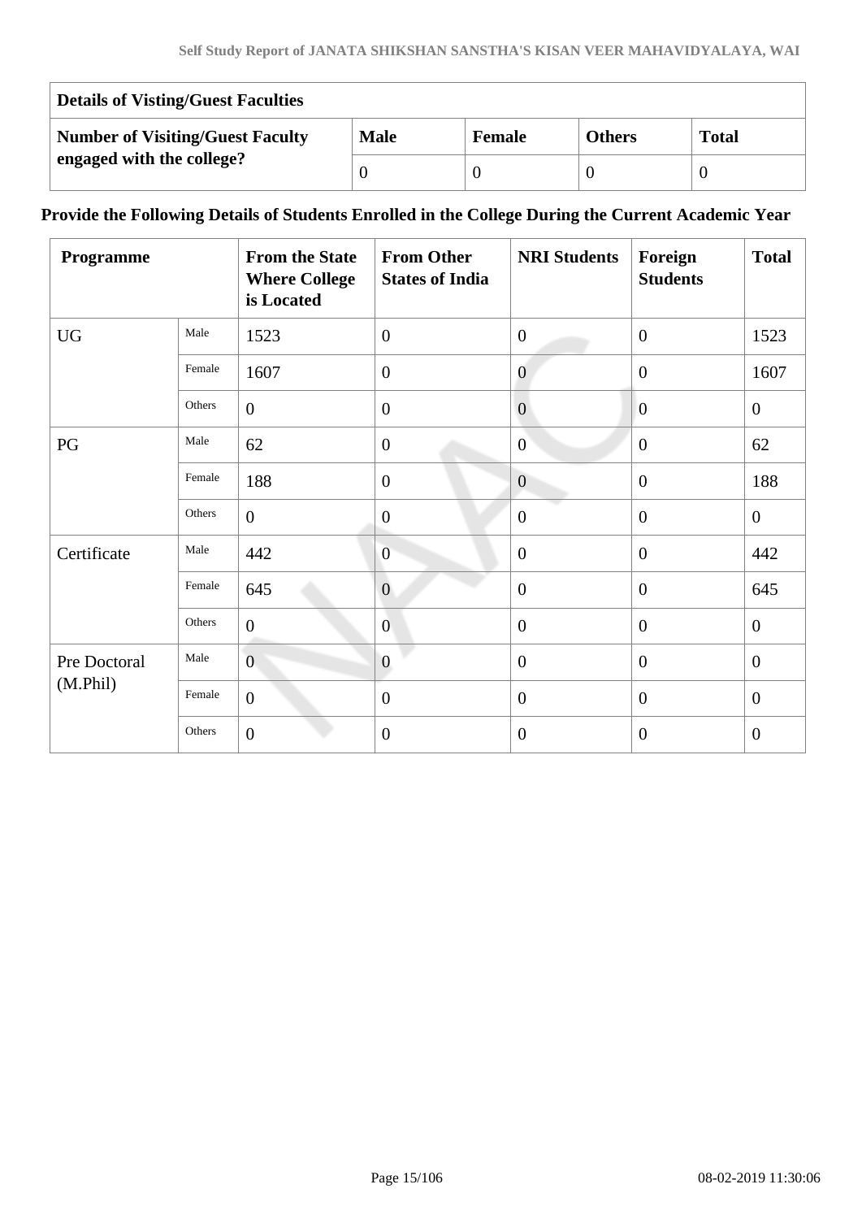| Details of Visting/Guest Faculties | | | | |
|---|---|---|---|---|
| Number of Visiting/Guest Faculty engaged with the college? | Male | Female | Others | Total |
| | 0 | 0 | 0 | 0 |

**Provide the Following Details of Students Enrolled in the College During the Current Academic Year**

| Programme | | From the State Where College is Located | From Other States of India | NRI Students | Foreign Students | Total |
|---|---|---|---|---|---|---|
| UG | Male | 1523 | 0 | 0 | 0 | 1523 |
| | Female | 1607 | 0 | 0 | 0 | 1607 |
| | Others | 0 | 0 | 0 | 0 | 0 |
| PG | Male | 62 | 0 | 0 | 0 | 62 |
| | Female | 188 | 0 | 0 | 0 | 188 |
| | Others | 0 | 0 | 0 | 0 | 0 |
| Certificate | Male | 442 | 0 | 0 | 0 | 442 |
| | Female | 645 | 0 | 0 | 0 | 645 |
| | Others | 0 | 0 | 0 | 0 | 0 |
| Pre Doctoral (M.Phil) | Male | 0 | 0 | 0 | 0 | 0 |
| | Female | 0 | 0 | 0 | 0 | 0 |
| | Others | 0 | 0 | 0 | 0 | 0 |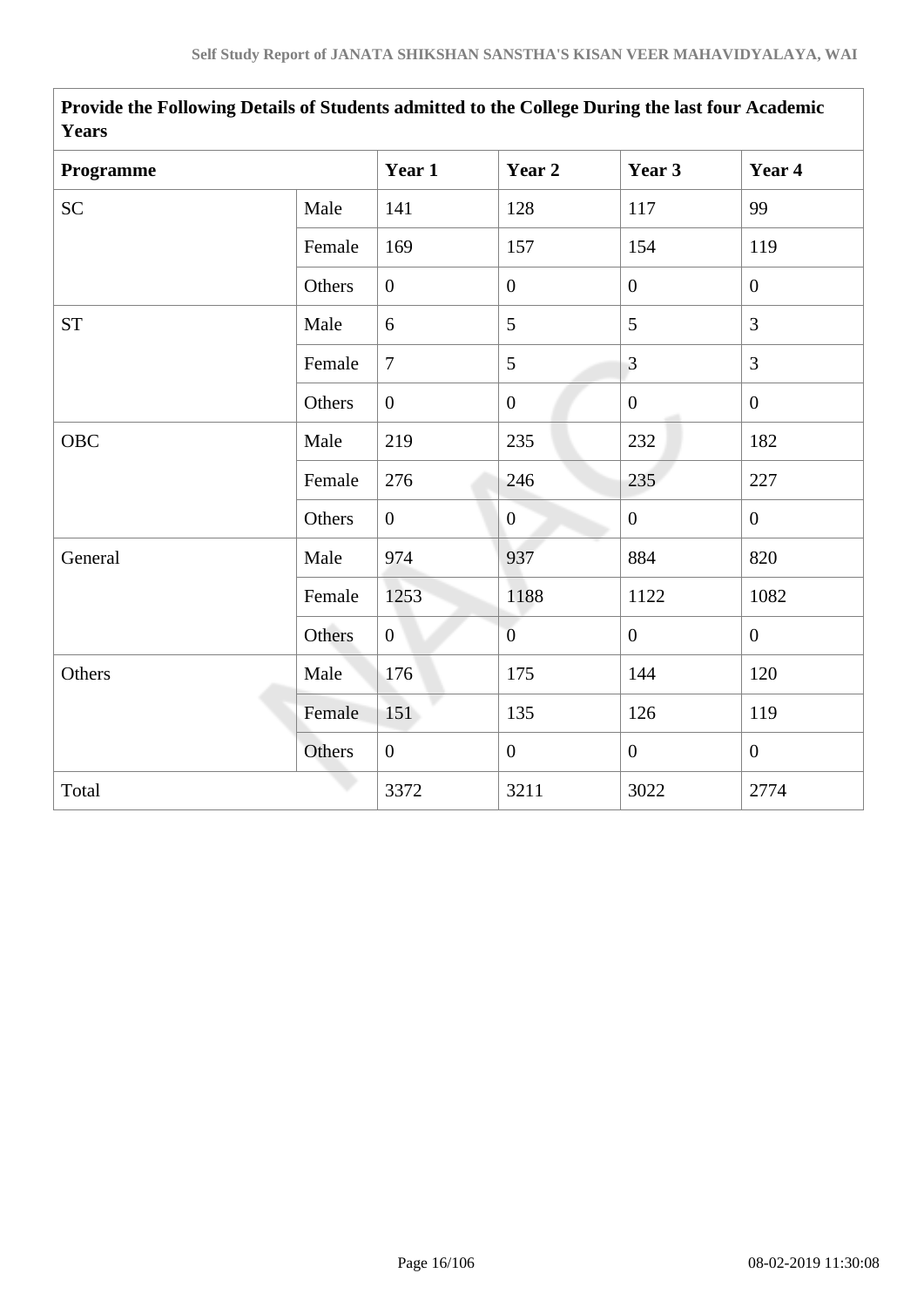| Provide the Following Details of Students admitted to the College During the last four Academic Years | | | | | |
|---|---|---|---|---|---|
| **Programme** | | **Year 1** | **Year 2** | **Year 3** | **Year 4** |
| SC | Male | 141 | 128 | 117 | 99 |
| | Female | 169 | 157 | 154 | 119 |
| | Others | 0 | 0 | 0 | 0 |
| ST | Male | 6 | 5 | 5 | 3 |
| | Female | 7 | 5 | 3 | 3 |
| | Others | 0 | 0 | 0 | 0 |
| OBC | Male | 219 | 235 | 232 | 182 |
| | Female | 276 | 246 | 235 | 227 |
| | Others | 0 | 0 | 0 | 0 |
| General | Male | 974 | 937 | 884 | 820 |
| | Female | 1253 | 1188 | 1122 | 1082 |
| | Others | 0 | 0 | 0 | 0 |
| Others | Male | 176 | 175 | 144 | 120 |
| | Female | 151 | 135 | 126 | 119 |
| | Others | 0 | 0 | 0 | 0 |
| Total | | 3372 | 3211 | 3022 | 2774 |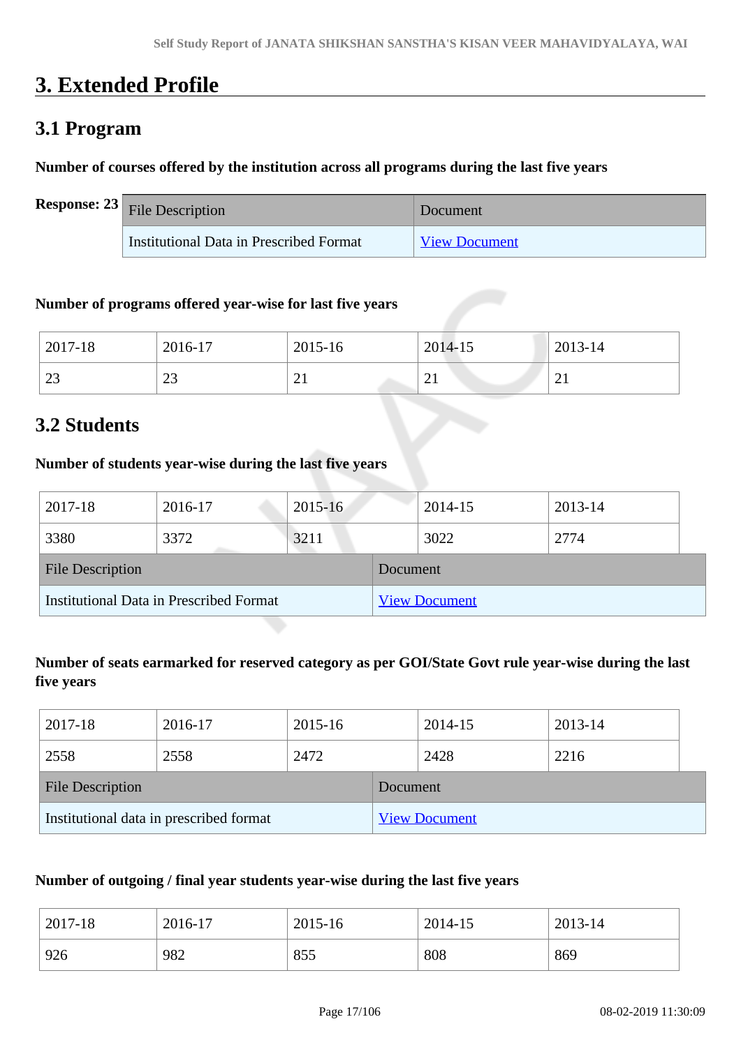# 3. Extended Profile

## 3.1 Program

**Number of courses offered by the institution across all programs during the last five years**

**Response: 23**

| File Description | Document |
|---|---|
| Institutional Data in Prescribed Format | View Document |

**Number of programs offered year-wise for last five years**

| 2017-18 | 2016-17 | 2015-16 | 2014-15 | 2013-14 |
|---|---|---|---|---|
| 23 | 23 | 21 | 21 | 21 |

## 3.2 Students

**Number of students year-wise during the last five years**

| 2017-18 | 2016-17 | 2015-16 | 2014-15 | 2013-14 |
|---|---|---|---|---|
| 3380 | 3372 | 3211 | 3022 | 2774 |

| File Description | Document |
|---|---|
| Institutional Data in Prescribed Format | View Document |

**Number of seats earmarked for reserved category as per GOI/State Govt rule year-wise during the last five years**

| 2017-18 | 2016-17 | 2015-16 | 2014-15 | 2013-14 |
|---|---|---|---|---|
| 2558 | 2558 | 2472 | 2428 | 2216 |

| File Description | Document |
|---|---|
| Institutional data in prescribed format | View Document |

**Number of outgoing / final year students year-wise during the last five years**

| 2017-18 | 2016-17 | 2015-16 | 2014-15 | 2013-14 |
|---|---|---|---|---|
| 926 | 982 | 855 | 808 | 869 |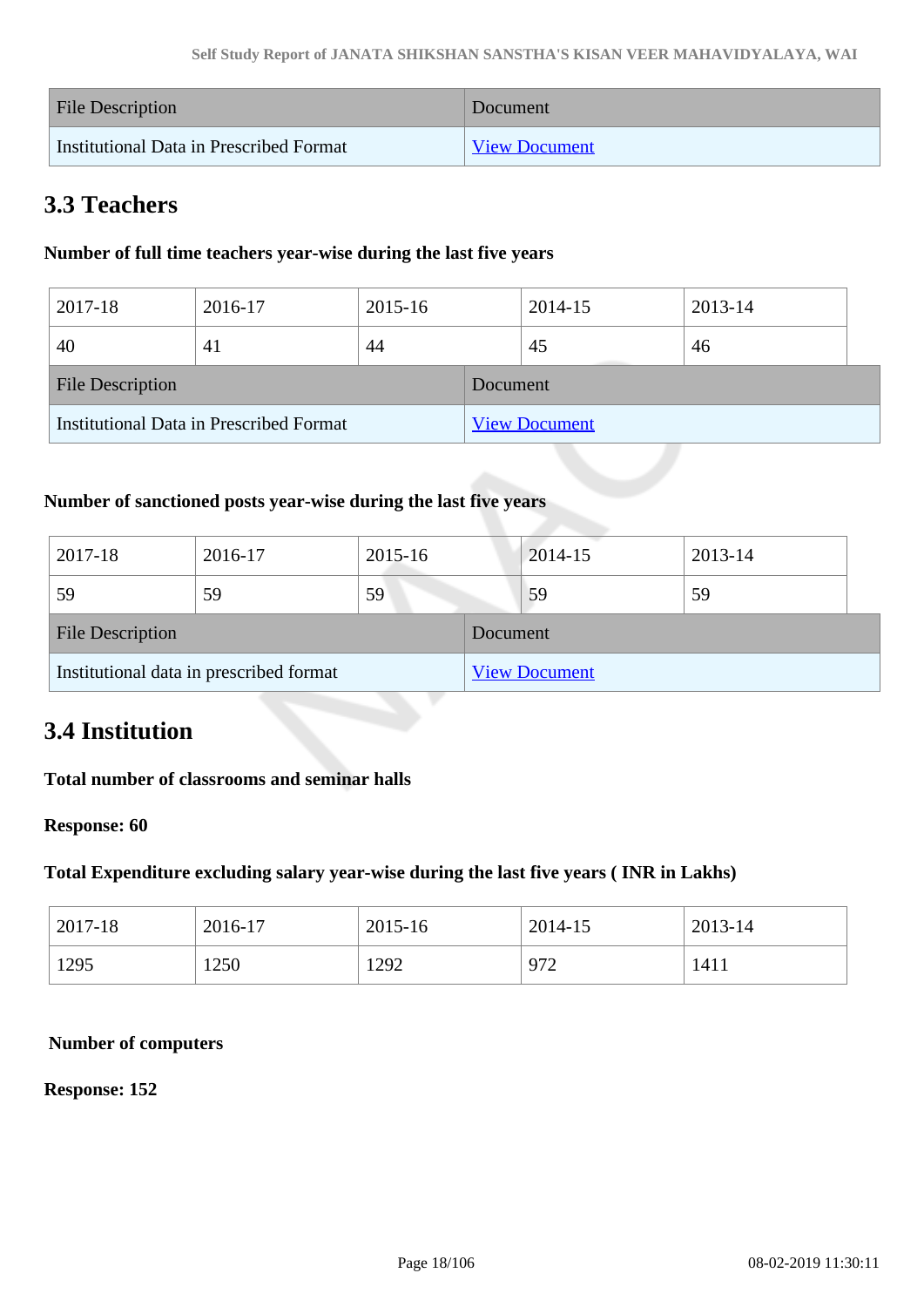| File Description | Document |
| --- | --- |
| Institutional Data in Prescribed Format | View Document |

## 3.3 Teachers

**Number of full time teachers year-wise during the last five years**

| 2017-18 | 2016-17 | 2015-16 | 2014-15 | 2013-14 |
| --- | --- | --- | --- | --- |
| 40 | 41 | 44 | 45 | 46 |

| File Description | Document |
| --- | --- |
| Institutional Data in Prescribed Format | View Document |

**Number of sanctioned posts year-wise during the last five years**

| 2017-18 | 2016-17 | 2015-16 | 2014-15 | 2013-14 |
| --- | --- | --- | --- | --- |
| 59 | 59 | 59 | 59 | 59 |

| File Description | Document |
| --- | --- |
| Institutional data in prescribed format | View Document |

## 3.4 Institution

**Total number of classrooms and seminar halls**

**Response: 60**

**Total Expenditure excluding salary year-wise during the last five years ( INR in Lakhs)**

| 2017-18 | 2016-17 | 2015-16 | 2014-15 | 2013-14 |
| --- | --- | --- | --- | --- |
| 1295 | 1250 | 1292 | 972 | 1411 |

**Number of computers**

**Response: 152**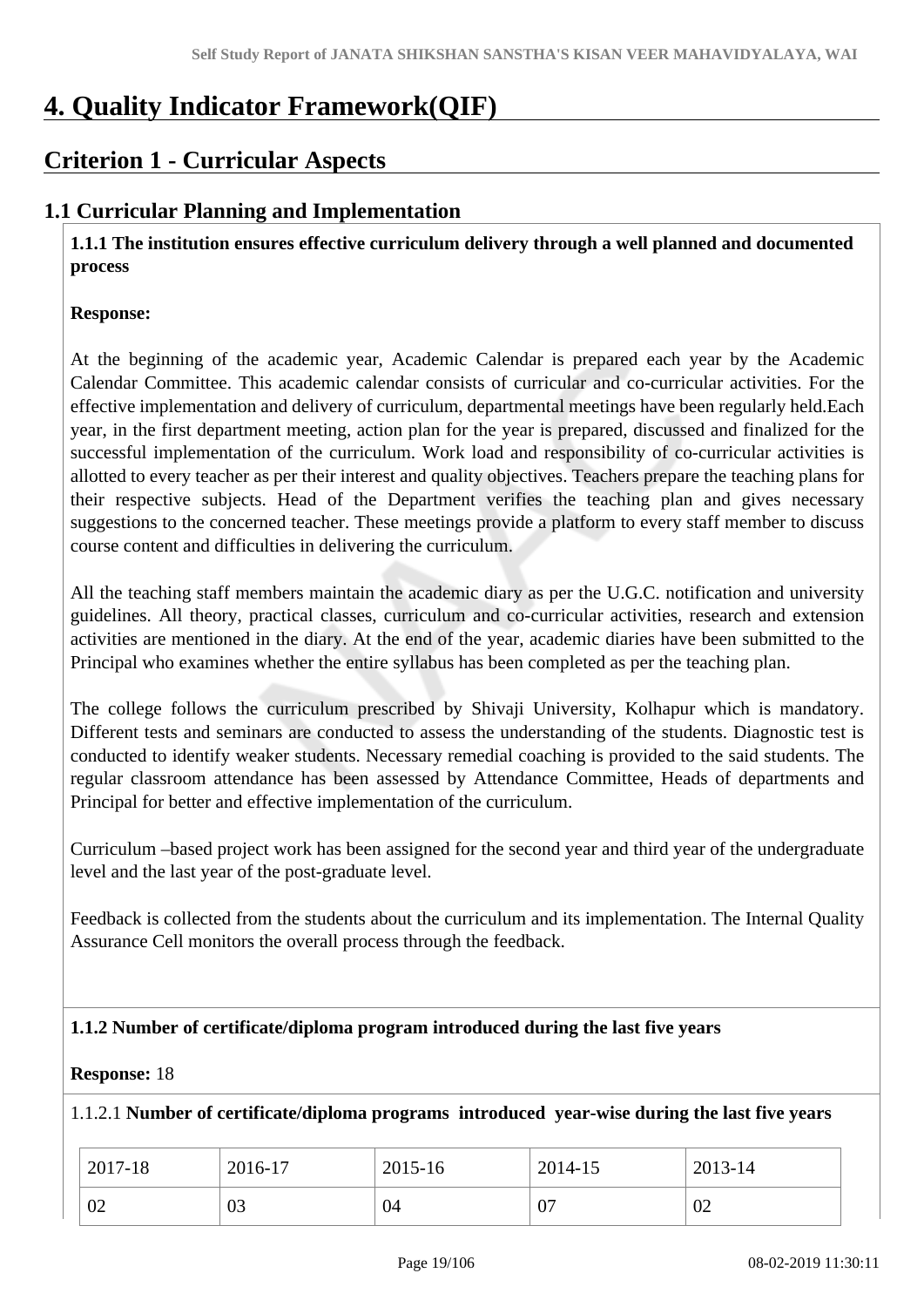# 4. Quality Indicator Framework(QIF)

## Criterion 1 - Curricular Aspects

### 1.1 Curricular Planning and Implementation

**1.1.1 The institution ensures effective curriculum delivery through a well planned and documented process**

**Response:**

At the beginning of the academic year, Academic Calendar is prepared each year by the Academic Calendar Committee. This academic calendar consists of curricular and co-curricular activities. For the effective implementation and delivery of curriculum, departmental meetings have been regularly held.Each year, in the first department meeting, action plan for the year is prepared, discussed and finalized for the successful implementation of the curriculum. Work load and responsibility of co-curricular activities is allotted to every teacher as per their interest and quality objectives. Teachers prepare the teaching plans for their respective subjects. Head of the Department verifies the teaching plan and gives necessary suggestions to the concerned teacher. These meetings provide a platform to every staff member to discuss course content and difficulties in delivering the curriculum.

All the teaching staff members maintain the academic diary as per the U.G.C. notification and university guidelines. All theory, practical classes, curriculum and co-curricular activities, research and extension activities are mentioned in the diary. At the end of the year, academic diaries have been submitted to the Principal who examines whether the entire syllabus has been completed as per the teaching plan.

The college follows the curriculum prescribed by Shivaji University, Kolhapur which is mandatory. Different tests and seminars are conducted to assess the understanding of the students. Diagnostic test is conducted to identify weaker students. Necessary remedial coaching is provided to the said students. The regular classroom attendance has been assessed by Attendance Committee, Heads of departments and Principal for better and effective implementation of the curriculum.

Curriculum –based project work has been assigned for the second year and third year of the undergraduate level and the last year of the post-graduate level.

Feedback is collected from the students about the curriculum and its implementation. The Internal Quality Assurance Cell monitors the overall process through the feedback.

**1.1.2 Number of certificate/diploma program introduced during the last five years**

**Response:** 18

1.1.2.1 **Number of certificate/diploma programs introduced year-wise during the last five years**

| 2017-18 | 2016-17 | 2015-16 | 2014-15 | 2013-14 |
|---|---|---|---|---|
| 02 | 03 | 04 | 07 | 02 |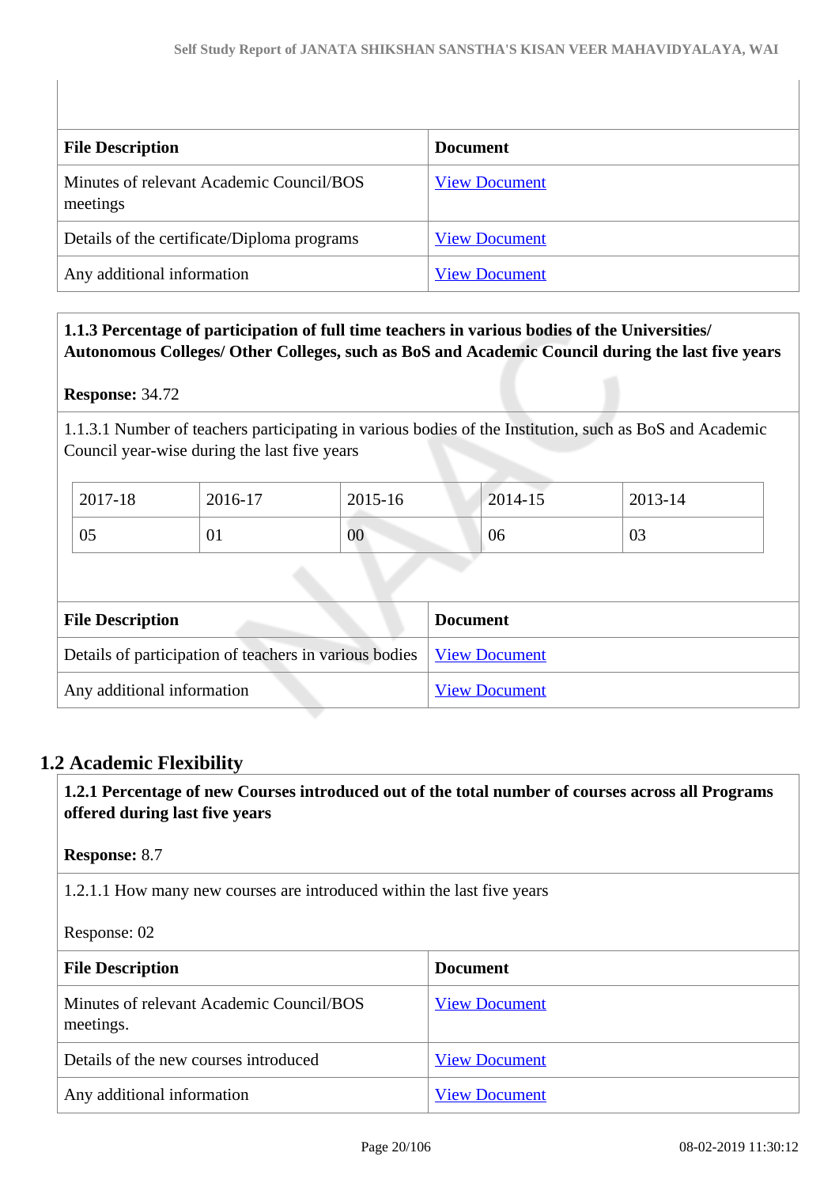| File Description | Document |
| --- | --- |
| Minutes of relevant Academic Council/BOS meetings | View Document |
| Details of the certificate/Diploma programs | View Document |
| Any additional information | View Document |

**1.1.3 Percentage of participation of full time teachers in various bodies of the Universities/ Autonomous Colleges/ Other Colleges, such as BoS and Academic Council during the last five years**

**Response:** 34.72

1.1.3.1 Number of teachers participating in various bodies of the Institution, such as BoS and Academic Council year-wise during the last five years

| 2017-18 | 2016-17 | 2015-16 | 2014-15 | 2013-14 |
| --- | --- | --- | --- | --- |
| 05 | 01 | 00 | 06 | 03 |

| File Description | Document |
| --- | --- |
| Details of participation of teachers in various bodies | View Document |
| Any additional information | View Document |

## 1.2 Academic Flexibility

**1.2.1 Percentage of new Courses introduced out of the total number of courses across all Programs offered during last five years**

**Response:** 8.7

1.2.1.1 How many new courses are introduced within the last five years

Response: 02

| File Description | Document |
| --- | --- |
| Minutes of relevant Academic Council/BOS meetings. | View Document |
| Details of the new courses introduced | View Document |
| Any additional information | View Document |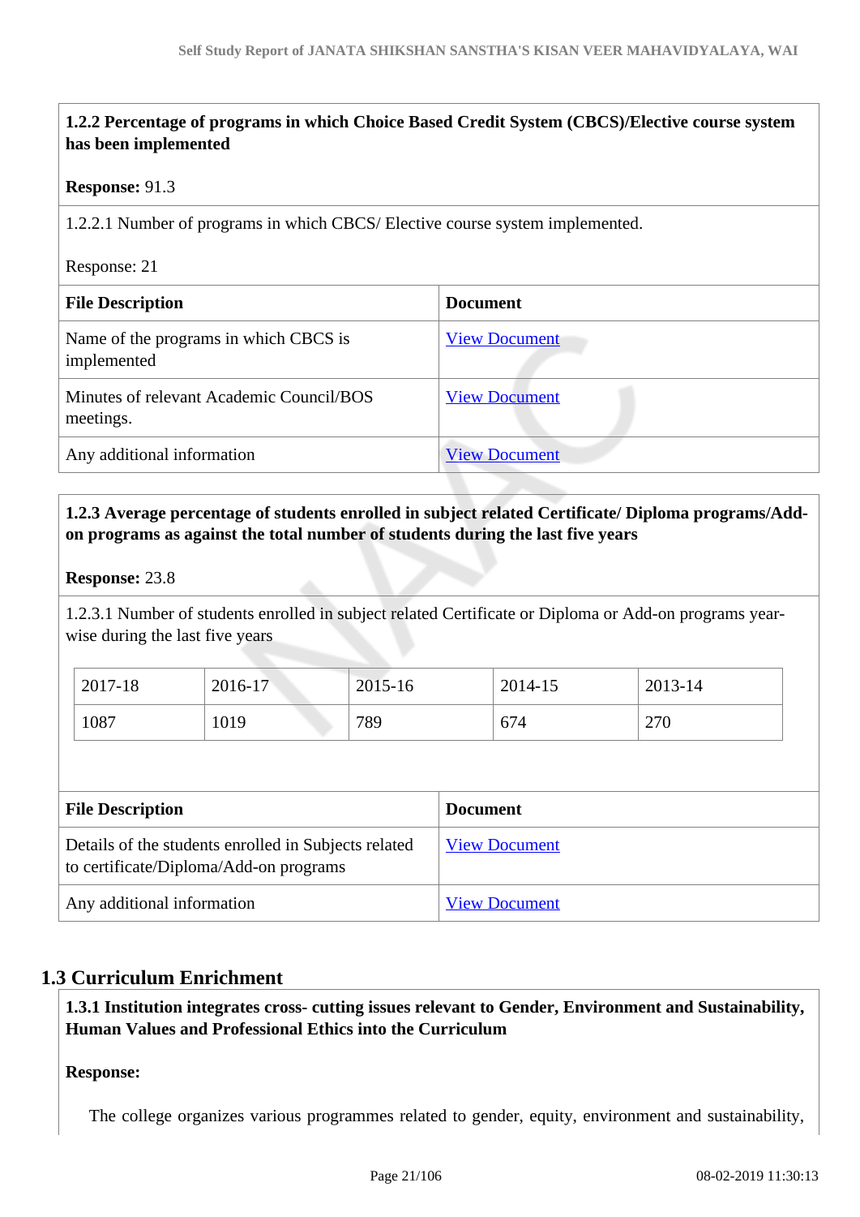**1.2.2 Percentage of programs in which Choice Based Credit System (CBCS)/Elective course system has been implemented**

**Response:** 91.3

1.2.2.1 Number of programs in which CBCS/ Elective course system implemented.

Response: 21

| File Description | Document |
|---|---|
| Name of the programs in which CBCS is implemented | View Document |
| Minutes of relevant Academic Council/BOS meetings. | View Document |
| Any additional information | View Document |

**1.2.3 Average percentage of students enrolled in subject related Certificate/ Diploma programs/Add-on programs as against the total number of students during the last five years**

**Response:** 23.8

1.2.3.1 Number of students enrolled in subject related Certificate or Diploma or Add-on programs year-wise during the last five years

| 2017-18 | 2016-17 | 2015-16 | 2014-15 | 2013-14 |
|---|---|---|---|---|
| 1087 | 1019 | 789 | 674 | 270 |

| File Description | Document |
|---|---|
| Details of the students enrolled in Subjects related to certificate/Diploma/Add-on programs | View Document |
| Any additional information | View Document |

## 1.3 Curriculum Enrichment

**1.3.1 Institution integrates cross- cutting issues relevant to Gender, Environment and Sustainability, Human Values and Professional Ethics into the Curriculum**

**Response:**

The college organizes various programmes related to gender, equity, environment and sustainability,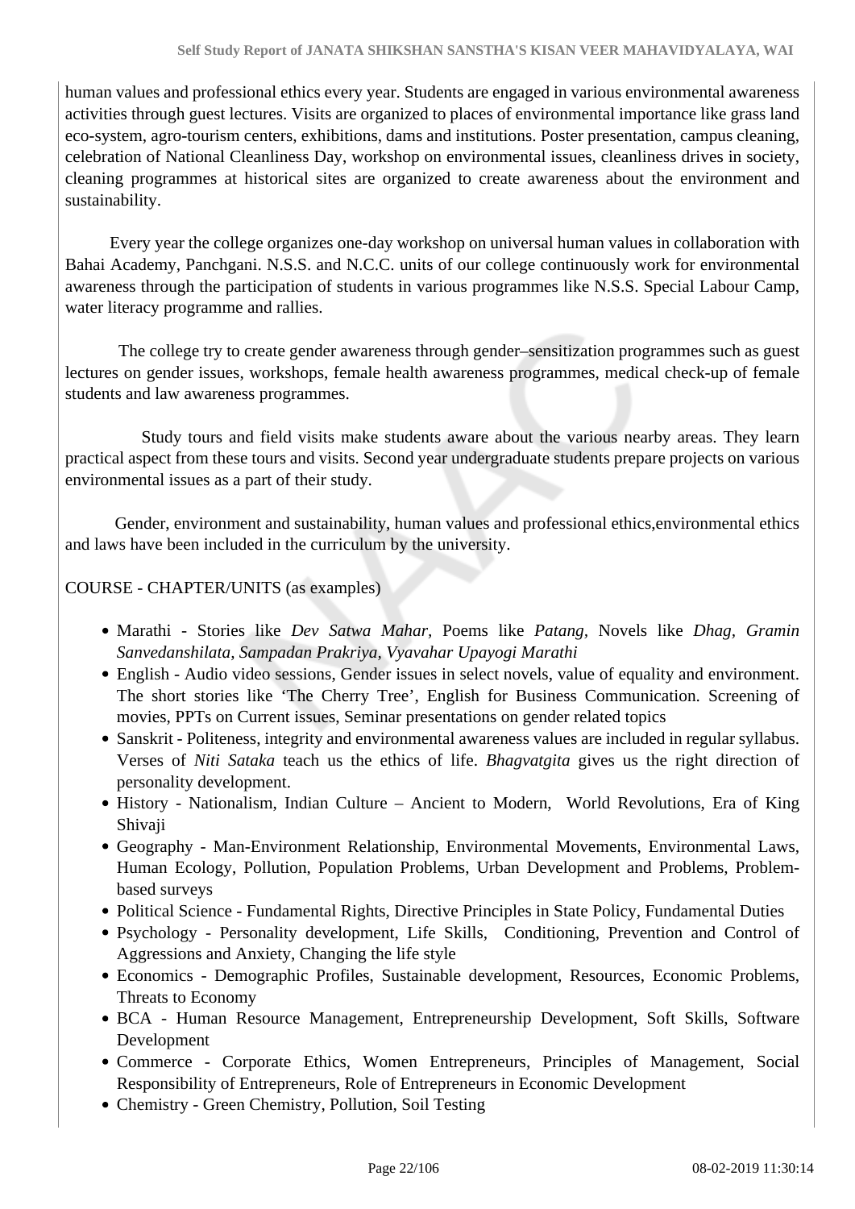human values and professional ethics every year. Students are engaged in various environmental awareness activities through guest lectures. Visits are organized to places of environmental importance like grass land eco-system, agro-tourism centers, exhibitions, dams and institutions. Poster presentation, campus cleaning, celebration of National Cleanliness Day, workshop on environmental issues, cleanliness drives in society, cleaning programmes at historical sites are organized to create awareness about the environment and sustainability.

Every year the college organizes one-day workshop on universal human values in collaboration with Bahai Academy, Panchgani. N.S.S. and N.C.C. units of our college continuously work for environmental awareness through the participation of students in various programmes like N.S.S. Special Labour Camp, water literacy programme and rallies.

The college try to create gender awareness through gender–sensitization programmes such as guest lectures on gender issues, workshops, female health awareness programmes, medical check-up of female students and law awareness programmes.

Study tours and field visits make students aware about the various nearby areas. They learn practical aspect from these tours and visits. Second year undergraduate students prepare projects on various environmental issues as a part of their study.

Gender, environment and sustainability, human values and professional ethics,environmental ethics and laws have been included in the curriculum by the university.

COURSE - CHAPTER/UNITS (as examples)

- Marathi - Stories like *Dev Satwa Mahar,* Poems like *Patang,* Novels like *Dhag, Gramin Sanvedanshilata, Sampadan Prakriya, Vyavahar Upayogi Marathi*
- English - Audio video sessions, Gender issues in select novels, value of equality and environment. The short stories like 'The Cherry Tree', English for Business Communication. Screening of movies, PPTs on Current issues, Seminar presentations on gender related topics
- Sanskrit - Politeness, integrity and environmental awareness values are included in regular syllabus. Verses of *Niti Sataka* teach us the ethics of life. *Bhagvatgita* gives us the right direction of personality development.
- History - Nationalism, Indian Culture – Ancient to Modern, World Revolutions, Era of King Shivaji
- Geography - Man-Environment Relationship, Environmental Movements, Environmental Laws, Human Ecology, Pollution, Population Problems, Urban Development and Problems, Problem-based surveys
- Political Science - Fundamental Rights, Directive Principles in State Policy, Fundamental Duties
- Psychology - Personality development, Life Skills, Conditioning, Prevention and Control of Aggressions and Anxiety, Changing the life style
- Economics - Demographic Profiles, Sustainable development, Resources, Economic Problems, Threats to Economy
- BCA - Human Resource Management, Entrepreneurship Development, Soft Skills, Software Development
- Commerce - Corporate Ethics, Women Entrepreneurs, Principles of Management, Social Responsibility of Entrepreneurs, Role of Entrepreneurs in Economic Development
- Chemistry - Green Chemistry, Pollution, Soil Testing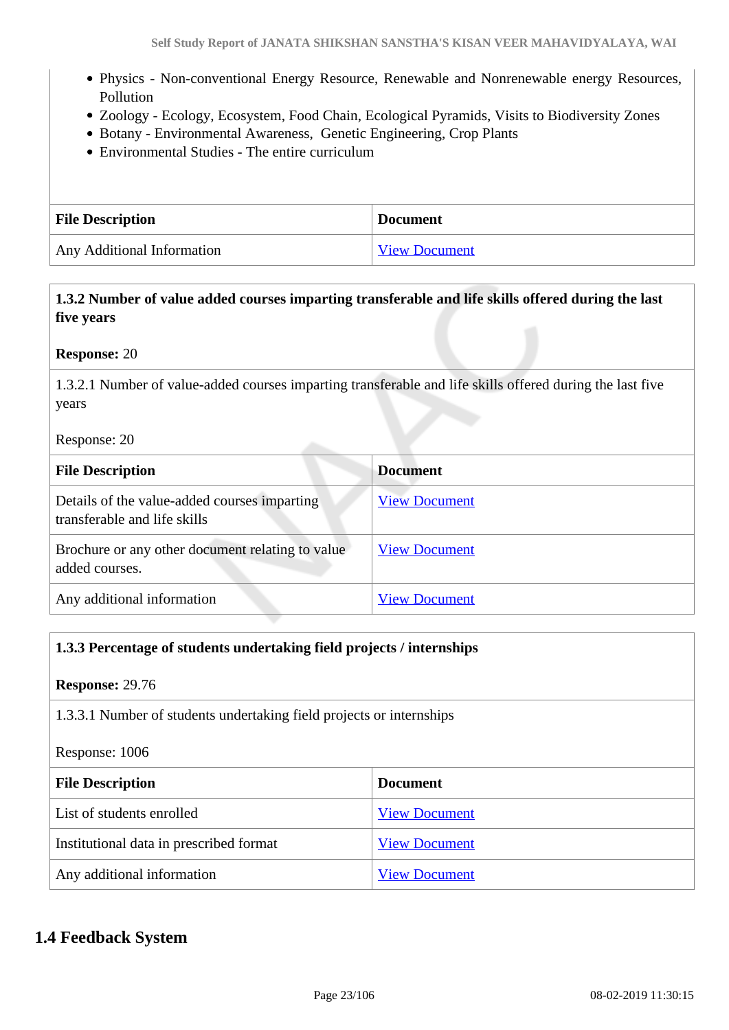- Physics - Non-conventional Energy Resource, Renewable and Nonrenewable energy Resources, Pollution
- Zoology - Ecology, Ecosystem, Food Chain, Ecological Pyramids, Visits to Biodiversity Zones
- Botany - Environmental Awareness, Genetic Engineering, Crop Plants
- Environmental Studies - The entire curriculum

| File Description | Document |
| --- | --- |
| Any Additional Information | View Document |

**1.3.2 Number of value added courses imparting transferable and life skills offered during the last five years**

**Response:** 20

1.3.2.1 Number of value-added courses imparting transferable and life skills offered during the last five years

Response: 20

| File Description | Document |
| --- | --- |
| Details of the value-added courses imparting transferable and life skills | View Document |
| Brochure or any other document relating to value added courses. | View Document |
| Any additional information | View Document |

**1.3.3 Percentage of students undertaking field projects / internships**

**Response:** 29.76

1.3.3.1 Number of students undertaking field projects or internships

Response: 1006

| File Description | Document |
| --- | --- |
| List of students enrolled | View Document |
| Institutional data in prescribed format | View Document |
| Any additional information | View Document |

## 1.4 Feedback System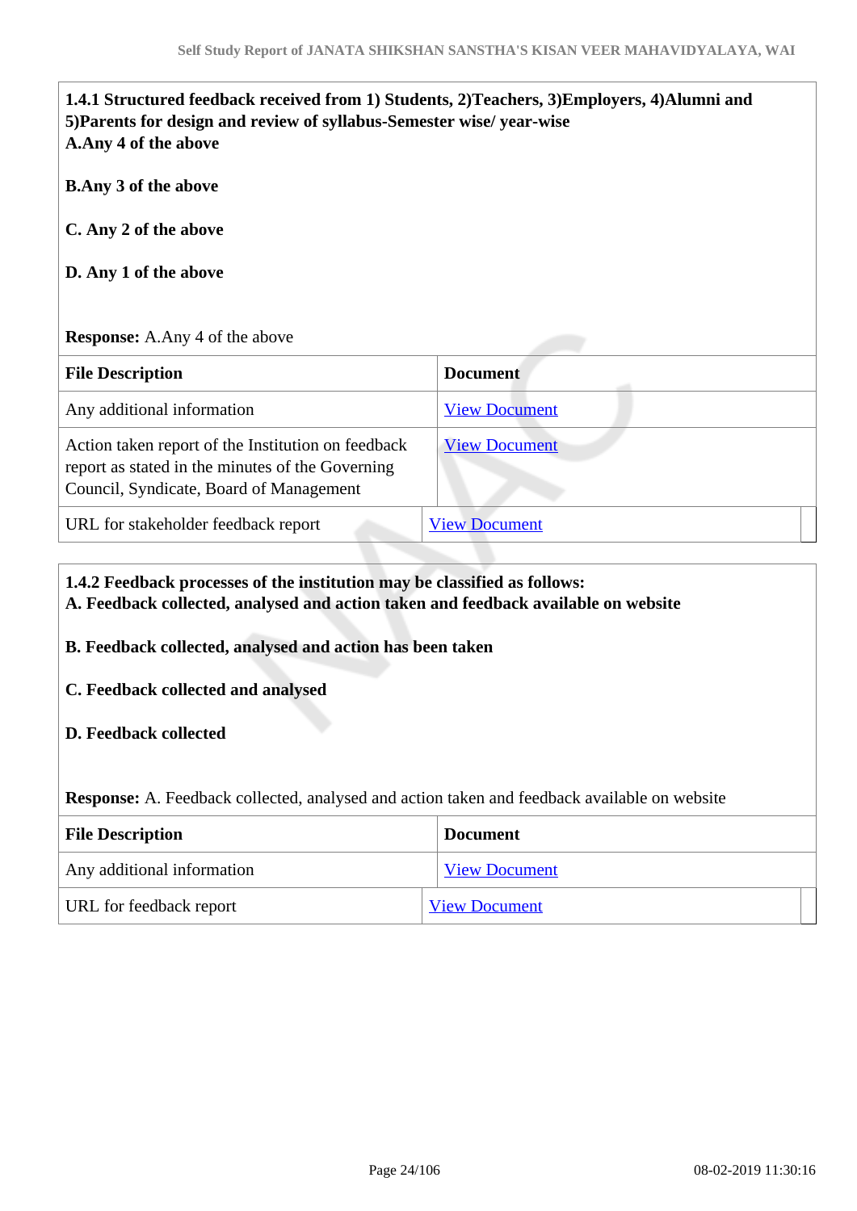**1.4.1 Structured feedback received from 1) Students, 2)Teachers, 3)Employers, 4)Alumni and 5)Parents for design and review of syllabus-Semester wise/ year-wise**

**A.Any 4 of the above**

**B.Any 3 of the above**

**C. Any 2 of the above**

**D. Any 1 of the above**

**Response:** A.Any 4 of the above

| File Description | Document |
|---|---|
| Any additional information | View Document |
| Action taken report of the Institution on feedback report as stated in the minutes of the Governing Council, Syndicate, Board of Management | View Document |
| URL for stakeholder feedback report | View Document |

**1.4.2 Feedback processes of the institution may be classified as follows:**

**A. Feedback collected, analysed and action taken and feedback available on website**

**B. Feedback collected, analysed and action has been taken**

**C. Feedback collected and analysed**

**D. Feedback collected**

**Response:** A. Feedback collected, analysed and action taken and feedback available on website

| File Description | Document |
|---|---|
| Any additional information | View Document |
| URL for feedback report | View Document |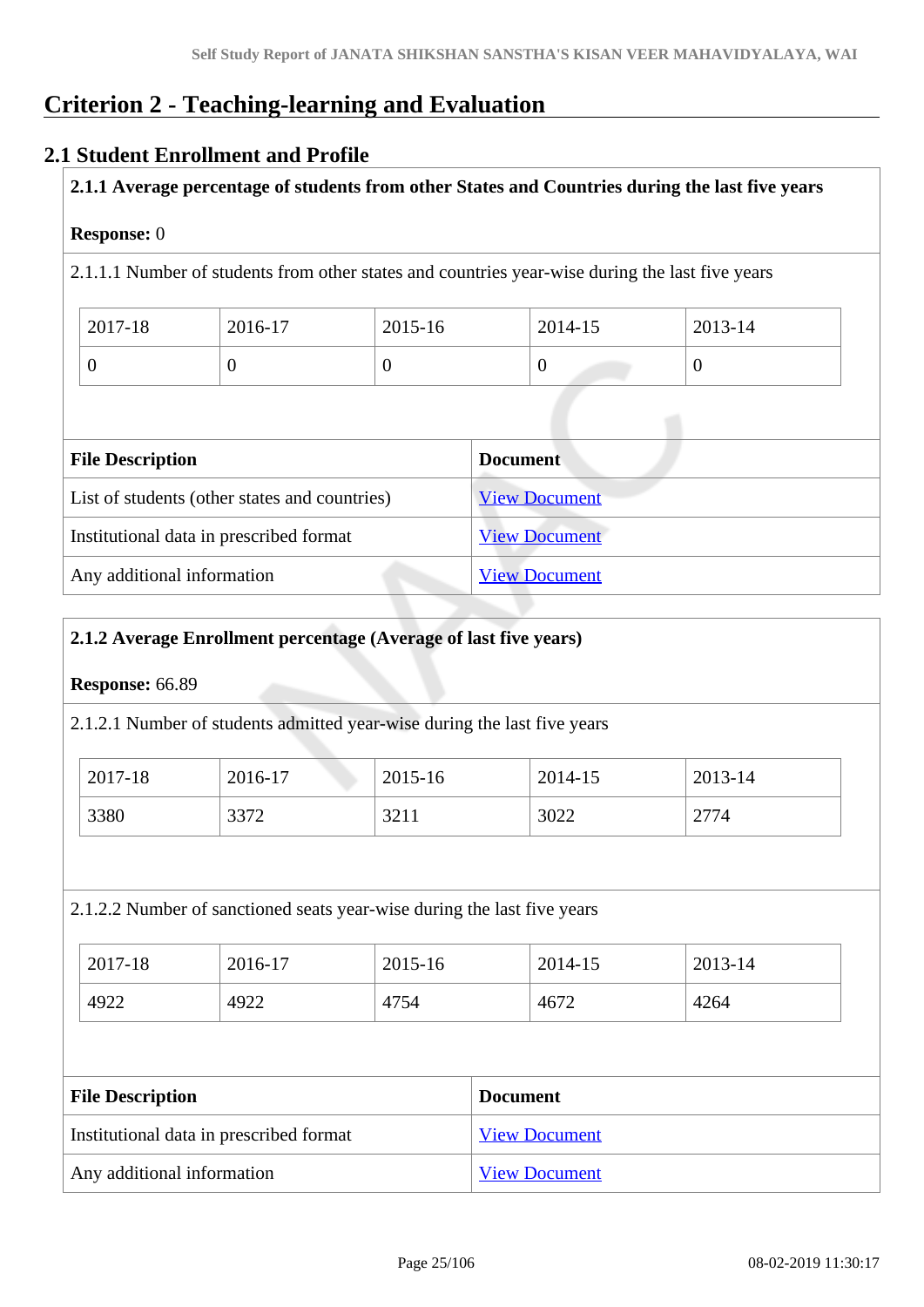# Criterion 2 - Teaching-learning and Evaluation

## 2.1 Student Enrollment and Profile

**2.1.1 Average percentage of students from other States and Countries during the last five years**

**Response:** 0

2.1.1.1 Number of students from other states and countries year-wise during the last five years

| 2017-18 | 2016-17 | 2015-16 | 2014-15 | 2013-14 |
|---|---|---|---|---|
| 0 | 0 | 0 | 0 | 0 |

| File Description | Document |
|---|---|
| List of students (other states and countries) | View Document |
| Institutional data in prescribed format | View Document |
| Any additional information | View Document |

**2.1.2 Average Enrollment percentage (Average of last five years)**

**Response:** 66.89

2.1.2.1 Number of students admitted year-wise during the last five years

| 2017-18 | 2016-17 | 2015-16 | 2014-15 | 2013-14 |
|---|---|---|---|---|
| 3380 | 3372 | 3211 | 3022 | 2774 |

2.1.2.2 Number of sanctioned seats year-wise during the last five years

| 2017-18 | 2016-17 | 2015-16 | 2014-15 | 2013-14 |
|---|---|---|---|---|
| 4922 | 4922 | 4754 | 4672 | 4264 |

| File Description | Document |
|---|---|
| Institutional data in prescribed format | View Document |
| Any additional information | View Document |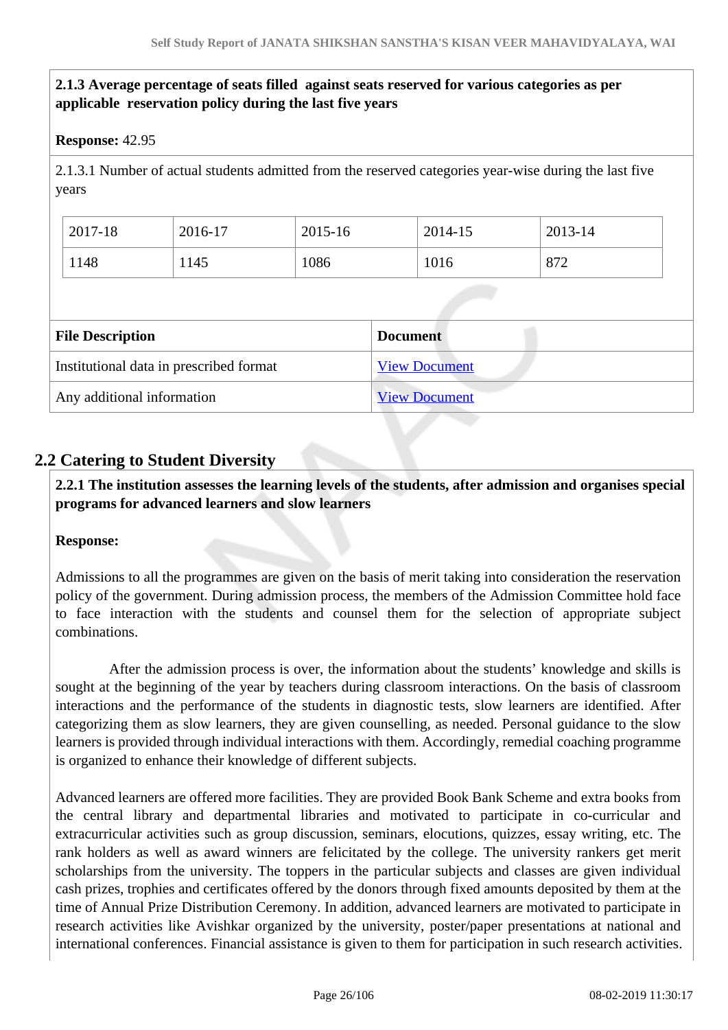**2.1.3 Average percentage of seats filled against seats reserved for various categories as per applicable reservation policy during the last five years**

**Response:** 42.95

2.1.3.1 Number of actual students admitted from the reserved categories year-wise during the last five years

| 2017-18 | 2016-17 | 2015-16 | 2014-15 | 2013-14 |
|---|---|---|---|---|
| 1148 | 1145 | 1086 | 1016 | 872 |

| File Description | Document |
|---|---|
| Institutional data in prescribed format | View Document |
| Any additional information | View Document |

## 2.2 Catering to Student Diversity

**2.2.1 The institution assesses the learning levels of the students, after admission and organises special programs for advanced learners and slow learners**

**Response:**

Admissions to all the programmes are given on the basis of merit taking into consideration the reservation policy of the government. During admission process, the members of the Admission Committee hold face to face interaction with the students and counsel them for the selection of appropriate subject combinations.

After the admission process is over, the information about the students' knowledge and skills is sought at the beginning of the year by teachers during classroom interactions. On the basis of classroom interactions and the performance of the students in diagnostic tests, slow learners are identified. After categorizing them as slow learners, they are given counselling, as needed. Personal guidance to the slow learners is provided through individual interactions with them. Accordingly, remedial coaching programme is organized to enhance their knowledge of different subjects.

Advanced learners are offered more facilities. They are provided Book Bank Scheme and extra books from the central library and departmental libraries and motivated to participate in co-curricular and extracurricular activities such as group discussion, seminars, elocutions, quizzes, essay writing, etc. The rank holders as well as award winners are felicitated by the college. The university rankers get merit scholarships from the university. The toppers in the particular subjects and classes are given individual cash prizes, trophies and certificates offered by the donors through fixed amounts deposited by them at the time of Annual Prize Distribution Ceremony. In addition, advanced learners are motivated to participate in research activities like Avishkar organized by the university, poster/paper presentations at national and international conferences. Financial assistance is given to them for participation in such research activities.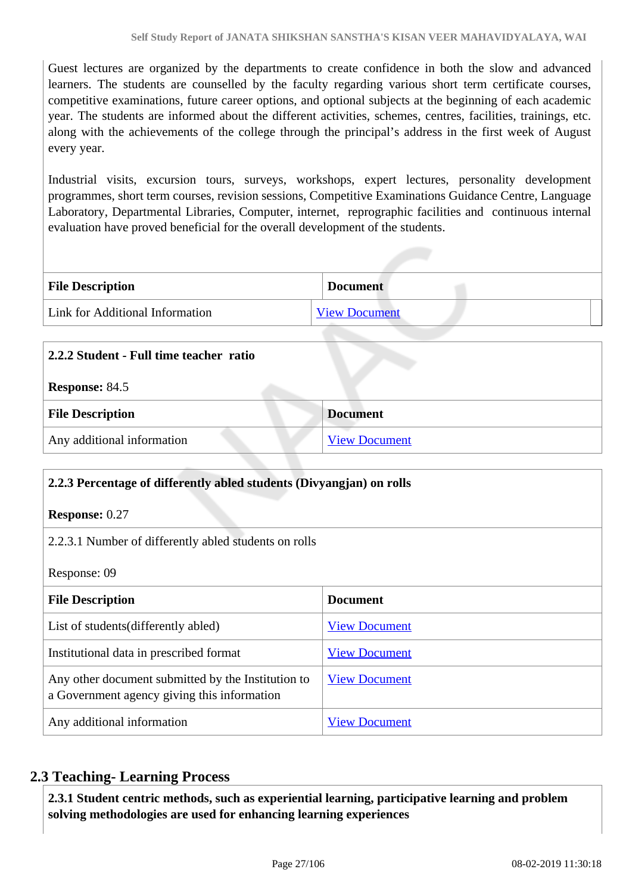Guest lectures are organized by the departments to create confidence in both the slow and advanced learners. The students are counselled by the faculty regarding various short term certificate courses, competitive examinations, future career options, and optional subjects at the beginning of each academic year. The students are informed about the different activities, schemes, centres, facilities, trainings, etc. along with the achievements of the college through the principal's address in the first week of August every year.

Industrial visits, excursion tours, surveys, workshops, expert lectures, personality development programmes, short term courses, revision sessions, Competitive Examinations Guidance Centre, Language Laboratory, Departmental Libraries, Computer, internet, reprographic facilities and continuous internal evaluation have proved beneficial for the overall development of the students.

| File Description | Document |
|---|---|
| Link for Additional Information | View Document |

**2.2.2 Student - Full time teacher ratio**

**Response:** 84.5

| File Description | Document |
|---|---|
| Any additional information | View Document |

**2.2.3 Percentage of differently abled students (Divyangjan) on rolls**

**Response:** 0.27

2.2.3.1 Number of differently abled students on rolls

Response: 09

| File Description | Document |
|---|---|
| List of students(differently abled) | View Document |
| Institutional data in prescribed format | View Document |
| Any other document submitted by the Institution to a Government agency giving this information | View Document |
| Any additional information | View Document |

## 2.3 Teaching- Learning Process

**2.3.1 Student centric methods, such as experiential learning, participative learning and problem solving methodologies are used for enhancing learning experiences**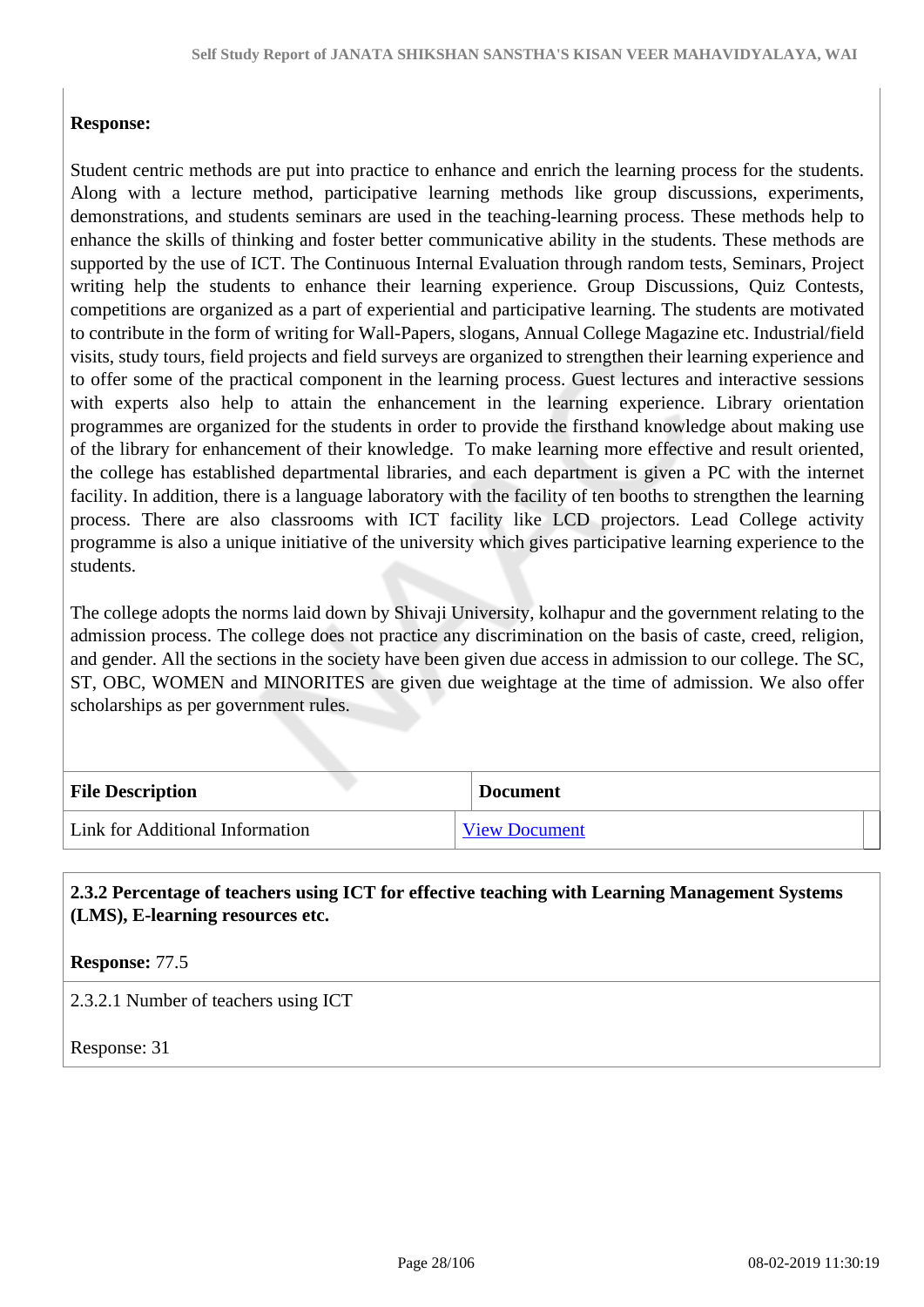**Response:**

Student centric methods are put into practice to enhance and enrich the learning process for the students. Along with a lecture method, participative learning methods like group discussions, experiments, demonstrations, and students seminars are used in the teaching-learning process. These methods help to enhance the skills of thinking and foster better communicative ability in the students. These methods are supported by the use of ICT. The Continuous Internal Evaluation through random tests, Seminars, Project writing help the students to enhance their learning experience. Group Discussions, Quiz Contests, competitions are organized as a part of experiential and participative learning. The students are motivated to contribute in the form of writing for Wall-Papers, slogans, Annual College Magazine etc. Industrial/field visits, study tours, field projects and field surveys are organized to strengthen their learning experience and to offer some of the practical component in the learning process. Guest lectures and interactive sessions with experts also help to attain the enhancement in the learning experience. Library orientation programmes are organized for the students in order to provide the firsthand knowledge about making use of the library for enhancement of their knowledge. To make learning more effective and result oriented, the college has established departmental libraries, and each department is given a PC with the internet facility. In addition, there is a language laboratory with the facility of ten booths to strengthen the learning process. There are also classrooms with ICT facility like LCD projectors. Lead College activity programme is also a unique initiative of the university which gives participative learning experience to the students.

The college adopts the norms laid down by Shivaji University, kolhapur and the government relating to the admission process. The college does not practice any discrimination on the basis of caste, creed, religion, and gender. All the sections in the society have been given due access in admission to our college. The SC, ST, OBC, WOMEN and MINORITES are given due weightage at the time of admission. We also offer scholarships as per government rules.

| File Description | Document |
|---|---|
| Link for Additional Information | View Document |

**2.3.2 Percentage of teachers using ICT for effective teaching with Learning Management Systems (LMS), E-learning resources etc.**

**Response:** 77.5

2.3.2.1 Number of teachers using ICT

Response: 31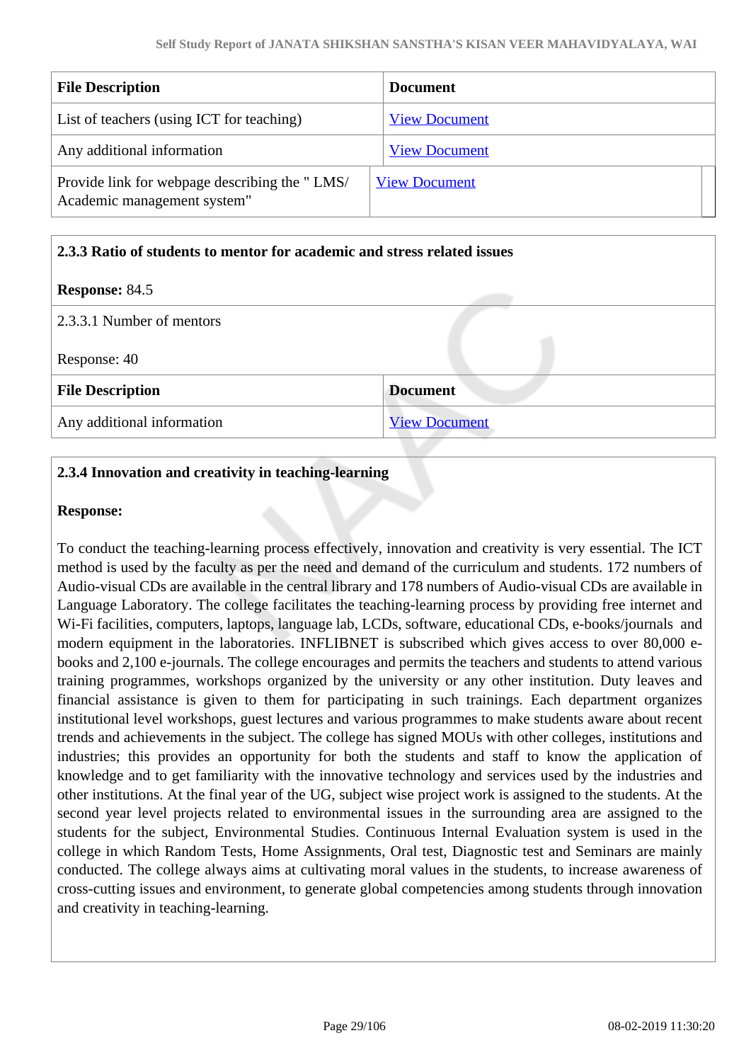| File Description | Document |
|---|---|
| List of teachers (using ICT for teaching) | View Document |
| Any additional information | View Document |
| Provide link for webpage describing the " LMS/ Academic management system" | View Document |

**2.3.3 Ratio of students to mentor for academic and stress related issues**

**Response:** 84.5

2.3.3.1 Number of mentors

Response: 40

| File Description | Document |
|---|---|
| Any additional information | View Document |

**2.3.4 Innovation and creativity in teaching-learning**

**Response:**

To conduct the teaching-learning process effectively, innovation and creativity is very essential. The ICT method is used by the faculty as per the need and demand of the curriculum and students. 172 numbers of Audio-visual CDs are available in the central library and 178 numbers of Audio-visual CDs are available in Language Laboratory. The college facilitates the teaching-learning process by providing free internet and Wi-Fi facilities, computers, laptops, language lab, LCDs, software, educational CDs, e-books/journals and modern equipment in the laboratories. INFLIBNET is subscribed which gives access to over 80,000 e-books and 2,100 e-journals. The college encourages and permits the teachers and students to attend various training programmes, workshops organized by the university or any other institution. Duty leaves and financial assistance is given to them for participating in such trainings. Each department organizes institutional level workshops, guest lectures and various programmes to make students aware about recent trends and achievements in the subject. The college has signed MOUs with other colleges, institutions and industries; this provides an opportunity for both the students and staff to know the application of knowledge and to get familiarity with the innovative technology and services used by the industries and other institutions. At the final year of the UG, subject wise project work is assigned to the students. At the second year level projects related to environmental issues in the surrounding area are assigned to the students for the subject, Environmental Studies. Continuous Internal Evaluation system is used in the college in which Random Tests, Home Assignments, Oral test, Diagnostic test and Seminars are mainly conducted. The college always aims at cultivating moral values in the students, to increase awareness of cross-cutting issues and environment, to generate global competencies among students through innovation and creativity in teaching-learning.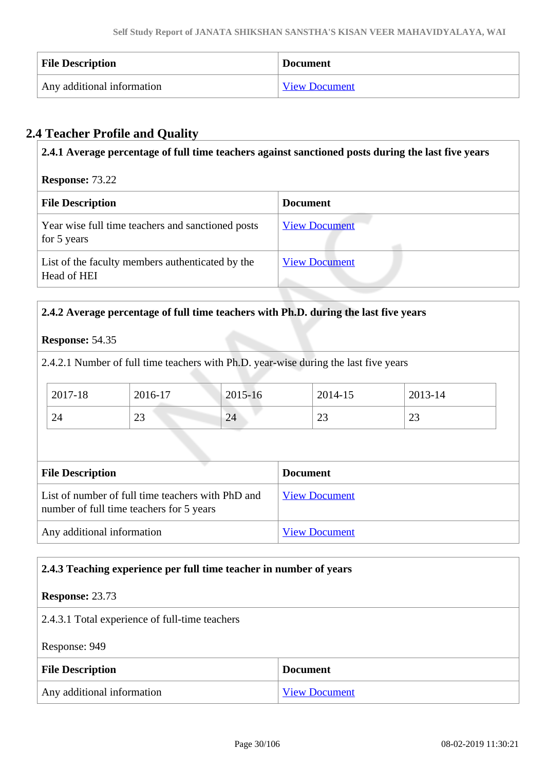| File Description | Document |
|---|---|
| Any additional information | View Document |

## 2.4 Teacher Profile and Quality

**2.4.1 Average percentage of full time teachers against sanctioned posts during the last five years**

**Response:** 73.22

| File Description | Document |
|---|---|
| Year wise full time teachers and sanctioned posts for 5 years | View Document |
| List of the faculty members authenticated by the Head of HEI | View Document |

**2.4.2 Average percentage of full time teachers with Ph.D. during the last five years**

**Response:** 54.35

2.4.2.1 Number of full time teachers with Ph.D. year-wise during the last five years

| 2017-18 | 2016-17 | 2015-16 | 2014-15 | 2013-14 |
|---|---|---|---|---|
| 24 | 23 | 24 | 23 | 23 |

| File Description | Document |
|---|---|
| List of number of full time teachers with PhD and number of full time teachers for 5 years | View Document |
| Any additional information | View Document |

**2.4.3 Teaching experience per full time teacher in number of years**

**Response:** 23.73

2.4.3.1 Total experience of full-time teachers

Response: 949

| File Description | Document |
|---|---|
| Any additional information | View Document |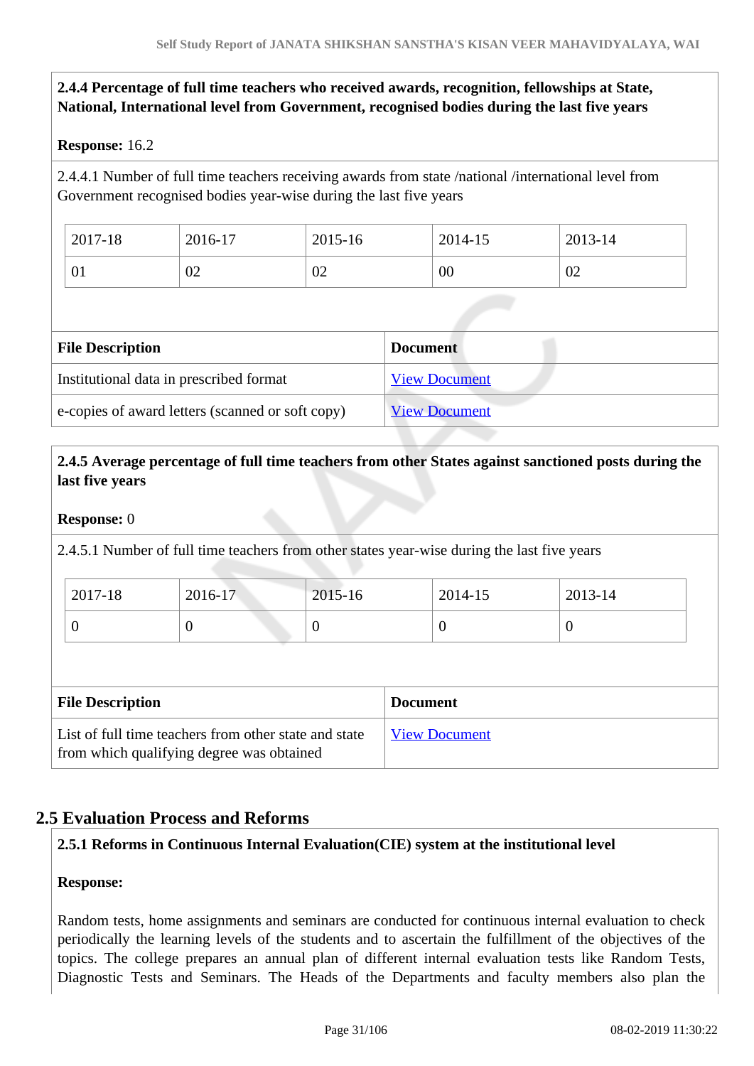**2.4.4 Percentage of full time teachers who received awards, recognition, fellowships at State, National, International level from Government, recognised bodies during the last five years**

**Response:** 16.2

2.4.4.1 Number of full time teachers receiving awards from state /national /international level from Government recognised bodies year-wise during the last five years

| 2017-18 | 2016-17 | 2015-16 | 2014-15 | 2013-14 |
|---|---|---|---|---|
| 01 | 02 | 02 | 00 | 02 |

| File Description | Document |
|---|---|
| Institutional data in prescribed format | View Document |
| e-copies of award letters (scanned or soft copy) | View Document |

**2.4.5 Average percentage of full time teachers from other States against sanctioned posts during the last five years**

**Response:** 0

2.4.5.1 Number of full time teachers from other states year-wise during the last five years

| 2017-18 | 2016-17 | 2015-16 | 2014-15 | 2013-14 |
|---|---|---|---|---|
| 0 | 0 | 0 | 0 | 0 |

| File Description | Document |
|---|---|
| List of full time teachers from other state and state from which qualifying degree was obtained | View Document |

## 2.5 Evaluation Process and Reforms

**2.5.1 Reforms in Continuous Internal Evaluation(CIE) system at the institutional level**

**Response:**

Random tests, home assignments and seminars are conducted for continuous internal evaluation to check periodically the learning levels of the students and to ascertain the fulfillment of the objectives of the topics. The college prepares an annual plan of different internal evaluation tests like Random Tests, Diagnostic Tests and Seminars. The Heads of the Departments and faculty members also plan the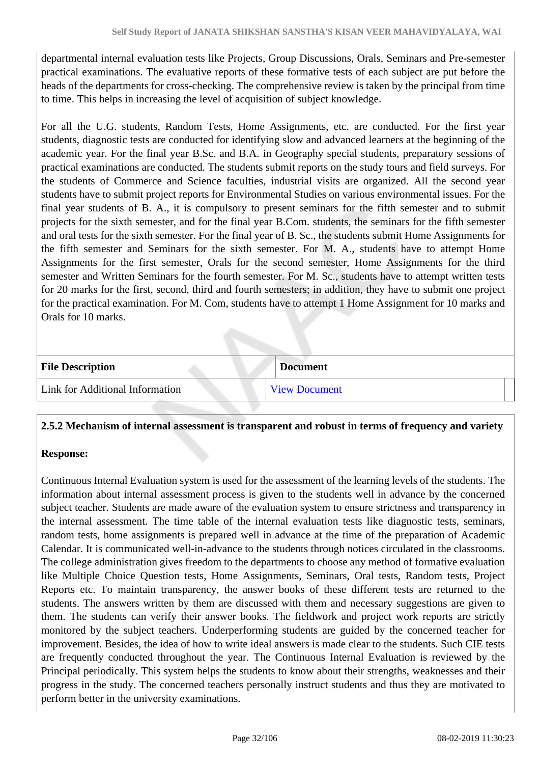departmental internal evaluation tests like Projects, Group Discussions, Orals, Seminars and Pre-semester practical examinations. The evaluative reports of these formative tests of each subject are put before the heads of the departments for cross-checking. The comprehensive review is taken by the principal from time to time. This helps in increasing the level of acquisition of subject knowledge.

For all the U.G. students, Random Tests, Home Assignments, etc. are conducted. For the first year students, diagnostic tests are conducted for identifying slow and advanced learners at the beginning of the academic year. For the final year B.Sc. and B.A. in Geography special students, preparatory sessions of practical examinations are conducted. The students submit reports on the study tours and field surveys. For the students of Commerce and Science faculties, industrial visits are organized. All the second year students have to submit project reports for Environmental Studies on various environmental issues. For the final year students of B. A., it is compulsory to present seminars for the fifth semester and to submit projects for the sixth semester, and for the final year B.Com. students, the seminars for the fifth semester and oral tests for the sixth semester. For the final year of B. Sc., the students submit Home Assignments for the fifth semester and Seminars for the sixth semester. For M. A., students have to attempt Home Assignments for the first semester, Orals for the second semester, Home Assignments for the third semester and Written Seminars for the fourth semester. For M. Sc., students have to attempt written tests for 20 marks for the first, second, third and fourth semesters; in addition, they have to submit one project for the practical examination. For M. Com, students have to attempt 1 Home Assignment for 10 marks and Orals for 10 marks.

| File Description | Document |
|---|---|
| Link for Additional Information | View Document |

### 2.5.2 Mechanism of internal assessment is transparent and robust in terms of frequency and variety

**Response:**

Continuous Internal Evaluation system is used for the assessment of the learning levels of the students. The information about internal assessment process is given to the students well in advance by the concerned subject teacher. Students are made aware of the evaluation system to ensure strictness and transparency in the internal assessment. The time table of the internal evaluation tests like diagnostic tests, seminars, random tests, home assignments is prepared well in advance at the time of the preparation of Academic Calendar. It is communicated well-in-advance to the students through notices circulated in the classrooms. The college administration gives freedom to the departments to choose any method of formative evaluation like Multiple Choice Question tests, Home Assignments, Seminars, Oral tests, Random tests, Project Reports etc. To maintain transparency, the answer books of these different tests are returned to the students. The answers written by them are discussed with them and necessary suggestions are given to them. The students can verify their answer books. The fieldwork and project work reports are strictly monitored by the subject teachers. Underperforming students are guided by the concerned teacher for improvement. Besides, the idea of how to write ideal answers is made clear to the students. Such CIE tests are frequently conducted throughout the year. The Continuous Internal Evaluation is reviewed by the Principal periodically. This system helps the students to know about their strengths, weaknesses and their progress in the study. The concerned teachers personally instruct students and thus they are motivated to perform better in the university examinations.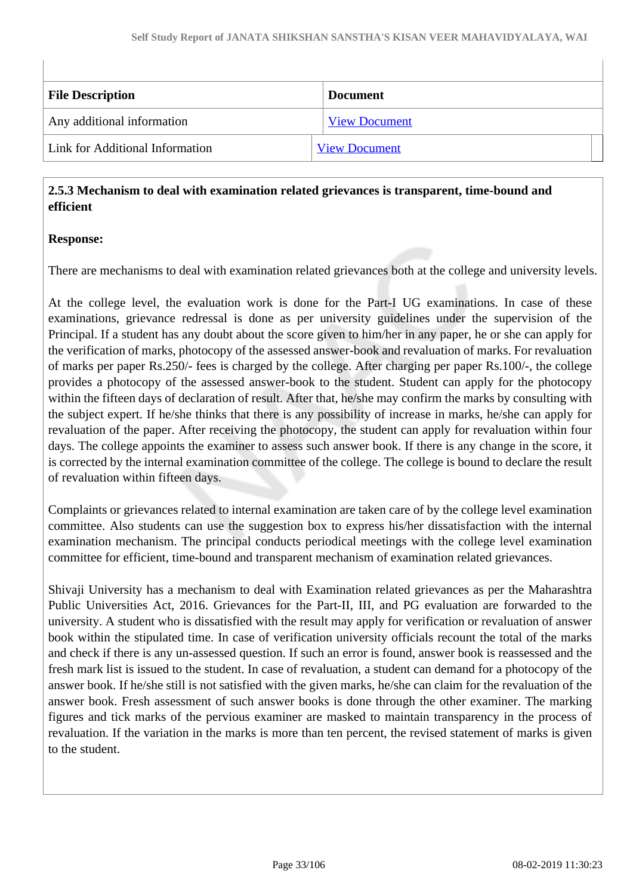| File Description | Document |
| --- | --- |
| Any additional information | View Document |
| Link for Additional Information | View Document |

**2.5.3 Mechanism to deal with examination related grievances is transparent, time-bound and efficient**

**Response:**

There are mechanisms to deal with examination related grievances both at the college and university levels.

At the college level, the evaluation work is done for the Part-I UG examinations. In case of these examinations, grievance redressal is done as per university guidelines under the supervision of the Principal. If a student has any doubt about the score given to him/her in any paper, he or she can apply for the verification of marks, photocopy of the assessed answer-book and revaluation of marks. For revaluation of marks per paper Rs.250/- fees is charged by the college. After charging per paper Rs.100/-, the college provides a photocopy of the assessed answer-book to the student. Student can apply for the photocopy within the fifteen days of declaration of result. After that, he/she may confirm the marks by consulting with the subject expert. If he/she thinks that there is any possibility of increase in marks, he/she can apply for revaluation of the paper. After receiving the photocopy, the student can apply for revaluation within four days. The college appoints the examiner to assess such answer book. If there is any change in the score, it is corrected by the internal examination committee of the college. The college is bound to declare the result of revaluation within fifteen days.

Complaints or grievances related to internal examination are taken care of by the college level examination committee. Also students can use the suggestion box to express his/her dissatisfaction with the internal examination mechanism. The principal conducts periodical meetings with the college level examination committee for efficient, time-bound and transparent mechanism of examination related grievances.

Shivaji University has a mechanism to deal with Examination related grievances as per the Maharashtra Public Universities Act, 2016. Grievances for the Part-II, III, and PG evaluation are forwarded to the university. A student who is dissatisfied with the result may apply for verification or revaluation of answer book within the stipulated time. In case of verification university officials recount the total of the marks and check if there is any un-assessed question. If such an error is found, answer book is reassessed and the fresh mark list is issued to the student. In case of revaluation, a student can demand for a photocopy of the answer book. If he/she still is not satisfied with the given marks, he/she can claim for the revaluation of the answer book. Fresh assessment of such answer books is done through the other examiner. The marking figures and tick marks of the pervious examiner are masked to maintain transparency in the process of revaluation. If the variation in the marks is more than ten percent, the revised statement of marks is given to the student.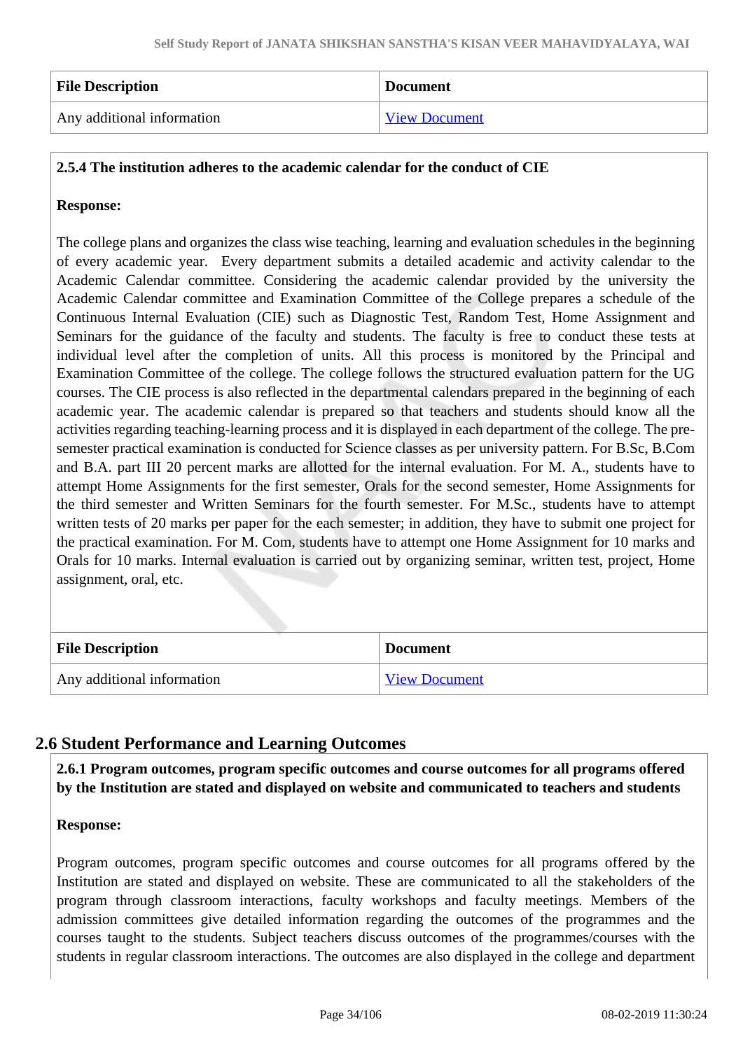| File Description | Document |
|---|---|
| Any additional information | View Document |

**2.5.4 The institution adheres to the academic calendar for the conduct of CIE**

**Response:**

The college plans and organizes the class wise teaching, learning and evaluation schedules in the beginning of every academic year. Every department submits a detailed academic and activity calendar to the Academic Calendar committee. Considering the academic calendar provided by the university the Academic Calendar committee and Examination Committee of the College prepares a schedule of the Continuous Internal Evaluation (CIE) such as Diagnostic Test, Random Test, Home Assignment and Seminars for the guidance of the faculty and students. The faculty is free to conduct these tests at individual level after the completion of units. All this process is monitored by the Principal and Examination Committee of the college. The college follows the structured evaluation pattern for the UG courses. The CIE process is also reflected in the departmental calendars prepared in the beginning of each academic year. The academic calendar is prepared so that teachers and students should know all the activities regarding teaching-learning process and it is displayed in each department of the college. The pre-semester practical examination is conducted for Science classes as per university pattern. For B.Sc, B.Com and B.A. part III 20 percent marks are allotted for the internal evaluation. For M. A., students have to attempt Home Assignments for the first semester, Orals for the second semester, Home Assignments for the third semester and Written Seminars for the fourth semester. For M.Sc., students have to attempt written tests of 20 marks per paper for the each semester; in addition, they have to submit one project for the practical examination. For M. Com, students have to attempt one Home Assignment for 10 marks and Orals for 10 marks. Internal evaluation is carried out by organizing seminar, written test, project, Home assignment, oral, etc.

| File Description | Document |
|---|---|
| Any additional information | View Document |

## 2.6 Student Performance and Learning Outcomes

**2.6.1 Program outcomes, program specific outcomes and course outcomes for all programs offered by the Institution are stated and displayed on website and communicated to teachers and students**

**Response:**

Program outcomes, program specific outcomes and course outcomes for all programs offered by the Institution are stated and displayed on website. These are communicated to all the stakeholders of the program through classroom interactions, faculty workshops and faculty meetings. Members of the admission committees give detailed information regarding the outcomes of the programmes and the courses taught to the students. Subject teachers discuss outcomes of the programmes/courses with the students in regular classroom interactions. The outcomes are also displayed in the college and department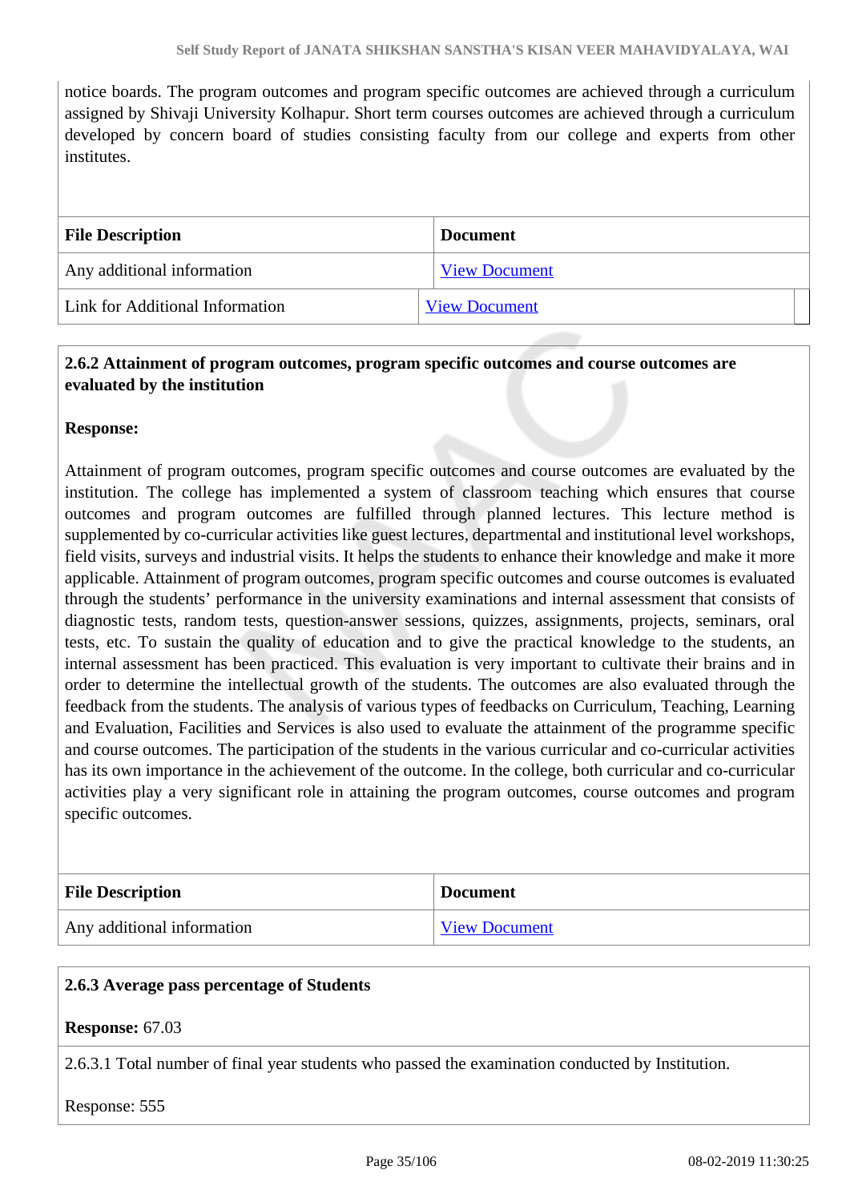notice boards. The program outcomes and program specific outcomes are achieved through a curriculum assigned by Shivaji University Kolhapur. Short term courses outcomes are achieved through a curriculum developed by concern board of studies consisting faculty from our college and experts from other institutes.

| File Description | Document |
|---|---|
| Any additional information | View Document |
| Link for Additional Information | View Document |

**2.6.2 Attainment of program outcomes, program specific outcomes and course outcomes are evaluated by the institution**

**Response:**

Attainment of program outcomes, program specific outcomes and course outcomes are evaluated by the institution. The college has implemented a system of classroom teaching which ensures that course outcomes and program outcomes are fulfilled through planned lectures. This lecture method is supplemented by co-curricular activities like guest lectures, departmental and institutional level workshops, field visits, surveys and industrial visits. It helps the students to enhance their knowledge and make it more applicable. Attainment of program outcomes, program specific outcomes and course outcomes is evaluated through the students' performance in the university examinations and internal assessment that consists of diagnostic tests, random tests, question-answer sessions, quizzes, assignments, projects, seminars, oral tests, etc. To sustain the quality of education and to give the practical knowledge to the students, an internal assessment has been practiced. This evaluation is very important to cultivate their brains and in order to determine the intellectual growth of the students. The outcomes are also evaluated through the feedback from the students. The analysis of various types of feedbacks on Curriculum, Teaching, Learning and Evaluation, Facilities and Services is also used to evaluate the attainment of the programme specific and course outcomes. The participation of the students in the various curricular and co-curricular activities has its own importance in the achievement of the outcome. In the college, both curricular and co-curricular activities play a very significant role in attaining the program outcomes, course outcomes and program specific outcomes.

| File Description | Document |
|---|---|
| Any additional information | View Document |

**2.6.3 Average pass percentage of Students**

**Response:** 67.03

2.6.3.1 Total number of final year students who passed the examination conducted by Institution.

Response: 555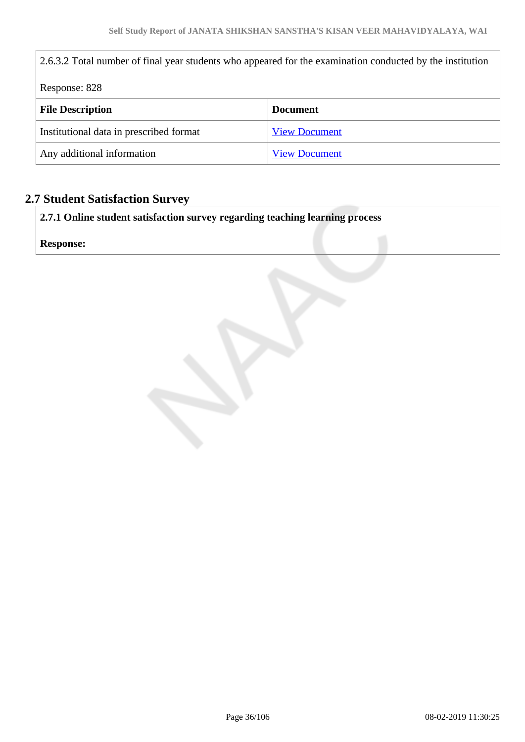2.6.3.2 Total number of final year students who appeared for the examination conducted by the institution

Response: 828

| File Description | Document |
|---|---|
| Institutional data in prescribed format | View Document |
| Any additional information | View Document |

## 2.7 Student Satisfaction Survey

**2.7.1 Online student satisfaction survey regarding teaching learning process**

**Response:**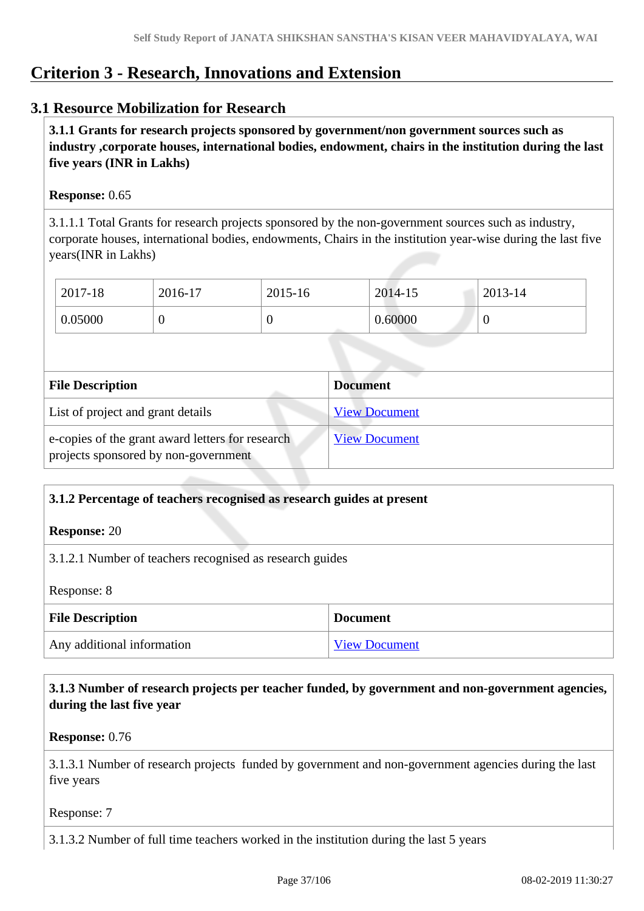# Criterion 3 - Research, Innovations and Extension

## 3.1 Resource Mobilization for Research

**3.1.1 Grants for research projects sponsored by government/non government sources such as industry ,corporate houses, international bodies, endowment, chairs in the institution during the last five years (INR in Lakhs)**

**Response:** 0.65

3.1.1.1 Total Grants for research projects sponsored by the non-government sources such as industry, corporate houses, international bodies, endowments, Chairs in the institution year-wise during the last five years(INR in Lakhs)

| 2017-18 | 2016-17 | 2015-16 | 2014-15 | 2013-14 |
|---|---|---|---|---|
| 0.05000 | 0 | 0 | 0.60000 | 0 |

| File Description | Document |
|---|---|
| List of project and grant details | View Document |
| e-copies of the grant award letters for research projects sponsored by non-government | View Document |

**3.1.2 Percentage of teachers recognised as research guides at present**

**Response:** 20

3.1.2.1 Number of teachers recognised as research guides

Response: 8

| File Description | Document |
|---|---|
| Any additional information | View Document |

**3.1.3 Number of research projects per teacher funded, by government and non-government agencies, during the last five year**

**Response:** 0.76

3.1.3.1 Number of research projects funded by government and non-government agencies during the last five years

Response: 7

3.1.3.2 Number of full time teachers worked in the institution during the last 5 years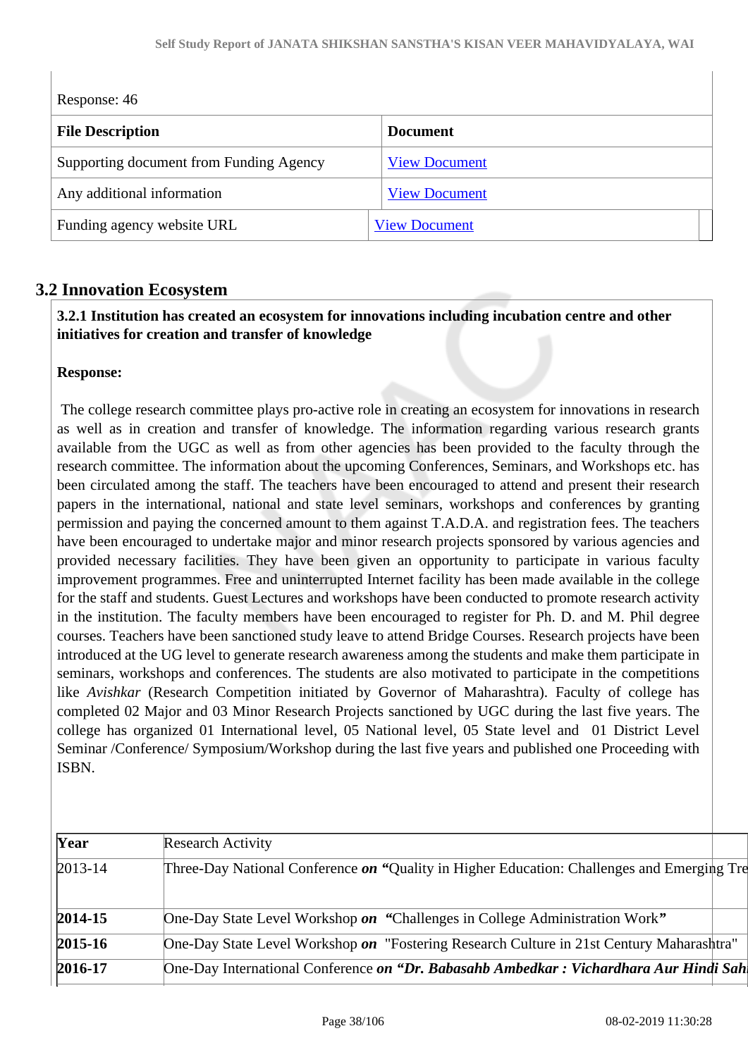Response: 46

| File Description | Document |
|---|---|
| Supporting document from Funding Agency | View Document |
| Any additional information | View Document |
| Funding agency website URL | View Document |

## 3.2 Innovation Ecosystem

**3.2.1 Institution has created an ecosystem for innovations including incubation centre and other initiatives for creation and transfer of knowledge**

**Response:**

The college research committee plays pro-active role in creating an ecosystem for innovations in research as well as in creation and transfer of knowledge. The information regarding various research grants available from the UGC as well as from other agencies has been provided to the faculty through the research committee. The information about the upcoming Conferences, Seminars, and Workshops etc. has been circulated among the staff. The teachers have been encouraged to attend and present their research papers in the international, national and state level seminars, workshops and conferences by granting permission and paying the concerned amount to them against T.A.D.A. and registration fees. The teachers have been encouraged to undertake major and minor research projects sponsored by various agencies and provided necessary facilities. They have been given an opportunity to participate in various faculty improvement programmes. Free and uninterrupted Internet facility has been made available in the college for the staff and students. Guest Lectures and workshops have been conducted to promote research activity in the institution. The faculty members have been encouraged to register for Ph. D. and M. Phil degree courses. Teachers have been sanctioned study leave to attend Bridge Courses. Research projects have been introduced at the UG level to generate research awareness among the students and make them participate in seminars, workshops and conferences. The students are also motivated to participate in the competitions like *Avishkar* (Research Competition initiated by Governor of Maharashtra). Faculty of college has completed 02 Major and 03 Minor Research Projects sanctioned by UGC during the last five years. The college has organized 01 International level, 05 National level, 05 State level and 01 District Level Seminar /Conference/ Symposium/Workshop during the last five years and published one Proceeding with ISBN.

| Year | Research Activity |
|---|---|
| 2013-14 | Three-Day National Conference ***on*** **"**Quality in Higher Education: Challenges and Emerging Tre |
| **2014-15** | One-Day State Level Workshop ***on*** **"**Challenges in College Administration Work**"** |
| **2015-16** | One-Day State Level Workshop ***on*** "Fostering Research Culture in 21st Century Maharashtra" |
| **2016-17** | One-Day International Conference ***on "Dr. Babasahb Ambedkar : Vichardhara Aur Hindi Sah*** |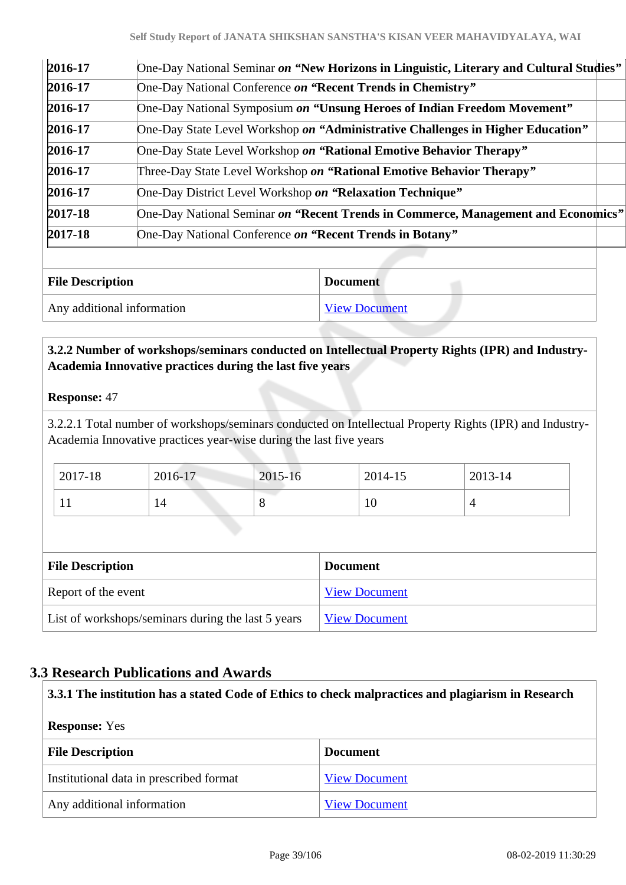| | |
|---|---|
| **2016-17** | One-Day National Seminar ***on*** **"New Horizons in Linguistic, Literary and Cultural Studies"** |
| **2016-17** | One-Day National Conference ***on*** **"Recent Trends in Chemistry"** |
| **2016-17** | One-Day National Symposium ***on*** **"Unsung Heroes of Indian Freedom Movement"** |
| **2016-17** | One-Day State Level Workshop ***on*** **"Administrative Challenges in Higher Education"** |
| **2016-17** | One-Day State Level Workshop ***on*** **"Rational Emotive Behavior Therapy"** |
| **2016-17** | Three-Day State Level Workshop ***on*** **"Rational Emotive Behavior Therapy"** |
| **2016-17** | One-Day District Level Workshop ***on*** **"Relaxation Technique"** |
| **2017-18** | One-Day National Seminar ***on*** **"Recent Trends in Commerce, Management and Economics"** |
| **2017-18** | One-Day National Conference ***on*** **"Recent Trends in Botany"** |

| **File Description** | **Document** |
|---|---|
| Any additional information | View Document |

**3.2.2 Number of workshops/seminars conducted on Intellectual Property Rights (IPR) and Industry-Academia Innovative practices during the last five years**

**Response:** 47

3.2.2.1 Total number of workshops/seminars conducted on Intellectual Property Rights (IPR) and Industry-Academia Innovative practices year-wise during the last five years

| 2017-18 | 2016-17 | 2015-16 | 2014-15 | 2013-14 |
|---|---|---|---|---|
| 11 | 14 | 8 | 10 | 4 |

| **File Description** | **Document** |
|---|---|
| Report of the event | View Document |
| List of workshops/seminars during the last 5 years | View Document |

## 3.3 Research Publications and Awards

**3.3.1 The institution has a stated Code of Ethics to check malpractices and plagiarism in Research**

**Response:** Yes

| **File Description** | **Document** |
|---|---|
| Institutional data in prescribed format | View Document |
| Any additional information | View Document |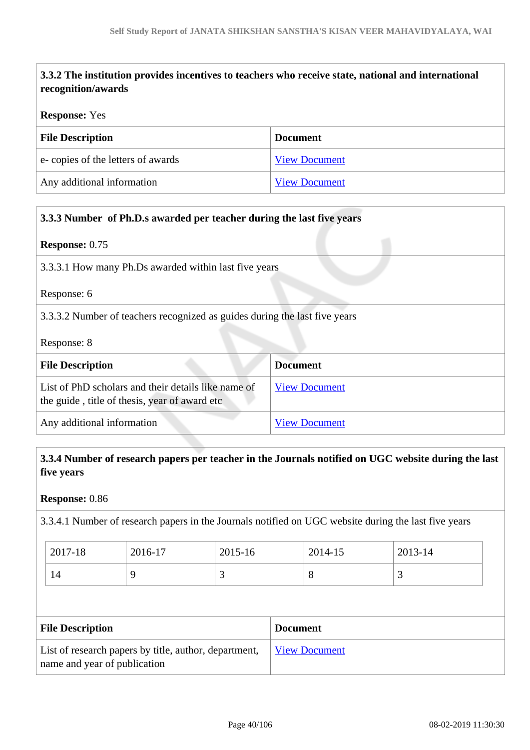**3.3.2 The institution provides incentives to teachers who receive state, national and international recognition/awards**

**Response:** Yes

| File Description | Document |
|---|---|
| e- copies of the letters of awards | View Document |
| Any additional information | View Document |

**3.3.3 Number of Ph.D.s awarded per teacher during the last five years**

**Response:** 0.75

3.3.3.1 How many Ph.Ds awarded within last five years

Response: 6

3.3.3.2 Number of teachers recognized as guides during the last five years

Response: 8

| File Description | Document |
|---|---|
| List of PhD scholars and their details like name of the guide , title of thesis, year of award etc | View Document |
| Any additional information | View Document |

**3.3.4 Number of research papers per teacher in the Journals notified on UGC website during the last five years**

**Response:** 0.86

3.3.4.1 Number of research papers in the Journals notified on UGC website during the last five years

| 2017-18 | 2016-17 | 2015-16 | 2014-15 | 2013-14 |
|---|---|---|---|---|
| 14 | 9 | 3 | 8 | 3 |

| File Description | Document |
|---|---|
| List of research papers by title, author, department, name and year of publication | View Document |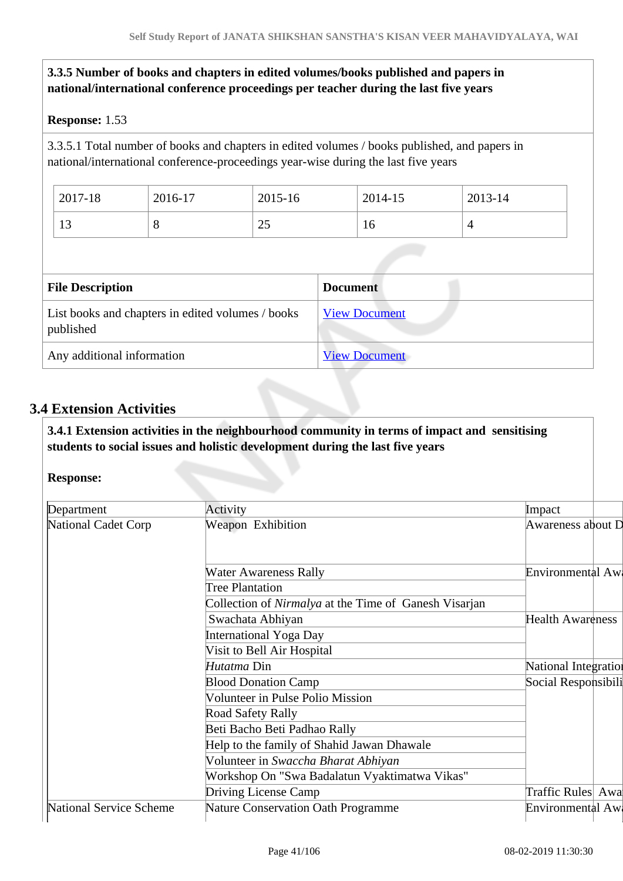**3.3.5 Number of books and chapters in edited volumes/books published and papers in national/international conference proceedings per teacher during the last five years**

**Response:** 1.53

3.3.5.1 Total number of books and chapters in edited volumes / books published, and papers in national/international conference-proceedings year-wise during the last five years

| 2017-18 | 2016-17 | 2015-16 | 2014-15 | 2013-14 |
|---|---|---|---|---|
| 13 | 8 | 25 | 16 | 4 |

| File Description | Document |
|---|---|
| List books and chapters in edited volumes / books published | View Document |
| Any additional information | View Document |

## 3.4 Extension Activities

**3.4.1 Extension activities in the neighbourhood community in terms of impact and sensitising students to social issues and holistic development during the last five years**

**Response:**

| Department | Activity | Impact |
|---|---|---|
| National Cadet Corp | Weapon Exhibition | Awareness about D |
| | Water Awareness Rally | Environmental Aw |
| | Tree Plantation | |
| | Collection of *Nirmalya* at the Time of Ganesh Visarjan | |
| | Swachata Abhiyan | Health Awareness |
| | International Yoga Day | |
| | Visit to Bell Air Hospital | |
| | *Hutatma* Din | National Integratio |
| | Blood Donation Camp | Social Responsibili |
| | Volunteer in Pulse Polio Mission | |
| | Road Safety Rally | |
| | Beti Bacho Beti Padhao Rally | |
| | Help to the family of Shahid Jawan Dhawale | |
| | Volunteer in *Swaccha Bharat Abhiyan* | |
| | Workshop On "Swa Badalatun Vyaktimatwa Vikas" | |
| | Driving License Camp | Traffic Rules Awa |
| National Service Scheme | Nature Conservation Oath Programme | Environmental Aw |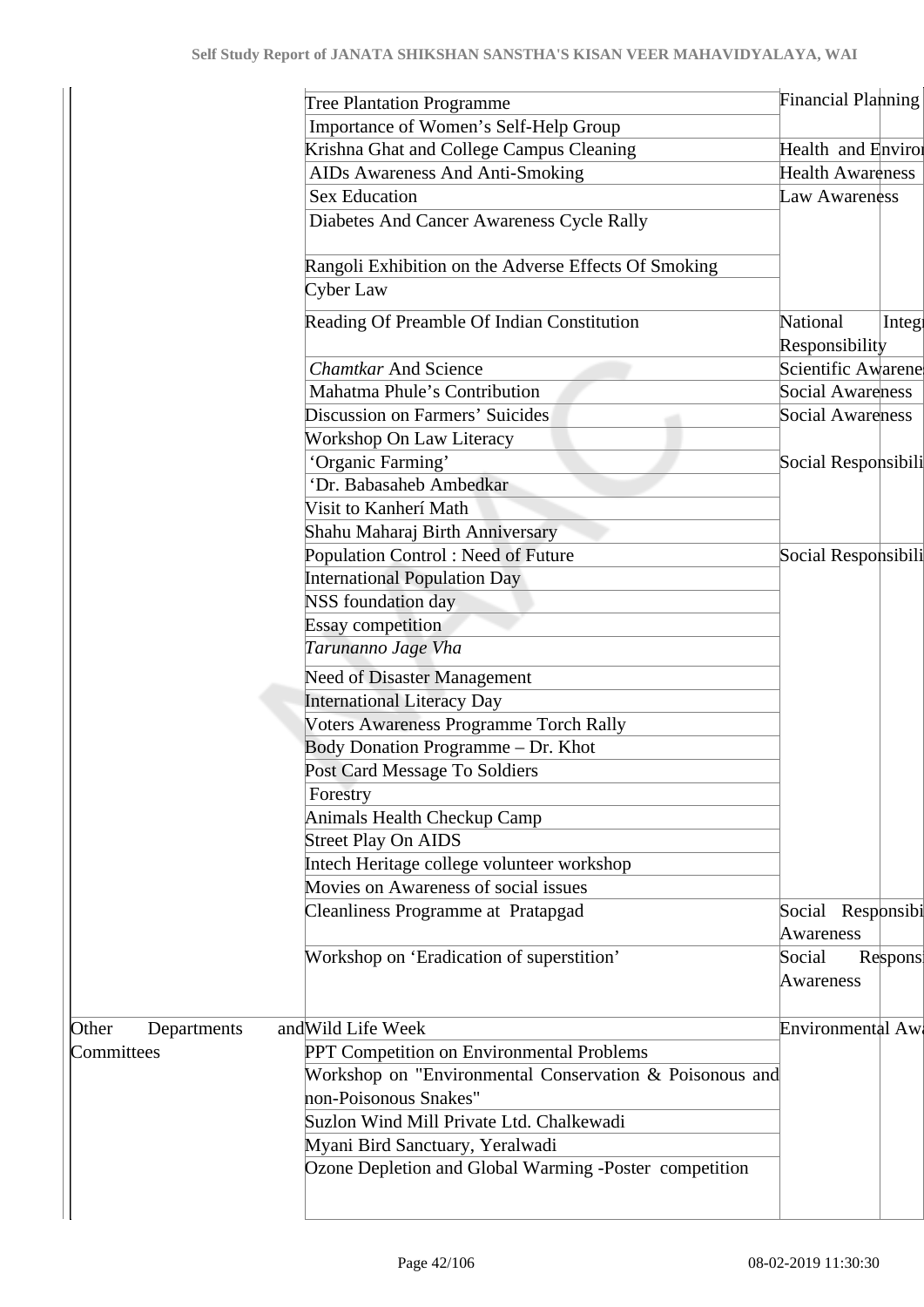| | | | |
|---|---|---|---|
| | Tree Plantation Programme | Financial Planning | |
| | Importance of Women's Self-Help Group | | |
| | Krishna Ghat and College Campus Cleaning | Health and Enviro | |
| | AIDs Awareness And Anti-Smoking | Health Awareness | |
| | Sex Education | Law Awareness | |
| | Diabetes And Cancer Awareness Cycle Rally | | |
| | Rangoli Exhibition on the Adverse Effects Of Smoking | | |
| | Cyber Law | | |
| | Reading Of Preamble Of Indian Constitution | National Integ Responsibility | |
| | *Chamtkar* And Science | Scientific Awarene | |
| | Mahatma Phule's Contribution | Social Awareness | |
| | Discussion on Farmers' Suicides | Social Awareness | |
| | Workshop On Law Literacy | | |
| | 'Organic Farming' | Social Responsibili | |
| | 'Dr. Babasaheb Ambedkar | | |
| | Visit to Kanherí Math | | |
| | Shahu Maharaj Birth Anniversary | | |
| | Population Control : Need of Future | Social Responsibili | |
| | International Population Day | | |
| | NSS foundation day | | |
| | Essay competition | | |
| | *Tarunanno Jage Vha* | | |
| | Need of Disaster Management | | |
| | International Literacy Day | | |
| | Voters Awareness Programme Torch Rally | | |
| | Body Donation Programme – Dr. Khot | | |
| | Post Card Message To Soldiers | | |
| | Forestry | | |
| | Animals Health Checkup Camp | | |
| | Street Play On AIDS | | |
| | Intech Heritage college volunteer workshop | | |
| | Movies on Awareness of social issues | | |
| | Cleanliness Programme at Pratapgad | Social Responsibi Awareness | |
| | Workshop on 'Eradication of superstition' | Social Respons Awareness | |
| Other Departments and Committees | Wild Life Week | Environmental Aw | |
| | PPT Competition on Environmental Problems | | |
| | Workshop on "Environmental Conservation & Poisonous and non-Poisonous Snakes" | | |
| | Suzlon Wind Mill Private Ltd. Chalkewadi | | |
| | Myani Bird Sanctuary, Yeralwadi | | |
| | Ozone Depletion and Global Warming -Poster competition | | |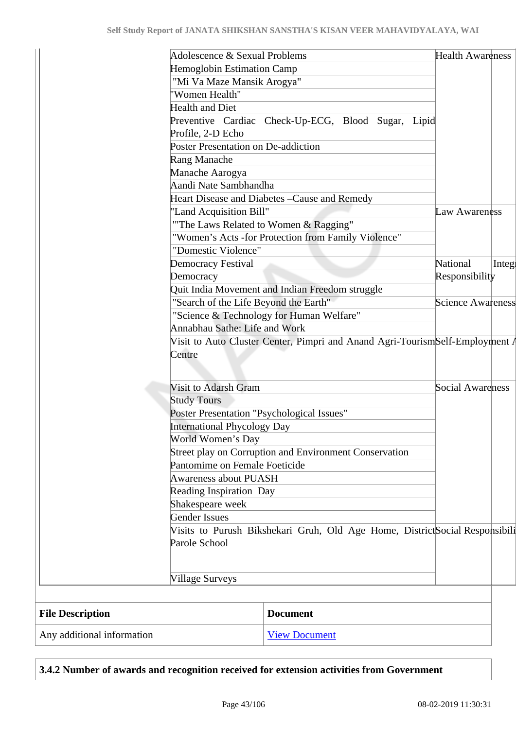| | Activity | Category | |
|---|---|---|---|
| | Adolescence & Sexual Problems | Health Awareness | |
| | Hemoglobin Estimation Camp | | |
| | "Mi Va Maze Mansik Arogya" | | |
| | "Women Health" | | |
| | Health and Diet | | |
| | Preventive Cardiac Check-Up-ECG, Blood Sugar, Lipid Profile, 2-D Echo | | |
| | Poster Presentation on De-addiction | | |
| | Rang Manache | | |
| | Manache Aarogya | | |
| | Aandi Nate Sambhandha | | |
| | Heart Disease and Diabetes –Cause and Remedy | | |
| | "Land Acquisition Bill" | Law Awareness | |
| | ""The Laws Related to Women & Ragging" | | |
| | "Women's Acts -for Protection from Family Violence" | | |
| | "Domestic Violence" | | |
| | Democracy Festival | National Integ Responsibility | |
| | Democracy | | |
| | Quit India Movement and Indian Freedom struggle | | |
| | "Search of the Life Beyond the Earth" | Science Awareness | |
| | "Science & Technology for Human Welfare" | | |
| | Annabhau Sathe: Life and Work | | |
| | Visit to Auto Cluster Center, Pimpri and Anand Agri-Tourism Centre | Self-Employment A | |
| | Visit to Adarsh Gram | Social Awareness | |
| | Study Tours | | |
| | Poster Presentation "Psychological Issues" | | |
| | International Phycology Day | | |
| | World Women's Day | | |
| | Street play on Corruption and Environment Conservation | | |
| | Pantomime on Female Foeticide | | |
| | Awareness about PUASH | | |
| | Reading Inspiration Day | | |
| | Shakespeare week | | |
| | Gender Issues | | |
| | Visits to Purush Bikshekari Gruh, Old Age Home, District Parole School | Social Responsibili | |
| | Village Surveys | | |

| File Description | Document |
|---|---|
| Any additional information | View Document |

**3.4.2 Number of awards and recognition received for extension activities from Government**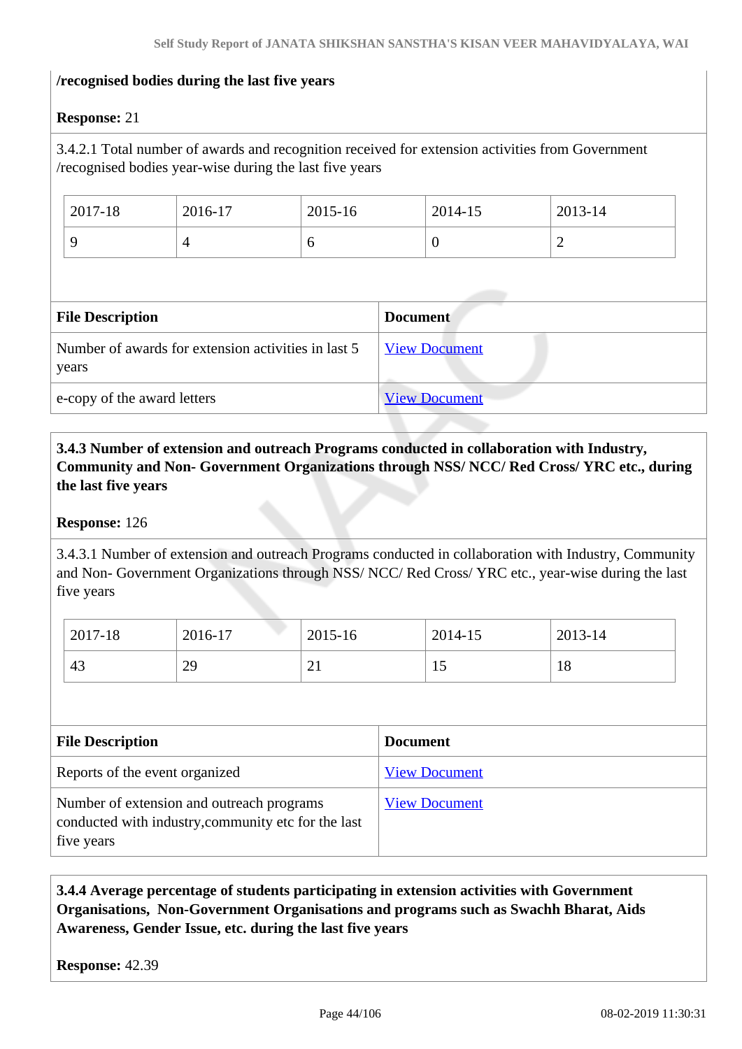**/recognised bodies during the last five years**

**Response:** 21

3.4.2.1 Total number of awards and recognition received for extension activities from Government /recognised bodies year-wise during the last five years

| 2017-18 | 2016-17 | 2015-16 | 2014-15 | 2013-14 |
|---|---|---|---|---|
| 9 | 4 | 6 | 0 | 2 |

| File Description | Document |
|---|---|
| Number of awards for extension activities in last 5 years | View Document |
| e-copy of the award letters | View Document |

**3.4.3 Number of extension and outreach Programs conducted in collaboration with Industry, Community and Non- Government Organizations through NSS/ NCC/ Red Cross/ YRC etc., during the last five years**

**Response:** 126

3.4.3.1 Number of extension and outreach Programs conducted in collaboration with Industry, Community and Non- Government Organizations through NSS/ NCC/ Red Cross/ YRC etc., year-wise during the last five years

| 2017-18 | 2016-17 | 2015-16 | 2014-15 | 2013-14 |
|---|---|---|---|---|
| 43 | 29 | 21 | 15 | 18 |

| File Description | Document |
|---|---|
| Reports of the event organized | View Document |
| Number of extension and outreach programs conducted with industry,community etc for the last five years | View Document |

**3.4.4 Average percentage of students participating in extension activities with Government Organisations, Non-Government Organisations and programs such as Swachh Bharat, Aids Awareness, Gender Issue, etc. during the last five years**

**Response:** 42.39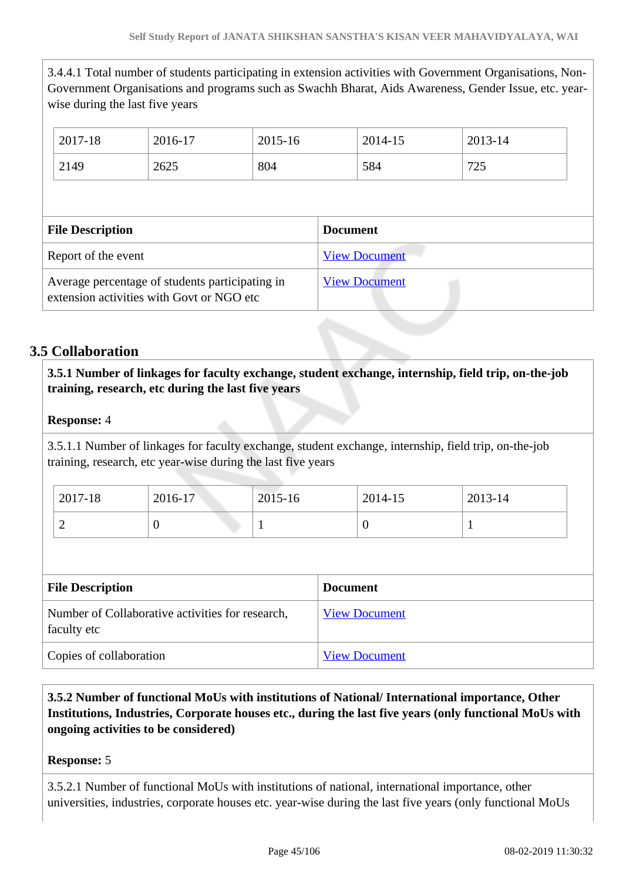3.4.4.1 Total number of students participating in extension activities with Government Organisations, Non-Government Organisations and programs such as Swachh Bharat, Aids Awareness, Gender Issue, etc. year-wise during the last five years

| 2017-18 | 2016-17 | 2015-16 | 2014-15 | 2013-14 |
|---|---|---|---|---|
| 2149 | 2625 | 804 | 584 | 725 |

| File Description | Document |
|---|---|
| Report of the event | View Document |
| Average percentage of students participating in extension activities with Govt or NGO etc | View Document |

## 3.5 Collaboration

**3.5.1 Number of linkages for faculty exchange, student exchange, internship, field trip, on-the-job training, research, etc during the last five years**

**Response:** 4

3.5.1.1 Number of linkages for faculty exchange, student exchange, internship, field trip, on-the-job training, research, etc year-wise during the last five years

| 2017-18 | 2016-17 | 2015-16 | 2014-15 | 2013-14 |
|---|---|---|---|---|
| 2 | 0 | 1 | 0 | 1 |

| File Description | Document |
|---|---|
| Number of Collaborative activities for research, faculty etc | View Document |
| Copies of collaboration | View Document |

**3.5.2 Number of functional MoUs with institutions of National/ International importance, Other Institutions, Industries, Corporate houses etc., during the last five years (only functional MoUs with ongoing activities to be considered)**

**Response:** 5

3.5.2.1 Number of functional MoUs with institutions of national, international importance, other universities, industries, corporate houses etc. year-wise during the last five years (only functional MoUs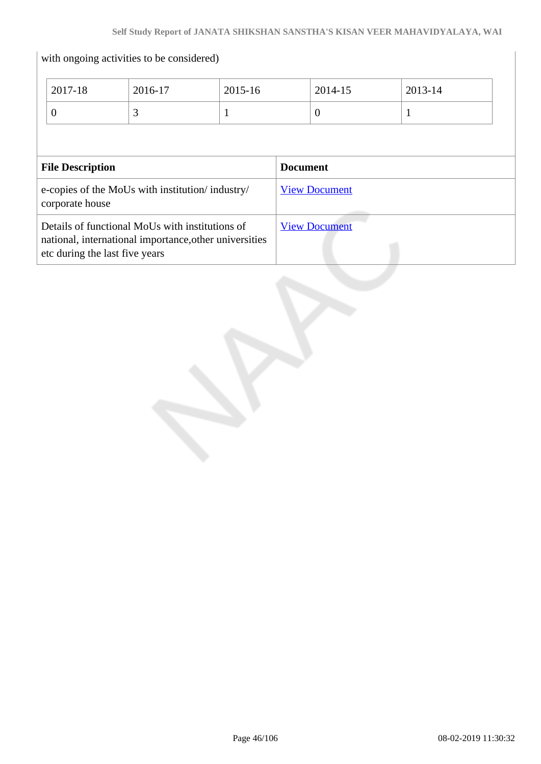with ongoing activities to be considered)

| 2017-18 | 2016-17 | 2015-16 | 2014-15 | 2013-14 |
|---|---|---|---|---|
| 0 | 3 | 1 | 0 | 1 |

| File Description | Document |
|---|---|
| e-copies of the MoUs with institution/ industry/ corporate house | View Document |
| Details of functional MoUs with institutions of national, international importance,other universities etc during the last five years | View Document |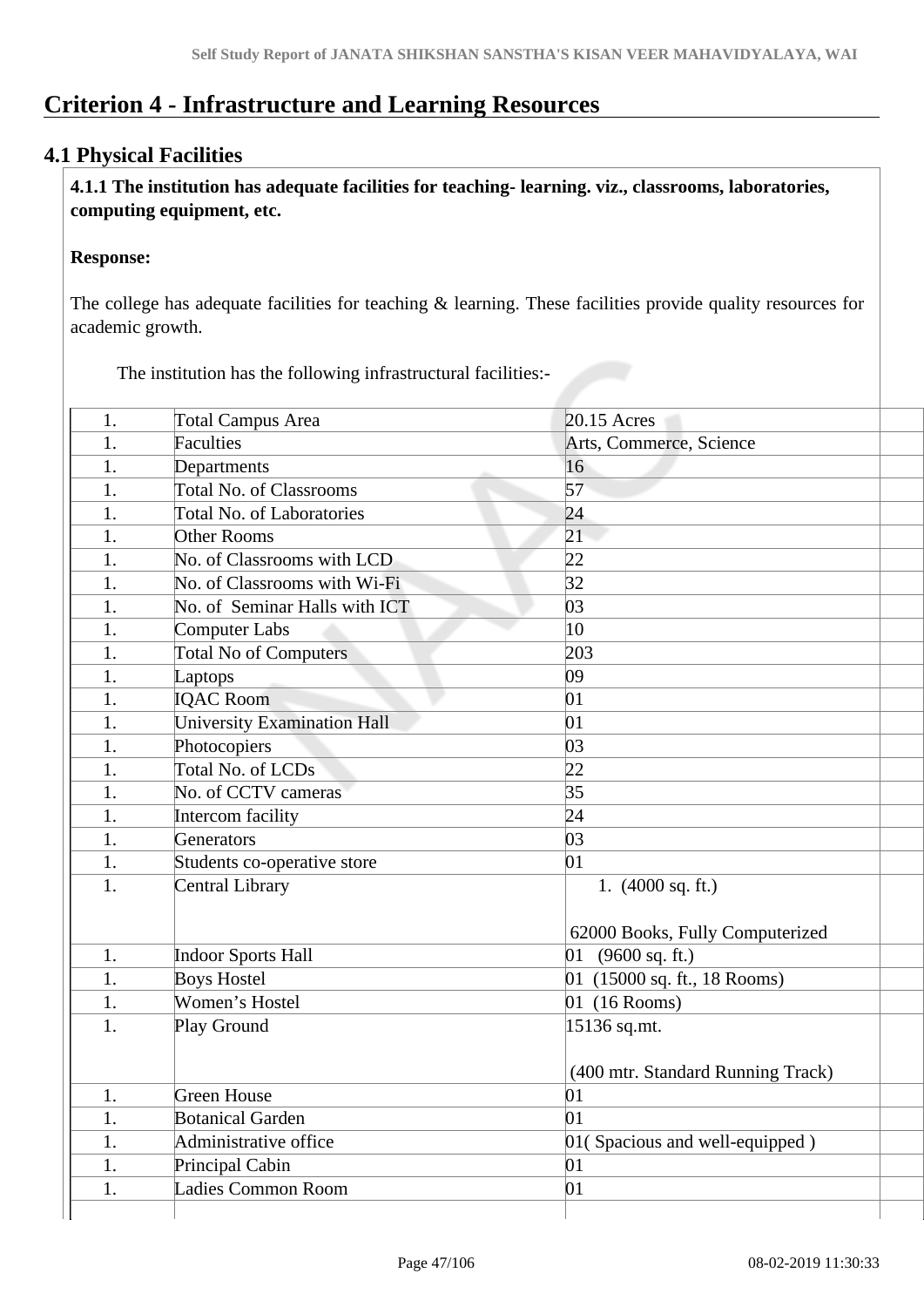# Criterion 4 - Infrastructure and Learning Resources

## 4.1 Physical Facilities

**4.1.1 The institution has adequate facilities for teaching- learning. viz., classrooms, laboratories, computing equipment, etc.**

**Response:**

The college has adequate facilities for teaching & learning. These facilities provide quality resources for academic growth.

The institution has the following infrastructural facilities:-

| | | | |
|---|---|---|---|
| 1. | Total Campus Area | 20.15 Acres | |
| 1. | Faculties | Arts, Commerce, Science | |
| 1. | Departments | 16 | |
| 1. | Total No. of Classrooms | 57 | |
| 1. | Total No. of Laboratories | 24 | |
| 1. | Other Rooms | 21 | |
| 1. | No. of Classrooms with LCD | 22 | |
| 1. | No. of Classrooms with Wi-Fi | 32 | |
| 1. | No. of Seminar Halls with ICT | 03 | |
| 1. | Computer Labs | 10 | |
| 1. | Total No of Computers | 203 | |
| 1. | Laptops | 09 | |
| 1. | IQAC Room | 01 | |
| 1. | University Examination Hall | 01 | |
| 1. | Photocopiers | 03 | |
| 1. | Total No. of LCDs | 22 | |
| 1. | No. of CCTV cameras | 35 | |
| 1. | Intercom facility | 24 | |
| 1. | Generators | 03 | |
| 1. | Students co-operative store | 01 | |
| 1. | Central Library | 1. (4000 sq. ft.)<br><br>62000 Books, Fully Computerized | |
| 1. | Indoor Sports Hall | 01 (9600 sq. ft.) | |
| 1. | Boys Hostel | 01 (15000 sq. ft., 18 Rooms) | |
| 1. | Women's Hostel | 01 (16 Rooms) | |
| 1. | Play Ground | 15136 sq.mt.<br><br>(400 mtr. Standard Running Track) | |
| 1. | Green House | 01 | |
| 1. | Botanical Garden | 01 | |
| 1. | Administrative office | 01( Spacious and well-equipped ) | |
| 1. | Principal Cabin | 01 | |
| 1. | Ladies Common Room | 01 | |
| | | | |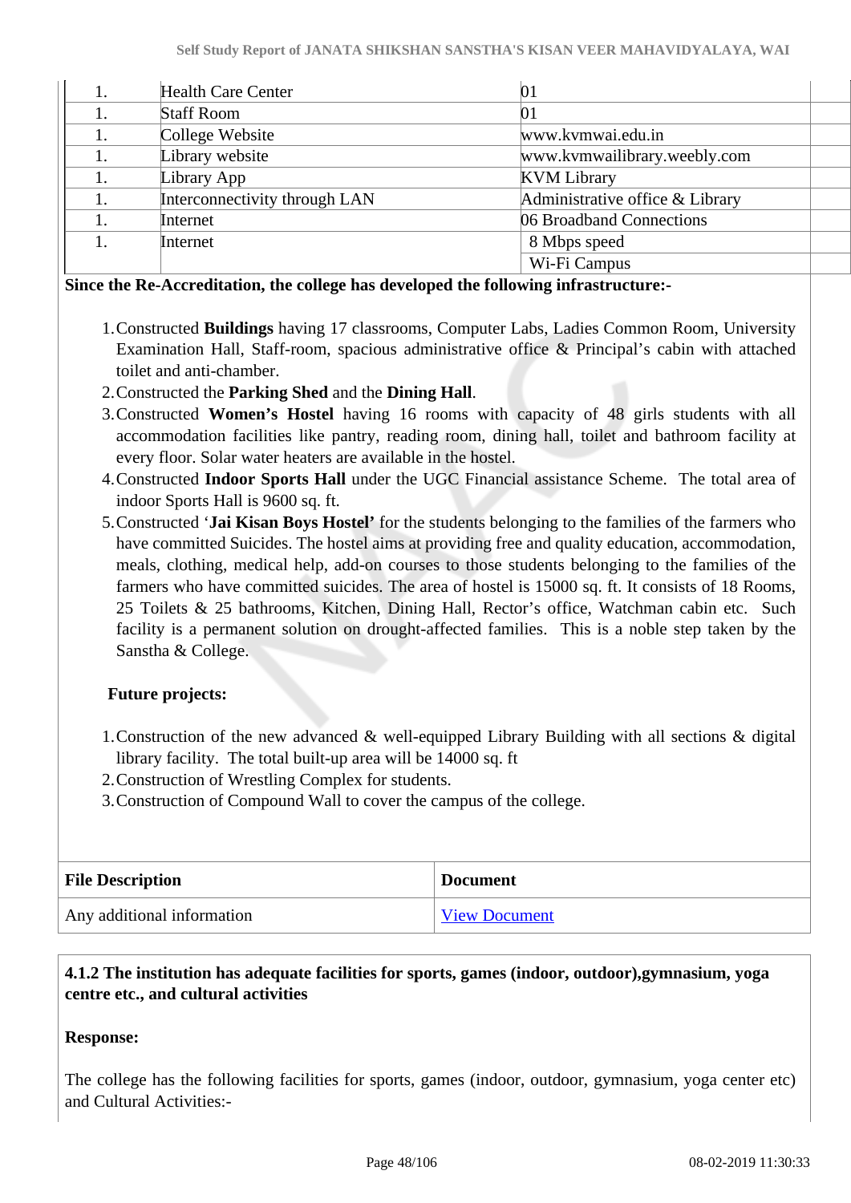| | | | |
|---|---|---|---|
| 1. | Health Care Center | 01 | |
| 1. | Staff Room | 01 | |
| 1. | College Website | www.kvmwai.edu.in | |
| 1. | Library website | www.kvmwailibrary.weebly.com | |
| 1. | Library App | KVM Library | |
| 1. | Interconnectivity through LAN | Administrative office & Library | |
| 1. | Internet | 06 Broadband Connections | |
| 1. | Internet | 8 Mbps speed | |
| | | Wi-Fi Campus | |

**Since the Re-Accreditation, the college has developed the following infrastructure:-**

1. Constructed **Buildings** having 17 classrooms, Computer Labs, Ladies Common Room, University Examination Hall, Staff-room, spacious administrative office & Principal's cabin with attached toilet and anti-chamber.
2. Constructed the **Parking Shed** and the **Dining Hall**.
3. Constructed **Women's Hostel** having 16 rooms with capacity of 48 girls students with all accommodation facilities like pantry, reading room, dining hall, toilet and bathroom facility at every floor. Solar water heaters are available in the hostel.
4. Constructed **Indoor Sports Hall** under the UGC Financial assistance Scheme. The total area of indoor Sports Hall is 9600 sq. ft.
5. Constructed '**Jai Kisan Boys Hostel'** for the students belonging to the families of the farmers who have committed Suicides. The hostel aims at providing free and quality education, accommodation, meals, clothing, medical help, add-on courses to those students belonging to the families of the farmers who have committed suicides. The area of hostel is 15000 sq. ft. It consists of 18 Rooms, 25 Toilets & 25 bathrooms, Kitchen, Dining Hall, Rector's office, Watchman cabin etc. Such facility is a permanent solution on drought-affected families. This is a noble step taken by the Sanstha & College.

**Future projects:**

1. Construction of the new advanced & well-equipped Library Building with all sections & digital library facility. The total built-up area will be 14000 sq. ft
2. Construction of Wrestling Complex for students.
3. Construction of Compound Wall to cover the campus of the college.

| File Description | Document |
|---|---|
| Any additional information | View Document |

**4.1.2 The institution has adequate facilities for sports, games (indoor, outdoor),gymnasium, yoga centre etc., and cultural activities**

**Response:**

The college has the following facilities for sports, games (indoor, outdoor, gymnasium, yoga center etc) and Cultural Activities:-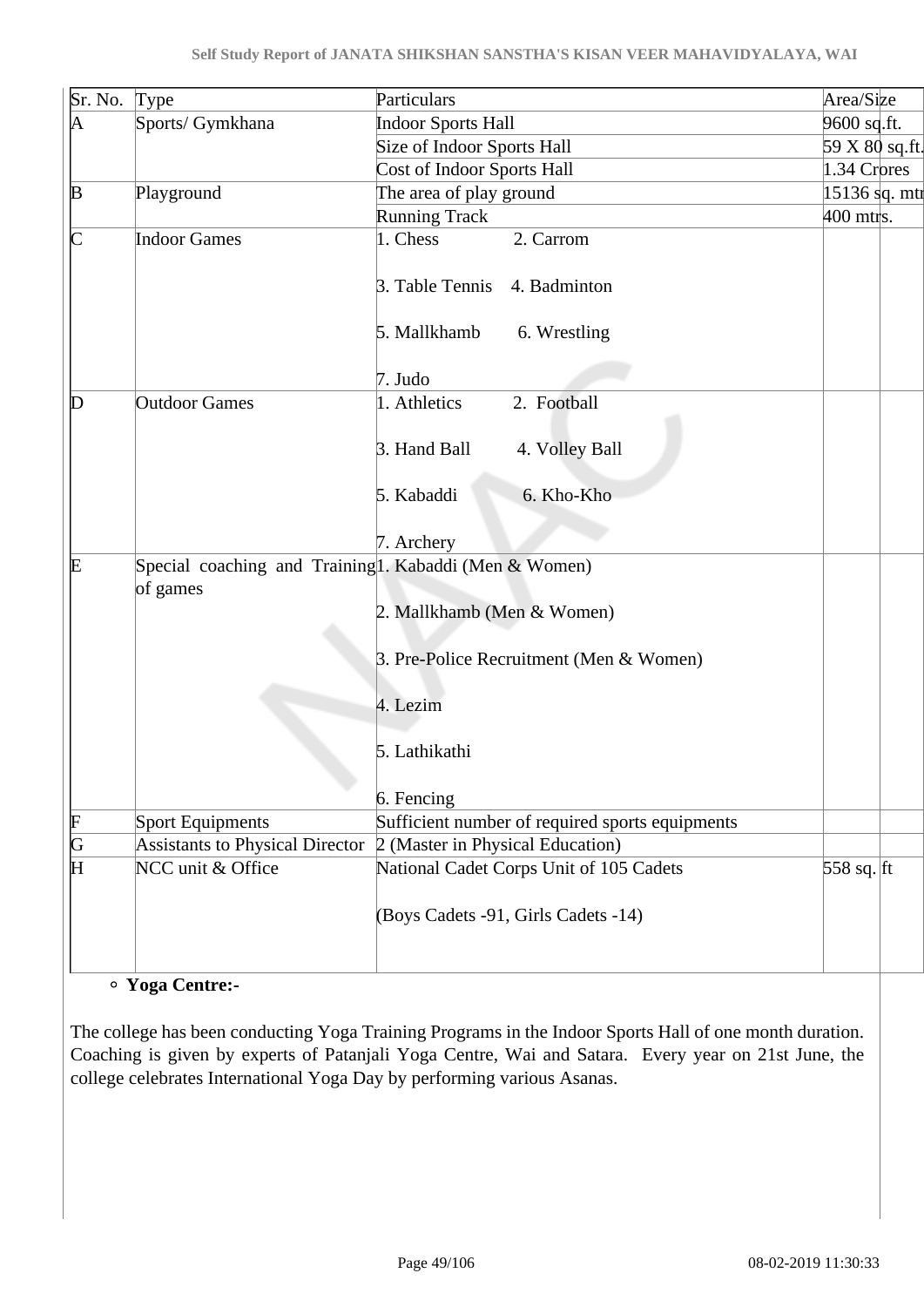| Sr. No. | Type | Particulars | Area/Size |
|---|---|---|---|
| A | Sports/ Gymkhana | Indoor Sports Hall | 9600 sq.ft. |
| | | Size of Indoor Sports Hall | 59 X 80 sq.ft. |
| | | Cost of Indoor Sports Hall | 1.34 Crores |
| B | Playground | The area of play ground | 15136 sq. mtr |
| | | Running Track | 400 mtrs. |
| C | Indoor Games | 1. Chess 2. Carrom<br><br>3. Table Tennis 4. Badminton<br><br>5. Mallkhamb 6. Wrestling<br><br>7. Judo | |
| D | Outdoor Games | 1. Athletics 2. Football<br><br>3. Hand Ball 4. Volley Ball<br><br>5. Kabaddi 6. Kho-Kho<br><br>7. Archery | |
| E | Special coaching and Training of games | 1. Kabaddi (Men & Women)<br><br>2. Mallkhamb (Men & Women)<br><br>3. Pre-Police Recruitment (Men & Women)<br><br>4. Lezim<br><br>5. Lathikathi<br><br>6. Fencing | |
| F | Sport Equipments | Sufficient number of required sports equipments | |
| G | Assistants to Physical Director | 2 (Master in Physical Education) | |
| H | NCC unit & Office | National Cadet Corps Unit of 105 Cadets<br><br>(Boys Cadets -91, Girls Cadets -14) | 558 sq. ft |

- **Yoga Centre:-**

The college has been conducting Yoga Training Programs in the Indoor Sports Hall of one month duration. Coaching is given by experts of Patanjali Yoga Centre, Wai and Satara. Every year on 21st June, the college celebrates International Yoga Day by performing various Asanas.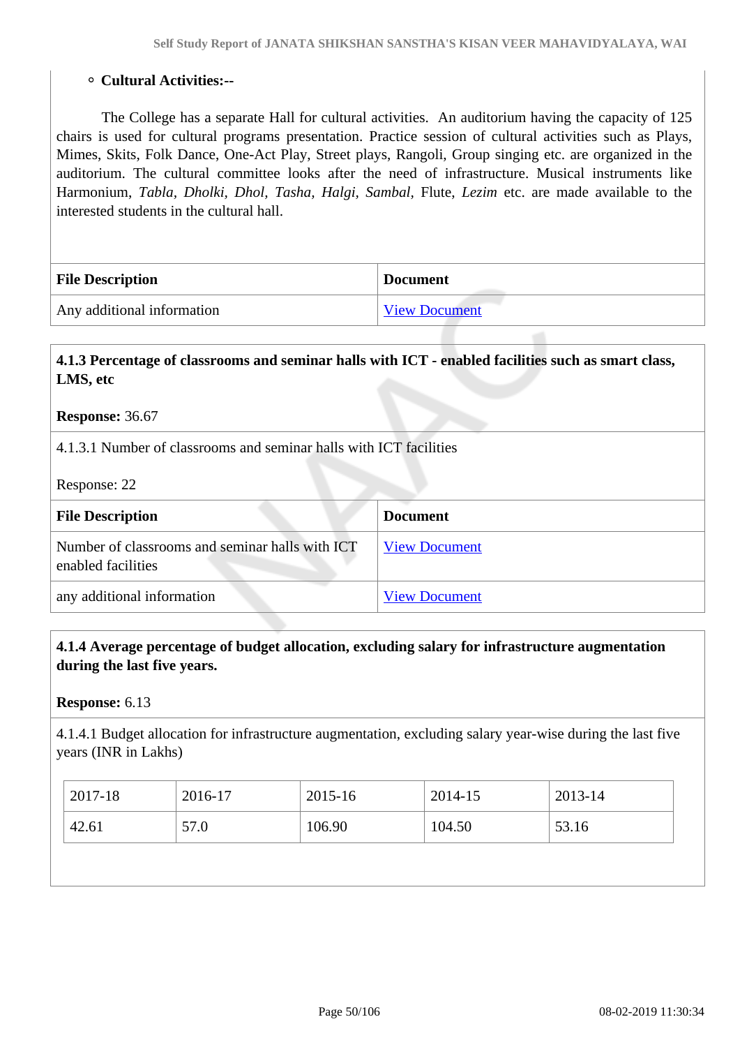- **Cultural Activities:--**

The College has a separate Hall for cultural activities. An auditorium having the capacity of 125 chairs is used for cultural programs presentation. Practice session of cultural activities such as Plays, Mimes, Skits, Folk Dance, One-Act Play, Street plays, Rangoli, Group singing etc. are organized in the auditorium. The cultural committee looks after the need of infrastructure. Musical instruments like Harmonium, *Tabla, Dholki, Dhol, Tasha, Halgi, Sambal,* Flute, *Lezim* etc. are made available to the interested students in the cultural hall.

| File Description | Document |
|---|---|
| Any additional information | View Document |

**4.1.3 Percentage of classrooms and seminar halls with ICT - enabled facilities such as smart class, LMS, etc**

**Response:** 36.67

4.1.3.1 Number of classrooms and seminar halls with ICT facilities

Response: 22

| File Description | Document |
|---|---|
| Number of classrooms and seminar halls with ICT enabled facilities | View Document |
| any additional information | View Document |

**4.1.4 Average percentage of budget allocation, excluding salary for infrastructure augmentation during the last five years.**

**Response:** 6.13

4.1.4.1 Budget allocation for infrastructure augmentation, excluding salary year-wise during the last five years (INR in Lakhs)

| 2017-18 | 2016-17 | 2015-16 | 2014-15 | 2013-14 |
|---|---|---|---|---|
| 42.61 | 57.0 | 106.90 | 104.50 | 53.16 |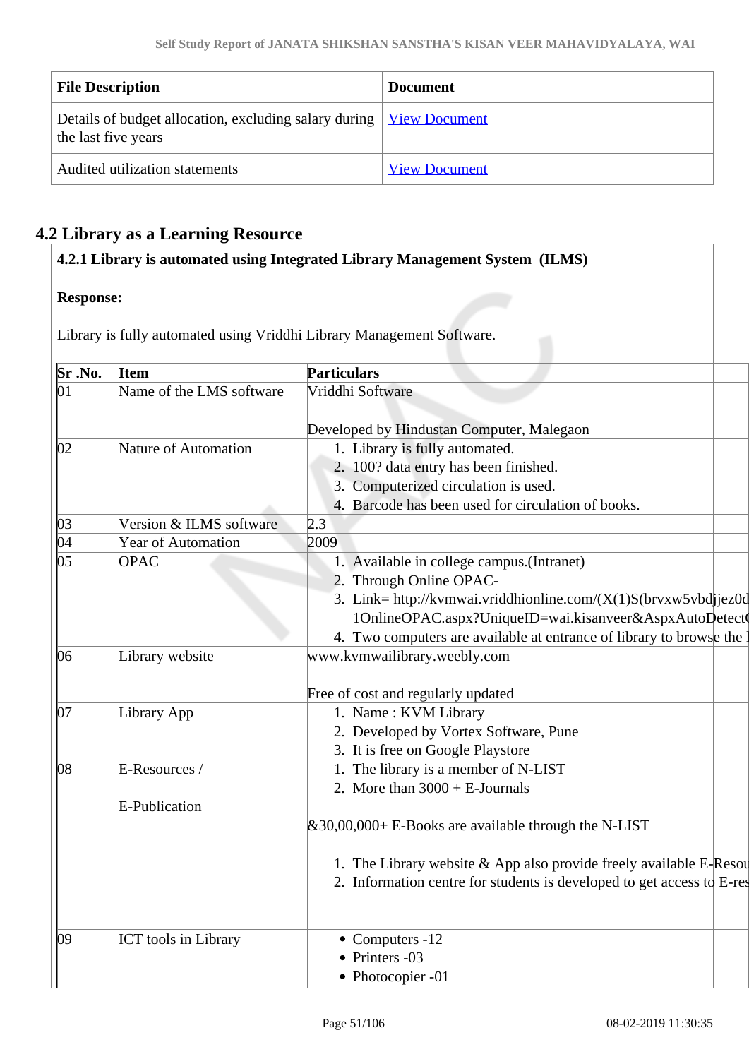| File Description | Document |
|---|---|
| Details of budget allocation, excluding salary during the last five years | View Document |
| Audited utilization statements | View Document |

## 4.2 Library as a Learning Resource

**4.2.1 Library is automated using Integrated Library Management System (ILMS)**

**Response:**

Library is fully automated using Vriddhi Library Management Software.

| Sr .No. | Item | Particulars |
|---|---|---|
| 01 | Name of the LMS software | Vriddhi Software<br><br>Developed by Hindustan Computer, Malegaon |
| 02 | Nature of Automation | 1. Library is fully automated.<br>2. 100? data entry has been finished.<br>3. Computerized circulation is used.<br>4. Barcode has been used for circulation of books. |
| 03 | Version & ILMS software | 2.3 |
| 04 | Year of Automation | 2009 |
| 05 | OPAC | 1. Available in college campus.(Intranet)<br>2. Through Online OPAC-<br>3. Link= http://kvmwai.vriddhionline.com/(X(1)S(brvxw5vbdjjez0d 1OnlineOPAC.aspx?UniqueID=wai.kisanveer&AspxAutoDetect(<br>4. Two computers are available at entrance of library to browse the l |
| 06 | Library website | www.kvmwailibrary.weebly.com<br><br>Free of cost and regularly updated |
| 07 | Library App | 1. Name : KVM Library<br>2. Developed by Vortex Software, Pune<br>3. It is free on Google Playstore |
| 08 | E-Resources /<br><br>E-Publication | 1. The library is a member of N-LIST<br>2. More than 3000 + E-Journals<br><br>&30,00,000+ E-Books are available through the N-LIST<br><br>1. The Library website & App also provide freely available E-Resou<br>2. Information centre for students is developed to get access to E-res |
| 09 | ICT tools in Library | • Computers -12<br>• Printers -03<br>• Photocopier -01 |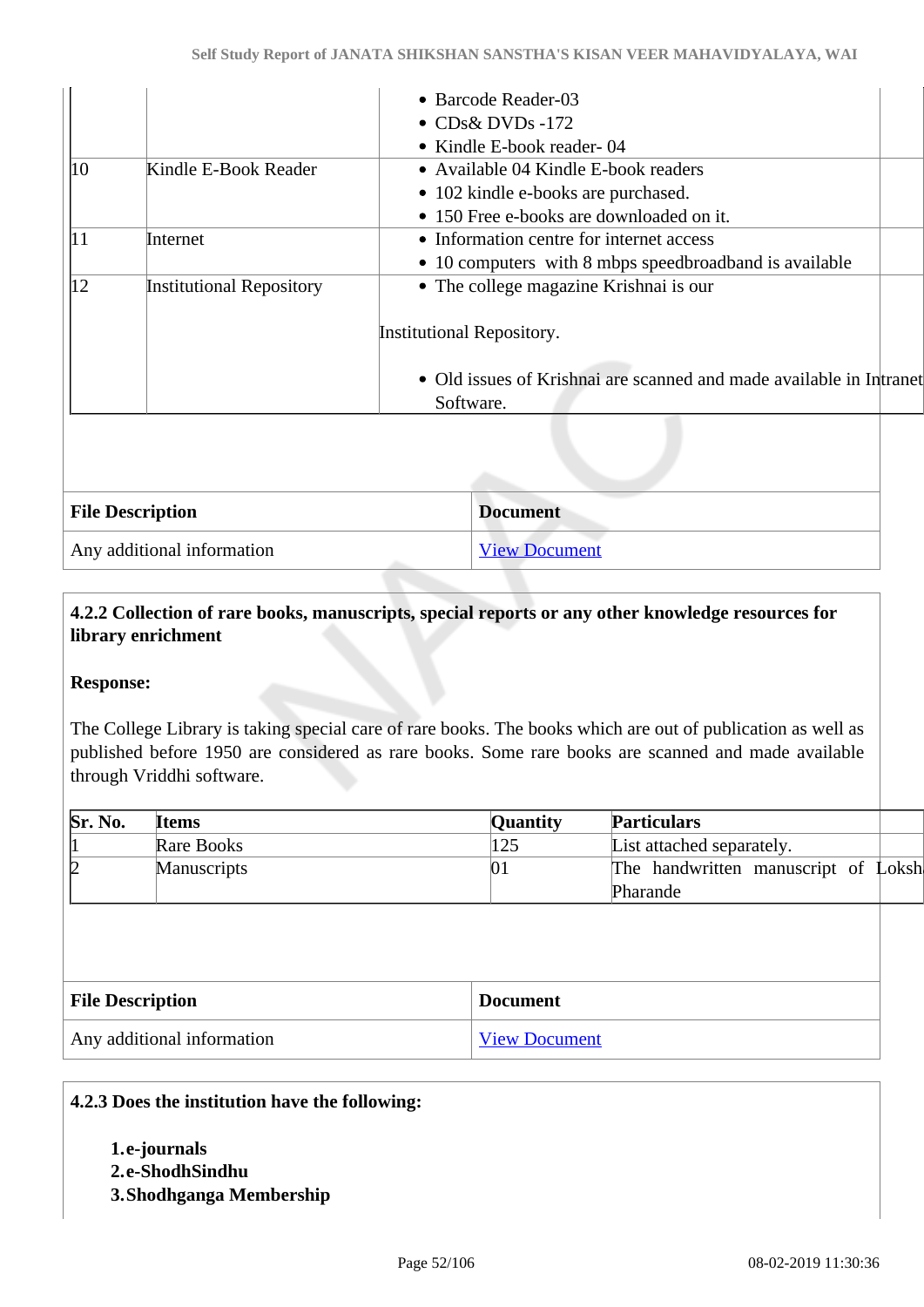| | | |
|---|---|---|
| | | • Barcode Reader-03<br>• CDs& DVDs -172<br>• Kindle E-book reader- 04 |
| 10 | Kindle E-Book Reader | • Available 04 Kindle E-book readers<br>• 102 kindle e-books are purchased.<br>• 150 Free e-books are downloaded on it. |
| 11 | Internet | • Information centre for internet access<br>• 10 computers with 8 mbps speedbroadband is available |
| 12 | Institutional Repository | • The college magazine Krishnai is our<br><br>Institutional Repository.<br><br>• Old issues of Krishnai are scanned and made available in Intranet Software. |

| File Description | Document |
|---|---|
| Any additional information | View Document |

**4.2.2 Collection of rare books, manuscripts, special reports or any other knowledge resources for library enrichment**

**Response:**

The College Library is taking special care of rare books. The books which are out of publication as well as published before 1950 are considered as rare books. Some rare books are scanned and made available through Vriddhi software.

| Sr. No. | Items | Quantity | Particulars |
|---|---|---|---|
| 1 | Rare Books | 125 | List attached separately. |
| 2 | Manuscripts | 01 | The handwritten manuscript of Loksh Pharande |

| File Description | Document |
|---|---|
| Any additional information | View Document |

**4.2.3 Does the institution have the following:**

1. **e-journals**
2. **e-ShodhSindhu**
3. **Shodhganga Membership**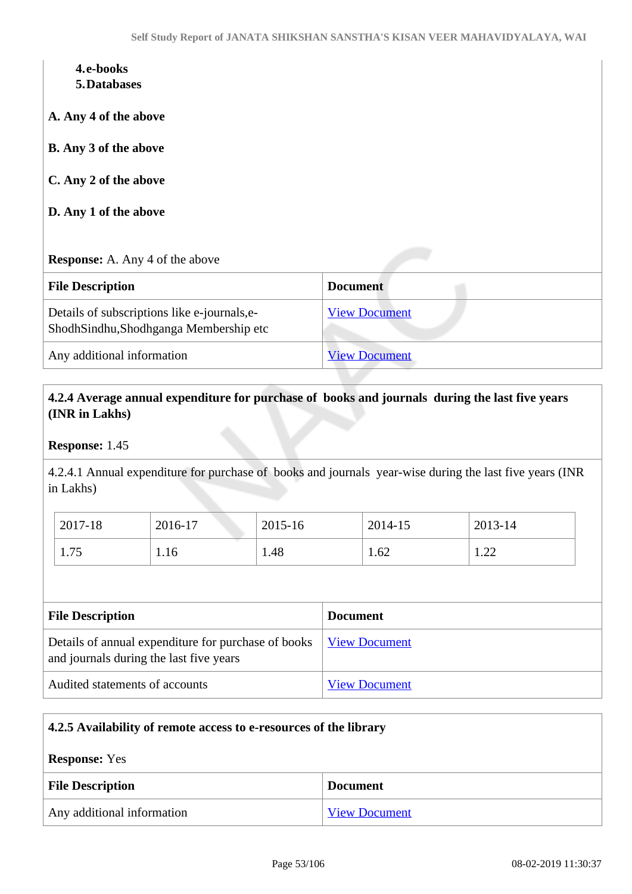4. **e-books**
5. **Databases**

**A. Any 4 of the above**

**B. Any 3 of the above**

**C. Any 2 of the above**

**D. Any 1 of the above**

**Response:** A. Any 4 of the above

| File Description | Document |
|---|---|
| Details of subscriptions like e-journals,e-ShodhSindhu,Shodhganga Membership etc | View Document |
| Any additional information | View Document |

**4.2.4 Average annual expenditure for purchase of books and journals during the last five years (INR in Lakhs)**

**Response:** 1.45

4.2.4.1 Annual expenditure for purchase of books and journals year-wise during the last five years (INR in Lakhs)

| 2017-18 | 2016-17 | 2015-16 | 2014-15 | 2013-14 |
|---|---|---|---|---|
| 1.75 | 1.16 | 1.48 | 1.62 | 1.22 |

| File Description | Document |
|---|---|
| Details of annual expenditure for purchase of books and journals during the last five years | View Document |
| Audited statements of accounts | View Document |

**4.2.5 Availability of remote access to e-resources of the library**

**Response:** Yes

| File Description | Document |
|---|---|
| Any additional information | View Document |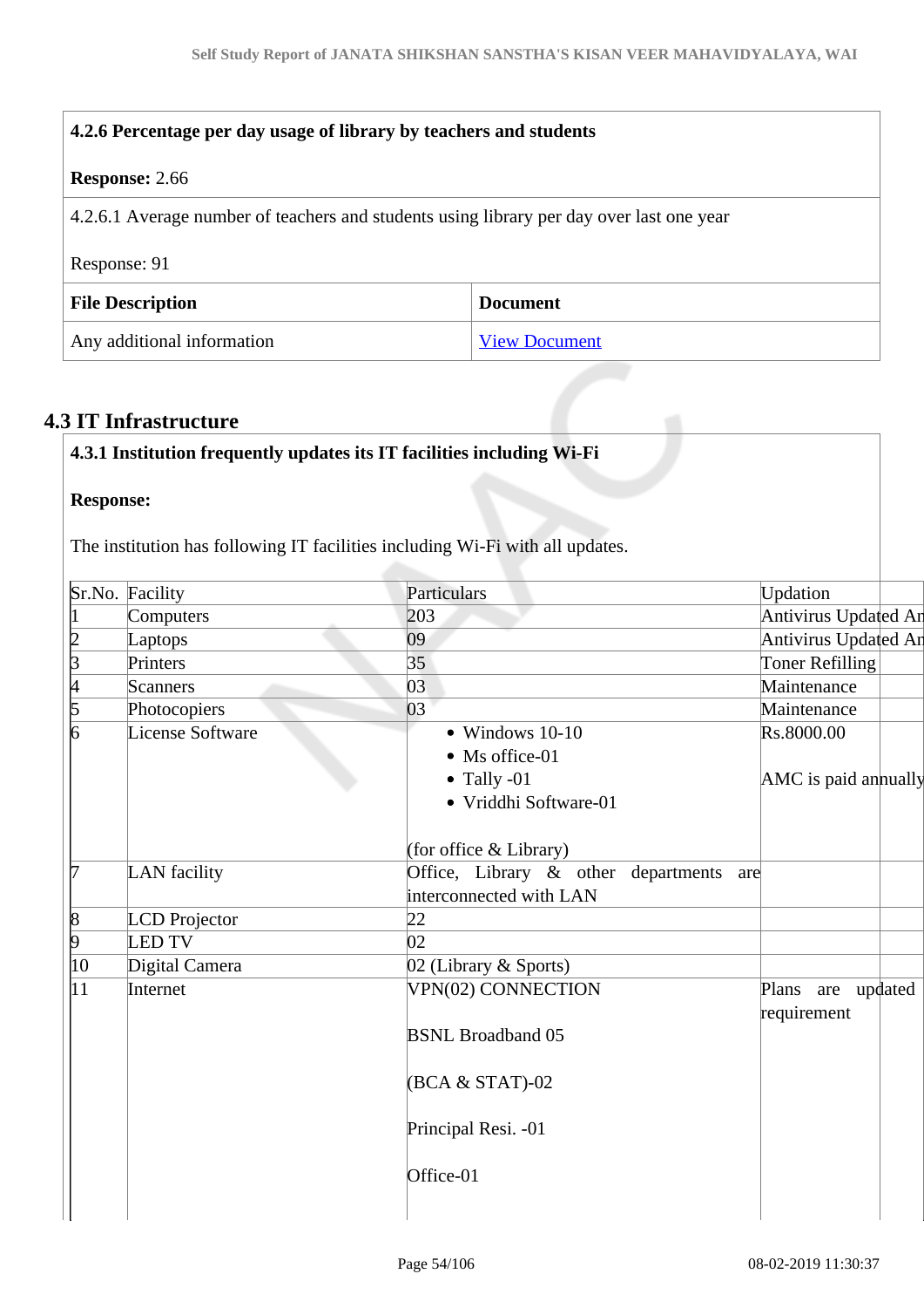**4.2.6 Percentage per day usage of library by teachers and students**

**Response:** 2.66

4.2.6.1 Average number of teachers and students using library per day over last one year

Response: 91

| File Description | Document |
|---|---|
| Any additional information | View Document |

## 4.3 IT Infrastructure

**4.3.1 Institution frequently updates its IT facilities including Wi-Fi**

**Response:**

The institution has following IT facilities including Wi-Fi with all updates.

| Sr.No. | Facility | Particulars | Updation |
|---|---|---|---|
| 1 | Computers | 203 | Antivirus Updated An |
| 2 | Laptops | 09 | Antivirus Updated An |
| 3 | Printers | 35 | Toner Refilling |
| 4 | Scanners | 03 | Maintenance |
| 5 | Photocopiers | 03 | Maintenance |
| 6 | License Software | • Windows 10-10<br>• Ms office-01<br>• Tally -01<br>• Vriddhi Software-01<br><br>(for office & Library) | Rs.8000.00<br><br>AMC is paid annually |
| 7 | LAN facility | Office, Library & other departments are interconnected with LAN | |
| 8 | LCD Projector | 22 | |
| 9 | LED TV | 02 | |
| 10 | Digital Camera | 02 (Library & Sports) | |
| 11 | Internet | VPN(02) CONNECTION<br><br>BSNL Broadband 05<br><br>(BCA & STAT)-02<br><br>Principal Resi. -01<br><br>Office-01 | Plans are updated requirement |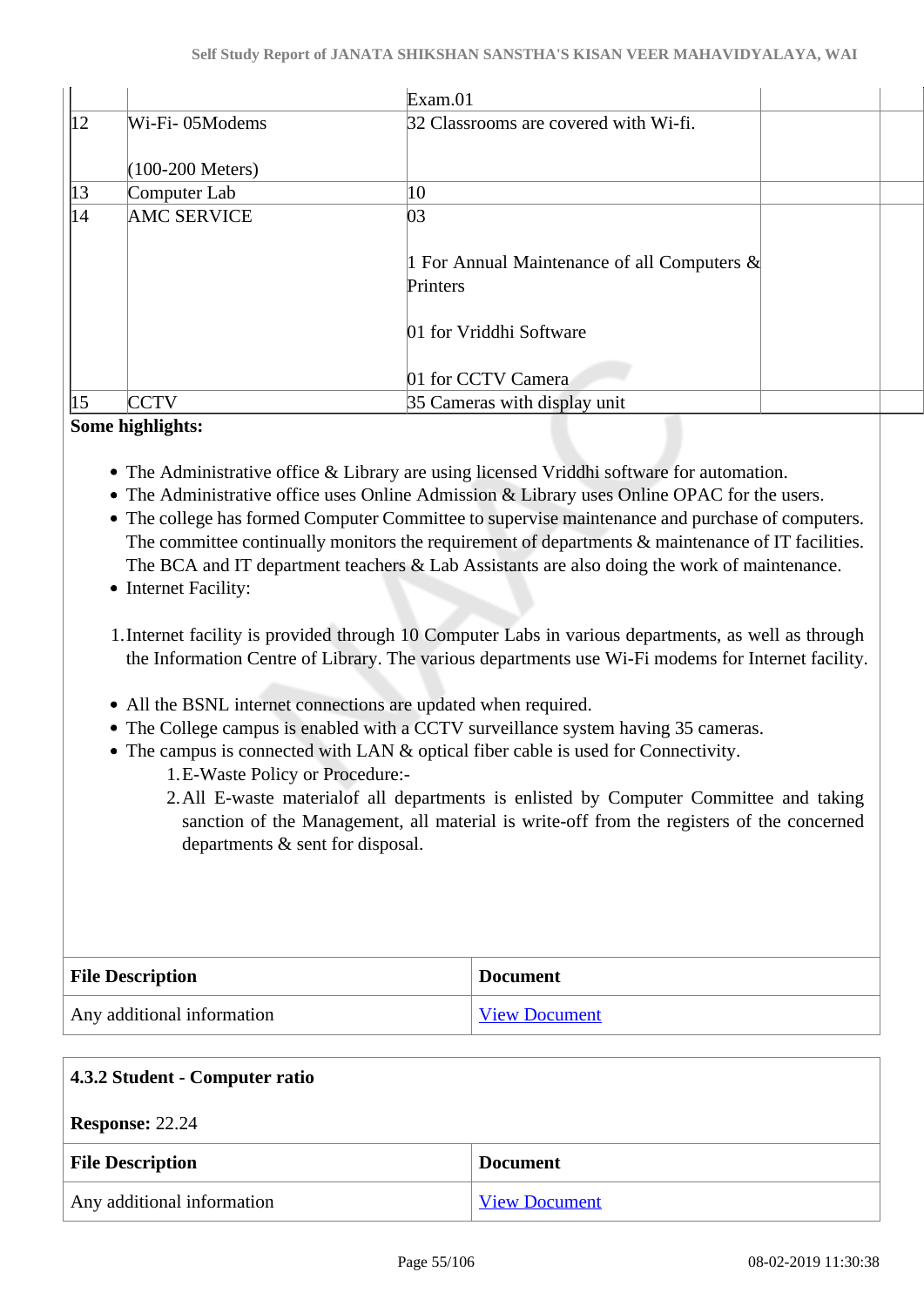|  |  | Exam.01 |  |  |
|---|---|---|---|---|
| 12 | Wi-Fi- 05Modems<br><br>(100-200 Meters) | 32 Classrooms are covered with Wi-fi. |  |  |
| 13 | Computer Lab | 10 |  |  |
| 14 | AMC SERVICE | 03<br><br>1 For Annual Maintenance of all Computers & Printers<br><br>01 for Vriddhi Software<br><br>01 for CCTV Camera |  |  |
| 15 | CCTV | 35 Cameras with display unit |  |  |

**Some highlights:**

- The Administrative office & Library are using licensed Vriddhi software for automation.
- The Administrative office uses Online Admission & Library uses Online OPAC for the users.
- The college has formed Computer Committee to supervise maintenance and purchase of computers. The committee continually monitors the requirement of departments & maintenance of IT facilities. The BCA and IT department teachers & Lab Assistants are also doing the work of maintenance.
- Internet Facility:

1. Internet facility is provided through 10 Computer Labs in various departments, as well as through the Information Centre of Library. The various departments use Wi-Fi modems for Internet facility.

- All the BSNL internet connections are updated when required.
- The College campus is enabled with a CCTV surveillance system having 35 cameras.
- The campus is connected with LAN & optical fiber cable is used for Connectivity.
    1. E-Waste Policy or Procedure:-
    2. All E-waste materialof all departments is enlisted by Computer Committee and taking sanction of the Management, all material is write-off from the registers of the concerned departments & sent for disposal.

| File Description | Document |
|---|---|
| Any additional information | View Document |

**4.3.2 Student - Computer ratio**

**Response:** 22.24

| File Description | Document |
|---|---|
| Any additional information | View Document |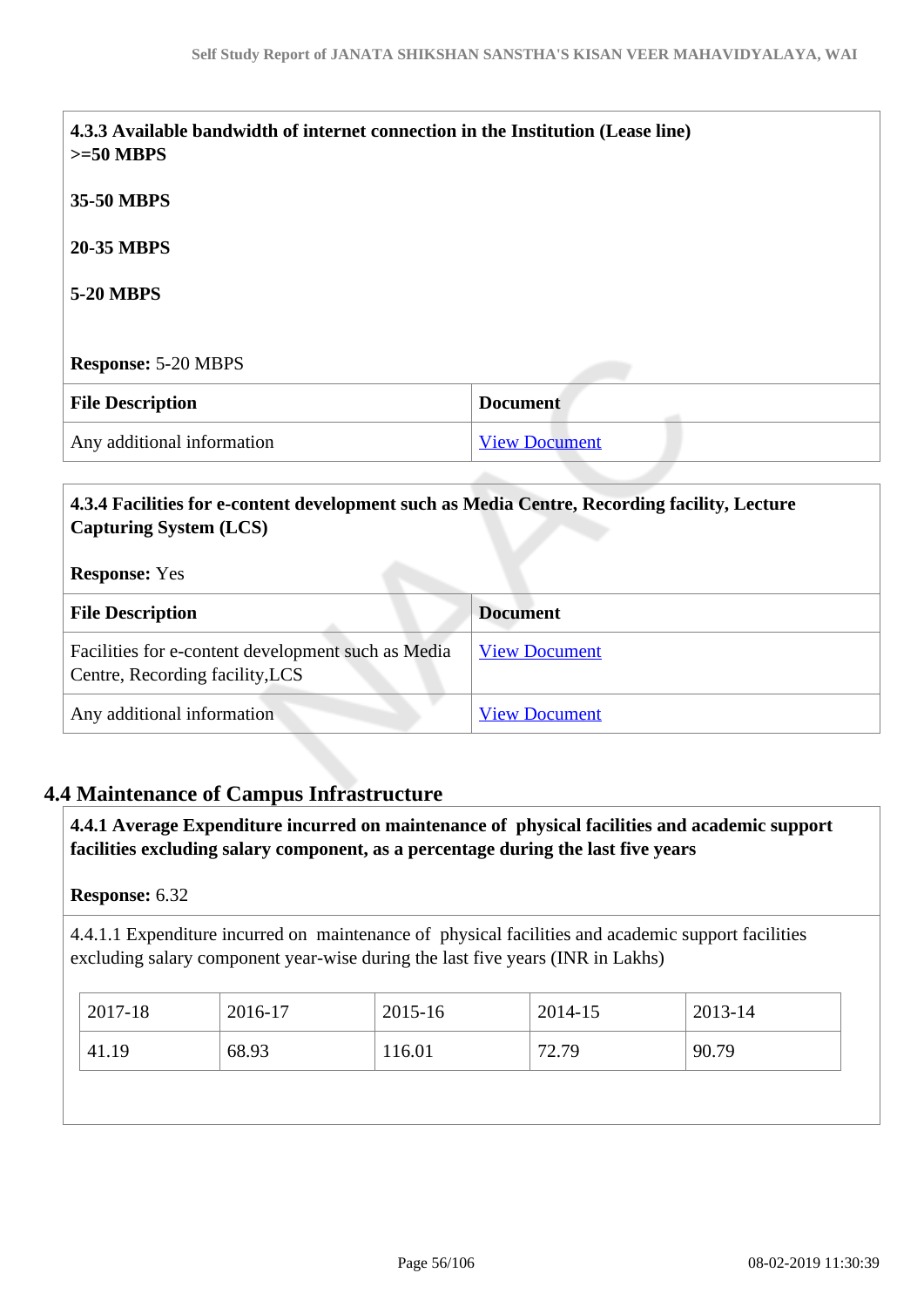**4.3.3 Available bandwidth of internet connection in the Institution (Lease line)**
**>=50 MBPS**

**35-50 MBPS**

**20-35 MBPS**

**5-20 MBPS**

**Response:** 5-20 MBPS

| File Description | Document |
|---|---|
| Any additional information | View Document |

**4.3.4 Facilities for e-content development such as Media Centre, Recording facility, Lecture Capturing System (LCS)**

**Response:** Yes

| File Description | Document |
|---|---|
| Facilities for e-content development such as Media Centre, Recording facility,LCS | View Document |
| Any additional information | View Document |

## 4.4 Maintenance of Campus Infrastructure

**4.4.1 Average Expenditure incurred on maintenance of physical facilities and academic support facilities excluding salary component, as a percentage during the last five years**

**Response:** 6.32

4.4.1.1 Expenditure incurred on maintenance of physical facilities and academic support facilities excluding salary component year-wise during the last five years (INR in Lakhs)

| 2017-18 | 2016-17 | 2015-16 | 2014-15 | 2013-14 |
|---|---|---|---|---|
| 41.19 | 68.93 | 116.01 | 72.79 | 90.79 |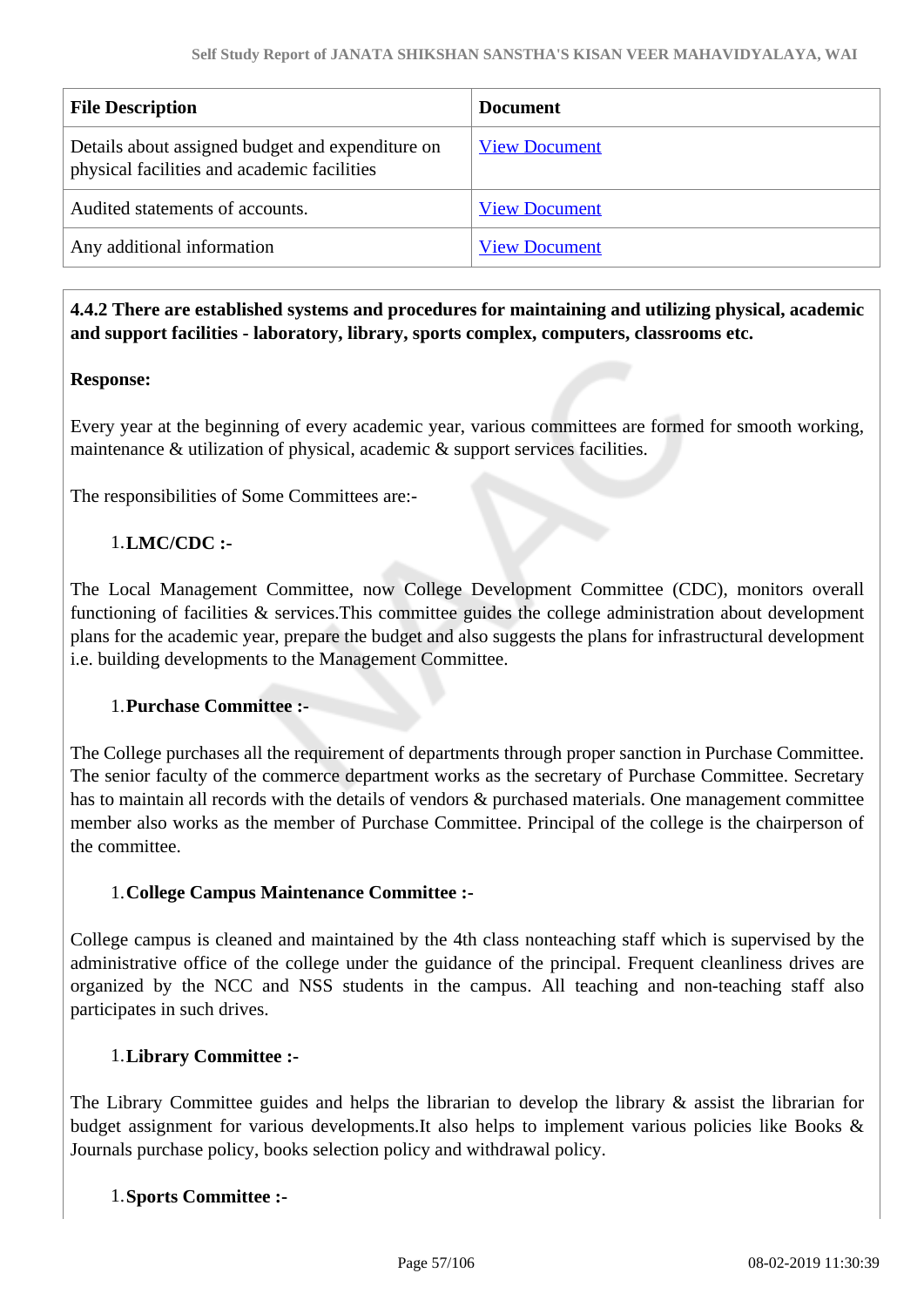| File Description | Document |
| --- | --- |
| Details about assigned budget and expenditure on physical facilities and academic facilities | View Document |
| Audited statements of accounts. | View Document |
| Any additional information | View Document |

**4.4.2 There are established systems and procedures for maintaining and utilizing physical, academic and support facilities - laboratory, library, sports complex, computers, classrooms etc.**

**Response:**

Every year at the beginning of every academic year, various committees are formed for smooth working, maintenance & utilization of physical, academic & support services facilities.

The responsibilities of Some Committees are:-

1. **LMC/CDC :-**

The Local Management Committee, now College Development Committee (CDC), monitors overall functioning of facilities & services.This committee guides the college administration about development plans for the academic year, prepare the budget and also suggests the plans for infrastructural development i.e. building developments to the Management Committee.

1. **Purchase Committee :-**

The College purchases all the requirement of departments through proper sanction in Purchase Committee. The senior faculty of the commerce department works as the secretary of Purchase Committee. Secretary has to maintain all records with the details of vendors & purchased materials. One management committee member also works as the member of Purchase Committee. Principal of the college is the chairperson of the committee.

1. **College Campus Maintenance Committee :-**

College campus is cleaned and maintained by the 4th class nonteaching staff which is supervised by the administrative office of the college under the guidance of the principal. Frequent cleanliness drives are organized by the NCC and NSS students in the campus. All teaching and non-teaching staff also participates in such drives.

1. **Library Committee :-**

The Library Committee guides and helps the librarian to develop the library & assist the librarian for budget assignment for various developments.It also helps to implement various policies like Books & Journals purchase policy, books selection policy and withdrawal policy.

1. **Sports Committee :-**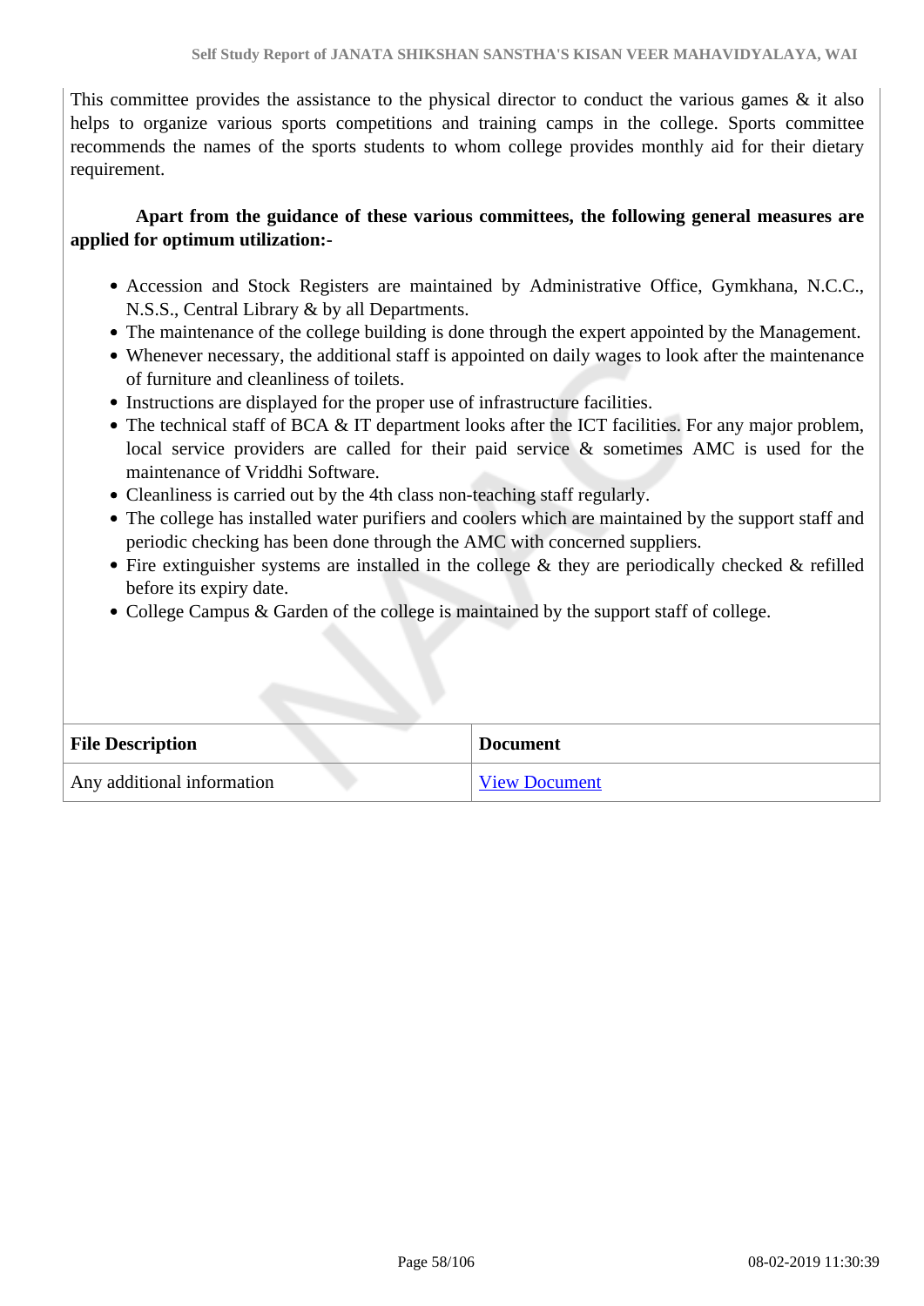This committee provides the assistance to the physical director to conduct the various games & it also helps to organize various sports competitions and training camps in the college. Sports committee recommends the names of the sports students to whom college provides monthly aid for their dietary requirement.

**Apart from the guidance of these various committees, the following general measures are applied for optimum utilization:-**

- Accession and Stock Registers are maintained by Administrative Office, Gymkhana, N.C.C., N.S.S., Central Library & by all Departments.
- The maintenance of the college building is done through the expert appointed by the Management.
- Whenever necessary, the additional staff is appointed on daily wages to look after the maintenance of furniture and cleanliness of toilets.
- Instructions are displayed for the proper use of infrastructure facilities.
- The technical staff of BCA & IT department looks after the ICT facilities. For any major problem, local service providers are called for their paid service & sometimes AMC is used for the maintenance of Vriddhi Software.
- Cleanliness is carried out by the 4th class non-teaching staff regularly.
- The college has installed water purifiers and coolers which are maintained by the support staff and periodic checking has been done through the AMC with concerned suppliers.
- Fire extinguisher systems are installed in the college & they are periodically checked & refilled before its expiry date.
- College Campus & Garden of the college is maintained by the support staff of college.

| File Description | Document |
| --- | --- |
| Any additional information | View Document |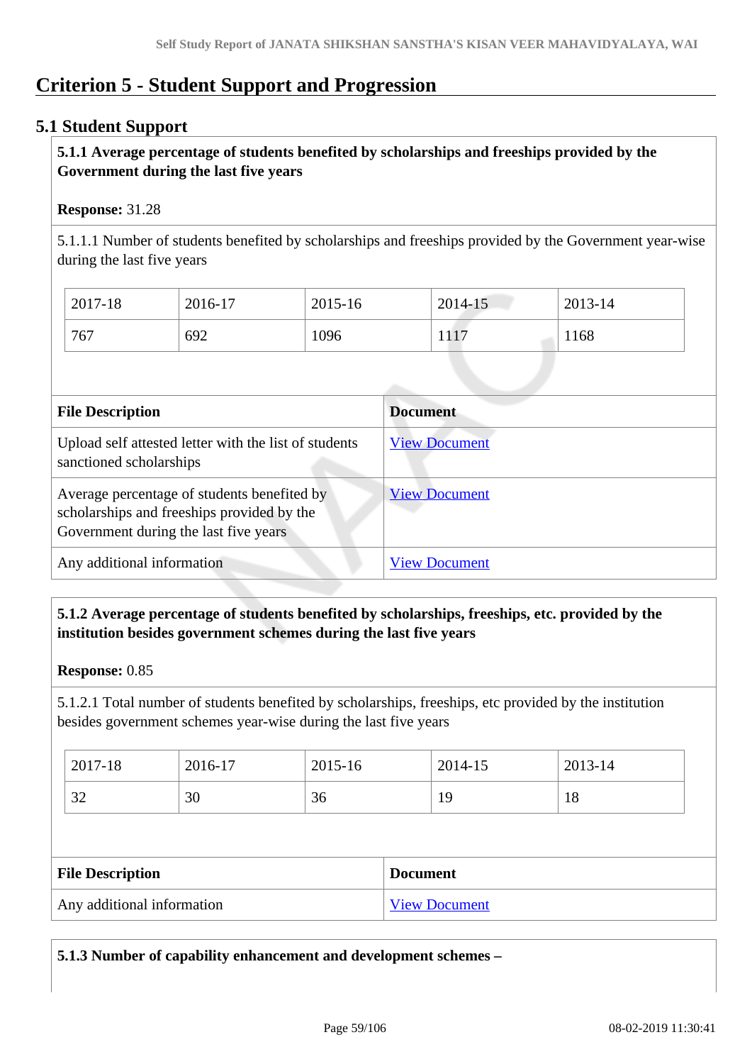# Criterion 5 - Student Support and Progression

## 5.1 Student Support

**5.1.1 Average percentage of students benefited by scholarships and freeships provided by the Government during the last five years**

**Response:** 31.28

5.1.1.1 Number of students benefited by scholarships and freeships provided by the Government year-wise during the last five years

| 2017-18 | 2016-17 | 2015-16 | 2014-15 | 2013-14 |
|---|---|---|---|---|
| 767 | 692 | 1096 | 1117 | 1168 |

| File Description | Document |
|---|---|
| Upload self attested letter with the list of students sanctioned scholarships | View Document |
| Average percentage of students benefited by scholarships and freeships provided by the Government during the last five years | View Document |
| Any additional information | View Document |

**5.1.2 Average percentage of students benefited by scholarships, freeships, etc. provided by the institution besides government schemes during the last five years**

**Response:** 0.85

5.1.2.1 Total number of students benefited by scholarships, freeships, etc provided by the institution besides government schemes year-wise during the last five years

| 2017-18 | 2016-17 | 2015-16 | 2014-15 | 2013-14 |
|---|---|---|---|---|
| 32 | 30 | 36 | 19 | 18 |

| File Description | Document |
|---|---|
| Any additional information | View Document |

**5.1.3 Number of capability enhancement and development schemes –**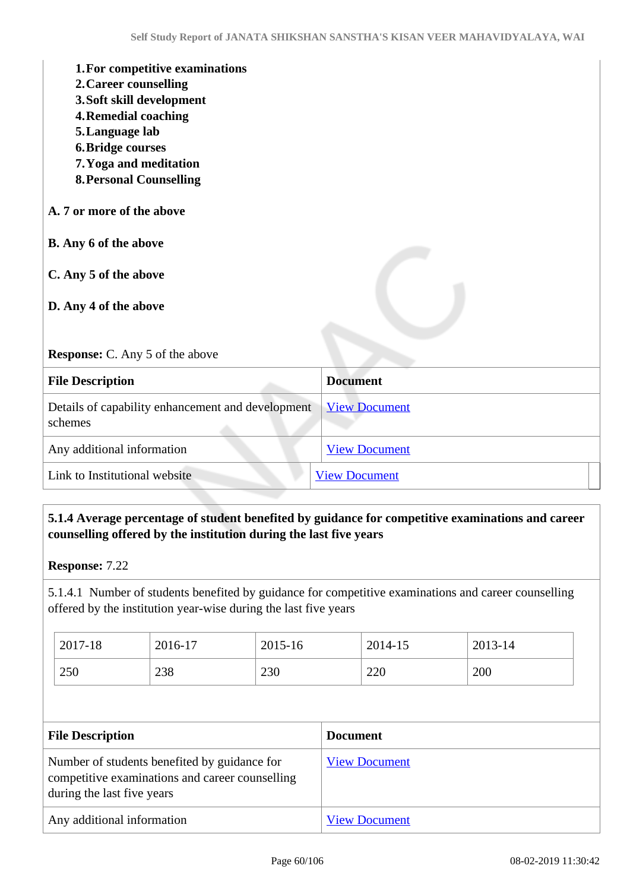1. **For competitive examinations**
2. **Career counselling**
3. **Soft skill development**
4. **Remedial coaching**
5. **Language lab**
6. **Bridge courses**
7. **Yoga and meditation**
8. **Personal Counselling**

**A. 7 or more of the above**

**B. Any 6 of the above**

**C. Any 5 of the above**

**D. Any 4 of the above**

**Response:** C. Any 5 of the above

| File Description | Document |
|---|---|
| Details of capability enhancement and development schemes | View Document |
| Any additional information | View Document |
| Link to Institutional website | View Document |

**5.1.4 Average percentage of student benefited by guidance for competitive examinations and career counselling offered by the institution during the last five years**

**Response:** 7.22

5.1.4.1 Number of students benefited by guidance for competitive examinations and career counselling offered by the institution year-wise during the last five years

| 2017-18 | 2016-17 | 2015-16 | 2014-15 | 2013-14 |
|---|---|---|---|---|
| 250 | 238 | 230 | 220 | 200 |

| File Description | Document |
|---|---|
| Number of students benefited by guidance for competitive examinations and career counselling during the last five years | View Document |
| Any additional information | View Document |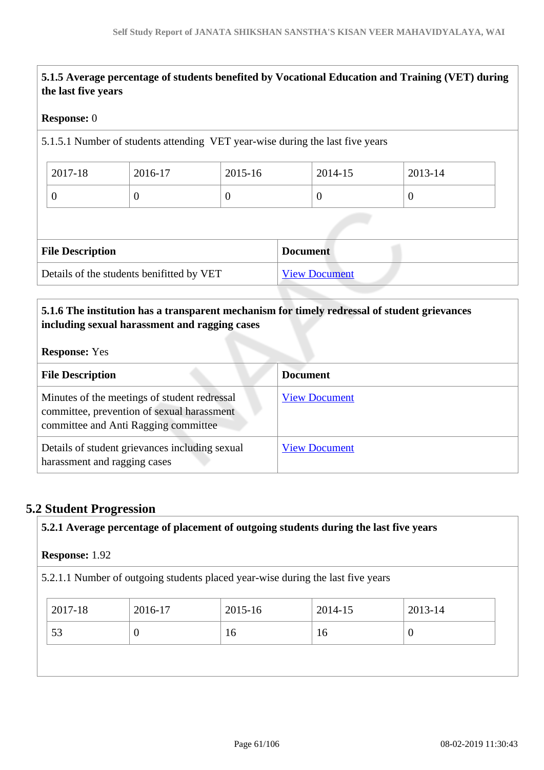**5.1.5 Average percentage of students benefited by Vocational Education and Training (VET) during the last five years**

**Response:** 0

5.1.5.1 Number of students attending VET year-wise during the last five years

| 2017-18 | 2016-17 | 2015-16 | 2014-15 | 2013-14 |
|---|---|---|---|---|
| 0 | 0 | 0 | 0 | 0 |

| File Description | Document |
|---|---|
| Details of the students benifitted by VET | View Document |

**5.1.6 The institution has a transparent mechanism for timely redressal of student grievances including sexual harassment and ragging cases**

**Response:** Yes

| File Description | Document |
|---|---|
| Minutes of the meetings of student redressal committee, prevention of sexual harassment committee and Anti Ragging committee | View Document |
| Details of student grievances including sexual harassment and ragging cases | View Document |

## 5.2 Student Progression

**5.2.1 Average percentage of placement of outgoing students during the last five years**

**Response:** 1.92

5.2.1.1 Number of outgoing students placed year-wise during the last five years

| 2017-18 | 2016-17 | 2015-16 | 2014-15 | 2013-14 |
|---|---|---|---|---|
| 53 | 0 | 16 | 16 | 0 |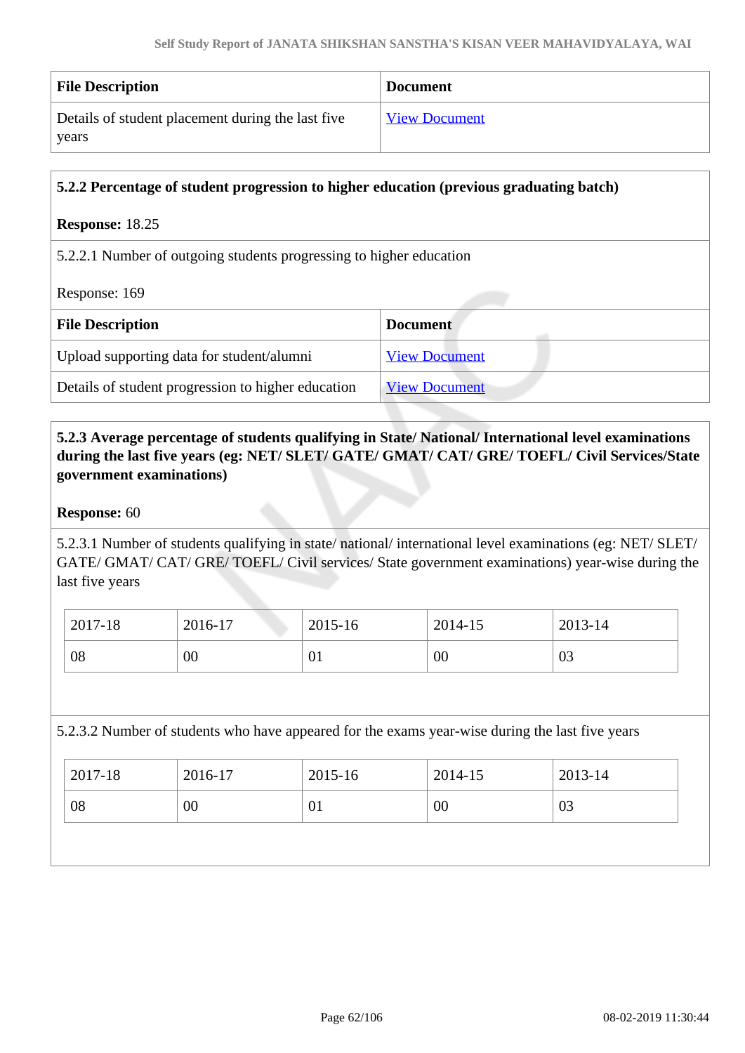| File Description | Document |
|---|---|
| Details of student placement during the last five years | View Document |

**5.2.2 Percentage of student progression to higher education (previous graduating batch)**

**Response:** 18.25

5.2.2.1 Number of outgoing students progressing to higher education

Response: 169

| File Description | Document |
|---|---|
| Upload supporting data for student/alumni | View Document |
| Details of student progression to higher education | View Document |

**5.2.3 Average percentage of students qualifying in State/ National/ International level examinations during the last five years (eg: NET/ SLET/ GATE/ GMAT/ CAT/ GRE/ TOEFL/ Civil Services/State government examinations)**

**Response:** 60

5.2.3.1 Number of students qualifying in state/ national/ international level examinations (eg: NET/ SLET/ GATE/ GMAT/ CAT/ GRE/ TOEFL/ Civil services/ State government examinations) year-wise during the last five years

| 2017-18 | 2016-17 | 2015-16 | 2014-15 | 2013-14 |
|---|---|---|---|---|
| 08 | 00 | 01 | 00 | 03 |

5.2.3.2 Number of students who have appeared for the exams year-wise during the last five years

| 2017-18 | 2016-17 | 2015-16 | 2014-15 | 2013-14 |
|---|---|---|---|---|
| 08 | 00 | 01 | 00 | 03 |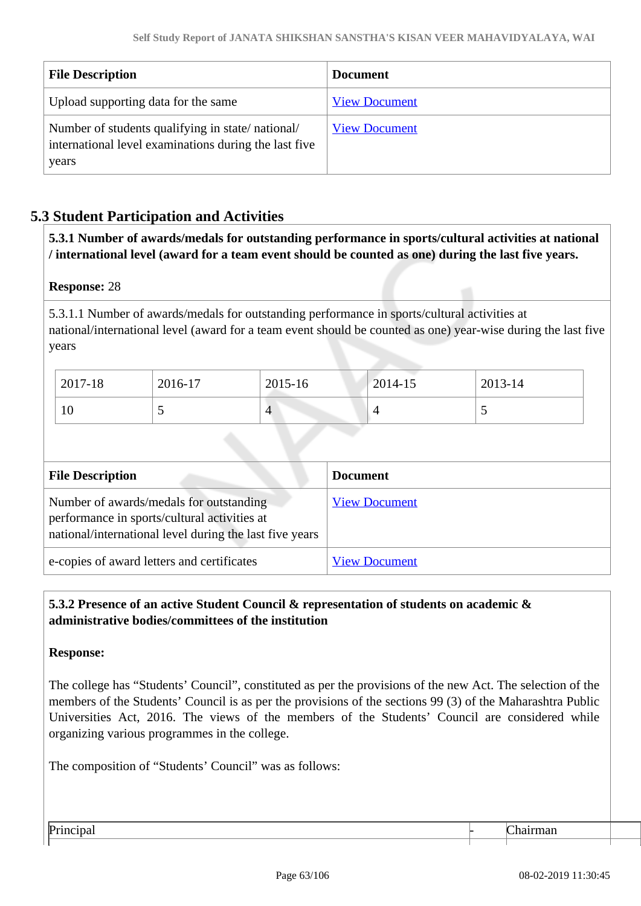| File Description | Document |
|---|---|
| Upload supporting data for the same | View Document |
| Number of students qualifying in state/ national/ international level examinations during the last five years | View Document |

## 5.3 Student Participation and Activities

**5.3.1 Number of awards/medals for outstanding performance in sports/cultural activities at national / international level (award for a team event should be counted as one) during the last five years.**

**Response:** 28

5.3.1.1 Number of awards/medals for outstanding performance in sports/cultural activities at national/international level (award for a team event should be counted as one) year-wise during the last five years

| 2017-18 | 2016-17 | 2015-16 | 2014-15 | 2013-14 |
|---|---|---|---|---|
| 10 | 5 | 4 | 4 | 5 |

| File Description | Document |
|---|---|
| Number of awards/medals for outstanding performance in sports/cultural activities at national/international level during the last five years | View Document |
| e-copies of award letters and certificates | View Document |

**5.3.2 Presence of an active Student Council & representation of students on academic & administrative bodies/committees of the institution**

**Response:**

The college has “Students’ Council”, constituted as per the provisions of the new Act. The selection of the members of the Students’ Council is as per the provisions of the sections 99 (3) of the Maharashtra Public Universities Act, 2016. The views of the members of the Students’ Council are considered while organizing various programmes in the college.

The composition of “Students’ Council” was as follows:

| | | |
|---|---|---|
| Principal | - | Chairman |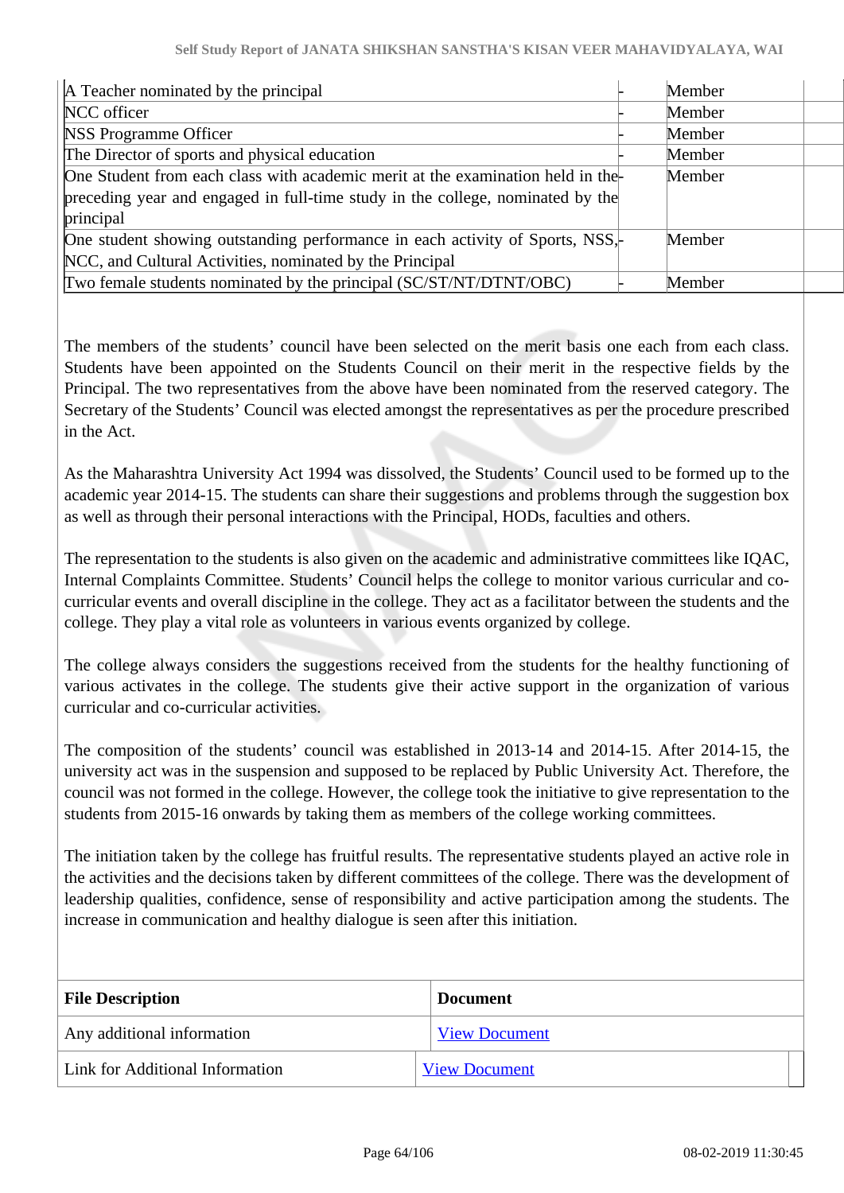| | | | |
|---|---|---|---|
| A Teacher nominated by the principal | - | Member | |
| NCC officer | - | Member | |
| NSS Programme Officer | - | Member | |
| The Director of sports and physical education | - | Member | |
| One Student from each class with academic merit at the examination held in the preceding year and engaged in full-time study in the college, nominated by the principal | - | Member | |
| One student showing outstanding performance in each activity of Sports, NSS, NCC, and Cultural Activities, nominated by the Principal | - | Member | |
| Two female students nominated by the principal (SC/ST/NT/DTNT/OBC) | - | Member | |

The members of the students' council have been selected on the merit basis one each from each class. Students have been appointed on the Students Council on their merit in the respective fields by the Principal. The two representatives from the above have been nominated from the reserved category. The Secretary of the Students' Council was elected amongst the representatives as per the procedure prescribed in the Act.

As the Maharashtra University Act 1994 was dissolved, the Students' Council used to be formed up to the academic year 2014-15. The students can share their suggestions and problems through the suggestion box as well as through their personal interactions with the Principal, HODs, faculties and others.

The representation to the students is also given on the academic and administrative committees like IQAC, Internal Complaints Committee. Students' Council helps the college to monitor various curricular and co-curricular events and overall discipline in the college. They act as a facilitator between the students and the college. They play a vital role as volunteers in various events organized by college.

The college always considers the suggestions received from the students for the healthy functioning of various activates in the college. The students give their active support in the organization of various curricular and co-curricular activities.

The composition of the students' council was established in 2013-14 and 2014-15. After 2014-15, the university act was in the suspension and supposed to be replaced by Public University Act. Therefore, the council was not formed in the college. However, the college took the initiative to give representation to the students from 2015-16 onwards by taking them as members of the college working committees.

The initiation taken by the college has fruitful results. The representative students played an active role in the activities and the decisions taken by different committees of the college. There was the development of leadership qualities, confidence, sense of responsibility and active participation among the students. The increase in communication and healthy dialogue is seen after this initiation.

| File Description | Document |
|---|---|
| Any additional information | View Document |
| Link for Additional Information | View Document |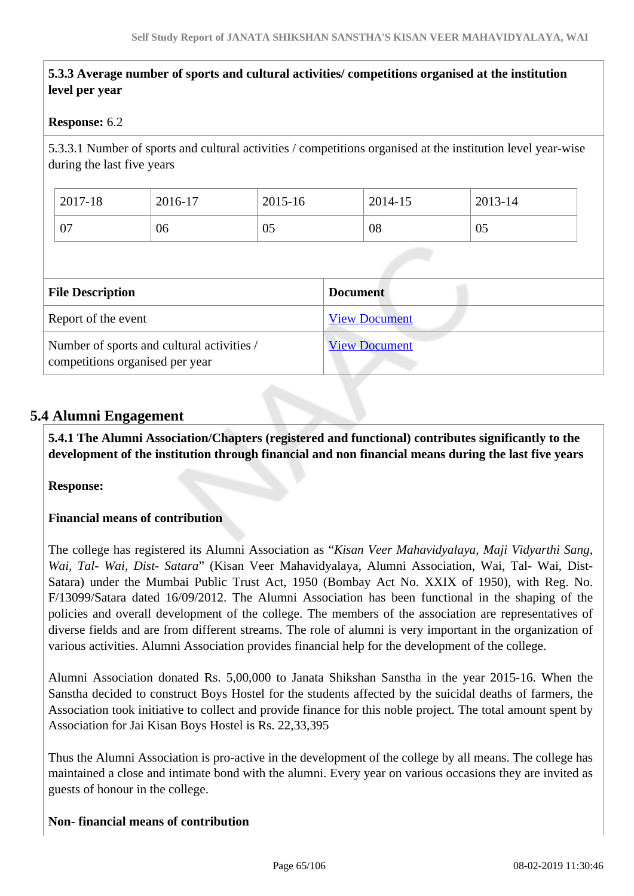**5.3.3 Average number of sports and cultural activities/ competitions organised at the institution level per year**

**Response:** 6.2

5.3.3.1 Number of sports and cultural activities / competitions organised at the institution level year-wise during the last five years

| 2017-18 | 2016-17 | 2015-16 | 2014-15 | 2013-14 |
|---|---|---|---|---|
| 07 | 06 | 05 | 08 | 05 |

| File Description | Document |
|---|---|
| Report of the event | View Document |
| Number of sports and cultural activities / competitions organised per year | View Document |

## 5.4 Alumni Engagement

**5.4.1 The Alumni Association/Chapters (registered and functional) contributes significantly to the development of the institution through financial and non financial means during the last five years**

**Response:**

**Financial means of contribution**

The college has registered its Alumni Association as "*Kisan Veer Mahavidyalaya, Maji Vidyarthi Sang, Wai, Tal- Wai, Dist- Satara*" (Kisan Veer Mahavidyalaya, Alumni Association, Wai, Tal- Wai, Dist-Satara) under the Mumbai Public Trust Act, 1950 (Bombay Act No. XXIX of 1950), with Reg. No. F/13099/Satara dated 16/09/2012. The Alumni Association has been functional in the shaping of the policies and overall development of the college. The members of the association are representatives of diverse fields and are from different streams. The role of alumni is very important in the organization of various activities. Alumni Association provides financial help for the development of the college.

Alumni Association donated Rs. 5,00,000 to Janata Shikshan Sanstha in the year 2015-16. When the Sanstha decided to construct Boys Hostel for the students affected by the suicidal deaths of farmers, the Association took initiative to collect and provide finance for this noble project. The total amount spent by Association for Jai Kisan Boys Hostel is Rs. 22,33,395

Thus the Alumni Association is pro-active in the development of the college by all means. The college has maintained a close and intimate bond with the alumni. Every year on various occasions they are invited as guests of honour in the college.

**Non- financial means of contribution**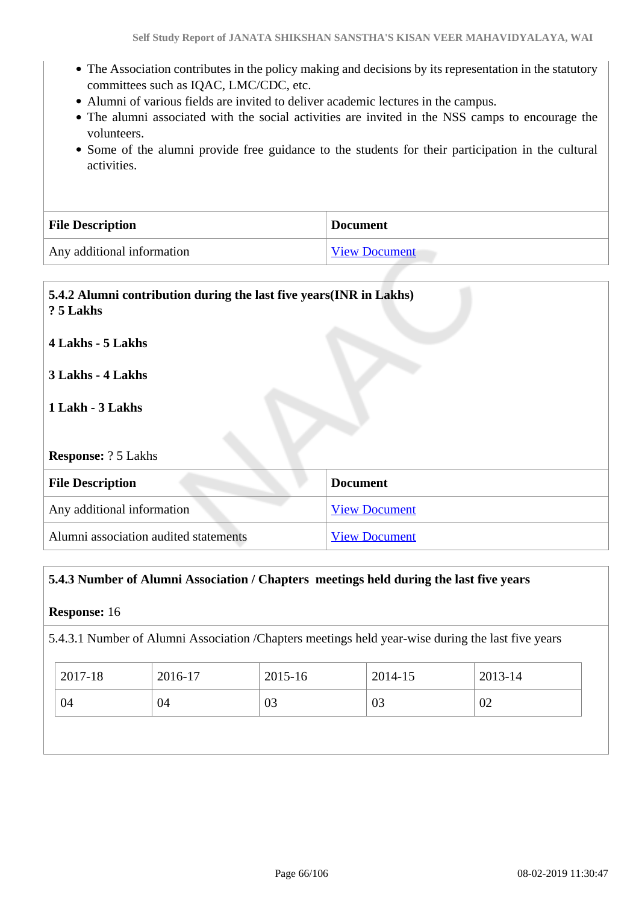- The Association contributes in the policy making and decisions by its representation in the statutory committees such as IQAC, LMC/CDC, etc.
- Alumni of various fields are invited to deliver academic lectures in the campus.
- The alumni associated with the social activities are invited in the NSS camps to encourage the volunteers.
- Some of the alumni provide free guidance to the students for their participation in the cultural activities.

| File Description | Document |
|---|---|
| Any additional information | View Document |

**5.4.2 Alumni contribution during the last five years(INR in Lakhs)**
**? 5 Lakhs**

**4 Lakhs - 5 Lakhs**

**3 Lakhs - 4 Lakhs**

**1 Lakh - 3 Lakhs**

**Response:** ? 5 Lakhs

| File Description | Document |
|---|---|
| Any additional information | View Document |
| Alumni association audited statements | View Document |

**5.4.3 Number of Alumni Association / Chapters meetings held during the last five years**

**Response:** 16

5.4.3.1 Number of Alumni Association /Chapters meetings held year-wise during the last five years

| 2017-18 | 2016-17 | 2015-16 | 2014-15 | 2013-14 |
|---|---|---|---|---|
| 04 | 04 | 03 | 03 | 02 |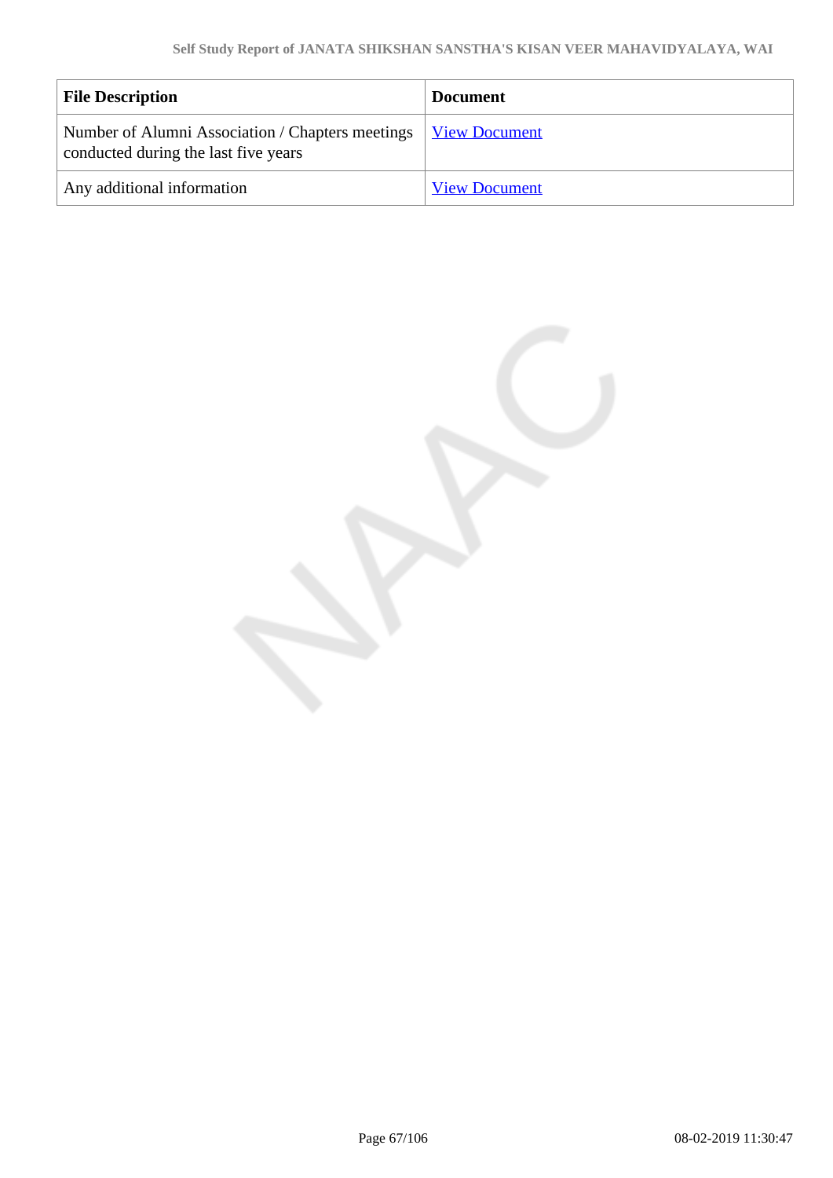| File Description | Document |
|---|---|
| Number of Alumni Association / Chapters meetings conducted during the last five years | View Document |
| Any additional information | View Document |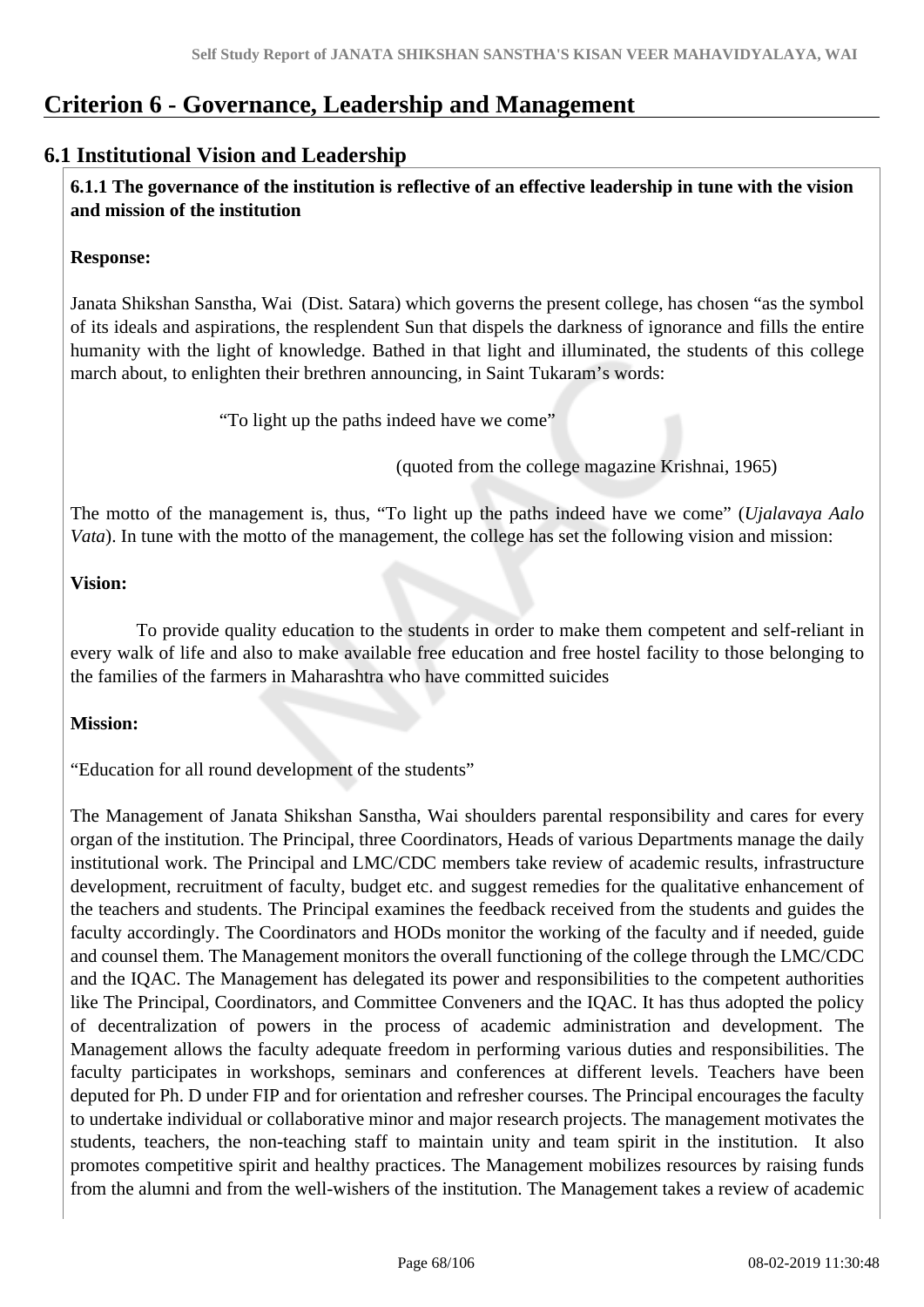# Criterion 6 - Governance, Leadership and Management

## 6.1 Institutional Vision and Leadership

**6.1.1 The governance of the institution is reflective of an effective leadership in tune with the vision and mission of the institution**

**Response:**

Janata Shikshan Sanstha, Wai (Dist. Satara) which governs the present college, has chosen "as the symbol of its ideals and aspirations, the resplendent Sun that dispels the darkness of ignorance and fills the entire humanity with the light of knowledge. Bathed in that light and illuminated, the students of this college march about, to enlighten their brethren announcing, in Saint Tukaram's words:

"To light up the paths indeed have we come"

(quoted from the college magazine Krishnai, 1965)

The motto of the management is, thus, "To light up the paths indeed have we come" (*Ujalavaya Aalo Vata*). In tune with the motto of the management, the college has set the following vision and mission:

**Vision:**

To provide quality education to the students in order to make them competent and self-reliant in every walk of life and also to make available free education and free hostel facility to those belonging to the families of the farmers in Maharashtra who have committed suicides

**Mission:**

"Education for all round development of the students"

The Management of Janata Shikshan Sanstha, Wai shoulders parental responsibility and cares for every organ of the institution. The Principal, three Coordinators, Heads of various Departments manage the daily institutional work. The Principal and LMC/CDC members take review of academic results, infrastructure development, recruitment of faculty, budget etc. and suggest remedies for the qualitative enhancement of the teachers and students. The Principal examines the feedback received from the students and guides the faculty accordingly. The Coordinators and HODs monitor the working of the faculty and if needed, guide and counsel them. The Management monitors the overall functioning of the college through the LMC/CDC and the IQAC. The Management has delegated its power and responsibilities to the competent authorities like The Principal, Coordinators, and Committee Conveners and the IQAC. It has thus adopted the policy of decentralization of powers in the process of academic administration and development. The Management allows the faculty adequate freedom in performing various duties and responsibilities. The faculty participates in workshops, seminars and conferences at different levels. Teachers have been deputed for Ph. D under FIP and for orientation and refresher courses. The Principal encourages the faculty to undertake individual or collaborative minor and major research projects. The management motivates the students, teachers, the non-teaching staff to maintain unity and team spirit in the institution. It also promotes competitive spirit and healthy practices. The Management mobilizes resources by raising funds from the alumni and from the well-wishers of the institution. The Management takes a review of academic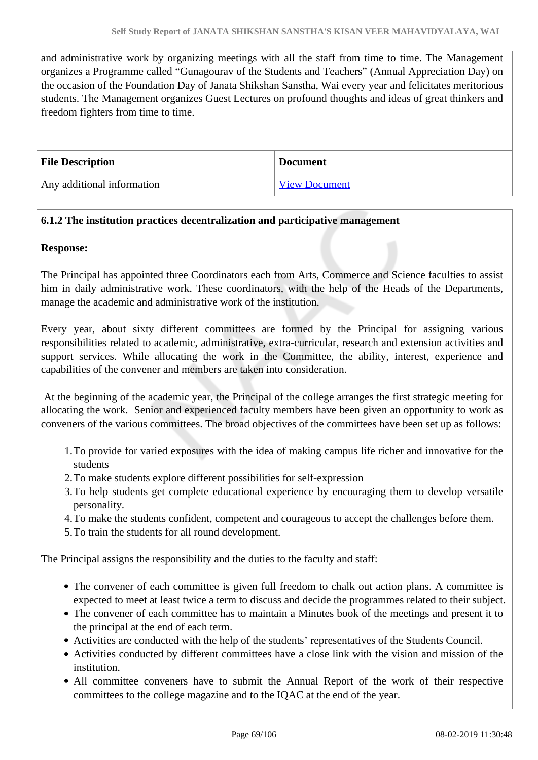and administrative work by organizing meetings with all the staff from time to time. The Management organizes a Programme called "Gunagourav of the Students and Teachers" (Annual Appreciation Day) on the occasion of the Foundation Day of Janata Shikshan Sanstha, Wai every year and felicitates meritorious students. The Management organizes Guest Lectures on profound thoughts and ideas of great thinkers and freedom fighters from time to time.

| File Description | Document |
|---|---|
| Any additional information | View Document |

**6.1.2 The institution practices decentralization and participative management**

**Response:**

The Principal has appointed three Coordinators each from Arts, Commerce and Science faculties to assist him in daily administrative work. These coordinators, with the help of the Heads of the Departments, manage the academic and administrative work of the institution.

Every year, about sixty different committees are formed by the Principal for assigning various responsibilities related to academic, administrative, extra-curricular, research and extension activities and support services. While allocating the work in the Committee, the ability, interest, experience and capabilities of the convener and members are taken into consideration.

At the beginning of the academic year, the Principal of the college arranges the first strategic meeting for allocating the work. Senior and experienced faculty members have been given an opportunity to work as conveners of the various committees. The broad objectives of the committees have been set up as follows:

1. To provide for varied exposures with the idea of making campus life richer and innovative for the students
2. To make students explore different possibilities for self-expression
3. To help students get complete educational experience by encouraging them to develop versatile personality.
4. To make the students confident, competent and courageous to accept the challenges before them.
5. To train the students for all round development.

The Principal assigns the responsibility and the duties to the faculty and staff:

- The convener of each committee is given full freedom to chalk out action plans. A committee is expected to meet at least twice a term to discuss and decide the programmes related to their subject.
- The convener of each committee has to maintain a Minutes book of the meetings and present it to the principal at the end of each term.
- Activities are conducted with the help of the students' representatives of the Students Council.
- Activities conducted by different committees have a close link with the vision and mission of the institution.
- All committee conveners have to submit the Annual Report of the work of their respective committees to the college magazine and to the IQAC at the end of the year.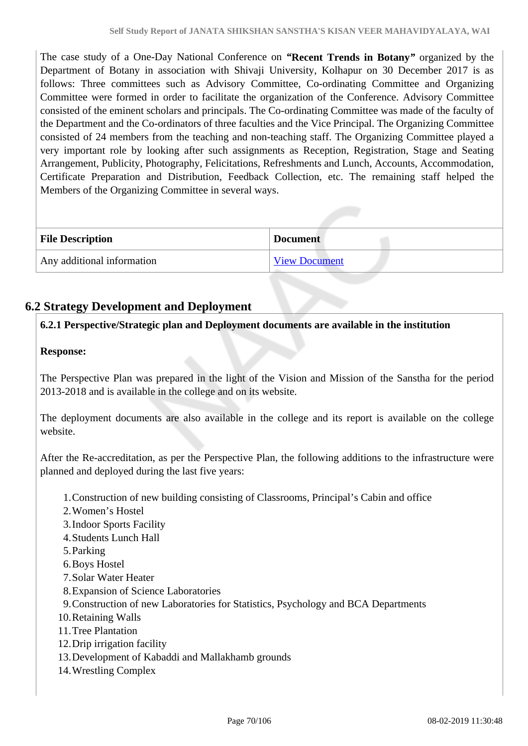The case study of a One-Day National Conference on **"Recent Trends in Botany"** organized by the Department of Botany in association with Shivaji University, Kolhapur on 30 December 2017 is as follows: Three committees such as Advisory Committee, Co-ordinating Committee and Organizing Committee were formed in order to facilitate the organization of the Conference. Advisory Committee consisted of the eminent scholars and principals. The Co-ordinating Committee was made of the faculty of the Department and the Co-ordinators of three faculties and the Vice Principal. The Organizing Committee consisted of 24 members from the teaching and non-teaching staff. The Organizing Committee played a very important role by looking after such assignments as Reception, Registration, Stage and Seating Arrangement, Publicity, Photography, Felicitations, Refreshments and Lunch, Accounts, Accommodation, Certificate Preparation and Distribution, Feedback Collection, etc. The remaining staff helped the Members of the Organizing Committee in several ways.

| File Description | Document |
|---|---|
| Any additional information | View Document |

## 6.2 Strategy Development and Deployment

**6.2.1 Perspective/Strategic plan and Deployment documents are available in the institution**

**Response:**

The Perspective Plan was prepared in the light of the Vision and Mission of the Sanstha for the period 2013-2018 and is available in the college and on its website.

The deployment documents are also available in the college and its report is available on the college website.

After the Re-accreditation, as per the Perspective Plan, the following additions to the infrastructure were planned and deployed during the last five years:

1. Construction of new building consisting of Classrooms, Principal's Cabin and office
2. Women's Hostel
3. Indoor Sports Facility
4. Students Lunch Hall
5. Parking
6. Boys Hostel
7. Solar Water Heater
8. Expansion of Science Laboratories
9. Construction of new Laboratories for Statistics, Psychology and BCA Departments
10. Retaining Walls
11. Tree Plantation
12. Drip irrigation facility
13. Development of Kabaddi and Mallakhamb grounds
14. Wrestling Complex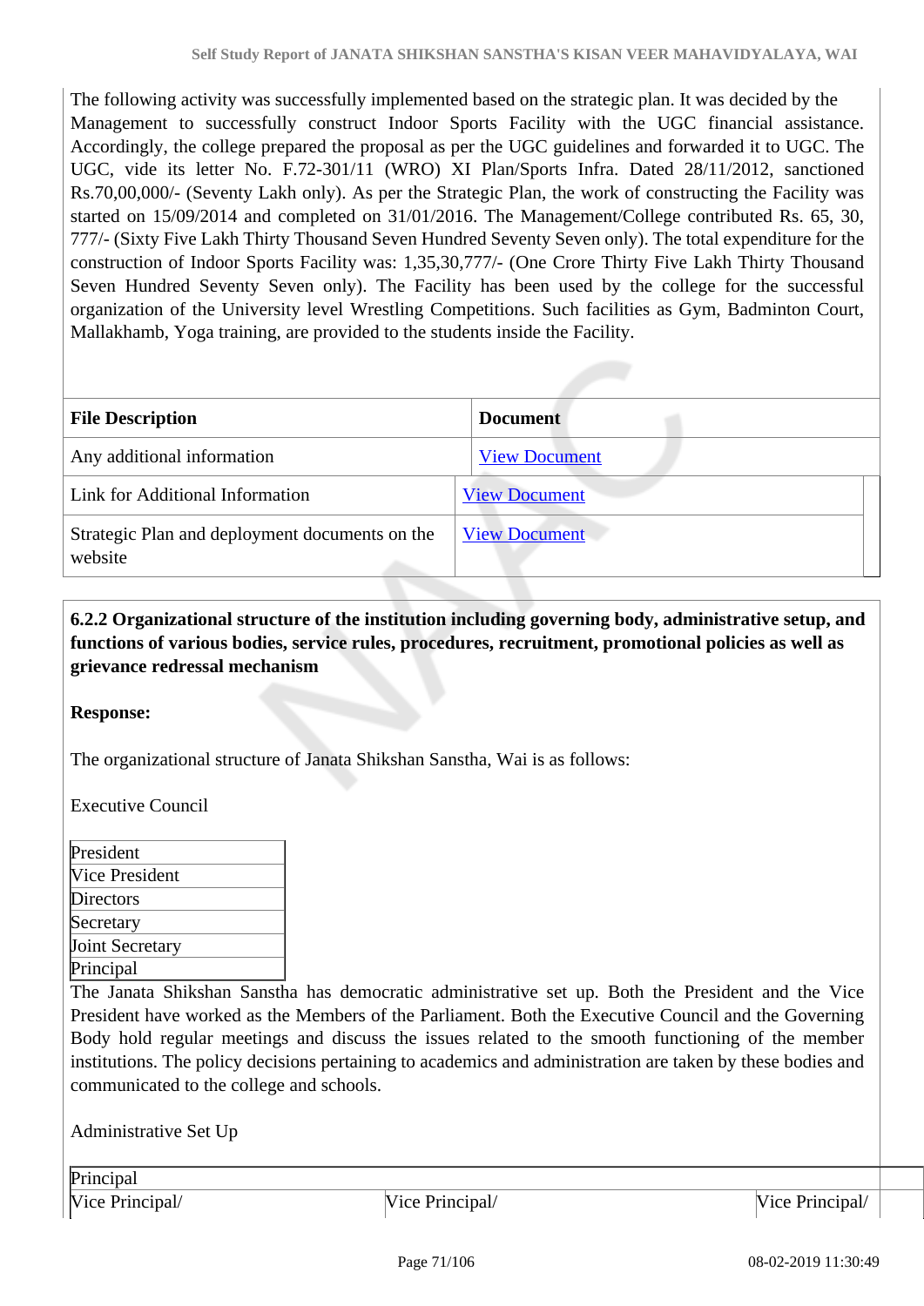The following activity was successfully implemented based on the strategic plan. It was decided by the Management to successfully construct Indoor Sports Facility with the UGC financial assistance. Accordingly, the college prepared the proposal as per the UGC guidelines and forwarded it to UGC. The UGC, vide its letter No. F.72-301/11 (WRO) XI Plan/Sports Infra. Dated 28/11/2012, sanctioned Rs.70,00,000/- (Seventy Lakh only). As per the Strategic Plan, the work of constructing the Facility was started on 15/09/2014 and completed on 31/01/2016. The Management/College contributed Rs. 65, 30, 777/- (Sixty Five Lakh Thirty Thousand Seven Hundred Seventy Seven only). The total expenditure for the construction of Indoor Sports Facility was: 1,35,30,777/- (One Crore Thirty Five Lakh Thirty Thousand Seven Hundred Seventy Seven only). The Facility has been used by the college for the successful organization of the University level Wrestling Competitions. Such facilities as Gym, Badminton Court, Mallakhamb, Yoga training, are provided to the students inside the Facility.

| File Description | Document |
|---|---|
| Any additional information | View Document |
| Link for Additional Information | View Document |
| Strategic Plan and deployment documents on the website | View Document |

**6.2.2 Organizational structure of the institution including governing body, administrative setup, and functions of various bodies, service rules, procedures, recruitment, promotional policies as well as grievance redressal mechanism**

**Response:**

The organizational structure of Janata Shikshan Sanstha, Wai is as follows:

Executive Council

| President |
|---|
| Vice President |
| Directors |
| Secretary |
| Joint Secretary |
| Principal |

The Janata Shikshan Sanstha has democratic administrative set up. Both the President and the Vice President have worked as the Members of the Parliament. Both the Executive Council and the Governing Body hold regular meetings and discuss the issues related to the smooth functioning of the member institutions. The policy decisions pertaining to academics and administration are taken by these bodies and communicated to the college and schools.

Administrative Set Up

| Principal | | |
|---|---|---|
| Vice Principal/ | Vice Principal/ | Vice Principal/ |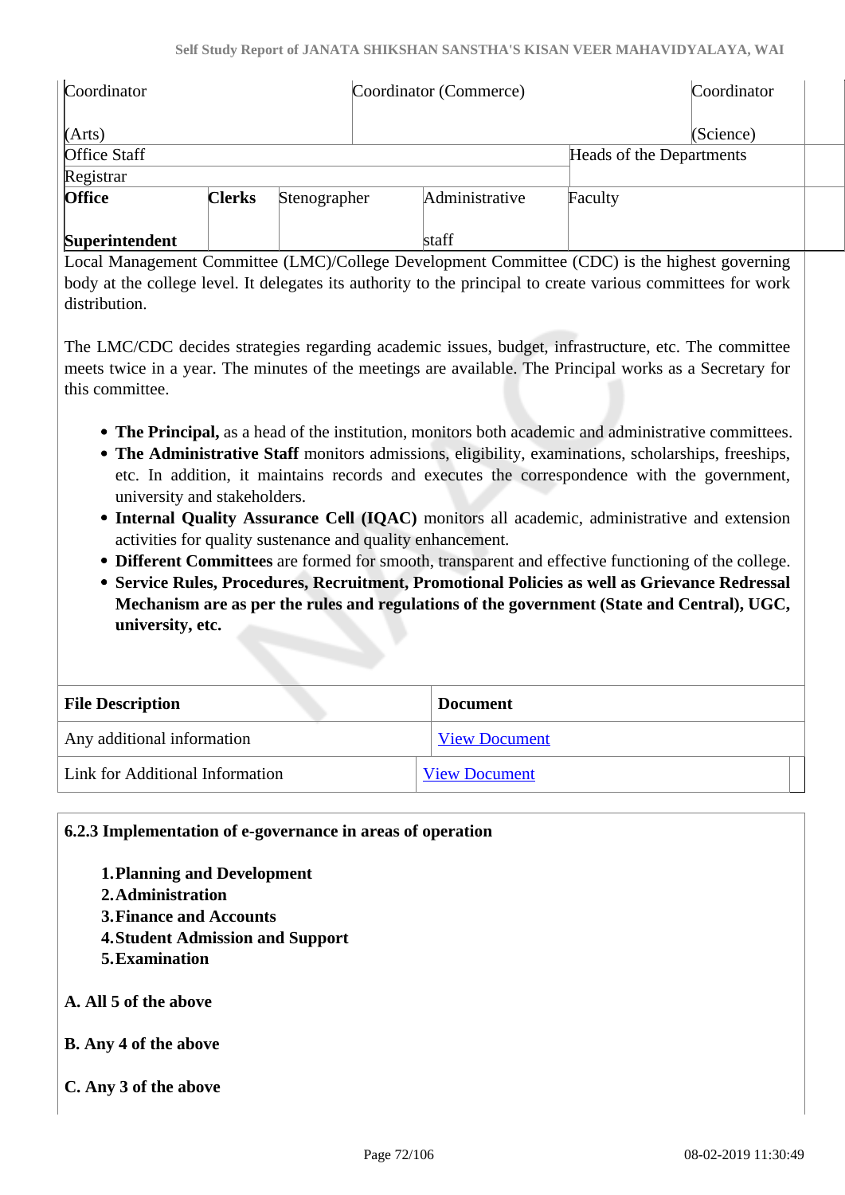| Coordinator (Arts) | Coordinator (Commerce) | | | Coordinator (Science) |
|---|---|---|---|---|
| Office Staff | | | | Heads of the Departments |
| Registrar | | | | |
| **Office Superintendent** | **Clerks** | Stenographer | Administrative staff | Faculty |

Local Management Committee (LMC)/College Development Committee (CDC) is the highest governing body at the college level. It delegates its authority to the principal to create various committees for work distribution.

The LMC/CDC decides strategies regarding academic issues, budget, infrastructure, etc. The committee meets twice in a year. The minutes of the meetings are available. The Principal works as a Secretary for this committee.

- **The Principal,** as a head of the institution, monitors both academic and administrative committees.
- **The Administrative Staff** monitors admissions, eligibility, examinations, scholarships, freeships, etc. In addition, it maintains records and executes the correspondence with the government, university and stakeholders.
- **Internal Quality Assurance Cell (IQAC)** monitors all academic, administrative and extension activities for quality sustenance and quality enhancement.
- **Different Committees** are formed for smooth, transparent and effective functioning of the college.
- **Service Rules, Procedures, Recruitment, Promotional Policies as well as Grievance Redressal Mechanism are as per the rules and regulations of the government (State and Central), UGC, university, etc.**

| File Description | Document |
|---|---|
| Any additional information | View Document |
| Link for Additional Information | View Document |

**6.2.3 Implementation of e-governance in areas of operation**

1. **Planning and Development**
2. **Administration**
3. **Finance and Accounts**
4. **Student Admission and Support**
5. **Examination**

**A. All 5 of the above**

**B. Any 4 of the above**

**C. Any 3 of the above**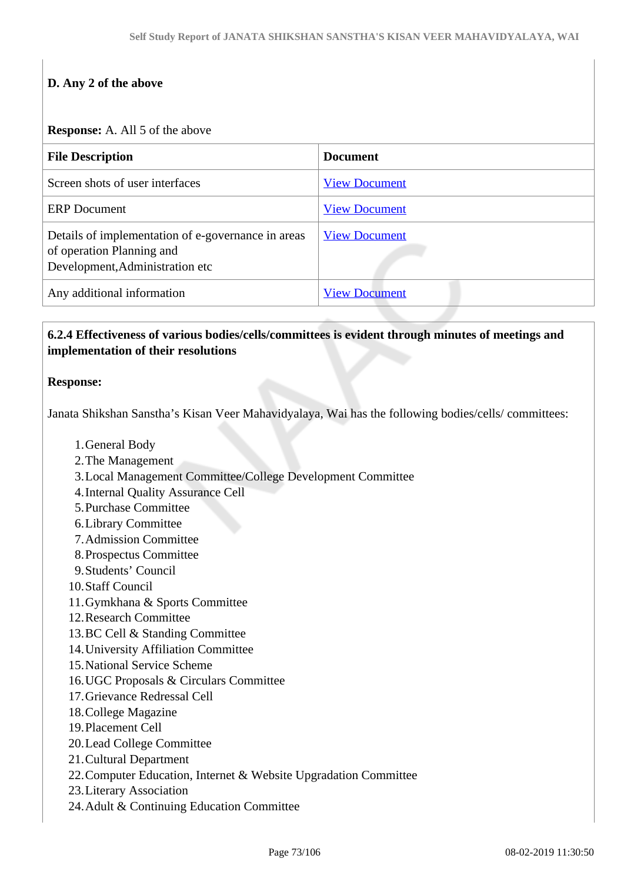**D. Any 2 of the above**

**Response:** A. All 5 of the above

| File Description | Document |
|---|---|
| Screen shots of user interfaces | View Document |
| ERP Document | View Document |
| Details of implementation of e-governance in areas of operation Planning and Development,Administration etc | View Document |
| Any additional information | View Document |

**6.2.4 Effectiveness of various bodies/cells/committees is evident through minutes of meetings and implementation of their resolutions**

**Response:**

Janata Shikshan Sanstha's Kisan Veer Mahavidyalaya, Wai has the following bodies/cells/ committees:

1. General Body
2. The Management
3. Local Management Committee/College Development Committee
4. Internal Quality Assurance Cell
5. Purchase Committee
6. Library Committee
7. Admission Committee
8. Prospectus Committee
9. Students' Council
10. Staff Council
11. Gymkhana & Sports Committee
12. Research Committee
13. BC Cell & Standing Committee
14. University Affiliation Committee
15. National Service Scheme
16. UGC Proposals & Circulars Committee
17. Grievance Redressal Cell
18. College Magazine
19. Placement Cell
20. Lead College Committee
21. Cultural Department
22. Computer Education, Internet & Website Upgradation Committee
23. Literary Association
24. Adult & Continuing Education Committee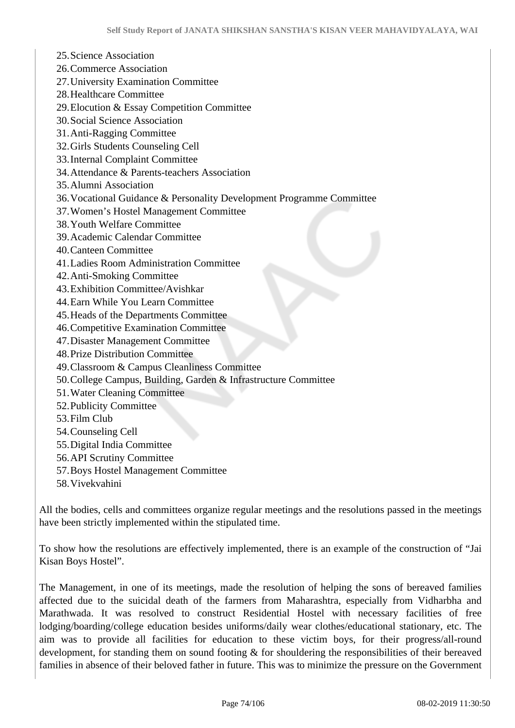25. Science Association
26. Commerce Association
27. University Examination Committee
28. Healthcare Committee
29. Elocution & Essay Competition Committee
30. Social Science Association
31. Anti-Ragging Committee
32. Girls Students Counseling Cell
33. Internal Complaint Committee
34. Attendance & Parents-teachers Association
35. Alumni Association
36. Vocational Guidance & Personality Development Programme Committee
37. Women's Hostel Management Committee
38. Youth Welfare Committee
39. Academic Calendar Committee
40. Canteen Committee
41. Ladies Room Administration Committee
42. Anti-Smoking Committee
43. Exhibition Committee/Avishkar
44. Earn While You Learn Committee
45. Heads of the Departments Committee
46. Competitive Examination Committee
47. Disaster Management Committee
48. Prize Distribution Committee
49. Classroom & Campus Cleanliness Committee
50. College Campus, Building, Garden & Infrastructure Committee
51. Water Cleaning Committee
52. Publicity Committee
53. Film Club
54. Counseling Cell
55. Digital India Committee
56. API Scrutiny Committee
57. Boys Hostel Management Committee
58. Vivekvahini

All the bodies, cells and committees organize regular meetings and the resolutions passed in the meetings have been strictly implemented within the stipulated time.

To show how the resolutions are effectively implemented, there is an example of the construction of "Jai Kisan Boys Hostel".

The Management, in one of its meetings, made the resolution of helping the sons of bereaved families affected due to the suicidal death of the farmers from Maharashtra, especially from Vidharbha and Marathwada. It was resolved to construct Residential Hostel with necessary facilities of free lodging/boarding/college education besides uniforms/daily wear clothes/educational stationary, etc. The aim was to provide all facilities for education to these victim boys, for their progress/all-round development, for standing them on sound footing & for shouldering the responsibilities of their bereaved families in absence of their beloved father in future. This was to minimize the pressure on the Government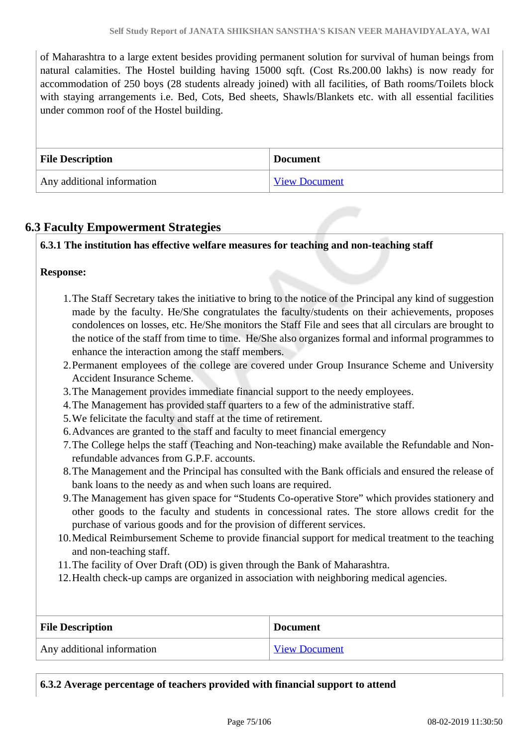of Maharashtra to a large extent besides providing permanent solution for survival of human beings from natural calamities. The Hostel building having 15000 sqft. (Cost Rs.200.00 lakhs) is now ready for accommodation of 250 boys (28 students already joined) with all facilities, of Bath rooms/Toilets block with staying arrangements i.e. Bed, Cots, Bed sheets, Shawls/Blankets etc. with all essential facilities under common roof of the Hostel building.

| File Description | Document |
| --- | --- |
| Any additional information | View Document |

## 6.3 Faculty Empowerment Strategies

**6.3.1 The institution has effective welfare measures for teaching and non-teaching staff**

**Response:**

1. The Staff Secretary takes the initiative to bring to the notice of the Principal any kind of suggestion made by the faculty. He/She congratulates the faculty/students on their achievements, proposes condolences on losses, etc. He/She monitors the Staff File and sees that all circulars are brought to the notice of the staff from time to time. He/She also organizes formal and informal programmes to enhance the interaction among the staff members.
2. Permanent employees of the college are covered under Group Insurance Scheme and University Accident Insurance Scheme.
3. The Management provides immediate financial support to the needy employees.
4. The Management has provided staff quarters to a few of the administrative staff.
5. We felicitate the faculty and staff at the time of retirement.
6. Advances are granted to the staff and faculty to meet financial emergency
7. The College helps the staff (Teaching and Non-teaching) make available the Refundable and Non-refundable advances from G.P.F. accounts.
8. The Management and the Principal has consulted with the Bank officials and ensured the release of bank loans to the needy as and when such loans are required.
9. The Management has given space for “Students Co-operative Store” which provides stationery and other goods to the faculty and students in concessional rates. The store allows credit for the purchase of various goods and for the provision of different services.
10. Medical Reimbursement Scheme to provide financial support for medical treatment to the teaching and non-teaching staff.
11. The facility of Over Draft (OD) is given through the Bank of Maharashtra.
12. Health check-up camps are organized in association with neighboring medical agencies.

| File Description | Document |
| --- | --- |
| Any additional information | View Document |

**6.3.2 Average percentage of teachers provided with financial support to attend**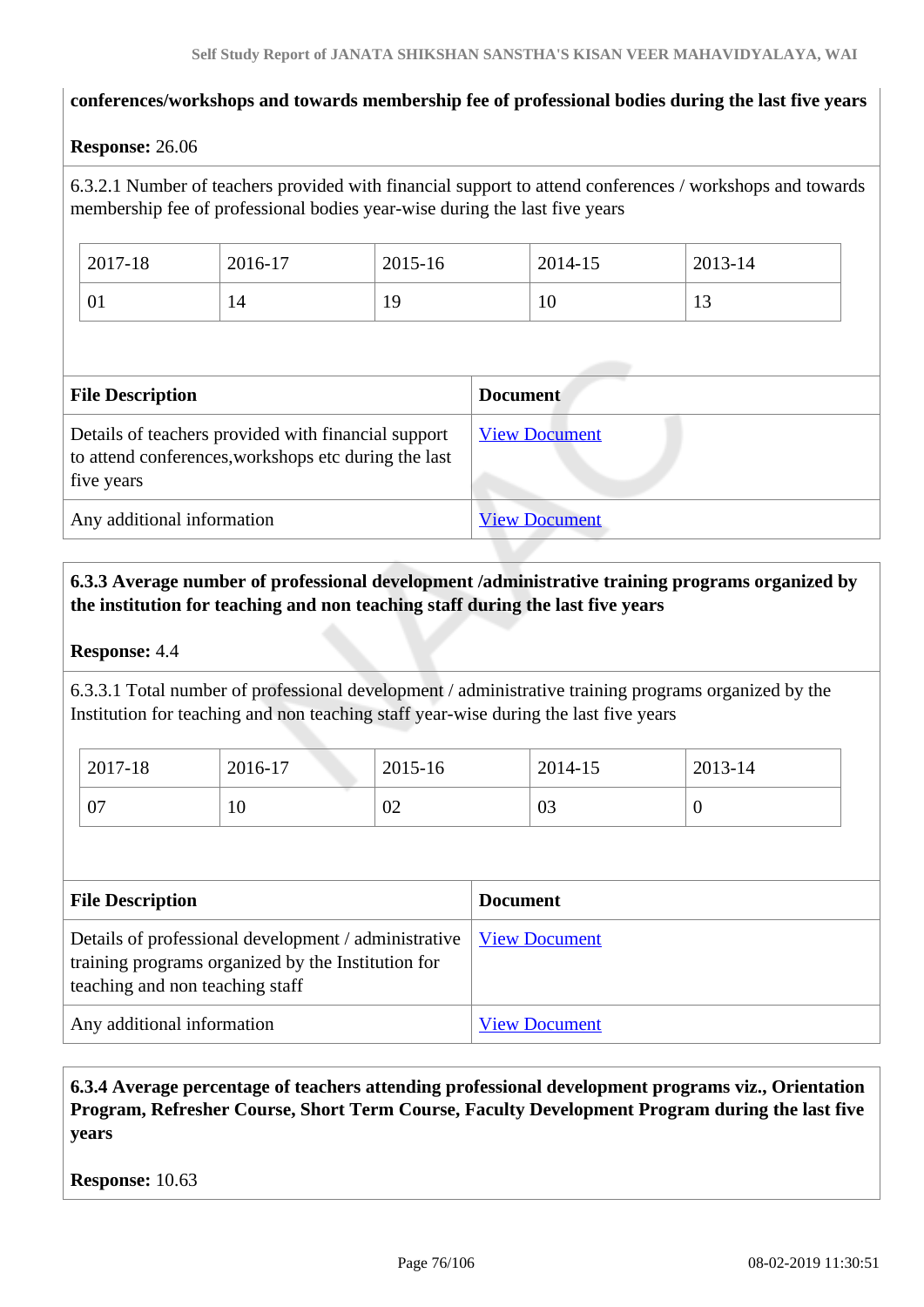**conferences/workshops and towards membership fee of professional bodies during the last five years**

**Response:** 26.06

6.3.2.1 Number of teachers provided with financial support to attend conferences / workshops and towards membership fee of professional bodies year-wise during the last five years

| 2017-18 | 2016-17 | 2015-16 | 2014-15 | 2013-14 |
|---|---|---|---|---|
| 01 | 14 | 19 | 10 | 13 |

| File Description | Document |
|---|---|
| Details of teachers provided with financial support to attend conferences,workshops etc during the last five years | View Document |
| Any additional information | View Document |

**6.3.3 Average number of professional development /administrative training programs organized by the institution for teaching and non teaching staff during the last five years**

**Response:** 4.4

6.3.3.1 Total number of professional development / administrative training programs organized by the Institution for teaching and non teaching staff year-wise during the last five years

| 2017-18 | 2016-17 | 2015-16 | 2014-15 | 2013-14 |
|---|---|---|---|---|
| 07 | 10 | 02 | 03 | 0 |

| File Description | Document |
|---|---|
| Details of professional development / administrative training programs organized by the Institution for teaching and non teaching staff | View Document |
| Any additional information | View Document |

**6.3.4 Average percentage of teachers attending professional development programs viz., Orientation Program, Refresher Course, Short Term Course, Faculty Development Program during the last five years**

**Response:** 10.63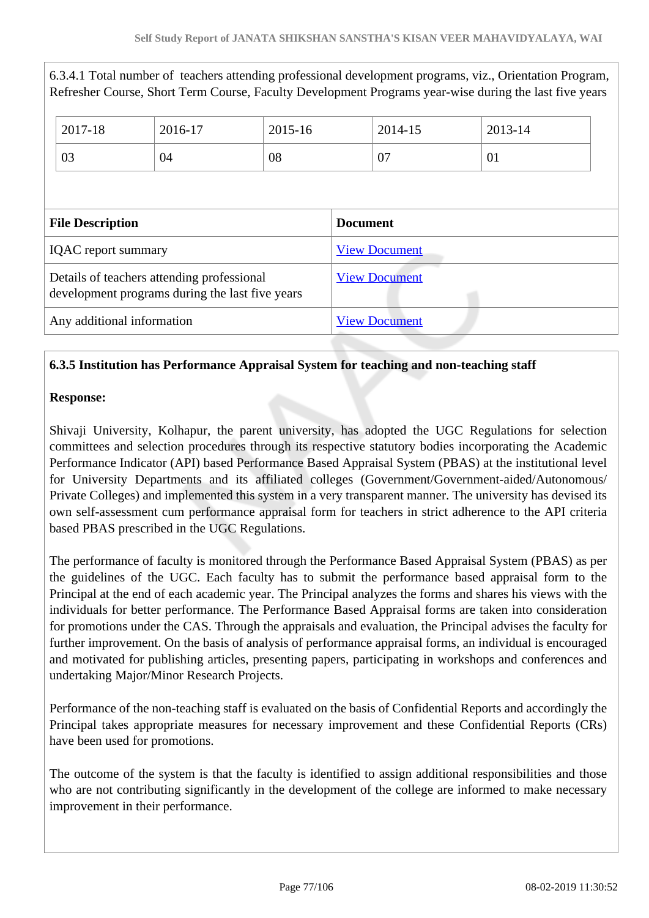6.3.4.1 Total number of teachers attending professional development programs, viz., Orientation Program, Refresher Course, Short Term Course, Faculty Development Programs year-wise during the last five years

| 2017-18 | 2016-17 | 2015-16 | 2014-15 | 2013-14 |
|---|---|---|---|---|
| 03 | 04 | 08 | 07 | 01 |

| File Description | Document |
|---|---|
| IQAC report summary | View Document |
| Details of teachers attending professional development programs during the last five years | View Document |
| Any additional information | View Document |

**6.3.5 Institution has Performance Appraisal System for teaching and non-teaching staff**

**Response:**

Shivaji University, Kolhapur, the parent university, has adopted the UGC Regulations for selection committees and selection procedures through its respective statutory bodies incorporating the Academic Performance Indicator (API) based Performance Based Appraisal System (PBAS) at the institutional level for University Departments and its affiliated colleges (Government/Government-aided/Autonomous/ Private Colleges) and implemented this system in a very transparent manner. The university has devised its own self-assessment cum performance appraisal form for teachers in strict adherence to the API criteria based PBAS prescribed in the UGC Regulations.

The performance of faculty is monitored through the Performance Based Appraisal System (PBAS) as per the guidelines of the UGC. Each faculty has to submit the performance based appraisal form to the Principal at the end of each academic year. The Principal analyzes the forms and shares his views with the individuals for better performance. The Performance Based Appraisal forms are taken into consideration for promotions under the CAS. Through the appraisals and evaluation, the Principal advises the faculty for further improvement. On the basis of analysis of performance appraisal forms, an individual is encouraged and motivated for publishing articles, presenting papers, participating in workshops and conferences and undertaking Major/Minor Research Projects.

Performance of the non-teaching staff is evaluated on the basis of Confidential Reports and accordingly the Principal takes appropriate measures for necessary improvement and these Confidential Reports (CRs) have been used for promotions.

The outcome of the system is that the faculty is identified to assign additional responsibilities and those who are not contributing significantly in the development of the college are informed to make necessary improvement in their performance.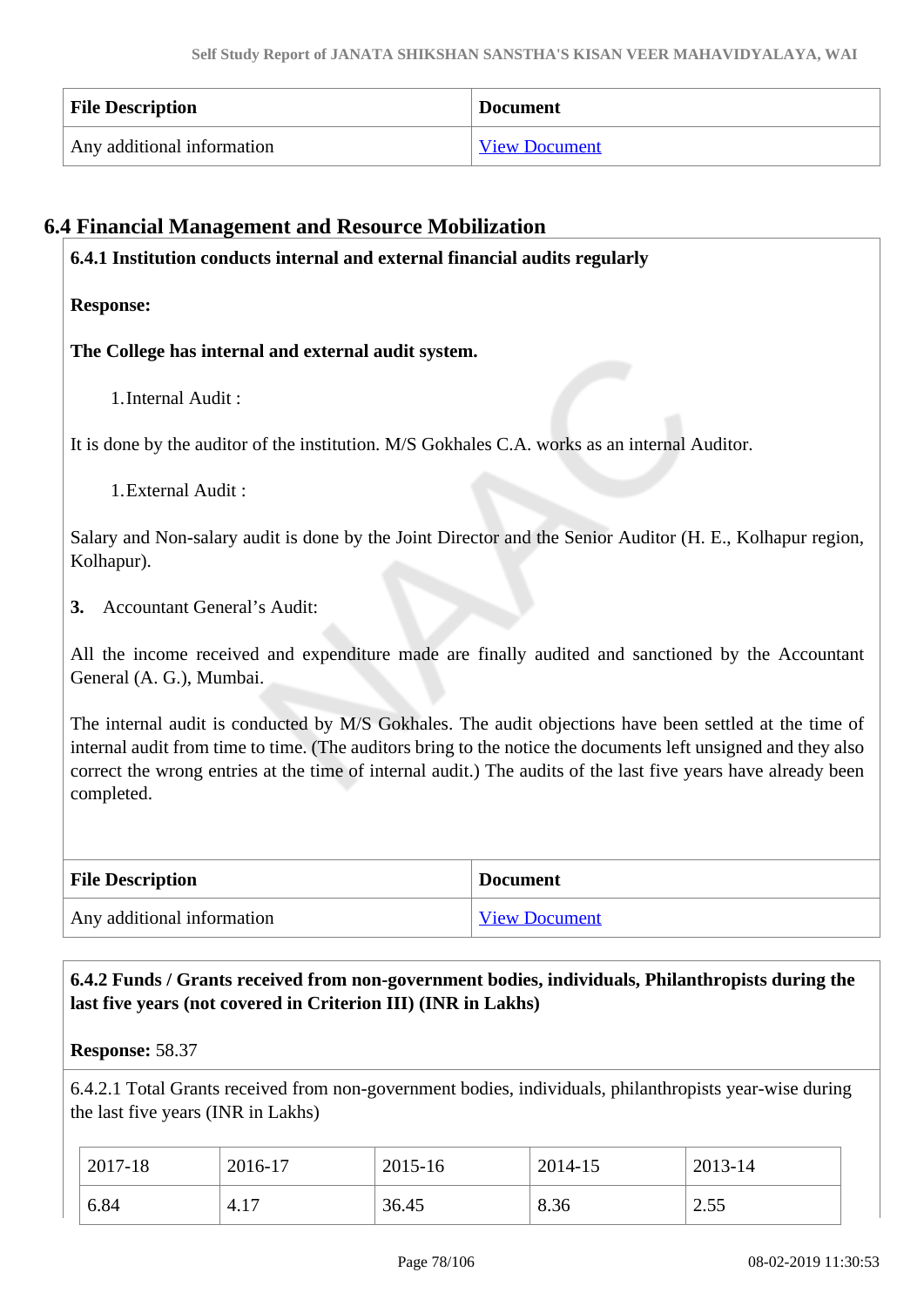| File Description | Document |
| --- | --- |
| Any additional information | View Document |

## 6.4 Financial Management and Resource Mobilization

**6.4.1 Institution conducts internal and external financial audits regularly**

**Response:**

**The College has internal and external audit system.**

1. Internal Audit :

It is done by the auditor of the institution. M/S Gokhales C.A. works as an internal Auditor.

1. External Audit :

Salary and Non-salary audit is done by the Joint Director and the Senior Auditor (H. E., Kolhapur region, Kolhapur).

**3.** Accountant General's Audit:

All the income received and expenditure made are finally audited and sanctioned by the Accountant General (A. G.), Mumbai.

The internal audit is conducted by M/S Gokhales. The audit objections have been settled at the time of internal audit from time to time. (The auditors bring to the notice the documents left unsigned and they also correct the wrong entries at the time of internal audit.) The audits of the last five years have already been completed.

| File Description | Document |
| --- | --- |
| Any additional information | View Document |

**6.4.2 Funds / Grants received from non-government bodies, individuals, Philanthropists during the last five years (not covered in Criterion III) (INR in Lakhs)**

**Response:** 58.37

6.4.2.1 Total Grants received from non-government bodies, individuals, philanthropists year-wise during the last five years (INR in Lakhs)

| 2017-18 | 2016-17 | 2015-16 | 2014-15 | 2013-14 |
| --- | --- | --- | --- | --- |
| 6.84 | 4.17 | 36.45 | 8.36 | 2.55 |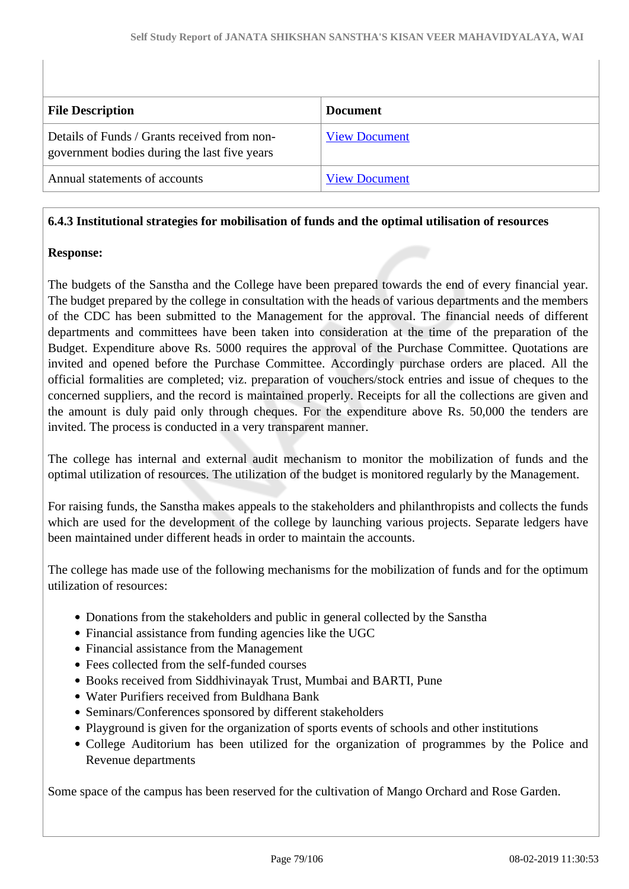| File Description | Document |
|---|---|
| Details of Funds / Grants received from non-government bodies during the last five years | View Document |
| Annual statements of accounts | View Document |

**6.4.3 Institutional strategies for mobilisation of funds and the optimal utilisation of resources**

**Response:**

The budgets of the Sanstha and the College have been prepared towards the end of every financial year. The budget prepared by the college in consultation with the heads of various departments and the members of the CDC has been submitted to the Management for the approval. The financial needs of different departments and committees have been taken into consideration at the time of the preparation of the Budget. Expenditure above Rs. 5000 requires the approval of the Purchase Committee. Quotations are invited and opened before the Purchase Committee. Accordingly purchase orders are placed. All the official formalities are completed; viz. preparation of vouchers/stock entries and issue of cheques to the concerned suppliers, and the record is maintained properly. Receipts for all the collections are given and the amount is duly paid only through cheques. For the expenditure above Rs. 50,000 the tenders are invited. The process is conducted in a very transparent manner.

The college has internal and external audit mechanism to monitor the mobilization of funds and the optimal utilization of resources. The utilization of the budget is monitored regularly by the Management.

For raising funds, the Sanstha makes appeals to the stakeholders and philanthropists and collects the funds which are used for the development of the college by launching various projects. Separate ledgers have been maintained under different heads in order to maintain the accounts.

The college has made use of the following mechanisms for the mobilization of funds and for the optimum utilization of resources:

- Donations from the stakeholders and public in general collected by the Sanstha
- Financial assistance from funding agencies like the UGC
- Financial assistance from the Management
- Fees collected from the self-funded courses
- Books received from Siddhivinayak Trust, Mumbai and BARTI, Pune
- Water Purifiers received from Buldhana Bank
- Seminars/Conferences sponsored by different stakeholders
- Playground is given for the organization of sports events of schools and other institutions
- College Auditorium has been utilized for the organization of programmes by the Police and Revenue departments

Some space of the campus has been reserved for the cultivation of Mango Orchard and Rose Garden.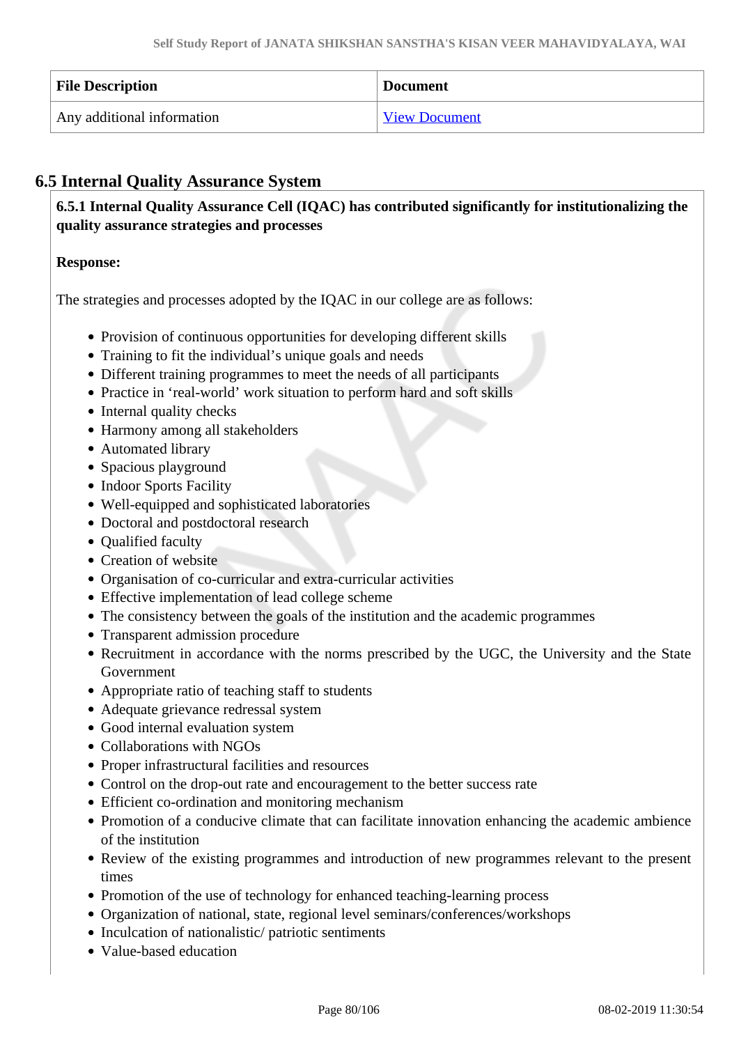| File Description | Document |
| --- | --- |
| Any additional information | View Document |

## 6.5 Internal Quality Assurance System

**6.5.1 Internal Quality Assurance Cell (IQAC) has contributed significantly for institutionalizing the quality assurance strategies and processes**

**Response:**

The strategies and processes adopted by the IQAC in our college are as follows:

- Provision of continuous opportunities for developing different skills
- Training to fit the individual's unique goals and needs
- Different training programmes to meet the needs of all participants
- Practice in 'real-world' work situation to perform hard and soft skills
- Internal quality checks
- Harmony among all stakeholders
- Automated library
- Spacious playground
- Indoor Sports Facility
- Well-equipped and sophisticated laboratories
- Doctoral and postdoctoral research
- Qualified faculty
- Creation of website
- Organisation of co-curricular and extra-curricular activities
- Effective implementation of lead college scheme
- The consistency between the goals of the institution and the academic programmes
- Transparent admission procedure
- Recruitment in accordance with the norms prescribed by the UGC, the University and the State Government
- Appropriate ratio of teaching staff to students
- Adequate grievance redressal system
- Good internal evaluation system
- Collaborations with NGOs
- Proper infrastructural facilities and resources
- Control on the drop-out rate and encouragement to the better success rate
- Efficient co-ordination and monitoring mechanism
- Promotion of a conducive climate that can facilitate innovation enhancing the academic ambience of the institution
- Review of the existing programmes and introduction of new programmes relevant to the present times
- Promotion of the use of technology for enhanced teaching-learning process
- Organization of national, state, regional level seminars/conferences/workshops
- Inculcation of nationalistic/ patriotic sentiments
- Value-based education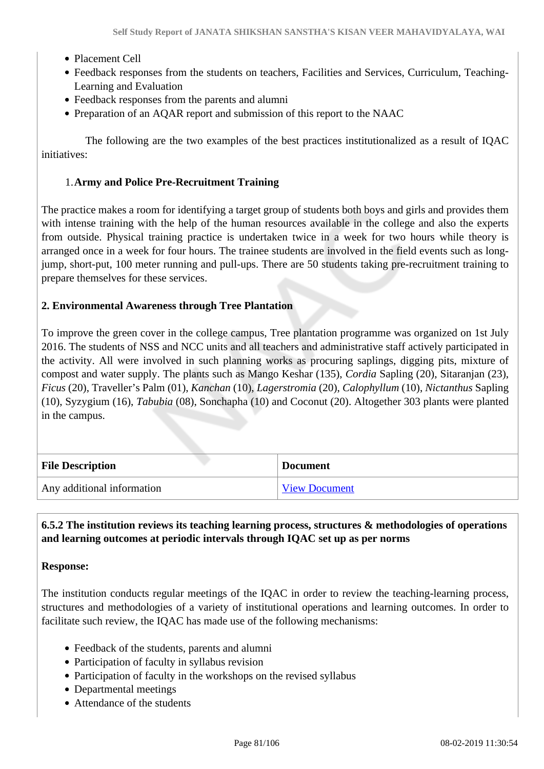- Placement Cell
- Feedback responses from the students on teachers, Facilities and Services, Curriculum, Teaching-Learning and Evaluation
- Feedback responses from the parents and alumni
- Preparation of an AQAR report and submission of this report to the NAAC

The following are the two examples of the best practices institutionalized as a result of IQAC initiatives:

1. **Army and Police Pre-Recruitment Training**

The practice makes a room for identifying a target group of students both boys and girls and provides them with intense training with the help of the human resources available in the college and also the experts from outside. Physical training practice is undertaken twice in a week for two hours while theory is arranged once in a week for four hours. The trainee students are involved in the field events such as long-jump, short-put, 100 meter running and pull-ups. There are 50 students taking pre-recruitment training to prepare themselves for these services.

**2. Environmental Awareness through Tree Plantation**

To improve the green cover in the college campus, Tree plantation programme was organized on 1st July 2016. The students of NSS and NCC units and all teachers and administrative staff actively participated in the activity. All were involved in such planning works as procuring saplings, digging pits, mixture of compost and water supply. The plants such as Mango Keshar (135), *Cordia* Sapling (20), Sitaranjan (23), *Ficus* (20), Traveller's Palm (01), *Kanchan* (10), *Lagerstromia* (20), *Calophyllum* (10), *Nictanthus* Sapling (10), Syzygium (16), *Tabubia* (08), Sonchapha (10) and Coconut (20). Altogether 303 plants were planted in the campus.

| File Description | Document |
| --- | --- |
| Any additional information | View Document |

**6.5.2 The institution reviews its teaching learning process, structures & methodologies of operations and learning outcomes at periodic intervals through IQAC set up as per norms**

**Response:**

The institution conducts regular meetings of the IQAC in order to review the teaching-learning process, structures and methodologies of a variety of institutional operations and learning outcomes. In order to facilitate such review, the IQAC has made use of the following mechanisms:

- Feedback of the students, parents and alumni
- Participation of faculty in syllabus revision
- Participation of faculty in the workshops on the revised syllabus
- Departmental meetings
- Attendance of the students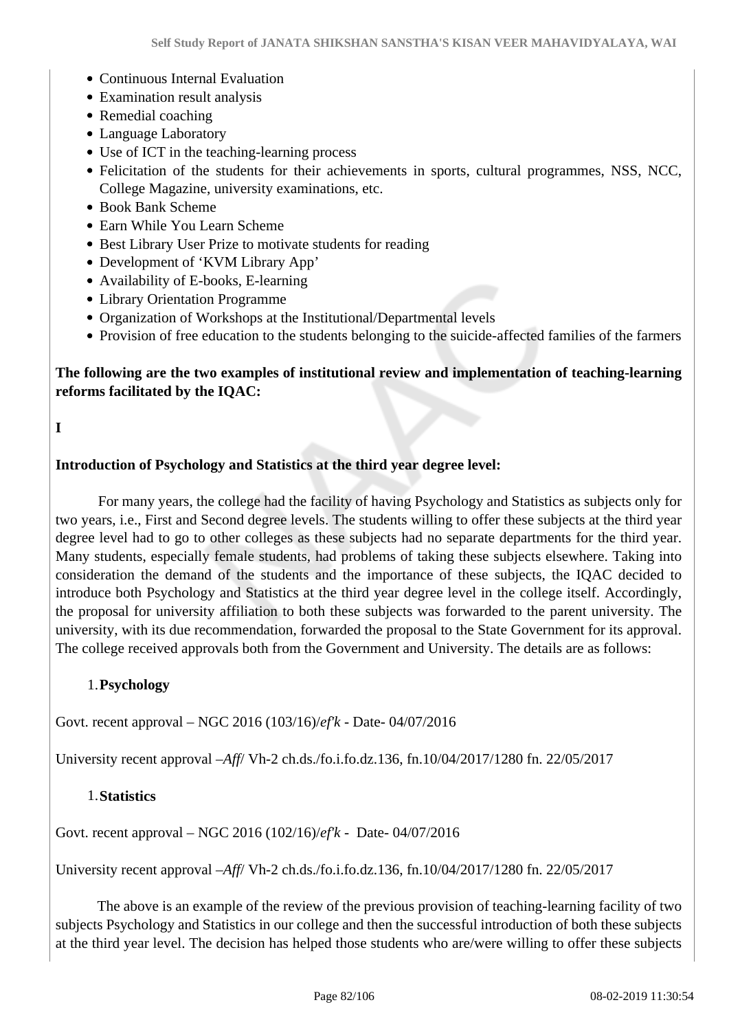- Continuous Internal Evaluation
- Examination result analysis
- Remedial coaching
- Language Laboratory
- Use of ICT in the teaching-learning process
- Felicitation of the students for their achievements in sports, cultural programmes, NSS, NCC, College Magazine, university examinations, etc.
- Book Bank Scheme
- Earn While You Learn Scheme
- Best Library User Prize to motivate students for reading
- Development of 'KVM Library App'
- Availability of E-books, E-learning
- Library Orientation Programme
- Organization of Workshops at the Institutional/Departmental levels
- Provision of free education to the students belonging to the suicide-affected families of the farmers

**The following are the two examples of institutional review and implementation of teaching-learning reforms facilitated by the IQAC:**

**I**

**Introduction of Psychology and Statistics at the third year degree level:**

For many years, the college had the facility of having Psychology and Statistics as subjects only for two years, i.e., First and Second degree levels. The students willing to offer these subjects at the third year degree level had to go to other colleges as these subjects had no separate departments for the third year. Many students, especially female students, had problems of taking these subjects elsewhere. Taking into consideration the demand of the students and the importance of these subjects, the IQAC decided to introduce both Psychology and Statistics at the third year degree level in the college itself. Accordingly, the proposal for university affiliation to both these subjects was forwarded to the parent university. The university, with its due recommendation, forwarded the proposal to the State Government for its approval. The college received approvals both from the Government and University. The details are as follows:

1. **Psychology**

Govt. recent approval – NGC 2016 (103/16)/*ef'k* - Date- 04/07/2016

University recent approval –*Aff*/ Vh-2 ch.ds./fo.i.fo.dz.136, fn.10/04/2017/1280 fn. 22/05/2017

1. **Statistics**

Govt. recent approval – NGC 2016 (102/16)/*ef'k* - Date- 04/07/2016

University recent approval –*Aff*/ Vh-2 ch.ds./fo.i.fo.dz.136, fn.10/04/2017/1280 fn. 22/05/2017

The above is an example of the review of the previous provision of teaching-learning facility of two subjects Psychology and Statistics in our college and then the successful introduction of both these subjects at the third year level. The decision has helped those students who are/were willing to offer these subjects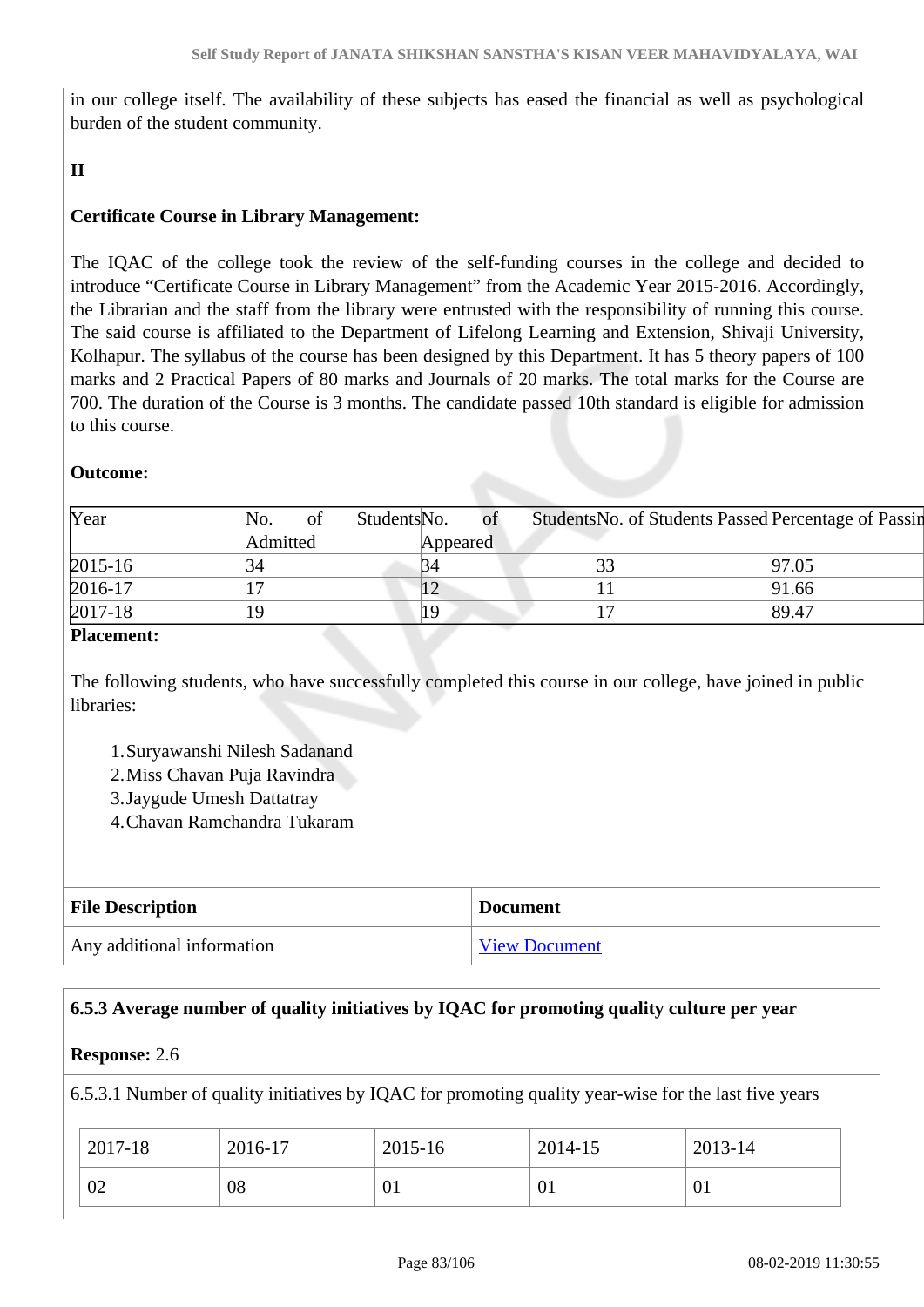in our college itself. The availability of these subjects has eased the financial as well as psychological burden of the student community.

**II**

**Certificate Course in Library Management:**

The IQAC of the college took the review of the self-funding courses in the college and decided to introduce “Certificate Course in Library Management” from the Academic Year 2015-2016. Accordingly, the Librarian and the staff from the library were entrusted with the responsibility of running this course. The said course is affiliated to the Department of Lifelong Learning and Extension, Shivaji University, Kolhapur. The syllabus of the course has been designed by this Department. It has 5 theory papers of 100 marks and 2 Practical Papers of 80 marks and Journals of 20 marks. The total marks for the Course are 700. The duration of the Course is 3 months. The candidate passed 10th standard is eligible for admission to this course.

**Outcome:**

| Year | No. of Students Admitted | No. of Students Appeared | No. of Students Passed | Percentage of Passin |
|---|---|---|---|---|
| 2015-16 | 34 | 34 | 33 | 97.05 |
| 2016-17 | 17 | 12 | 11 | 91.66 |
| 2017-18 | 19 | 19 | 17 | 89.47 |

**Placement:**

The following students, who have successfully completed this course in our college, have joined in public libraries:

1. Suryawanshi Nilesh Sadanand
2. Miss Chavan Puja Ravindra
3. Jaygude Umesh Dattatray
4. Chavan Ramchandra Tukaram

| File Description | Document |
|---|---|
| Any additional information | View Document |

**6.5.3 Average number of quality initiatives by IQAC for promoting quality culture per year**

**Response:** 2.6

6.5.3.1 Number of quality initiatives by IQAC for promoting quality year-wise for the last five years

| 2017-18 | 2016-17 | 2015-16 | 2014-15 | 2013-14 |
|---|---|---|---|---|
| 02 | 08 | 01 | 01 | 01 |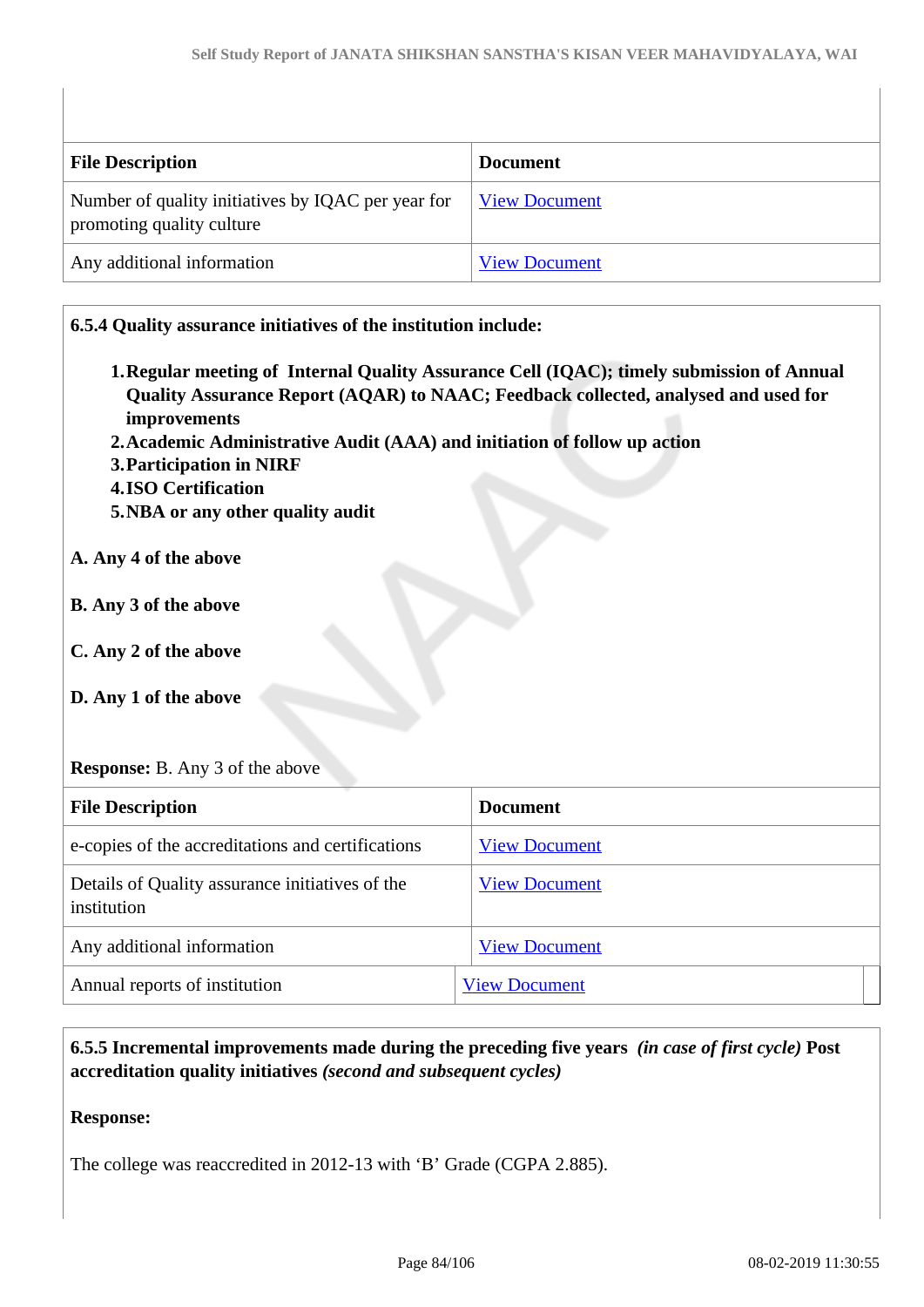| File Description | Document |
|---|---|
| Number of quality initiatives by IQAC per year for promoting quality culture | View Document |
| Any additional information | View Document |

**6.5.4 Quality assurance initiatives of the institution include:**

1. **Regular meeting of Internal Quality Assurance Cell (IQAC); timely submission of Annual Quality Assurance Report (AQAR) to NAAC; Feedback collected, analysed and used for improvements**
2. **Academic Administrative Audit (AAA) and initiation of follow up action**
3. **Participation in NIRF**
4. **ISO Certification**
5. **NBA or any other quality audit**

**A. Any 4 of the above**

**B. Any 3 of the above**

**C. Any 2 of the above**

**D. Any 1 of the above**

**Response:** B. Any 3 of the above

| File Description | Document |
|---|---|
| e-copies of the accreditations and certifications | View Document |
| Details of Quality assurance initiatives of the institution | View Document |
| Any additional information | View Document |
| Annual reports of institution | View Document |

**6.5.5 Incremental improvements made during the preceding five years** ***(in case of first cycle)*** **Post accreditation quality initiatives** ***(second and subsequent cycles)***

**Response:**

The college was reaccredited in 2012-13 with ‘B’ Grade (CGPA 2.885).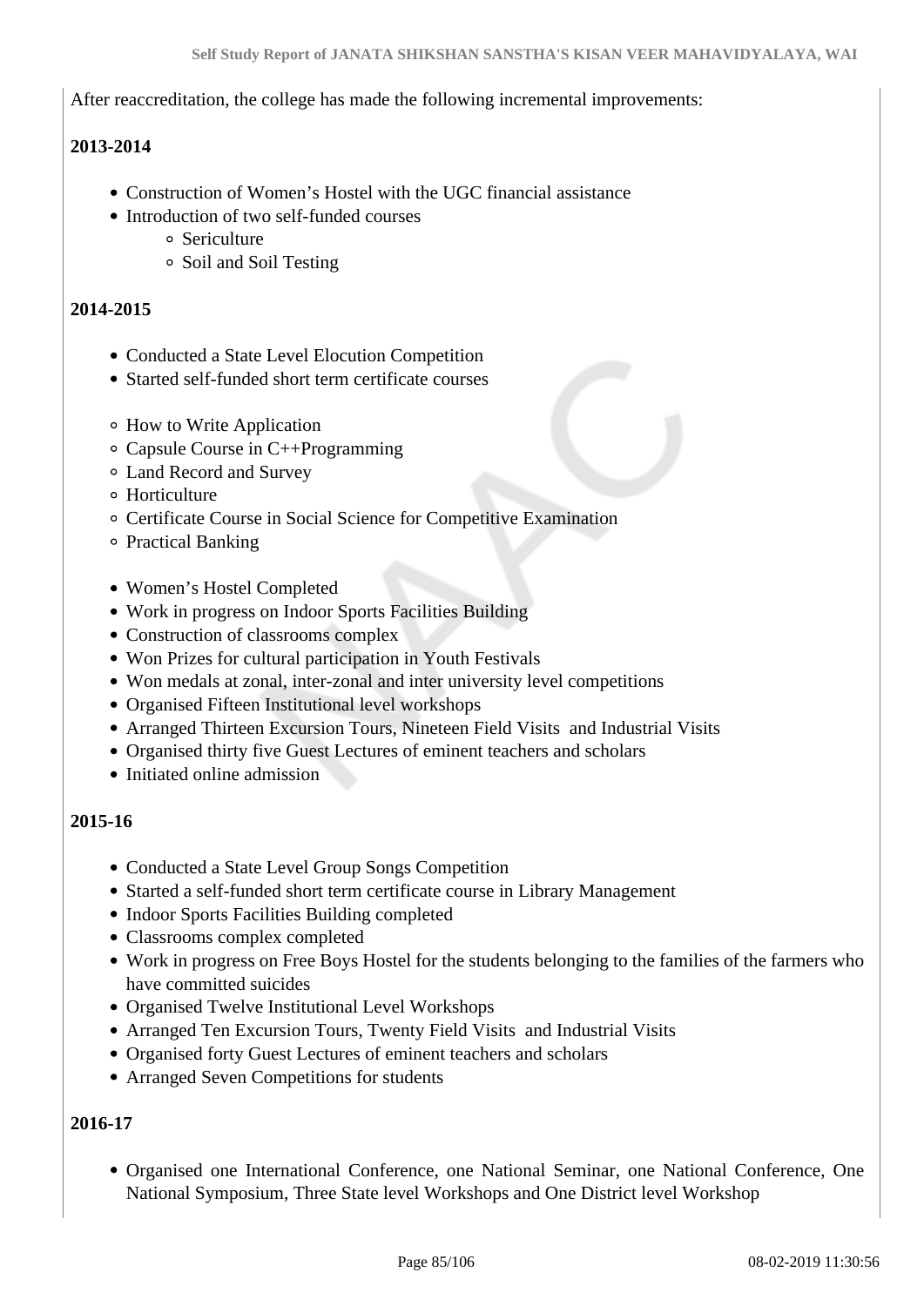After reaccreditation, the college has made the following incremental improvements:

**2013-2014**

- Construction of Women's Hostel with the UGC financial assistance
- Introduction of two self-funded courses
    - Sericulture
    - Soil and Soil Testing

**2014-2015**

- Conducted a State Level Elocution Competition
- Started self-funded short term certificate courses

- How to Write Application
- Capsule Course in C++Programming
- Land Record and Survey
- Horticulture
- Certificate Course in Social Science for Competitive Examination
- Practical Banking

- Women's Hostel Completed
- Work in progress on Indoor Sports Facilities Building
- Construction of classrooms complex
- Won Prizes for cultural participation in Youth Festivals
- Won medals at zonal, inter-zonal and inter university level competitions
- Organised Fifteen Institutional level workshops
- Arranged Thirteen Excursion Tours, Nineteen Field Visits and Industrial Visits
- Organised thirty five Guest Lectures of eminent teachers and scholars
- Initiated online admission

**2015-16**

- Conducted a State Level Group Songs Competition
- Started a self-funded short term certificate course in Library Management
- Indoor Sports Facilities Building completed
- Classrooms complex completed
- Work in progress on Free Boys Hostel for the students belonging to the families of the farmers who have committed suicides
- Organised Twelve Institutional Level Workshops
- Arranged Ten Excursion Tours, Twenty Field Visits and Industrial Visits
- Organised forty Guest Lectures of eminent teachers and scholars
- Arranged Seven Competitions for students

**2016-17**

- Organised one International Conference, one National Seminar, one National Conference, One National Symposium, Three State level Workshops and One District level Workshop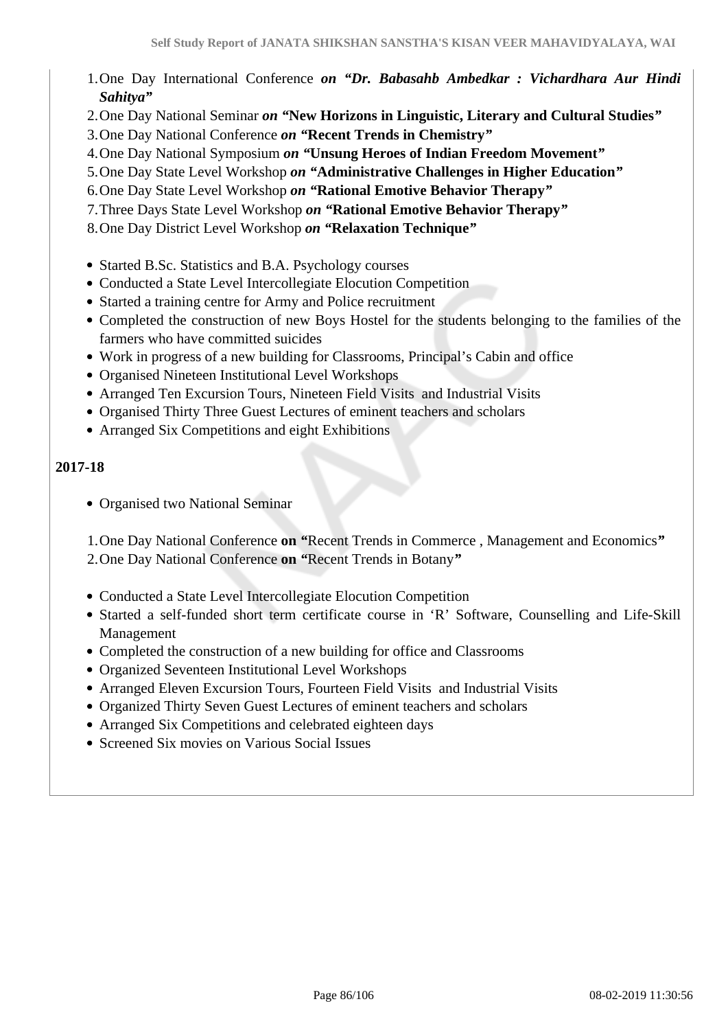1. One Day International Conference ***on "Dr. Babasahb Ambedkar : Vichardhara Aur Hindi Sahitya"***
2. One Day National Seminar ***on*** **"New Horizons in Linguistic, Literary and Cultural Studies"**
3. One Day National Conference ***on*** **"Recent Trends in Chemistry"**
4. One Day National Symposium ***on*** **"Unsung Heroes of Indian Freedom Movement"**
5. One Day State Level Workshop ***on*** **"Administrative Challenges in Higher Education"**
6. One Day State Level Workshop ***on*** **"Rational Emotive Behavior Therapy"**
7. Three Days State Level Workshop ***on*** **"Rational Emotive Behavior Therapy"**
8. One Day District Level Workshop ***on*** **"Relaxation Technique"**

- Started B.Sc. Statistics and B.A. Psychology courses
- Conducted a State Level Intercollegiate Elocution Competition
- Started a training centre for Army and Police recruitment
- Completed the construction of new Boys Hostel for the students belonging to the families of the farmers who have committed suicides
- Work in progress of a new building for Classrooms, Principal's Cabin and office
- Organised Nineteen Institutional Level Workshops
- Arranged Ten Excursion Tours, Nineteen Field Visits and Industrial Visits
- Organised Thirty Three Guest Lectures of eminent teachers and scholars
- Arranged Six Competitions and eight Exhibitions

**2017-18**

- Organised two National Seminar

1. One Day National Conference **on "**Recent Trends in Commerce , Management and Economics**"**
2. One Day National Conference **on "**Recent Trends in Botany**"**

- Conducted a State Level Intercollegiate Elocution Competition
- Started a self-funded short term certificate course in 'R' Software, Counselling and Life-Skill Management
- Completed the construction of a new building for office and Classrooms
- Organized Seventeen Institutional Level Workshops
- Arranged Eleven Excursion Tours, Fourteen Field Visits and Industrial Visits
- Organized Thirty Seven Guest Lectures of eminent teachers and scholars
- Arranged Six Competitions and celebrated eighteen days
- Screened Six movies on Various Social Issues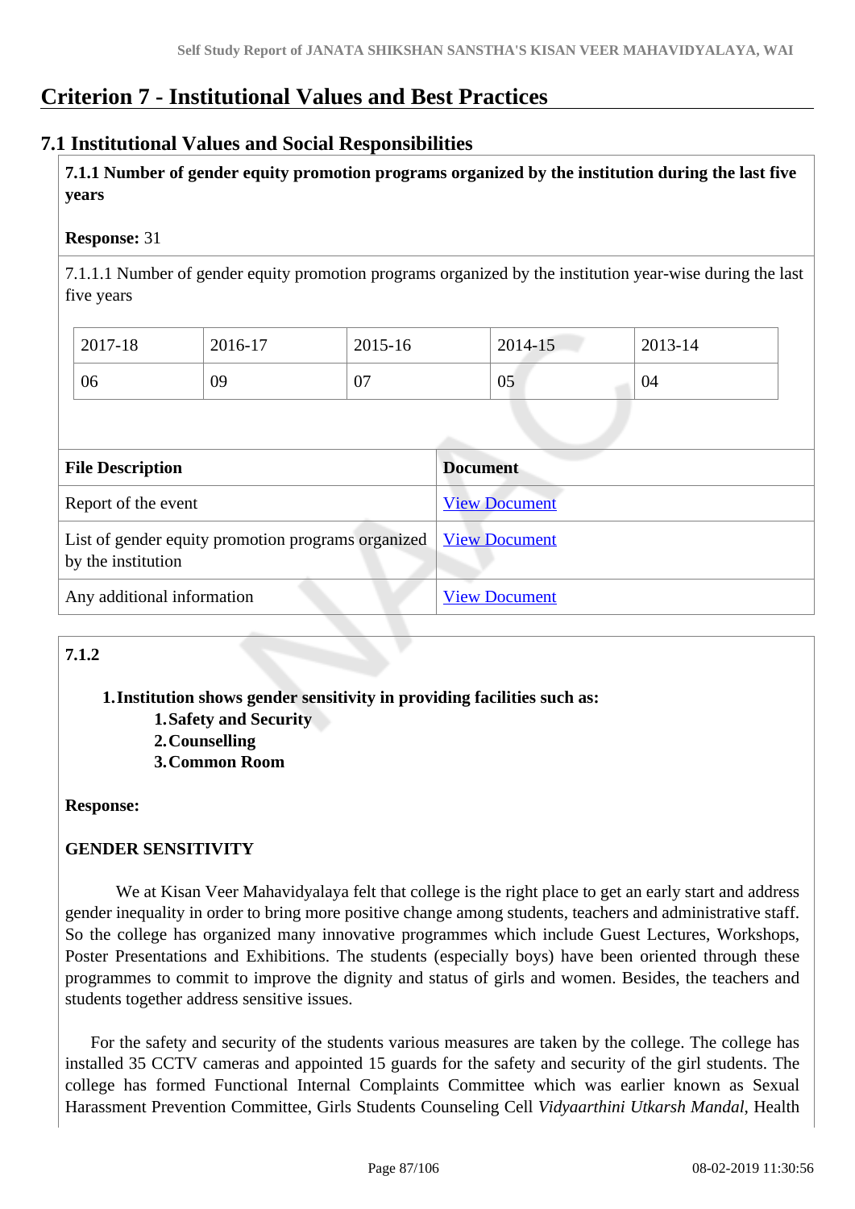# Criterion 7 - Institutional Values and Best Practices

## 7.1 Institutional Values and Social Responsibilities

**7.1.1 Number of gender equity promotion programs organized by the institution during the last five years**

**Response:** 31

7.1.1.1 Number of gender equity promotion programs organized by the institution year-wise during the last five years

| 2017-18 | 2016-17 | 2015-16 | 2014-15 | 2013-14 |
|---|---|---|---|---|
| 06 | 09 | 07 | 05 | 04 |

| File Description | Document |
|---|---|
| Report of the event | View Document |
| List of gender equity promotion programs organized by the institution | View Document |
| Any additional information | View Document |

**7.1.2**

1. **Institution shows gender sensitivity in providing facilities such as:**
   1. **Safety and Security**
   2. **Counselling**
   3. **Common Room**

**Response:**

**GENDER SENSITIVITY**

We at Kisan Veer Mahavidyalaya felt that college is the right place to get an early start and address gender inequality in order to bring more positive change among students, teachers and administrative staff. So the college has organized many innovative programmes which include Guest Lectures, Workshops, Poster Presentations and Exhibitions. The students (especially boys) have been oriented through these programmes to commit to improve the dignity and status of girls and women. Besides, the teachers and students together address sensitive issues.

For the safety and security of the students various measures are taken by the college. The college has installed 35 CCTV cameras and appointed 15 guards for the safety and security of the girl students. The college has formed Functional Internal Complaints Committee which was earlier known as Sexual Harassment Prevention Committee, Girls Students Counseling Cell *Vidyaarthini Utkarsh Mandal*, Health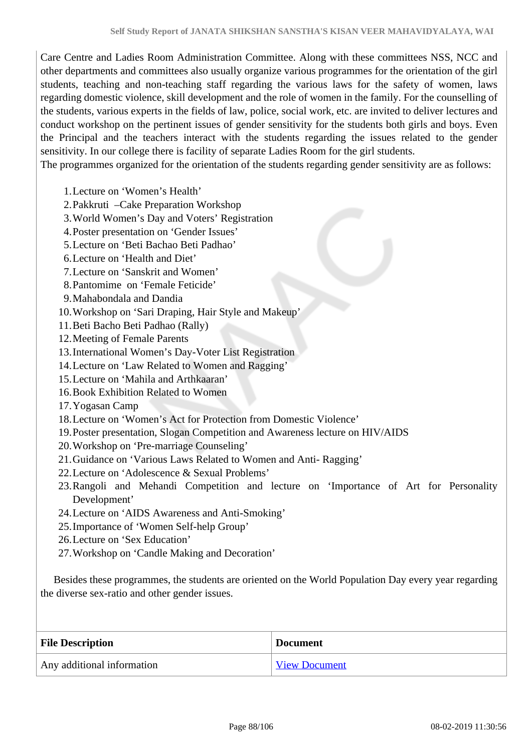Care Centre and Ladies Room Administration Committee. Along with these committees NSS, NCC and other departments and committees also usually organize various programmes for the orientation of the girl students, teaching and non-teaching staff regarding the various laws for the safety of women, laws regarding domestic violence, skill development and the role of women in the family. For the counselling of the students, various experts in the fields of law, police, social work, etc. are invited to deliver lectures and conduct workshop on the pertinent issues of gender sensitivity for the students both girls and boys. Even the Principal and the teachers interact with the students regarding the issues related to the gender sensitivity. In our college there is facility of separate Ladies Room for the girl students.

The programmes organized for the orientation of the students regarding gender sensitivity are as follows:

1. Lecture on 'Women's Health'
2. Pakkruti –Cake Preparation Workshop
3. World Women's Day and Voters' Registration
4. Poster presentation on 'Gender Issues'
5. Lecture on 'Beti Bachao Beti Padhao'
6. Lecture on 'Health and Diet'
7. Lecture on 'Sanskrit and Women'
8. Pantomime on 'Female Feticide'
9. Mahabondala and Dandia
10. Workshop on 'Sari Draping, Hair Style and Makeup'
11. Beti Bacho Beti Padhao (Rally)
12. Meeting of Female Parents
13. International Women's Day-Voter List Registration
14. Lecture on 'Law Related to Women and Ragging'
15. Lecture on 'Mahila and Arthkaaran'
16. Book Exhibition Related to Women
17. Yogasan Camp
18. Lecture on 'Women's Act for Protection from Domestic Violence'
19. Poster presentation, Slogan Competition and Awareness lecture on HIV/AIDS
20. Workshop on 'Pre-marriage Counseling'
21. Guidance on 'Various Laws Related to Women and Anti- Ragging'
22. Lecture on 'Adolescence & Sexual Problems'
23. Rangoli and Mehandi Competition and lecture on 'Importance of Art for Personality Development'
24. Lecture on 'AIDS Awareness and Anti-Smoking'
25. Importance of 'Women Self-help Group'
26. Lecture on 'Sex Education'
27. Workshop on 'Candle Making and Decoration'

Besides these programmes, the students are oriented on the World Population Day every year regarding the diverse sex-ratio and other gender issues.

| File Description | Document |
| --- | --- |
| Any additional information | View Document |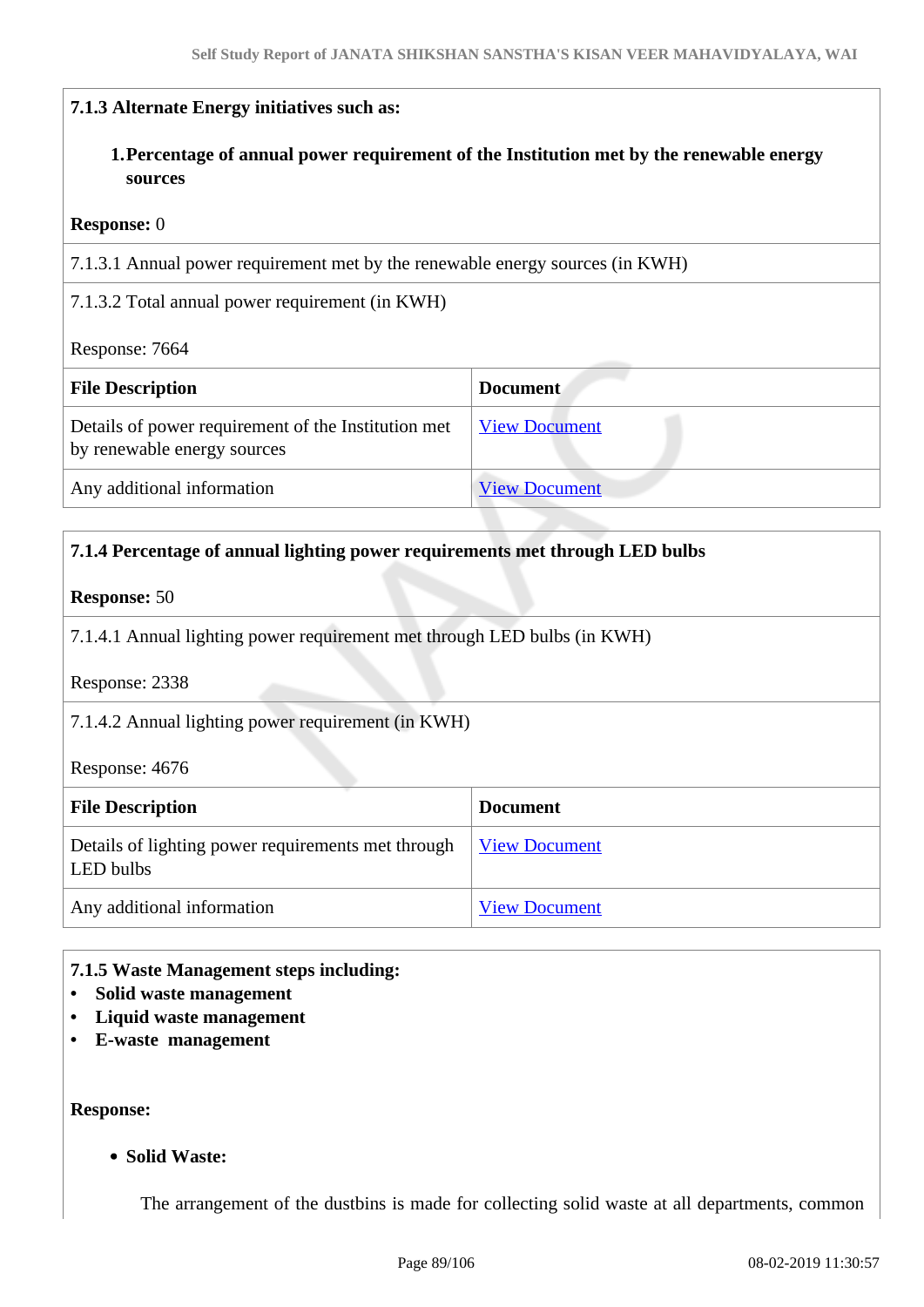**7.1.3 Alternate Energy initiatives such as:**

1. **Percentage of annual power requirement of the Institution met by the renewable energy sources**

**Response:** 0

7.1.3.1 Annual power requirement met by the renewable energy sources (in KWH)

7.1.3.2 Total annual power requirement (in KWH)

Response: 7664

| File Description | Document |
| --- | --- |
| Details of power requirement of the Institution met by renewable energy sources | View Document |
| Any additional information | View Document |

**7.1.4 Percentage of annual lighting power requirements met through LED bulbs**

**Response:** 50

7.1.4.1 Annual lighting power requirement met through LED bulbs (in KWH)

Response: 2338

7.1.4.2 Annual lighting power requirement (in KWH)

Response: 4676

| File Description | Document |
| --- | --- |
| Details of lighting power requirements met through LED bulbs | View Document |
| Any additional information | View Document |

**7.1.5 Waste Management steps including:**

- **Solid waste management**
- **Liquid waste management**
- **E-waste management**

**Response:**

- **Solid Waste:**

The arrangement of the dustbins is made for collecting solid waste at all departments, common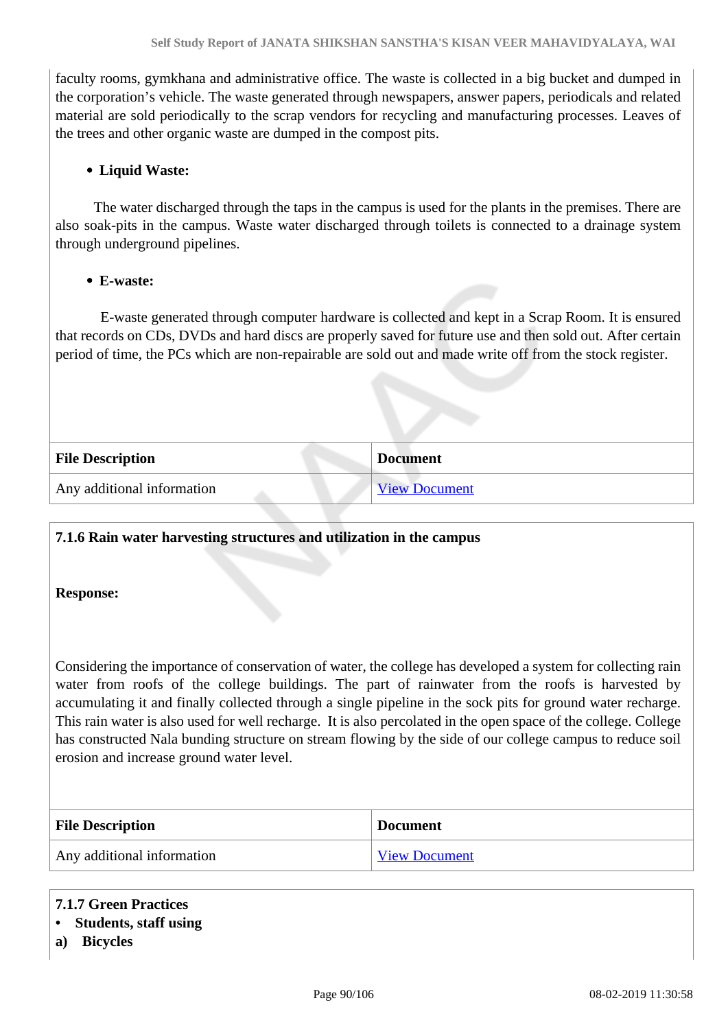faculty rooms, gymkhana and administrative office. The waste is collected in a big bucket and dumped in the corporation's vehicle. The waste generated through newspapers, answer papers, periodicals and related material are sold periodically to the scrap vendors for recycling and manufacturing processes. Leaves of the trees and other organic waste are dumped in the compost pits.

- **Liquid Waste:**

The water discharged through the taps in the campus is used for the plants in the premises. There are also soak-pits in the campus. Waste water discharged through toilets is connected to a drainage system through underground pipelines.

- **E-waste:**

E-waste generated through computer hardware is collected and kept in a Scrap Room. It is ensured that records on CDs, DVDs and hard discs are properly saved for future use and then sold out. After certain period of time, the PCs which are non-repairable are sold out and made write off from the stock register.

| **File Description** | **Document** |
|---|---|
| Any additional information | View Document |

**7.1.6 Rain water harvesting structures and utilization in the campus**

**Response:**

Considering the importance of conservation of water, the college has developed a system for collecting rain water from roofs of the college buildings. The part of rainwater from the roofs is harvested by accumulating it and finally collected through a single pipeline in the sock pits for ground water recharge. This rain water is also used for well recharge. It is also percolated in the open space of the college. College has constructed Nala bunding structure on stream flowing by the side of our college campus to reduce soil erosion and increase ground water level.

| **File Description** | **Document** |
|---|---|
| Any additional information | View Document |

**7.1.7 Green Practices**

- **Students, staff using**

**a) Bicycles**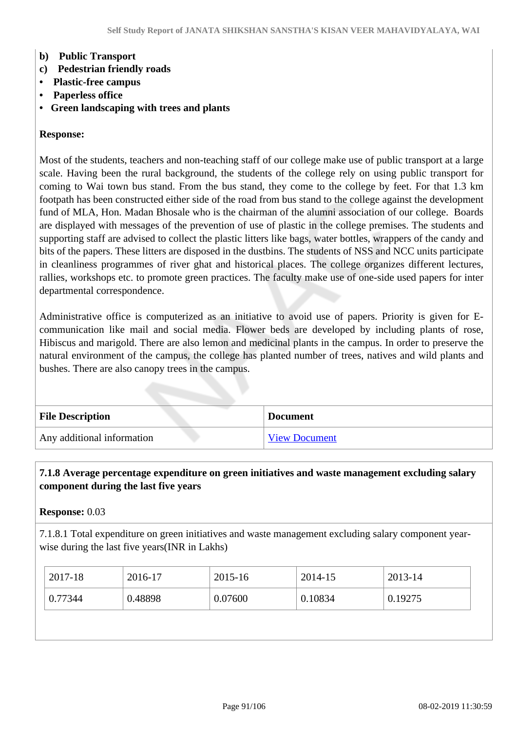**b) Public Transport**

**c) Pedestrian friendly roads**

- **Plastic-free campus**
- **Paperless office**
- **Green landscaping with trees and plants**

**Response:**

Most of the students, teachers and non-teaching staff of our college make use of public transport at a large scale. Having been the rural background, the students of the college rely on using public transport for coming to Wai town bus stand. From the bus stand, they come to the college by feet. For that 1.3 km footpath has been constructed either side of the road from bus stand to the college against the development fund of MLA, Hon. Madan Bhosale who is the chairman of the alumni association of our college. Boards are displayed with messages of the prevention of use of plastic in the college premises. The students and supporting staff are advised to collect the plastic litters like bags, water bottles, wrappers of the candy and bits of the papers. These litters are disposed in the dustbins. The students of NSS and NCC units participate in cleanliness programmes of river ghat and historical places. The college organizes different lectures, rallies, workshops etc. to promote green practices. The faculty make use of one-side used papers for inter departmental correspondence.

Administrative office is computerized as an initiative to avoid use of papers. Priority is given for E-communication like mail and social media. Flower beds are developed by including plants of rose, Hibiscus and marigold. There are also lemon and medicinal plants in the campus. In order to preserve the natural environment of the campus, the college has planted number of trees, natives and wild plants and bushes. There are also canopy trees in the campus.

| File Description | Document |
|---|---|
| Any additional information | View Document |

**7.1.8 Average percentage expenditure on green initiatives and waste management excluding salary component during the last five years**

**Response:** 0.03

7.1.8.1 Total expenditure on green initiatives and waste management excluding salary component year-wise during the last five years(INR in Lakhs)

| 2017-18 | 2016-17 | 2015-16 | 2014-15 | 2013-14 |
|---|---|---|---|---|
| 0.77344 | 0.48898 | 0.07600 | 0.10834 | 0.19275 |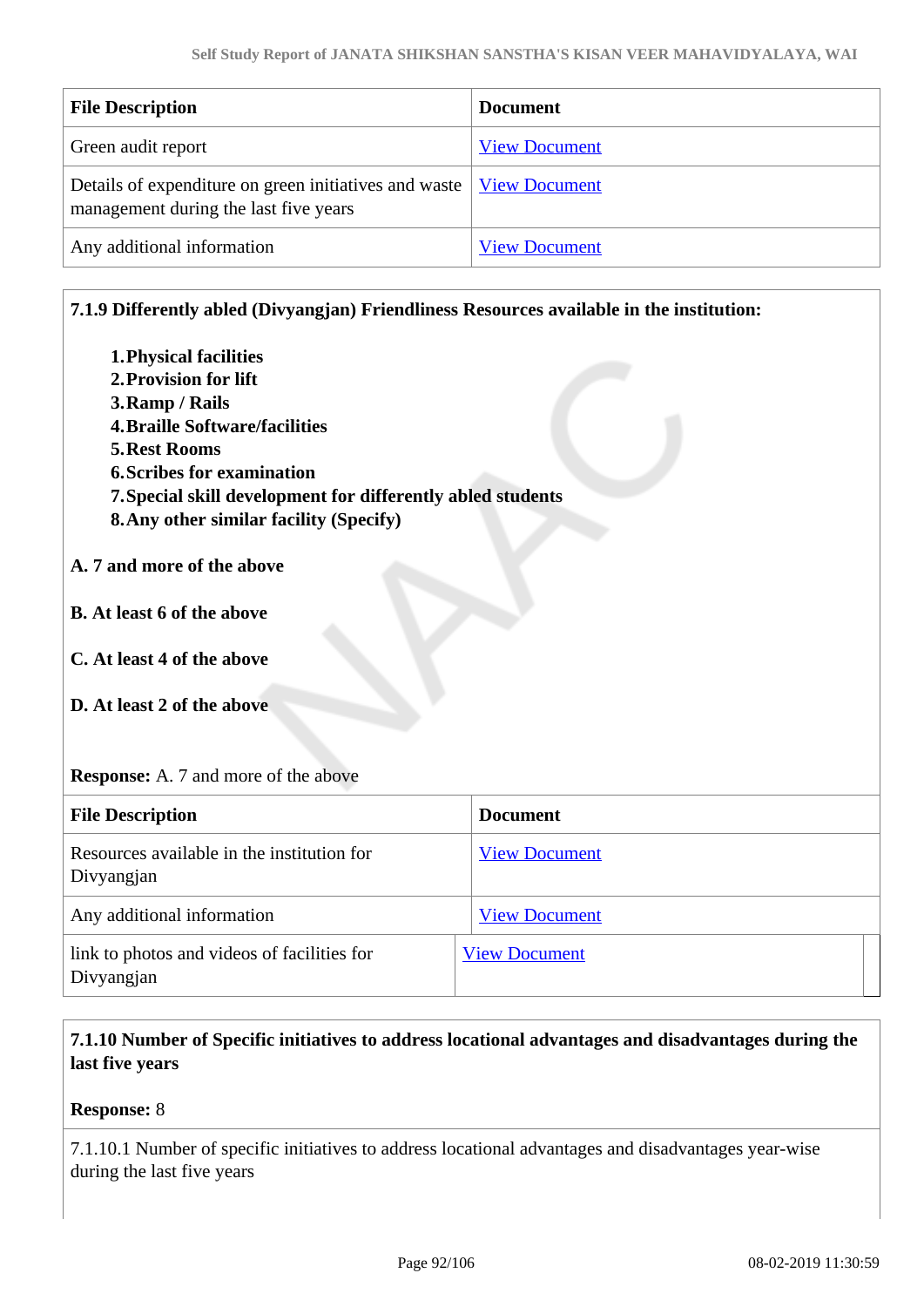| File Description | Document |
|---|---|
| Green audit report | View Document |
| Details of expenditure on green initiatives and waste management during the last five years | View Document |
| Any additional information | View Document |

**7.1.9 Differently abled (Divyangjan) Friendliness Resources available in the institution:**

1. **Physical facilities**
2. **Provision for lift**
3. **Ramp / Rails**
4. **Braille Software/facilities**
5. **Rest Rooms**
6. **Scribes for examination**
7. **Special skill development for differently abled students**
8. **Any other similar facility (Specify)**

**A. 7 and more of the above**

**B. At least 6 of the above**

**C. At least 4 of the above**

**D. At least 2 of the above**

**Response:** A. 7 and more of the above

| File Description | Document |
|---|---|
| Resources available in the institution for Divyangjan | View Document |
| Any additional information | View Document |
| link to photos and videos of facilities for Divyangjan | View Document |

**7.1.10 Number of Specific initiatives to address locational advantages and disadvantages during the last five years**

**Response:** 8

7.1.10.1 Number of specific initiatives to address locational advantages and disadvantages year-wise during the last five years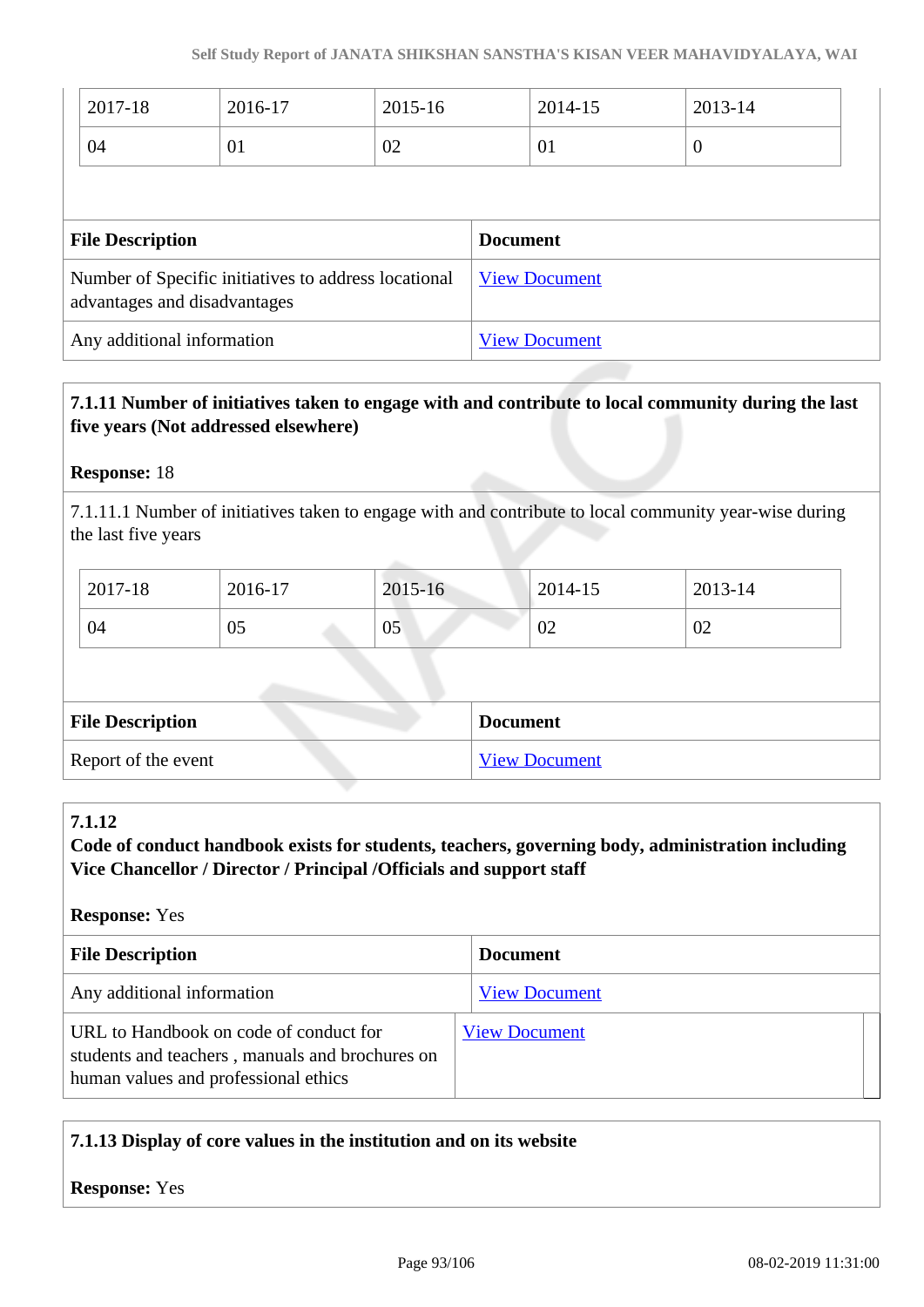| 2017-18 | 2016-17 | 2015-16 | 2014-15 | 2013-14 |
|---|---|---|---|---|
| 04 | 01 | 02 | 01 | 0 |

| File Description | Document |
|---|---|
| Number of Specific initiatives to address locational advantages and disadvantages | View Document |
| Any additional information | View Document |

**7.1.11 Number of initiatives taken to engage with and contribute to local community during the last five years (Not addressed elsewhere)**

**Response:** 18

7.1.11.1 Number of initiatives taken to engage with and contribute to local community year-wise during the last five years

| 2017-18 | 2016-17 | 2015-16 | 2014-15 | 2013-14 |
|---|---|---|---|---|
| 04 | 05 | 05 | 02 | 02 |

| File Description | Document |
|---|---|
| Report of the event | View Document |

**7.1.12**
**Code of conduct handbook exists for students, teachers, governing body, administration including Vice Chancellor / Director / Principal /Officials and support staff**

**Response:** Yes

| File Description | Document |
|---|---|
| Any additional information | View Document |
| URL to Handbook on code of conduct for students and teachers , manuals and brochures on human values and professional ethics | View Document |

**7.1.13 Display of core values in the institution and on its website**

**Response:** Yes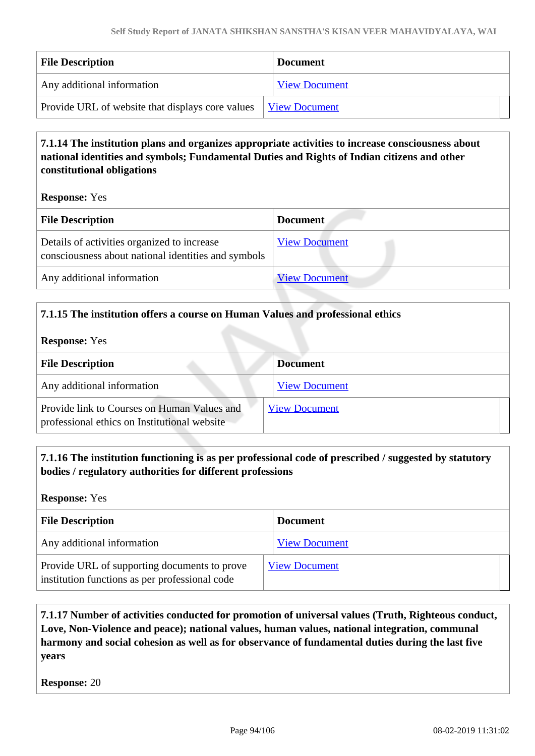| File Description | Document |
|---|---|
| Any additional information | View Document |
| Provide URL of website that displays core values | View Document |

**7.1.14 The institution plans and organizes appropriate activities to increase consciousness about national identities and symbols; Fundamental Duties and Rights of Indian citizens and other constitutional obligations**

**Response:** Yes

| File Description | Document |
|---|---|
| Details of activities organized to increase consciousness about national identities and symbols | View Document |
| Any additional information | View Document |

**7.1.15 The institution offers a course on Human Values and professional ethics**

**Response:** Yes

| File Description | Document |
|---|---|
| Any additional information | View Document |
| Provide link to Courses on Human Values and professional ethics on Institutional website | View Document |

**7.1.16 The institution functioning is as per professional code of prescribed / suggested by statutory bodies / regulatory authorities for different professions**

**Response:** Yes

| File Description | Document |
|---|---|
| Any additional information | View Document |
| Provide URL of supporting documents to prove institution functions as per professional code | View Document |

**7.1.17 Number of activities conducted for promotion of universal values (Truth, Righteous conduct, Love, Non-Violence and peace); national values, human values, national integration, communal harmony and social cohesion as well as for observance of fundamental duties during the last five years**

**Response:** 20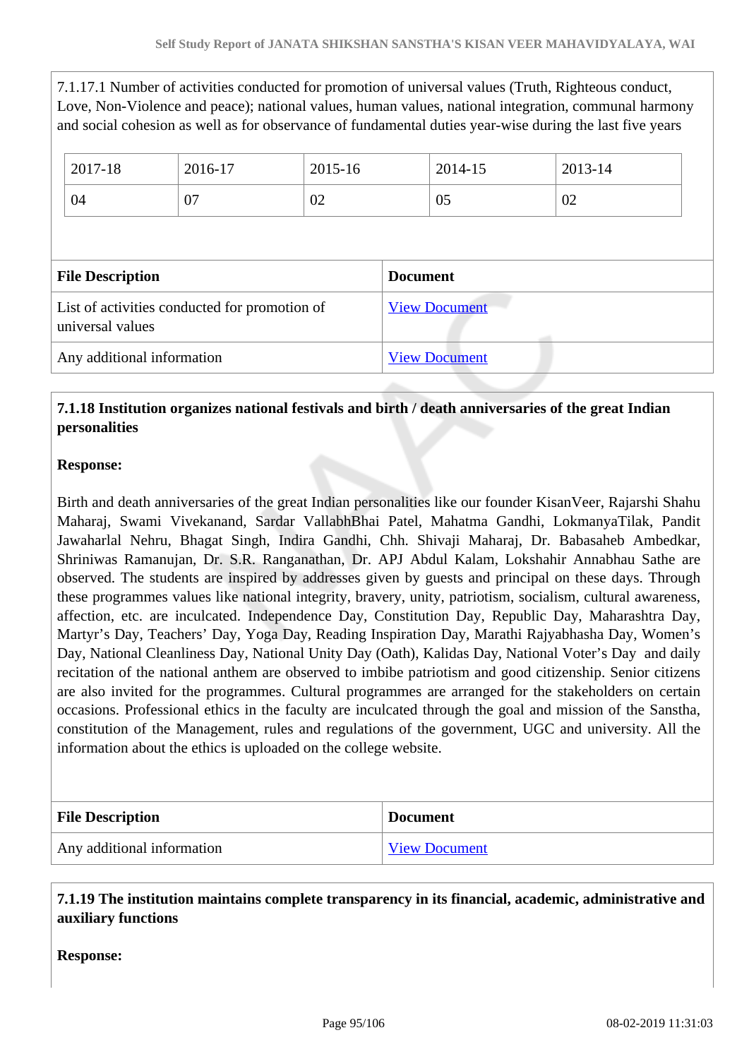7.1.17.1 Number of activities conducted for promotion of universal values (Truth, Righteous conduct, Love, Non-Violence and peace); national values, human values, national integration, communal harmony and social cohesion as well as for observance of fundamental duties year-wise during the last five years

| 2017-18 | 2016-17 | 2015-16 | 2014-15 | 2013-14 |
|---|---|---|---|---|
| 04 | 07 | 02 | 05 | 02 |

| File Description | Document |
|---|---|
| List of activities conducted for promotion of universal values | View Document |
| Any additional information | View Document |

**7.1.18 Institution organizes national festivals and birth / death anniversaries of the great Indian personalities**

**Response:**

Birth and death anniversaries of the great Indian personalities like our founder KisanVeer, Rajarshi Shahu Maharaj, Swami Vivekanand, Sardar VallabhBhai Patel, Mahatma Gandhi, LokmanyaTilak, Pandit Jawaharlal Nehru, Bhagat Singh, Indira Gandhi, Chh. Shivaji Maharaj, Dr. Babasaheb Ambedkar, Shriniwas Ramanujan, Dr. S.R. Ranganathan, Dr. APJ Abdul Kalam, Lokshahir Annabhau Sathe are observed. The students are inspired by addresses given by guests and principal on these days. Through these programmes values like national integrity, bravery, unity, patriotism, socialism, cultural awareness, affection, etc. are inculcated. Independence Day, Constitution Day, Republic Day, Maharashtra Day, Martyr’s Day, Teachers’ Day, Yoga Day, Reading Inspiration Day, Marathi Rajyabhasha Day, Women’s Day, National Cleanliness Day, National Unity Day (Oath), Kalidas Day, National Voter’s Day and daily recitation of the national anthem are observed to imbibe patriotism and good citizenship. Senior citizens are also invited for the programmes. Cultural programmes are arranged for the stakeholders on certain occasions. Professional ethics in the faculty are inculcated through the goal and mission of the Sanstha, constitution of the Management, rules and regulations of the government, UGC and university. All the information about the ethics is uploaded on the college website.

| File Description | Document |
|---|---|
| Any additional information | View Document |

**7.1.19 The institution maintains complete transparency in its financial, academic, administrative and auxiliary functions**

**Response:**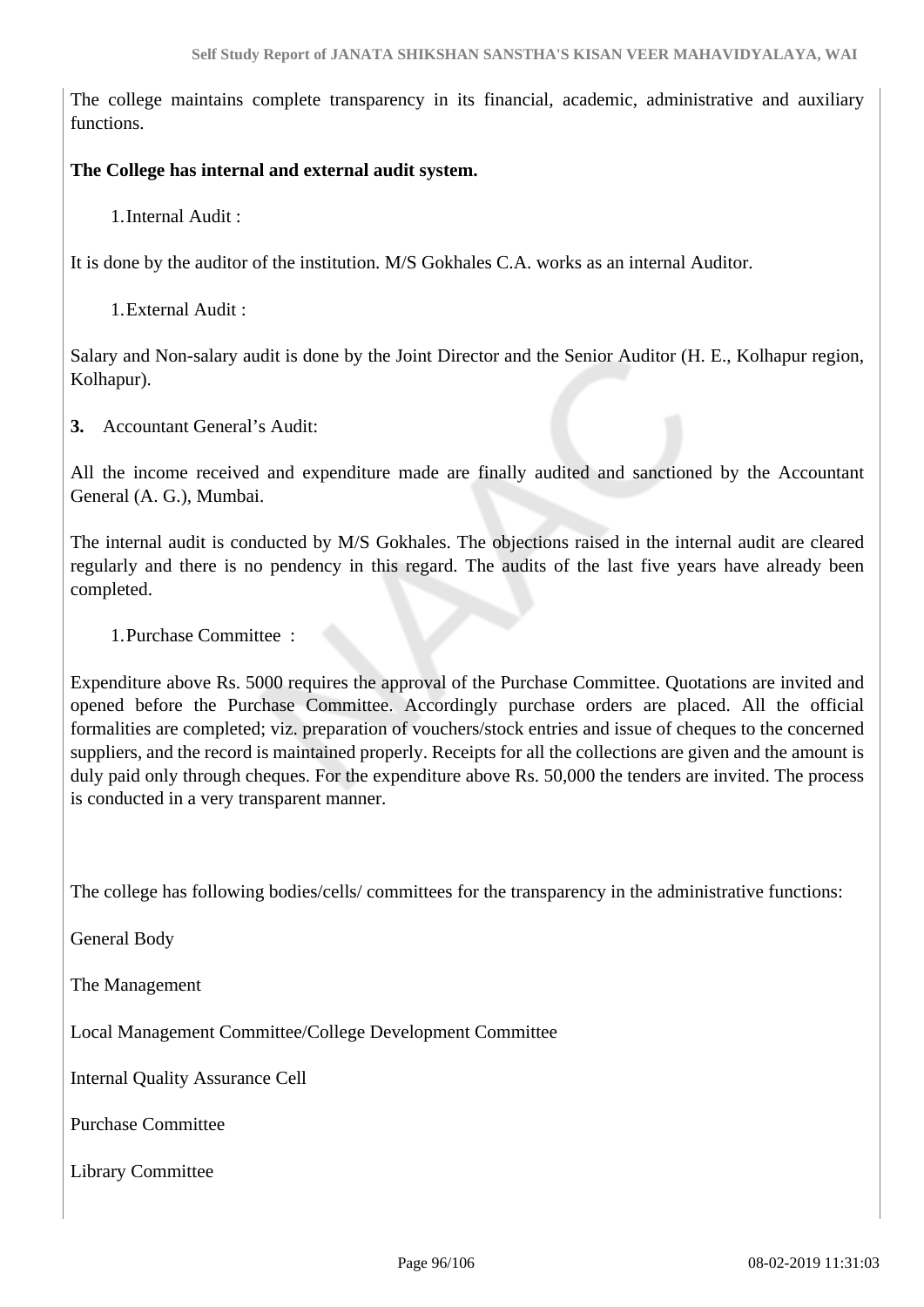The college maintains complete transparency in its financial, academic, administrative and auxiliary functions.

**The College has internal and external audit system.**

1. Internal Audit :

It is done by the auditor of the institution. M/S Gokhales C.A. works as an internal Auditor.

1. External Audit :

Salary and Non-salary audit is done by the Joint Director and the Senior Auditor (H. E., Kolhapur region, Kolhapur).

**3.** Accountant General's Audit:

All the income received and expenditure made are finally audited and sanctioned by the Accountant General (A. G.), Mumbai.

The internal audit is conducted by M/S Gokhales. The objections raised in the internal audit are cleared regularly and there is no pendency in this regard. The audits of the last five years have already been completed.

1. Purchase Committee :

Expenditure above Rs. 5000 requires the approval of the Purchase Committee. Quotations are invited and opened before the Purchase Committee. Accordingly purchase orders are placed. All the official formalities are completed; viz. preparation of vouchers/stock entries and issue of cheques to the concerned suppliers, and the record is maintained properly. Receipts for all the collections are given and the amount is duly paid only through cheques. For the expenditure above Rs. 50,000 the tenders are invited. The process is conducted in a very transparent manner.

The college has following bodies/cells/ committees for the transparency in the administrative functions:

General Body

The Management

Local Management Committee/College Development Committee

Internal Quality Assurance Cell

Purchase Committee

Library Committee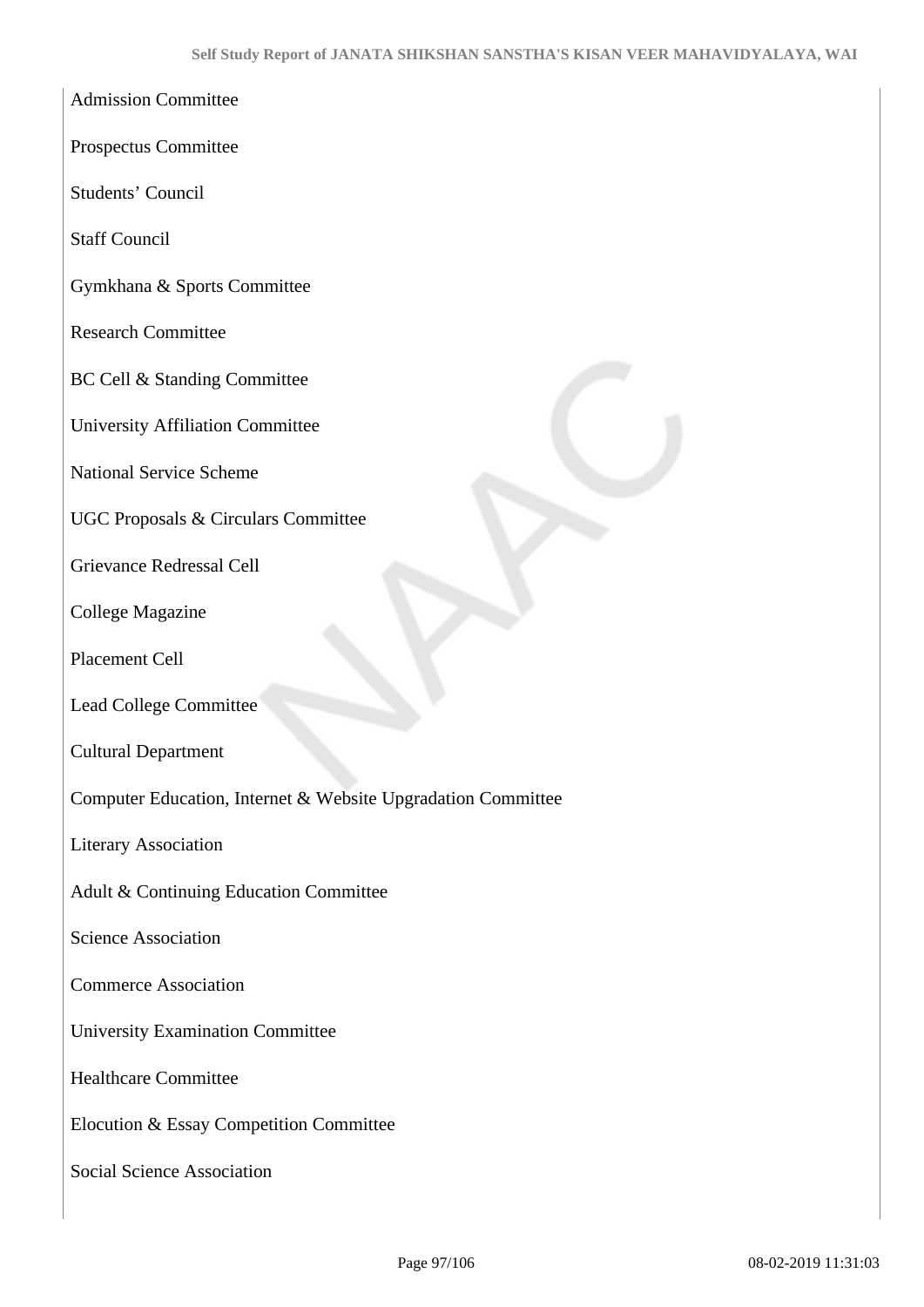Admission Committee

Prospectus Committee

Students' Council

Staff Council

Gymkhana & Sports Committee

Research Committee

BC Cell & Standing Committee

University Affiliation Committee

National Service Scheme

UGC Proposals & Circulars Committee

Grievance Redressal Cell

College Magazine

Placement Cell

Lead College Committee

Cultural Department

Computer Education, Internet & Website Upgradation Committee

Literary Association

Adult & Continuing Education Committee

Science Association

Commerce Association

University Examination Committee

Healthcare Committee

Elocution & Essay Competition Committee

Social Science Association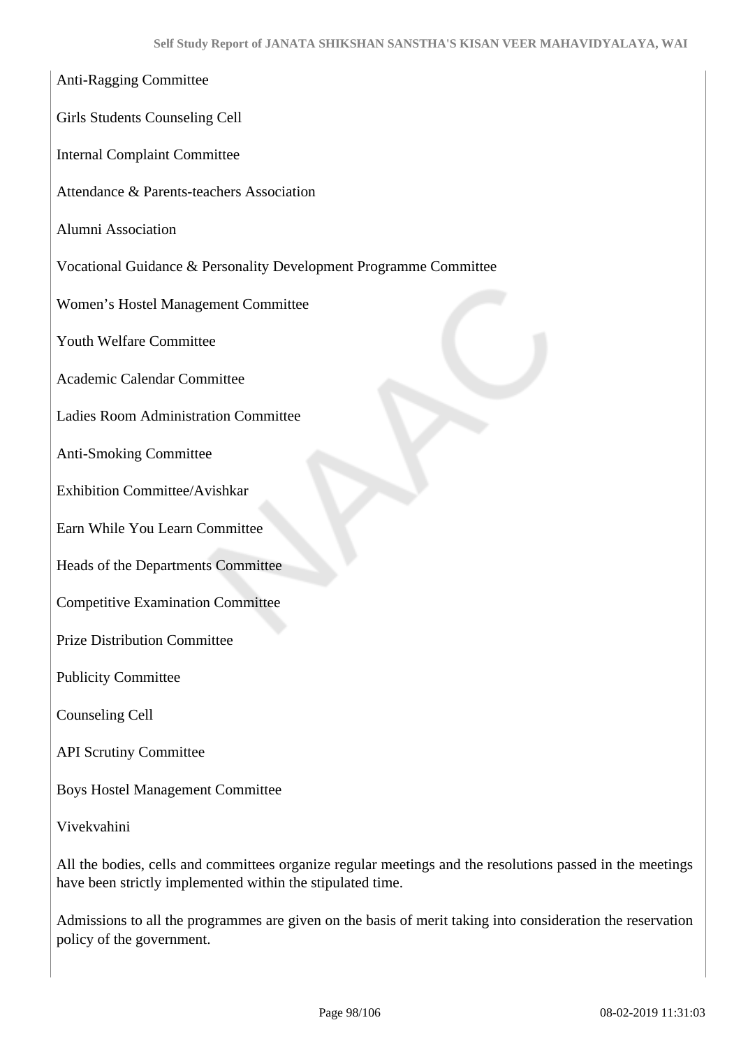Anti-Ragging Committee

Girls Students Counseling Cell

Internal Complaint Committee

Attendance & Parents-teachers Association

Alumni Association

Vocational Guidance & Personality Development Programme Committee

Women's Hostel Management Committee

Youth Welfare Committee

Academic Calendar Committee

Ladies Room Administration Committee

Anti-Smoking Committee

Exhibition Committee/Avishkar

Earn While You Learn Committee

Heads of the Departments Committee

Competitive Examination Committee

Prize Distribution Committee

Publicity Committee

Counseling Cell

API Scrutiny Committee

Boys Hostel Management Committee

Vivekvahini

All the bodies, cells and committees organize regular meetings and the resolutions passed in the meetings have been strictly implemented within the stipulated time.

Admissions to all the programmes are given on the basis of merit taking into consideration the reservation policy of the government.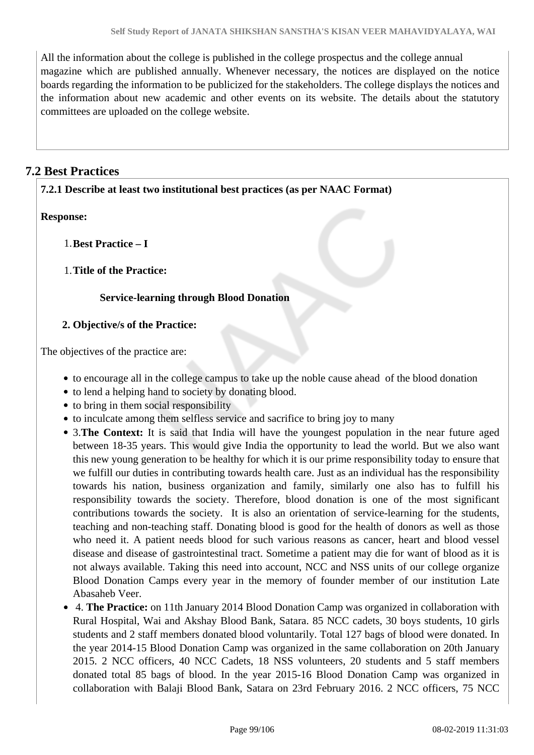All the information about the college is published in the college prospectus and the college annual magazine which are published annually. Whenever necessary, the notices are displayed on the notice boards regarding the information to be publicized for the stakeholders. The college displays the notices and the information about new academic and other events on its website. The details about the statutory committees are uploaded on the college website.

## 7.2 Best Practices

**7.2.1 Describe at least two institutional best practices (as per NAAC Format)**

**Response:**

1. **Best Practice – I**

1. **Title of the Practice:**

   **Service-learning through Blood Donation**

2. **Objective/s of the Practice:**

The objectives of the practice are:

- to encourage all in the college campus to take up the noble cause ahead of the blood donation
- to lend a helping hand to society by donating blood.
- to bring in them social responsibility
- to inculcate among them selfless service and sacrifice to bring joy to many
- 3.**The Context:** It is said that India will have the youngest population in the near future aged between 18-35 years. This would give India the opportunity to lead the world. But we also want this new young generation to be healthy for which it is our prime responsibility today to ensure that we fulfill our duties in contributing towards health care. Just as an individual has the responsibility towards his nation, business organization and family, similarly one also has to fulfill his responsibility towards the society. Therefore, blood donation is one of the most significant contributions towards the society. It is also an orientation of service-learning for the students, teaching and non-teaching staff. Donating blood is good for the health of donors as well as those who need it. A patient needs blood for such various reasons as cancer, heart and blood vessel disease and disease of gastrointestinal tract. Sometime a patient may die for want of blood as it is not always available. Taking this need into account, NCC and NSS units of our college organize Blood Donation Camps every year in the memory of founder member of our institution Late Abasaheb Veer.
- 4. **The Practice:** on 11th January 2014 Blood Donation Camp was organized in collaboration with Rural Hospital, Wai and Akshay Blood Bank, Satara. 85 NCC cadets, 30 boys students, 10 girls students and 2 staff members donated blood voluntarily. Total 127 bags of blood were donated. In the year 2014-15 Blood Donation Camp was organized in the same collaboration on 20th January 2015. 2 NCC officers, 40 NCC Cadets, 18 NSS volunteers, 20 students and 5 staff members donated total 85 bags of blood. In the year 2015-16 Blood Donation Camp was organized in collaboration with Balaji Blood Bank, Satara on 23rd February 2016. 2 NCC officers, 75 NCC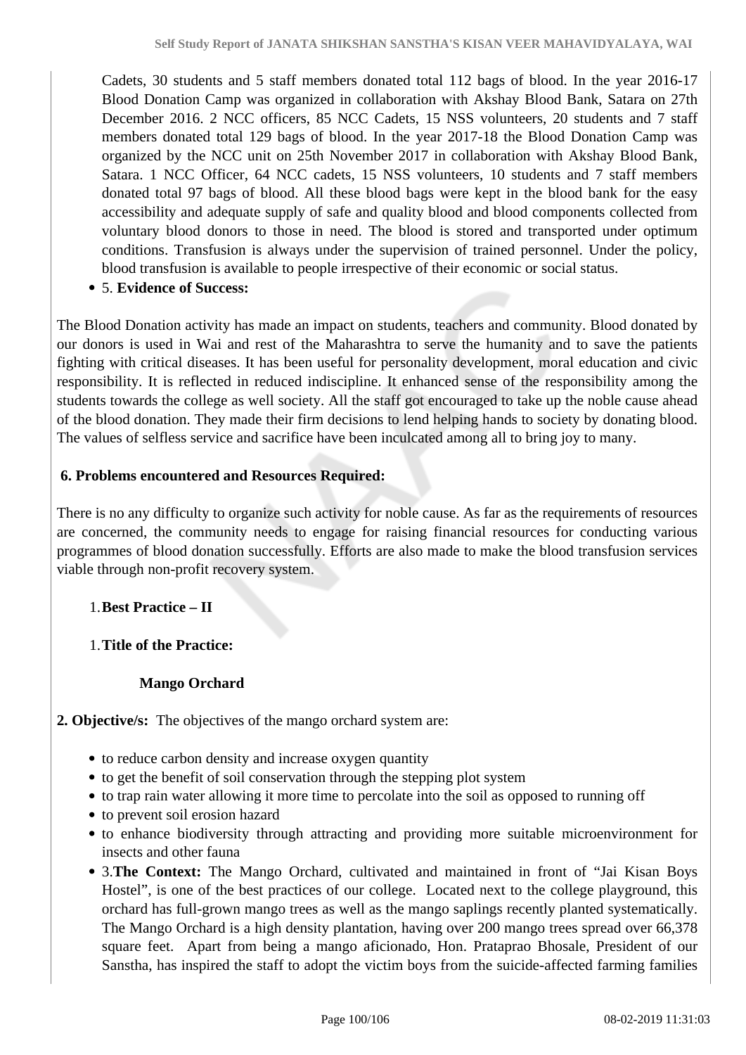Cadets, 30 students and 5 staff members donated total 112 bags of blood. In the year 2016-17 Blood Donation Camp was organized in collaboration with Akshay Blood Bank, Satara on 27th December 2016. 2 NCC officers, 85 NCC Cadets, 15 NSS volunteers, 20 students and 7 staff members donated total 129 bags of blood. In the year 2017-18 the Blood Donation Camp was organized by the NCC unit on 25th November 2017 in collaboration with Akshay Blood Bank, Satara. 1 NCC Officer, 64 NCC cadets, 15 NSS volunteers, 10 students and 7 staff members donated total 97 bags of blood. All these blood bags were kept in the blood bank for the easy accessibility and adequate supply of safe and quality blood and blood components collected from voluntary blood donors to those in need. The blood is stored and transported under optimum conditions. Transfusion is always under the supervision of trained personnel. Under the policy, blood transfusion is available to people irrespective of their economic or social status.

- 5. **Evidence of Success:**

The Blood Donation activity has made an impact on students, teachers and community. Blood donated by our donors is used in Wai and rest of the Maharashtra to serve the humanity and to save the patients fighting with critical diseases. It has been useful for personality development, moral education and civic responsibility. It is reflected in reduced indiscipline. It enhanced sense of the responsibility among the students towards the college as well society. All the staff got encouraged to take up the noble cause ahead of the blood donation. They made their firm decisions to lend helping hands to society by donating blood. The values of selfless service and sacrifice have been inculcated among all to bring joy to many.

**6. Problems encountered and Resources Required:**

There is no any difficulty to organize such activity for noble cause. As far as the requirements of resources are concerned, the community needs to engage for raising financial resources for conducting various programmes of blood donation successfully. Efforts are also made to make the blood transfusion services viable through non-profit recovery system.

1. **Best Practice – II**

1. **Title of the Practice:**

    **Mango Orchard**

**2. Objective/s:** The objectives of the mango orchard system are:

- to reduce carbon density and increase oxygen quantity
- to get the benefit of soil conservation through the stepping plot system
- to trap rain water allowing it more time to percolate into the soil as opposed to running off
- to prevent soil erosion hazard
- to enhance biodiversity through attracting and providing more suitable microenvironment for insects and other fauna
- 3.**The Context:** The Mango Orchard, cultivated and maintained in front of "Jai Kisan Boys Hostel", is one of the best practices of our college. Located next to the college playground, this orchard has full-grown mango trees as well as the mango saplings recently planted systematically. The Mango Orchard is a high density plantation, having over 200 mango trees spread over 66,378 square feet. Apart from being a mango aficionado, Hon. Prataprao Bhosale, President of our Sanstha, has inspired the staff to adopt the victim boys from the suicide-affected farming families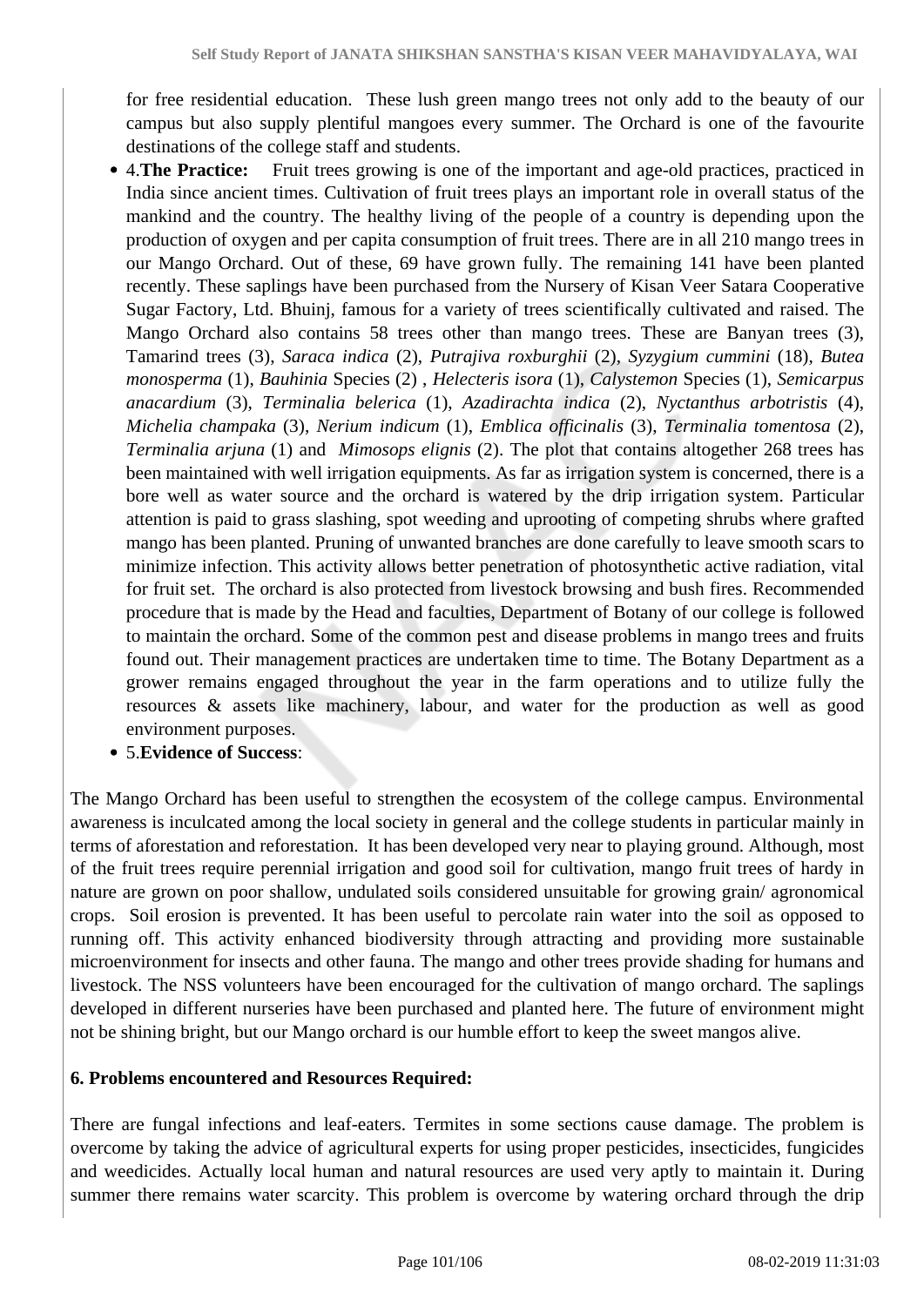for free residential education. These lush green mango trees not only add to the beauty of our campus but also supply plentiful mangoes every summer. The Orchard is one of the favourite destinations of the college staff and students.

- 4.**The Practice:** Fruit trees growing is one of the important and age-old practices, practiced in India since ancient times. Cultivation of fruit trees plays an important role in overall status of the mankind and the country. The healthy living of the people of a country is depending upon the production of oxygen and per capita consumption of fruit trees. There are in all 210 mango trees in our Mango Orchard. Out of these, 69 have grown fully. The remaining 141 have been planted recently. These saplings have been purchased from the Nursery of Kisan Veer Satara Cooperative Sugar Factory, Ltd. Bhuinj, famous for a variety of trees scientifically cultivated and raised. The Mango Orchard also contains 58 trees other than mango trees. These are Banyan trees (3), Tamarind trees (3), *Saraca indica* (2), *Putrajiva roxburghii* (2), *Syzygium cummini* (18), *Butea monosperma* (1), *Bauhinia* Species (2) , *Helecteris isora* (1), *Calystemon* Species (1), *Semicarpus anacardium* (3), *Terminalia belerica* (1), *Azadirachta indica* (2), *Nyctanthus arbotristis* (4), *Michelia champaka* (3), *Nerium indicum* (1), *Emblica officinalis* (3), *Terminalia tomentosa* (2), *Terminalia arjuna* (1) and *Mimosops elignis* (2). The plot that contains altogether 268 trees has been maintained with well irrigation equipments. As far as irrigation system is concerned, there is a bore well as water source and the orchard is watered by the drip irrigation system. Particular attention is paid to grass slashing, spot weeding and uprooting of competing shrubs where grafted mango has been planted. Pruning of unwanted branches are done carefully to leave smooth scars to minimize infection. This activity allows better penetration of photosynthetic active radiation, vital for fruit set. The orchard is also protected from livestock browsing and bush fires. Recommended procedure that is made by the Head and faculties, Department of Botany of our college is followed to maintain the orchard. Some of the common pest and disease problems in mango trees and fruits found out. Their management practices are undertaken time to time. The Botany Department as a grower remains engaged throughout the year in the farm operations and to utilize fully the resources & assets like machinery, labour, and water for the production as well as good environment purposes.
- 5.**Evidence of Success**:

The Mango Orchard has been useful to strengthen the ecosystem of the college campus. Environmental awareness is inculcated among the local society in general and the college students in particular mainly in terms of aforestation and reforestation. It has been developed very near to playing ground. Although, most of the fruit trees require perennial irrigation and good soil for cultivation, mango fruit trees of hardy in nature are grown on poor shallow, undulated soils considered unsuitable for growing grain/ agronomical crops. Soil erosion is prevented. It has been useful to percolate rain water into the soil as opposed to running off. This activity enhanced biodiversity through attracting and providing more sustainable microenvironment for insects and other fauna. The mango and other trees provide shading for humans and livestock. The NSS volunteers have been encouraged for the cultivation of mango orchard. The saplings developed in different nurseries have been purchased and planted here. The future of environment might not be shining bright, but our Mango orchard is our humble effort to keep the sweet mangos alive.

**6. Problems encountered and Resources Required:**

There are fungal infections and leaf-eaters. Termites in some sections cause damage. The problem is overcome by taking the advice of agricultural experts for using proper pesticides, insecticides, fungicides and weedicides. Actually local human and natural resources are used very aptly to maintain it. During summer there remains water scarcity. This problem is overcome by watering orchard through the drip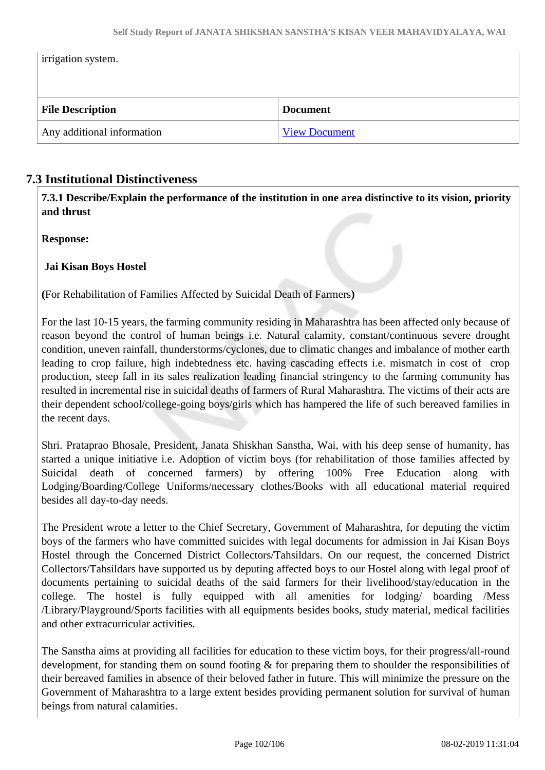irrigation system.

| File Description | Document |
| --- | --- |
| Any additional information | View Document |

## 7.3 Institutional Distinctiveness

**7.3.1 Describe/Explain the performance of the institution in one area distinctive to its vision, priority and thrust**

**Response:**

**Jai Kisan Boys Hostel**

**(**For Rehabilitation of Families Affected by Suicidal Death of Farmers**)**

For the last 10-15 years, the farming community residing in Maharashtra has been affected only because of reason beyond the control of human beings i.e. Natural calamity, constant/continuous severe drought condition, uneven rainfall, thunderstorms/cyclones, due to climatic changes and imbalance of mother earth leading to crop failure, high indebtedness etc. having cascading effects i.e. mismatch in cost of crop production, steep fall in its sales realization leading financial stringency to the farming community has resulted in incremental rise in suicidal deaths of farmers of Rural Maharashtra. The victims of their acts are their dependent school/college-going boys/girls which has hampered the life of such bereaved families in the recent days.

Shri. Prataprao Bhosale, President, Janata Shiskhan Sanstha, Wai, with his deep sense of humanity, has started a unique initiative i.e. Adoption of victim boys (for rehabilitation of those families affected by Suicidal death of concerned farmers) by offering 100% Free Education along with Lodging/Boarding/College Uniforms/necessary clothes/Books with all educational material required besides all day-to-day needs.

The President wrote a letter to the Chief Secretary, Government of Maharashtra, for deputing the victim boys of the farmers who have committed suicides with legal documents for admission in Jai Kisan Boys Hostel through the Concerned District Collectors/Tahsildars. On our request, the concerned District Collectors/Tahsildars have supported us by deputing affected boys to our Hostel along with legal proof of documents pertaining to suicidal deaths of the said farmers for their livelihood/stay/education in the college. The hostel is fully equipped with all amenities for lodging/ boarding /Mess /Library/Playground/Sports facilities with all equipments besides books, study material, medical facilities and other extracurricular activities.

The Sanstha aims at providing all facilities for education to these victim boys, for their progress/all-round development, for standing them on sound footing & for preparing them to shoulder the responsibilities of their bereaved families in absence of their beloved father in future. This will minimize the pressure on the Government of Maharashtra to a large extent besides providing permanent solution for survival of human beings from natural calamities.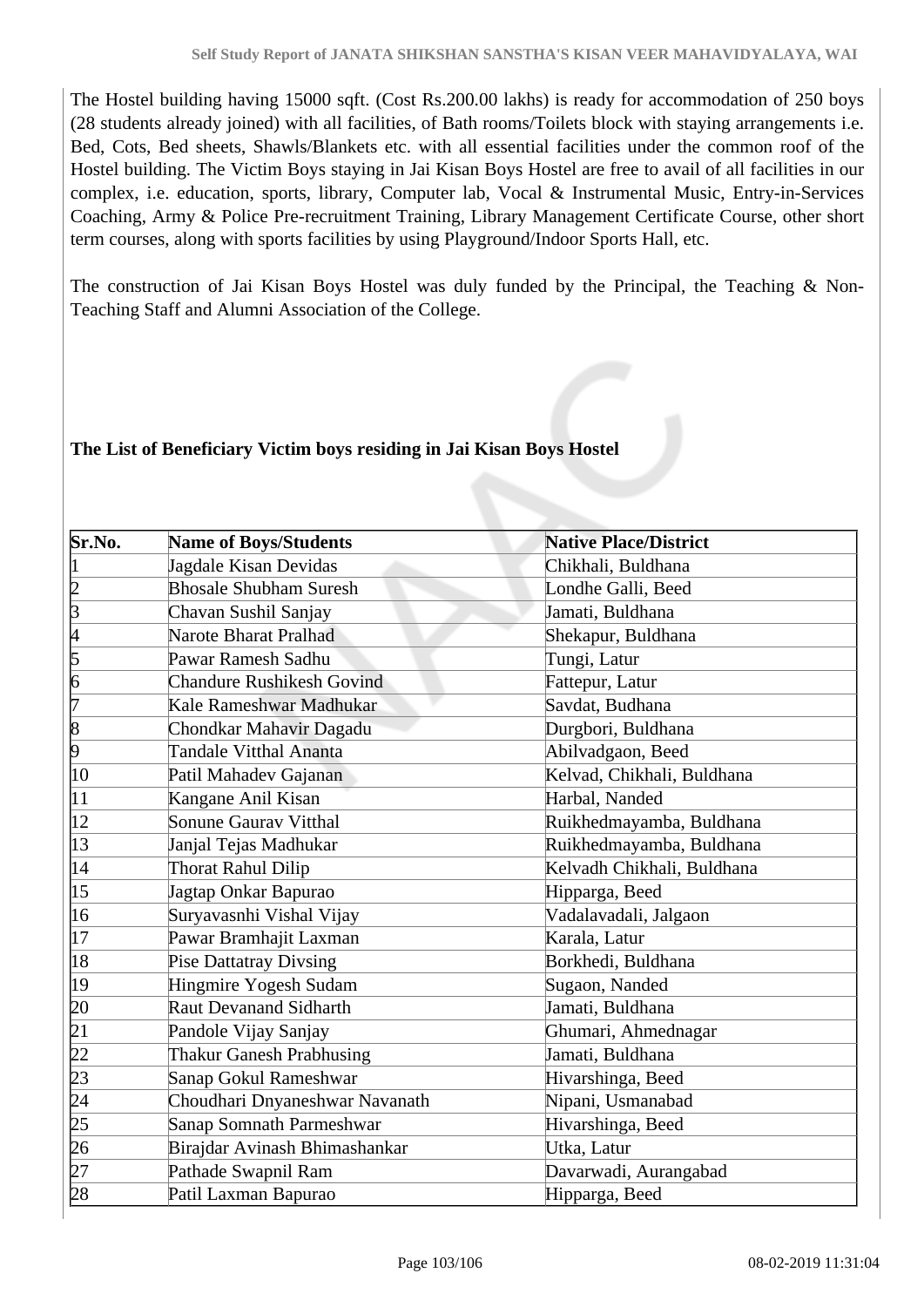The Hostel building having 15000 sqft. (Cost Rs.200.00 lakhs) is ready for accommodation of 250 boys (28 students already joined) with all facilities, of Bath rooms/Toilets block with staying arrangements i.e. Bed, Cots, Bed sheets, Shawls/Blankets etc. with all essential facilities under the common roof of the Hostel building. The Victim Boys staying in Jai Kisan Boys Hostel are free to avail of all facilities in our complex, i.e. education, sports, library, Computer lab, Vocal & Instrumental Music, Entry-in-Services Coaching, Army & Police Pre-recruitment Training, Library Management Certificate Course, other short term courses, along with sports facilities by using Playground/Indoor Sports Hall, etc.

The construction of Jai Kisan Boys Hostel was duly funded by the Principal, the Teaching & Non-Teaching Staff and Alumni Association of the College.

**The List of Beneficiary Victim boys residing in Jai Kisan Boys Hostel**

| Sr.No. | Name of Boys/Students | Native Place/District |
|---|---|---|
| 1 | Jagdale Kisan Devidas | Chikhali, Buldhana |
| 2 | Bhosale Shubham Suresh | Londhe Galli, Beed |
| 3 | Chavan Sushil Sanjay | Jamati, Buldhana |
| 4 | Narote Bharat Pralhad | Shekapur, Buldhana |
| 5 | Pawar Ramesh Sadhu | Tungi, Latur |
| 6 | Chandure Rushikesh Govind | Fattepur, Latur |
| 7 | Kale Rameshwar Madhukar | Savdat, Budhana |
| 8 | Chondkar Mahavir Dagadu | Durgbori, Buldhana |
| 9 | Tandale Vitthal Ananta | Abilvadgaon, Beed |
| 10 | Patil Mahadev Gajanan | Kelvad, Chikhali, Buldhana |
| 11 | Kangane Anil Kisan | Harbal, Nanded |
| 12 | Sonune Gaurav Vitthal | Ruikhedmayamba, Buldhana |
| 13 | Janjal Tejas Madhukar | Ruikhedmayamba, Buldhana |
| 14 | Thorat Rahul Dilip | Kelvadh Chikhali, Buldhana |
| 15 | Jagtap Onkar Bapurao | Hipparga, Beed |
| 16 | Suryavasnhi Vishal Vijay | Vadalavadali, Jalgaon |
| 17 | Pawar Bramhajit Laxman | Karala, Latur |
| 18 | Pise Dattatray Divsing | Borkhedi, Buldhana |
| 19 | Hingmire Yogesh Sudam | Sugaon, Nanded |
| 20 | Raut Devanand Sidharth | Jamati, Buldhana |
| 21 | Pandole Vijay Sanjay | Ghumari, Ahmednagar |
| 22 | Thakur Ganesh Prabhusing | Jamati, Buldhana |
| 23 | Sanap Gokul Rameshwar | Hivarshinga, Beed |
| 24 | Choudhari Dnyaneshwar Navanath | Nipani, Usmanabad |
| 25 | Sanap Somnath Parmeshwar | Hivarshinga, Beed |
| 26 | Birajdar Avinash Bhimashankar | Utka, Latur |
| 27 | Pathade Swapnil Ram | Davarwadi, Aurangabad |
| 28 | Patil Laxman Bapurao | Hipparga, Beed |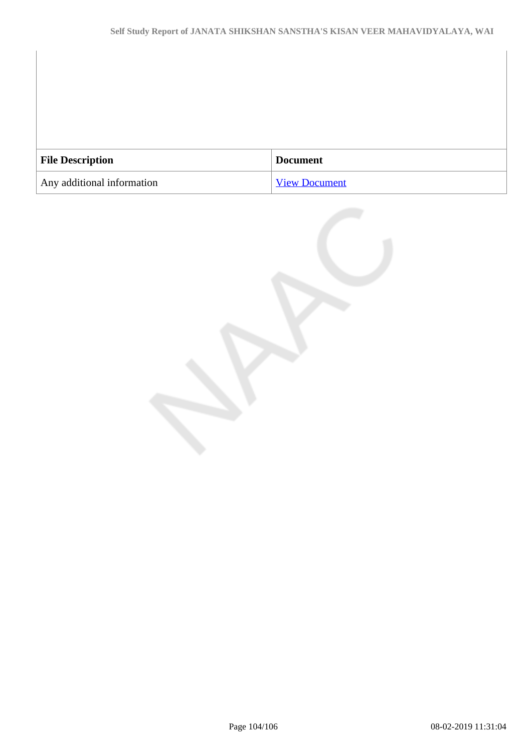| File Description | Document |
|---|---|
| Any additional information | View Document |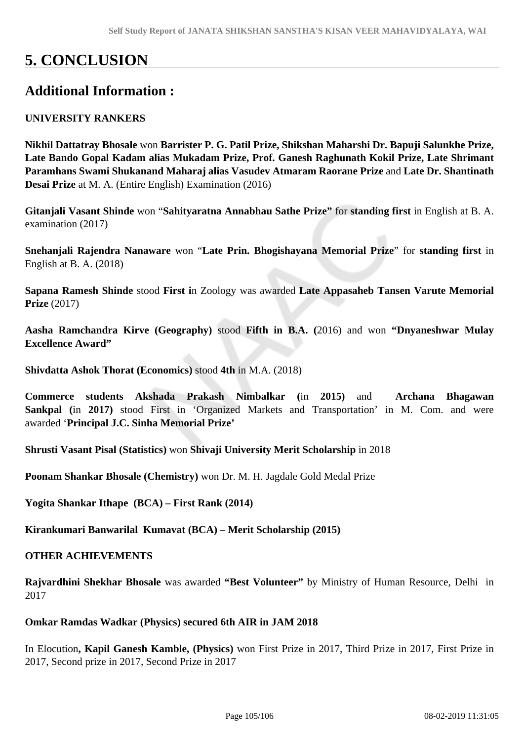# 5. CONCLUSION

## Additional Information :

**UNIVERSITY RANKERS**

**Nikhil Dattatray Bhosale** won **Barrister P. G. Patil Prize, Shikshan Maharshi Dr. Bapuji Salunkhe Prize, Late Bando Gopal Kadam alias Mukadam Prize, Prof. Ganesh Raghunath Kokil Prize, Late Shrimant Paramhans Swami Shukanand Maharaj alias Vasudev Atmaram Raorane Prize** and **Late Dr. Shantinath Desai Prize** at M. A. (Entire English) Examination (2016)

**Gitanjali Vasant Shinde** won "**Sahityaratna Annabhau Sathe Prize"** for **standing first** in English at B. A. examination (2017)

**Snehanjali Rajendra Nanaware** won "**Late Prin. Bhogishayana Memorial Prize**" for **standing first** in English at B. A. (2018)

**Sapana Ramesh Shinde** stood **First i**n Zoology was awarded **Late Appasaheb Tansen Varute Memorial Prize** (2017)

**Aasha Ramchandra Kirve (Geography)** stood **Fifth in B.A. (**2016) and won **"Dnyaneshwar Mulay Excellence Award"**

**Shivdatta Ashok Thorat (Economics)** stood **4th** in M.A. (2018)

**Commerce students Akshada Prakash Nimbalkar (**in **2015)** and **Archana Bhagawan Sankpal (**in **2017)** stood First in 'Organized Markets and Transportation' in M. Com. and were awarded '**Principal J.C. Sinha Memorial Prize'**

**Shrusti Vasant Pisal (Statistics)** won **Shivaji University Merit Scholarship** in 2018

**Poonam Shankar Bhosale (Chemistry)** won Dr. M. H. Jagdale Gold Medal Prize

**Yogita Shankar Ithape (BCA) – First Rank (2014)**

**Kirankumari Banwarilal Kumavat (BCA) – Merit Scholarship (2015)**

**OTHER ACHIEVEMENTS**

**Rajvardhini Shekhar Bhosale** was awarded **"Best Volunteer"** by Ministry of Human Resource, Delhi in 2017

**Omkar Ramdas Wadkar (Physics) secured 6th AIR in JAM 2018**

In Elocution**, Kapil Ganesh Kamble, (Physics)** won First Prize in 2017, Third Prize in 2017, First Prize in 2017, Second prize in 2017, Second Prize in 2017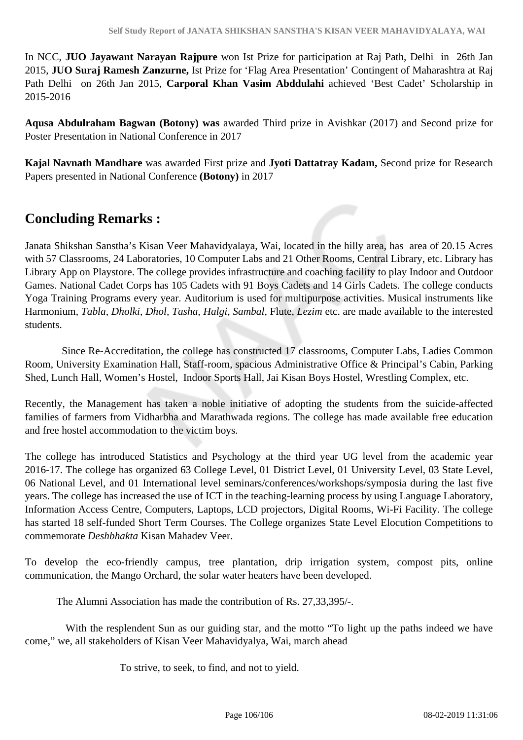In NCC, **JUO Jayawant Narayan Rajpure** won Ist Prize for participation at Raj Path, Delhi in 26th Jan 2015, **JUO Suraj Ramesh Zanzurne,** Ist Prize for 'Flag Area Presentation' Contingent of Maharashtra at Raj Path Delhi on 26th Jan 2015, **Carporal Khan Vasim Abddulahi** achieved 'Best Cadet' Scholarship in 2015-2016

**Aqusa Abdulraham Bagwan (Botony) was** awarded Third prize in Avishkar (2017) and Second prize for Poster Presentation in National Conference in 2017

**Kajal Navnath Mandhare** was awarded First prize and **Jyoti Dattatray Kadam,** Second prize for Research Papers presented in National Conference **(Botony)** in 2017

## Concluding Remarks :

Janata Shikshan Sanstha's Kisan Veer Mahavidyalaya, Wai, located in the hilly area, has area of 20.15 Acres with 57 Classrooms, 24 Laboratories, 10 Computer Labs and 21 Other Rooms, Central Library, etc. Library has Library App on Playstore. The college provides infrastructure and coaching facility to play Indoor and Outdoor Games. National Cadet Corps has 105 Cadets with 91 Boys Cadets and 14 Girls Cadets. The college conducts Yoga Training Programs every year. Auditorium is used for multipurpose activities. Musical instruments like Harmonium, *Tabla, Dholki, Dhol, Tasha, Halgi, Sambal,* Flute, *Lezim* etc. are made available to the interested students.

Since Re-Accreditation, the college has constructed 17 classrooms, Computer Labs, Ladies Common Room, University Examination Hall, Staff-room, spacious Administrative Office & Principal's Cabin, Parking Shed, Lunch Hall, Women's Hostel, Indoor Sports Hall, Jai Kisan Boys Hostel, Wrestling Complex, etc.

Recently, the Management has taken a noble initiative of adopting the students from the suicide-affected families of farmers from Vidharbha and Marathwada regions. The college has made available free education and free hostel accommodation to the victim boys.

The college has introduced Statistics and Psychology at the third year UG level from the academic year 2016-17. The college has organized 63 College Level, 01 District Level, 01 University Level, 03 State Level, 06 National Level, and 01 International level seminars/conferences/workshops/symposia during the last five years. The college has increased the use of ICT in the teaching-learning process by using Language Laboratory, Information Access Centre, Computers, Laptops, LCD projectors, Digital Rooms, Wi-Fi Facility. The college has started 18 self-funded Short Term Courses. The College organizes State Level Elocution Competitions to commemorate *Deshbhakta* Kisan Mahadev Veer.

To develop the eco-friendly campus, tree plantation, drip irrigation system, compost pits, online communication, the Mango Orchard, the solar water heaters have been developed.

The Alumni Association has made the contribution of Rs. 27,33,395/-.

With the resplendent Sun as our guiding star, and the motto "To light up the paths indeed we have come," we, all stakeholders of Kisan Veer Mahavidyalya, Wai, march ahead

To strive, to seek, to find, and not to yield.